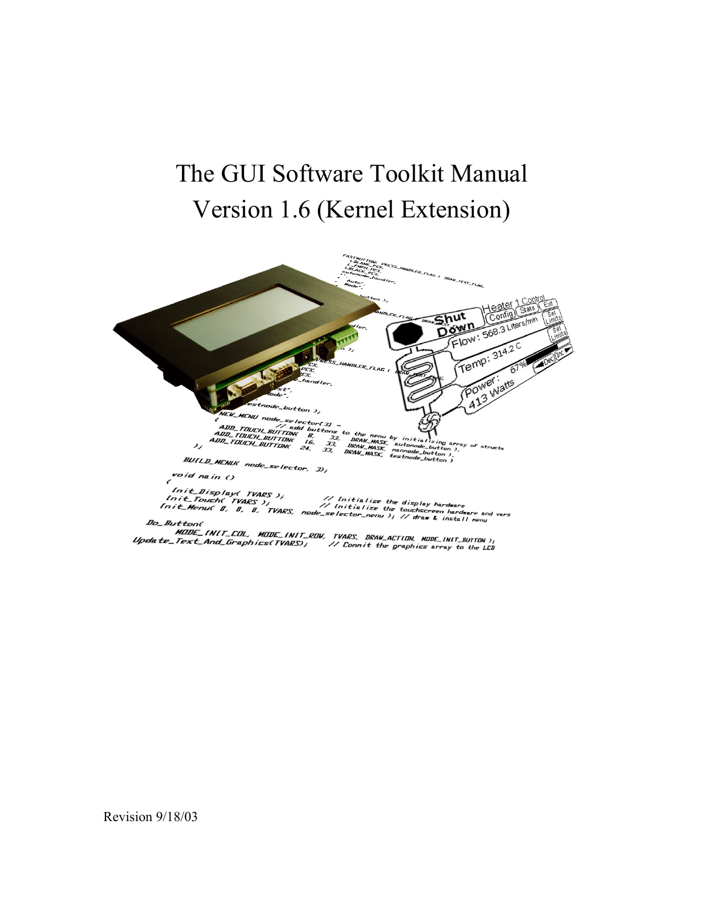# The GUI Software Toolkit Manual
# Version 1.6 (Kernel Extension)

Revision 9/18/03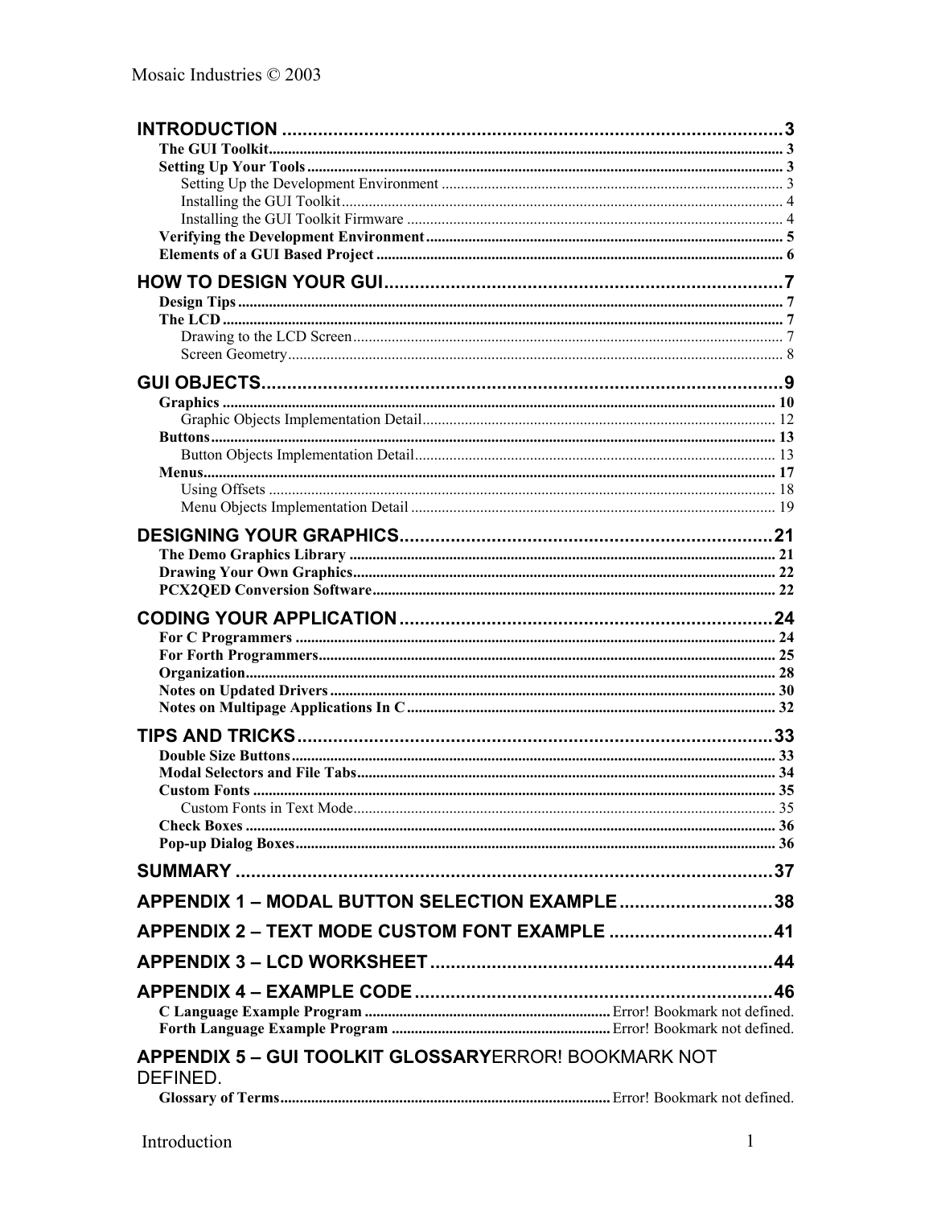INTRODUCTION ..... 3
- The GUI Toolkit ..... 3
- Setting Up Your Tools ..... 3
  - Setting Up the Development Environment ..... 3
  - Installing the GUI Toolkit ..... 4
  - Installing the GUI Toolkit Firmware ..... 4
- Verifying the Development Environment ..... 5
- Elements of a GUI Based Project ..... 6

HOW TO DESIGN YOUR GUI ..... 7
- Design Tips ..... 7
- The LCD ..... 7
  - Drawing to the LCD Screen ..... 7
  - Screen Geometry ..... 8

GUI OBJECTS ..... 9
- Graphics ..... 10
  - Graphic Objects Implementation Detail ..... 12
- Buttons ..... 13
  - Button Objects Implementation Detail ..... 13
- Menus ..... 17
  - Using Offsets ..... 18
  - Menu Objects Implementation Detail ..... 19

DESIGNING YOUR GRAPHICS ..... 21
- The Demo Graphics Library ..... 21
- Drawing Your Own Graphics ..... 22
- PCX2QED Conversion Software ..... 22

CODING YOUR APPLICATION ..... 24
- For C Programmers ..... 24
- For Forth Programmers ..... 25
- Organization ..... 28
- Notes on Updated Drivers ..... 30
- Notes on Multipage Applications In C ..... 32

TIPS AND TRICKS ..... 33
- Double Size Buttons ..... 33
- Modal Selectors and File Tabs ..... 34
- Custom Fonts ..... 35
  - Custom Fonts in Text Mode ..... 35
- Check Boxes ..... 36
- Pop-up Dialog Boxes ..... 36

SUMMARY ..... 37

APPENDIX 1 – MODAL BUTTON SELECTION EXAMPLE ..... 38

APPENDIX 2 – TEXT MODE CUSTOM FONT EXAMPLE ..... 41

APPENDIX 3 – LCD WORKSHEET ..... 44

APPENDIX 4 – EXAMPLE CODE ..... 46
- C Language Example Program ..... Error! Bookmark not defined.
- Forth Language Example Program ..... Error! Bookmark not defined.

APPENDIX 5 – GUI TOOLKIT GLOSSARY ERROR! BOOKMARK NOT DEFINED.
- Glossary of Terms ..... Error! Bookmark not defined.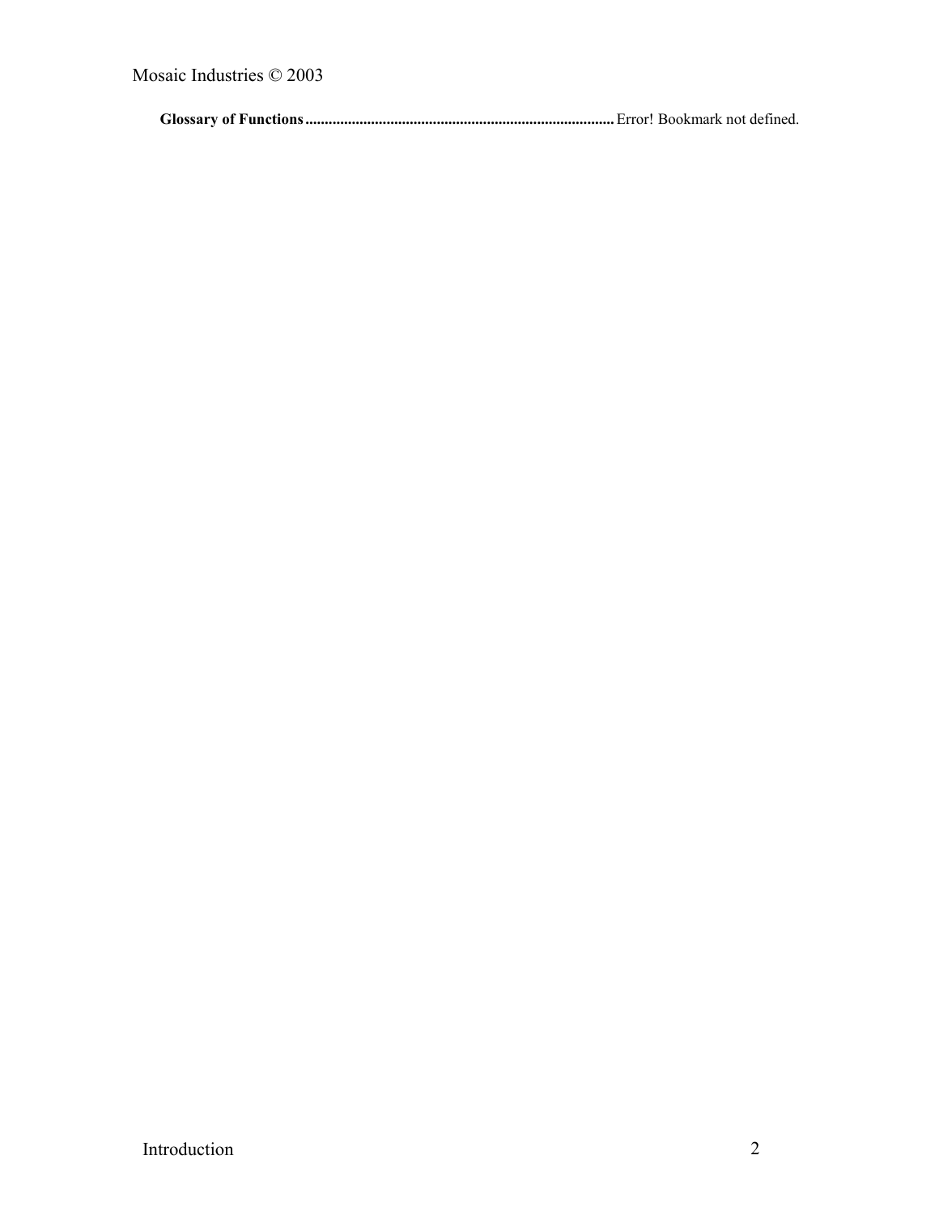**Glossary of Functions** ............................................................................... Error! Bookmark not defined.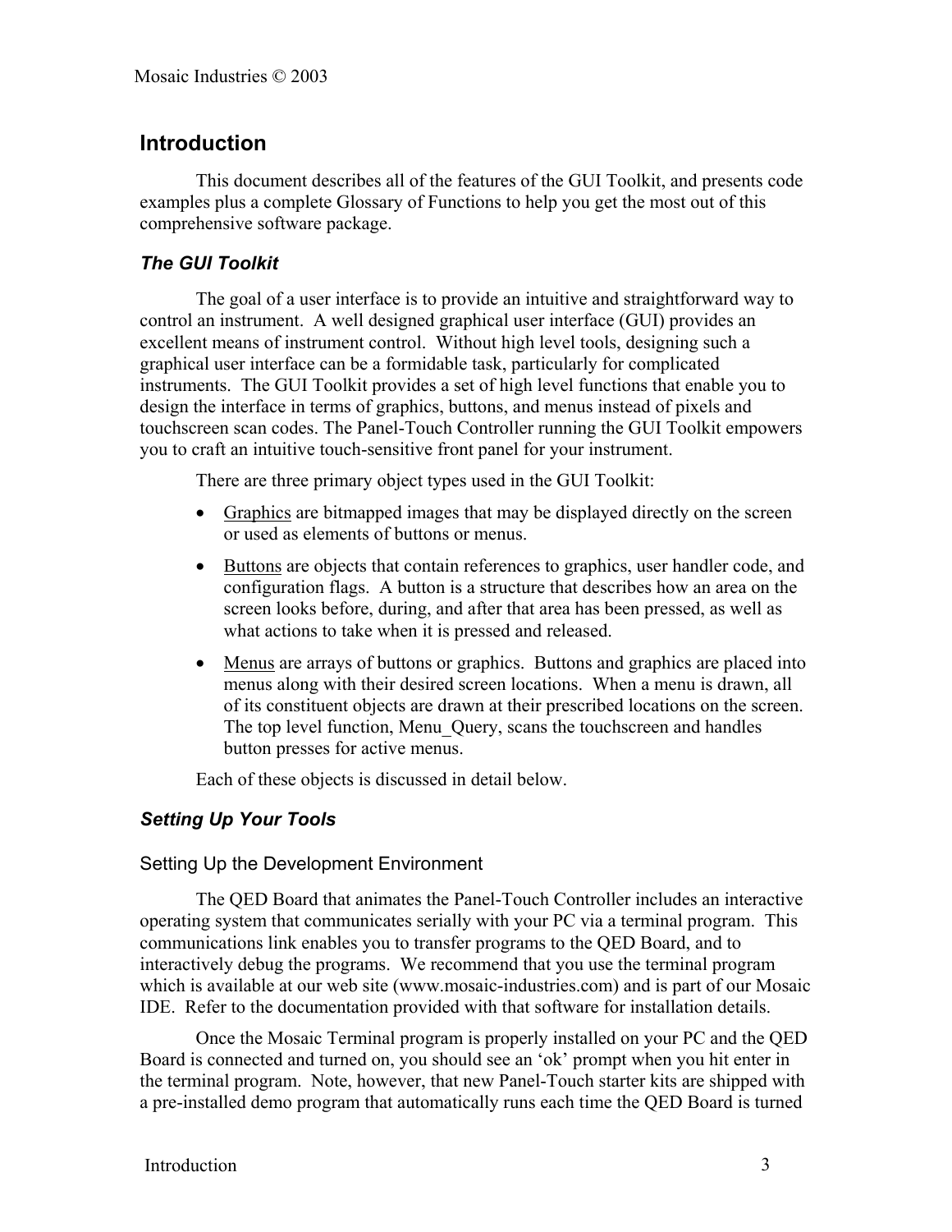# Introduction

This document describes all of the features of the GUI Toolkit, and presents code examples plus a complete Glossary of Functions to help you get the most out of this comprehensive software package.

## *The GUI Toolkit*

The goal of a user interface is to provide an intuitive and straightforward way to control an instrument. A well designed graphical user interface (GUI) provides an excellent means of instrument control. Without high level tools, designing such a graphical user interface can be a formidable task, particularly for complicated instruments. The GUI Toolkit provides a set of high level functions that enable you to design the interface in terms of graphics, buttons, and menus instead of pixels and touchscreen scan codes. The Panel-Touch Controller running the GUI Toolkit empowers you to craft an intuitive touch-sensitive front panel for your instrument.

There are three primary object types used in the GUI Toolkit:

- Graphics are bitmapped images that may be displayed directly on the screen or used as elements of buttons or menus.
- Buttons are objects that contain references to graphics, user handler code, and configuration flags. A button is a structure that describes how an area on the screen looks before, during, and after that area has been pressed, as well as what actions to take when it is pressed and released.
- Menus are arrays of buttons or graphics. Buttons and graphics are placed into menus along with their desired screen locations. When a menu is drawn, all of its constituent objects are drawn at their prescribed locations on the screen. The top level function, Menu_Query, scans the touchscreen and handles button presses for active menus.

Each of these objects is discussed in detail below.

## *Setting Up Your Tools*

### Setting Up the Development Environment

The QED Board that animates the Panel-Touch Controller includes an interactive operating system that communicates serially with your PC via a terminal program. This communications link enables you to transfer programs to the QED Board, and to interactively debug the programs. We recommend that you use the terminal program which is available at our web site (www.mosaic-industries.com) and is part of our Mosaic IDE. Refer to the documentation provided with that software for installation details.

Once the Mosaic Terminal program is properly installed on your PC and the QED Board is connected and turned on, you should see an ‘ok’ prompt when you hit enter in the terminal program. Note, however, that new Panel-Touch starter kits are shipped with a pre-installed demo program that automatically runs each time the QED Board is turned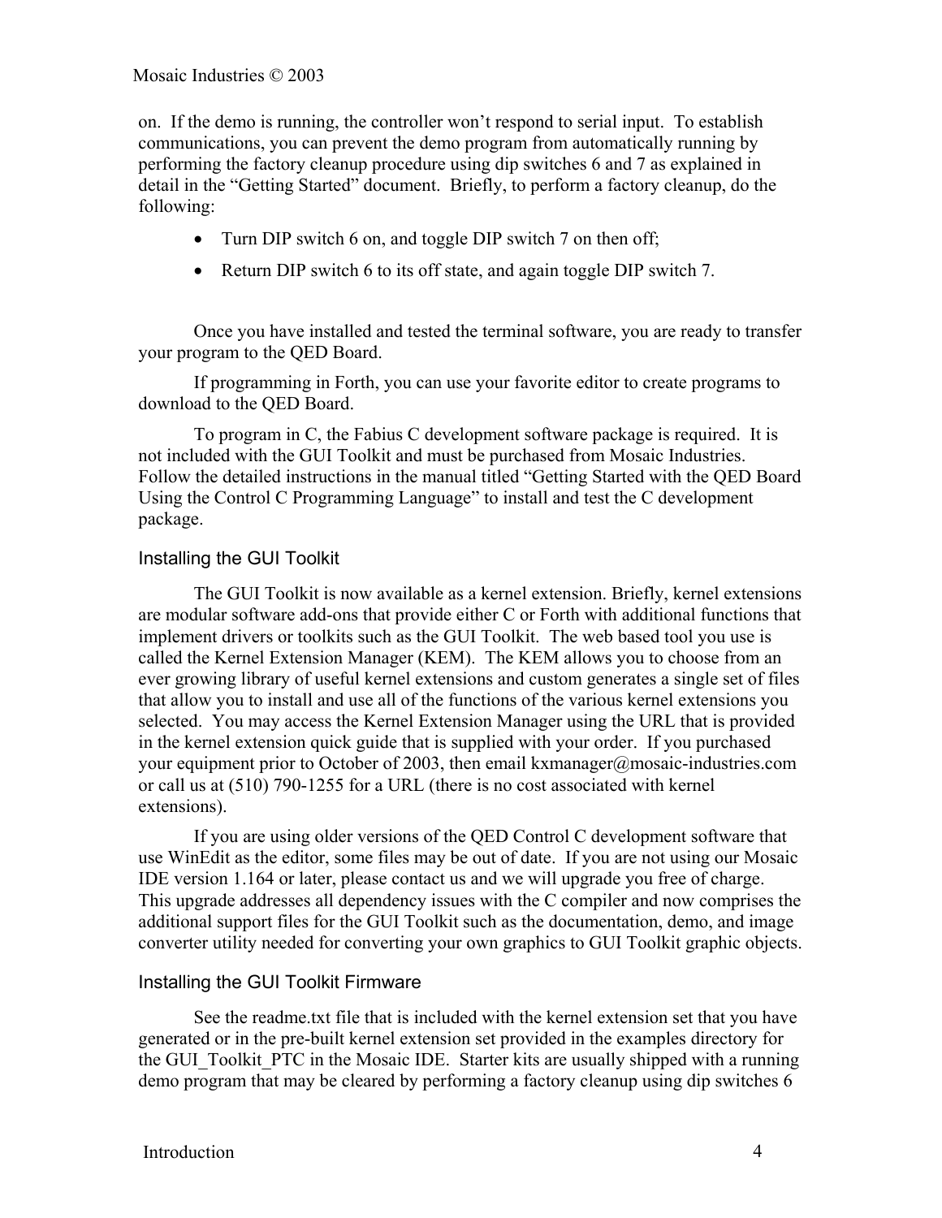on. If the demo is running, the controller won't respond to serial input. To establish communications, you can prevent the demo program from automatically running by performing the factory cleanup procedure using dip switches 6 and 7 as explained in detail in the "Getting Started" document. Briefly, to perform a factory cleanup, do the following:

- Turn DIP switch 6 on, and toggle DIP switch 7 on then off;
- Return DIP switch 6 to its off state, and again toggle DIP switch 7.

Once you have installed and tested the terminal software, you are ready to transfer your program to the QED Board.

If programming in Forth, you can use your favorite editor to create programs to download to the QED Board.

To program in C, the Fabius C development software package is required. It is not included with the GUI Toolkit and must be purchased from Mosaic Industries. Follow the detailed instructions in the manual titled "Getting Started with the QED Board Using the Control C Programming Language" to install and test the C development package.

### Installing the GUI Toolkit

The GUI Toolkit is now available as a kernel extension. Briefly, kernel extensions are modular software add-ons that provide either C or Forth with additional functions that implement drivers or toolkits such as the GUI Toolkit. The web based tool you use is called the Kernel Extension Manager (KEM). The KEM allows you to choose from an ever growing library of useful kernel extensions and custom generates a single set of files that allow you to install and use all of the functions of the various kernel extensions you selected. You may access the Kernel Extension Manager using the URL that is provided in the kernel extension quick guide that is supplied with your order. If you purchased your equipment prior to October of 2003, then email kxmanager@mosaic-industries.com or call us at (510) 790-1255 for a URL (there is no cost associated with kernel extensions).

If you are using older versions of the QED Control C development software that use WinEdit as the editor, some files may be out of date. If you are not using our Mosaic IDE version 1.164 or later, please contact us and we will upgrade you free of charge. This upgrade addresses all dependency issues with the C compiler and now comprises the additional support files for the GUI Toolkit such as the documentation, demo, and image converter utility needed for converting your own graphics to GUI Toolkit graphic objects.

### Installing the GUI Toolkit Firmware

See the readme.txt file that is included with the kernel extension set that you have generated or in the pre-built kernel extension set provided in the examples directory for the GUI_Toolkit_PTC in the Mosaic IDE. Starter kits are usually shipped with a running demo program that may be cleared by performing a factory cleanup using dip switches 6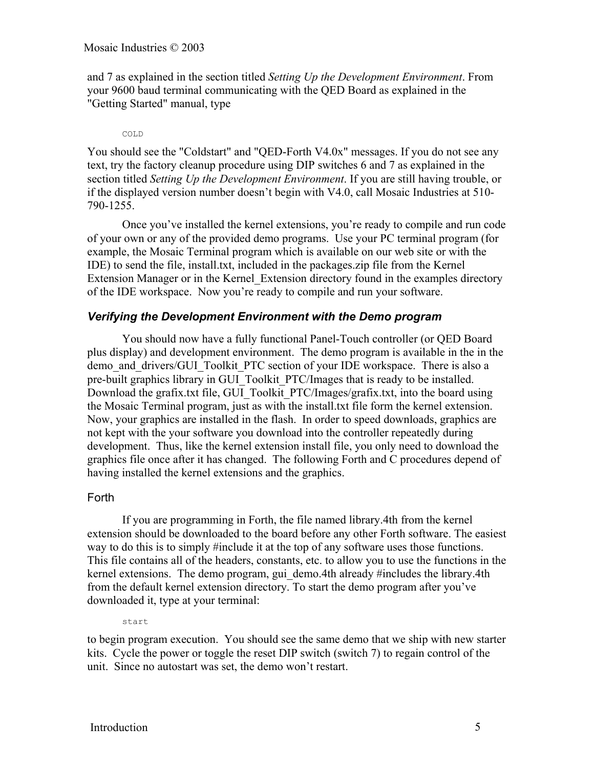and 7 as explained in the section titled *Setting Up the Development Environment*. From your 9600 baud terminal communicating with the QED Board as explained in the "Getting Started" manual, type

```
COLD
```

You should see the "Coldstart" and "QED-Forth V4.0x" messages. If you do not see any text, try the factory cleanup procedure using DIP switches 6 and 7 as explained in the section titled *Setting Up the Development Environment*. If you are still having trouble, or if the displayed version number doesn't begin with V4.0, call Mosaic Industries at 510-790-1255.

Once you've installed the kernel extensions, you're ready to compile and run code of your own or any of the provided demo programs. Use your PC terminal program (for example, the Mosaic Terminal program which is available on our web site or with the IDE) to send the file, install.txt, included in the packages.zip file from the Kernel Extension Manager or in the Kernel_Extension directory found in the examples directory of the IDE workspace. Now you're ready to compile and run your software.

### *Verifying the Development Environment with the Demo program*

You should now have a fully functional Panel-Touch controller (or QED Board plus display) and development environment. The demo program is available in the in the demo_and_drivers/GUI_Toolkit_PTC section of your IDE workspace. There is also a pre-built graphics library in GUI_Toolkit_PTC/Images that is ready to be installed. Download the grafix.txt file, GUI_Toolkit_PTC/Images/grafix.txt, into the board using the Mosaic Terminal program, just as with the install.txt file form the kernel extension. Now, your graphics are installed in the flash. In order to speed downloads, graphics are not kept with the your software you download into the controller repeatedly during development. Thus, like the kernel extension install file, you only need to download the graphics file once after it has changed. The following Forth and C procedures depend of having installed the kernel extensions and the graphics.

#### Forth

If you are programming in Forth, the file named library.4th from the kernel extension should be downloaded to the board before any other Forth software. The easiest way to do this is to simply #include it at the top of any software uses those functions. This file contains all of the headers, constants, etc. to allow you to use the functions in the kernel extensions. The demo program, gui_demo.4th already #includes the library.4th from the default kernel extension directory. To start the demo program after you've downloaded it, type at your terminal:

```
start
```

to begin program execution. You should see the same demo that we ship with new starter kits. Cycle the power or toggle the reset DIP switch (switch 7) to regain control of the unit. Since no autostart was set, the demo won't restart.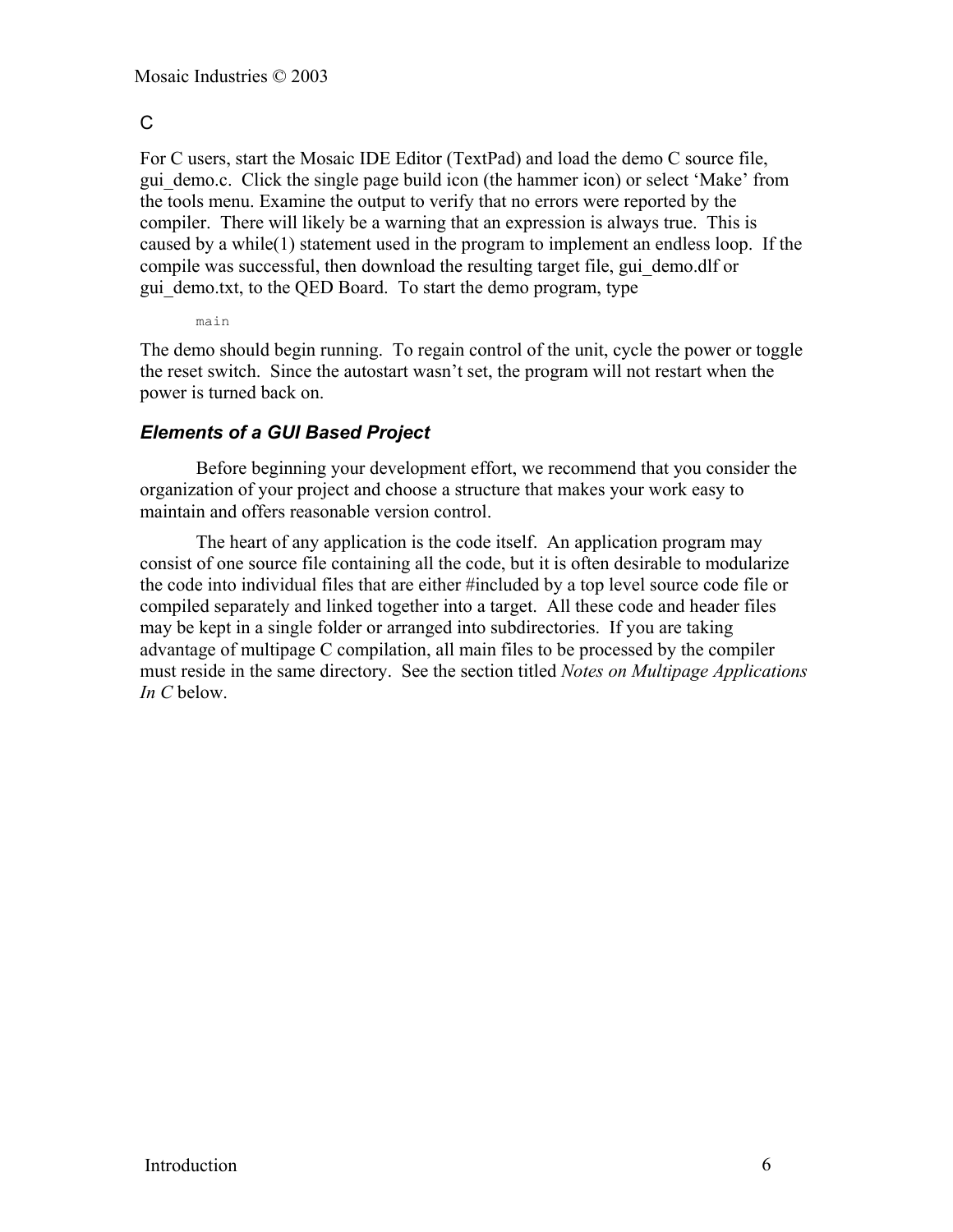### C

For C users, start the Mosaic IDE Editor (TextPad) and load the demo C source file, gui_demo.c. Click the single page build icon (the hammer icon) or select 'Make' from the tools menu. Examine the output to verify that no errors were reported by the compiler. There will likely be a warning that an expression is always true. This is caused by a while(1) statement used in the program to implement an endless loop. If the compile was successful, then download the resulting target file, gui_demo.dlf or gui_demo.txt, to the QED Board. To start the demo program, type

```
main
```

The demo should begin running. To regain control of the unit, cycle the power or toggle the reset switch. Since the autostart wasn't set, the program will not restart when the power is turned back on.

### *Elements of a GUI Based Project*

Before beginning your development effort, we recommend that you consider the organization of your project and choose a structure that makes your work easy to maintain and offers reasonable version control.

The heart of any application is the code itself. An application program may consist of one source file containing all the code, but it is often desirable to modularize the code into individual files that are either #included by a top level source code file or compiled separately and linked together into a target. All these code and header files may be kept in a single folder or arranged into subdirectories. If you are taking advantage of multipage C compilation, all main files to be processed by the compiler must reside in the same directory. See the section titled *Notes on Multipage Applications In C* below.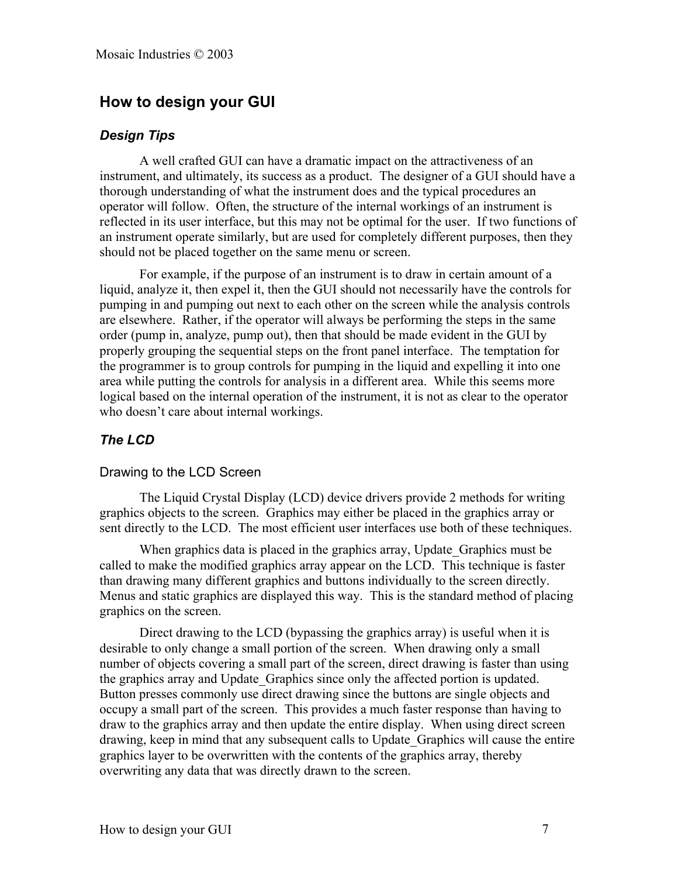## How to design your GUI

### *Design Tips*

A well crafted GUI can have a dramatic impact on the attractiveness of an instrument, and ultimately, its success as a product. The designer of a GUI should have a thorough understanding of what the instrument does and the typical procedures an operator will follow. Often, the structure of the internal workings of an instrument is reflected in its user interface, but this may not be optimal for the user. If two functions of an instrument operate similarly, but are used for completely different purposes, then they should not be placed together on the same menu or screen.

For example, if the purpose of an instrument is to draw in certain amount of a liquid, analyze it, then expel it, then the GUI should not necessarily have the controls for pumping in and pumping out next to each other on the screen while the analysis controls are elsewhere. Rather, if the operator will always be performing the steps in the same order (pump in, analyze, pump out), then that should be made evident in the GUI by properly grouping the sequential steps on the front panel interface. The temptation for the programmer is to group controls for pumping in the liquid and expelling it into one area while putting the controls for analysis in a different area. While this seems more logical based on the internal operation of the instrument, it is not as clear to the operator who doesn't care about internal workings.

### *The LCD*

#### Drawing to the LCD Screen

The Liquid Crystal Display (LCD) device drivers provide 2 methods for writing graphics objects to the screen. Graphics may either be placed in the graphics array or sent directly to the LCD. The most efficient user interfaces use both of these techniques.

When graphics data is placed in the graphics array, Update_Graphics must be called to make the modified graphics array appear on the LCD. This technique is faster than drawing many different graphics and buttons individually to the screen directly. Menus and static graphics are displayed this way. This is the standard method of placing graphics on the screen.

Direct drawing to the LCD (bypassing the graphics array) is useful when it is desirable to only change a small portion of the screen. When drawing only a small number of objects covering a small part of the screen, direct drawing is faster than using the graphics array and Update_Graphics since only the affected portion is updated. Button presses commonly use direct drawing since the buttons are single objects and occupy a small part of the screen. This provides a much faster response than having to draw to the graphics array and then update the entire display. When using direct screen drawing, keep in mind that any subsequent calls to Update_Graphics will cause the entire graphics layer to be overwritten with the contents of the graphics array, thereby overwriting any data that was directly drawn to the screen.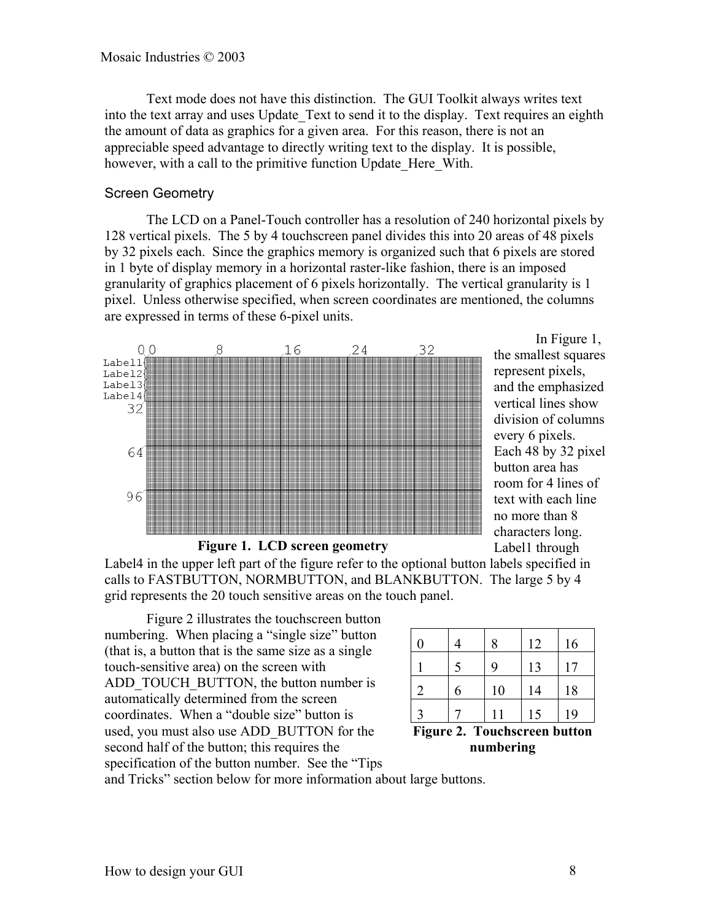Text mode does not have this distinction. The GUI Toolkit always writes text into the text array and uses Update_Text to send it to the display. Text requires an eighth the amount of data as graphics for a given area. For this reason, there is not an appreciable speed advantage to directly writing text to the display. It is possible, however, with a call to the primitive function Update_Here_With.

### Screen Geometry

The LCD on a Panel-Touch controller has a resolution of 240 horizontal pixels by 128 vertical pixels. The 5 by 4 touchscreen panel divides this into 20 areas of 48 pixels by 32 pixels each. Since the graphics memory is organized such that 6 pixels are stored in 1 byte of display memory in a horizontal raster-like fashion, there is an imposed granularity of graphics placement of 6 pixels horizontally. The vertical granularity is 1 pixel. Unless otherwise specified, when screen coordinates are mentioned, the columns are expressed in terms of these 6-pixel units.

**Figure 1. LCD screen geometry**

In Figure 1, the smallest squares represent pixels, and the emphasized vertical lines show division of columns every 6 pixels. Each 48 by 32 pixel button area has room for 4 lines of text with each line no more than 8 characters long. Label1 through Label4 in the upper left part of the figure refer to the optional button labels specified in calls to FASTBUTTON, NORMBUTTON, and BLANKBUTTON. The large 5 by 4 grid represents the 20 touch sensitive areas on the touch panel.

Figure 2 illustrates the touchscreen button numbering. When placing a "single size" button (that is, a button that is the same size as a single touch-sensitive area) on the screen with ADD_TOUCH_BUTTON, the button number is automatically determined from the screen coordinates. When a "double size" button is used, you must also use ADD_BUTTON for the second half of the button; this requires the specification of the button number. See the "Tips and Tricks" section below for more information about large buttons.

| | | | | |
|---|---|---|---|---|
| 0 | 4 | 8 | 12 | 16 |
| 1 | 5 | 9 | 13 | 17 |
| 2 | 6 | 10 | 14 | 18 |
| 3 | 7 | 11 | 15 | 19 |

**Figure 2. Touchscreen button numbering**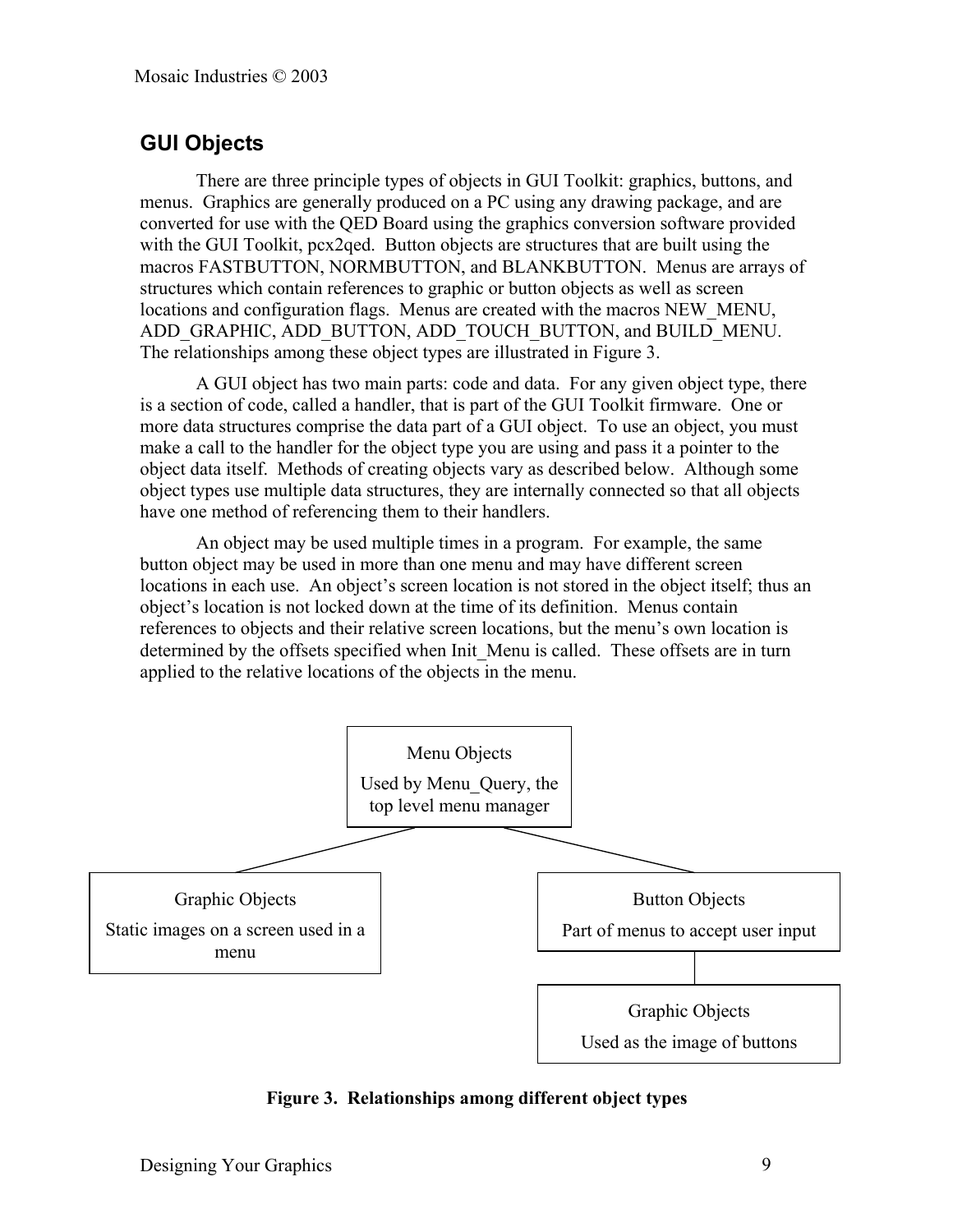## GUI Objects

There are three principle types of objects in GUI Toolkit: graphics, buttons, and menus. Graphics are generally produced on a PC using any drawing package, and are converted for use with the QED Board using the graphics conversion software provided with the GUI Toolkit, pcx2qed. Button objects are structures that are built using the macros FASTBUTTON, NORMBUTTON, and BLANKBUTTON. Menus are arrays of structures which contain references to graphic or button objects as well as screen locations and configuration flags. Menus are created with the macros NEW_MENU, ADD_GRAPHIC, ADD_BUTTON, ADD_TOUCH_BUTTON, and BUILD_MENU. The relationships among these object types are illustrated in Figure 3.

A GUI object has two main parts: code and data. For any given object type, there is a section of code, called a handler, that is part of the GUI Toolkit firmware. One or more data structures comprise the data part of a GUI object. To use an object, you must make a call to the handler for the object type you are using and pass it a pointer to the object data itself. Methods of creating objects vary as described below. Although some object types use multiple data structures, they are internally connected so that all objects have one method of referencing them to their handlers.

An object may be used multiple times in a program. For example, the same button object may be used in more than one menu and may have different screen locations in each use. An object's screen location is not stored in the object itself; thus an object's location is not locked down at the time of its definition. Menus contain references to objects and their relative screen locations, but the menu's own location is determined by the offsets specified when Init_Menu is called. These offsets are in turn applied to the relative locations of the objects in the menu.

Menu Objects
Used by Menu_Query, the top level menu manager

Graphic Objects
Static images on a screen used in a menu

Button Objects
Part of menus to accept user input

Graphic Objects
Used as the image of buttons

**Figure 3. Relationships among different object types**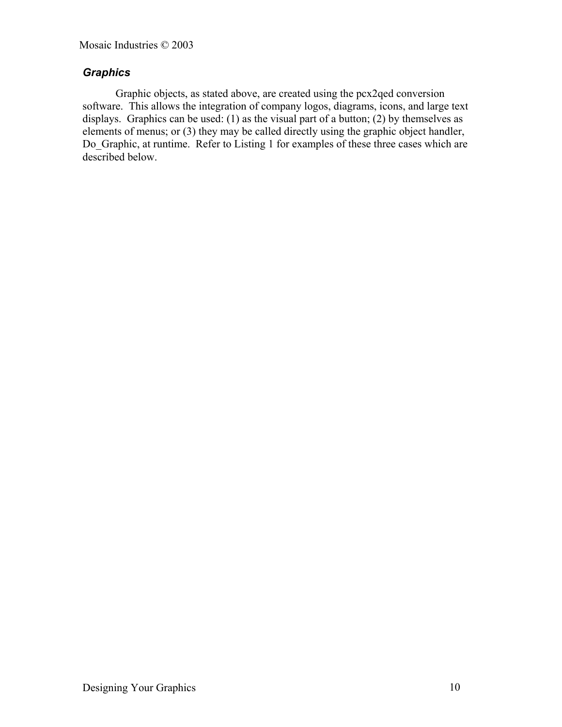### *Graphics*

Graphic objects, as stated above, are created using the pcx2qed conversion software. This allows the integration of company logos, diagrams, icons, and large text displays. Graphics can be used: (1) as the visual part of a button; (2) by themselves as elements of menus; or (3) they may be called directly using the graphic object handler, Do_Graphic, at runtime. Refer to Listing 1 for examples of these three cases which are described below.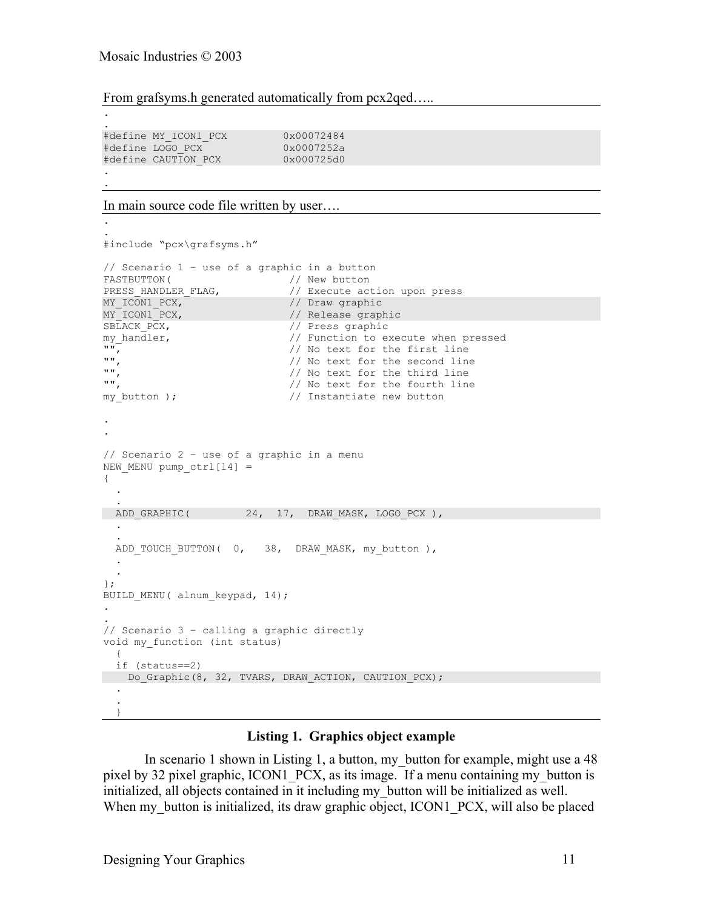From grafsyms.h generated automatically from pcx2qed…..

```
.
.
#define MY_ICON1_PCX         0x00072484
#define LOGO_PCX             0x0007252a
#define CAUTION_PCX          0x000725d0
.
.
```

In main source code file written by user….

```
.
.
#include "pcx\grafsyms.h"

// Scenario 1 - use of a graphic in a button
FASTBUTTON(                    // New button
PRESS_HANDLER_FLAG,            // Execute action upon press
MY_ICON1_PCX,                  // Draw graphic
MY_ICON1_PCX,                  // Release graphic
SBLACK_PCX,                    // Press graphic
my_handler,                    // Function to execute when pressed
"",                            // No text for the first line
"",                            // No text for the second line
"",                            // No text for the third line
"",                            // No text for the fourth line
my_button );                   // Instantiate new button

.
.

// Scenario 2 - use of a graphic in a menu
NEW_MENU pump_ctrl[14] =
{
  .
  .
  ADD_GRAPHIC(         24,  17,  DRAW_MASK, LOGO_PCX ),
  .
  .
  ADD_TOUCH_BUTTON(  0,   38,  DRAW_MASK, my_button ),
  .
  .
};
BUILD_MENU( alnum_keypad, 14);
.
.
// Scenario 3 - calling a graphic directly
void my_function (int status)
  {
  if (status==2)
    Do_Graphic(8, 32, TVARS, DRAW_ACTION, CAUTION_PCX);
  .
  .
  }
```

**Listing 1. Graphics object example**

In scenario 1 shown in Listing 1, a button, my_button for example, might use a 48 pixel by 32 pixel graphic, ICON1_PCX, as its image. If a menu containing my_button is initialized, all objects contained in it including my_button will be initialized as well. When my_button is initialized, its draw graphic object, ICON1_PCX, will also be placed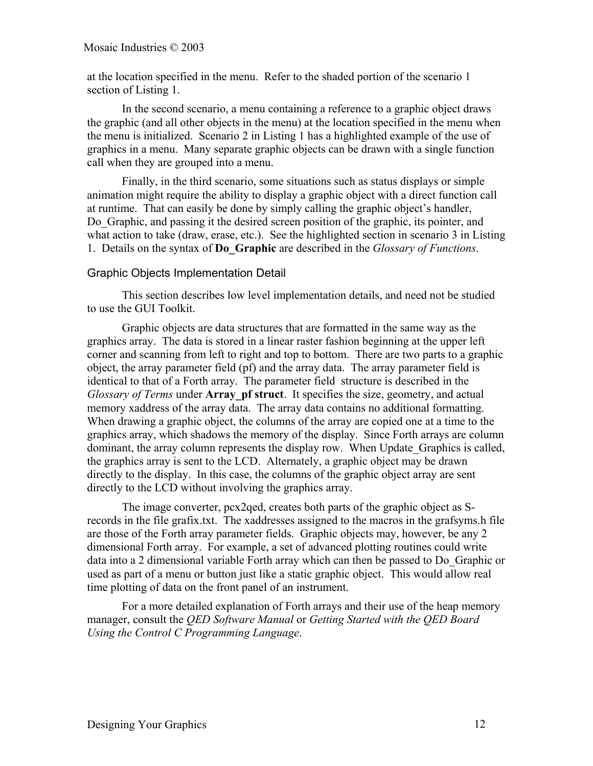at the location specified in the menu.  Refer to the shaded portion of the scenario 1 section of Listing 1.

In the second scenario, a menu containing a reference to a graphic object draws the graphic (and all other objects in the menu) at the location specified in the menu when the menu is initialized.  Scenario 2 in Listing 1 has a highlighted example of the use of graphics in a menu.  Many separate graphic objects can be drawn with a single function call when they are grouped into a menu.

Finally, in the third scenario, some situations such as status displays or simple animation might require the ability to display a graphic object with a direct function call at runtime.  That can easily be done by simply calling the graphic object's handler, Do_Graphic, and passing it the desired screen position of the graphic, its pointer, and what action to take (draw, erase, etc.).  See the highlighted section in scenario 3 in Listing 1.  Details on the syntax of **Do_Graphic** are described in the *Glossary of Functions*.

## Graphic Objects Implementation Detail

This section describes low level implementation details, and need not be studied to use the GUI Toolkit.

Graphic objects are data structures that are formatted in the same way as the graphics array.  The data is stored in a linear raster fashion beginning at the upper left corner and scanning from left to right and top to bottom.  There are two parts to a graphic object, the array parameter field (pf) and the array data.  The array parameter field is identical to that of a Forth array.  The parameter field  structure is described in the *Glossary of Terms* under **Array_pf struct**.  It specifies the size, geometry, and actual memory xaddress of the array data.  The array data contains no additional formatting. When drawing a graphic object, the columns of the array are copied one at a time to the graphics array, which shadows the memory of the display.  Since Forth arrays are column dominant, the array column represents the display row.  When Update_Graphics is called, the graphics array is sent to the LCD.  Alternately, a graphic object may be drawn directly to the display.  In this case, the columns of the graphic object array are sent directly to the LCD without involving the graphics array.

The image converter, pcx2qed, creates both parts of the graphic object as S-records in the file grafix.txt.  The xaddresses assigned to the macros in the grafsyms.h file are those of the Forth array parameter fields.  Graphic objects may, however, be any 2 dimensional Forth array.  For example, a set of advanced plotting routines could write data into a 2 dimensional variable Forth array which can then be passed to Do_Graphic or used as part of a menu or button just like a static graphic object.  This would allow real time plotting of data on the front panel of an instrument.

For a more detailed explanation of Forth arrays and their use of the heap memory manager, consult the *QED Software Manual* or *Getting Started with the QED Board Using the Control C Programming Language*.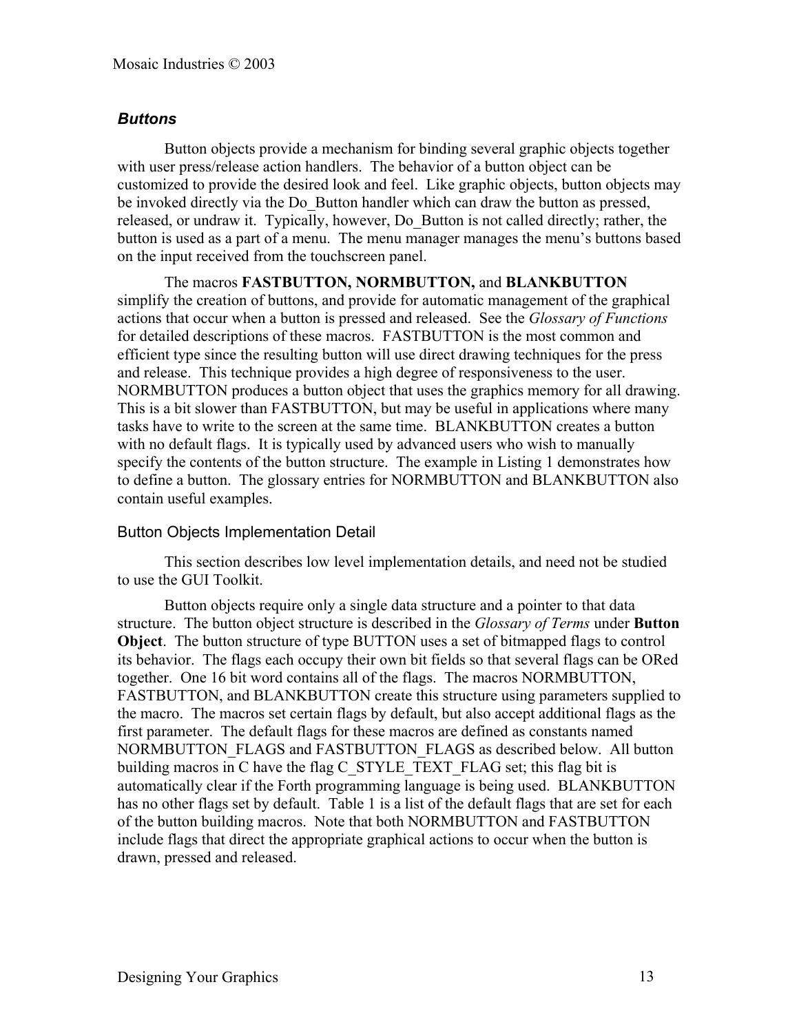### *Buttons*

Button objects provide a mechanism for binding several graphic objects together with user press/release action handlers. The behavior of a button object can be customized to provide the desired look and feel. Like graphic objects, button objects may be invoked directly via the Do_Button handler which can draw the button as pressed, released, or undraw it. Typically, however, Do_Button is not called directly; rather, the button is used as a part of a menu. The menu manager manages the menu's buttons based on the input received from the touchscreen panel.

The macros **FASTBUTTON, NORMBUTTON,** and **BLANKBUTTON** simplify the creation of buttons, and provide for automatic management of the graphical actions that occur when a button is pressed and released. See the *Glossary of Functions* for detailed descriptions of these macros. FASTBUTTON is the most common and efficient type since the resulting button will use direct drawing techniques for the press and release. This technique provides a high degree of responsiveness to the user. NORMBUTTON produces a button object that uses the graphics memory for all drawing. This is a bit slower than FASTBUTTON, but may be useful in applications where many tasks have to write to the screen at the same time. BLANKBUTTON creates a button with no default flags. It is typically used by advanced users who wish to manually specify the contents of the button structure. The example in Listing 1 demonstrates how to define a button. The glossary entries for NORMBUTTON and BLANKBUTTON also contain useful examples.

#### Button Objects Implementation Detail

This section describes low level implementation details, and need not be studied to use the GUI Toolkit.

Button objects require only a single data structure and a pointer to that data structure. The button object structure is described in the *Glossary of Terms* under **Button Object**. The button structure of type BUTTON uses a set of bitmapped flags to control its behavior. The flags each occupy their own bit fields so that several flags can be ORed together. One 16 bit word contains all of the flags. The macros NORMBUTTON, FASTBUTTON, and BLANKBUTTON create this structure using parameters supplied to the macro. The macros set certain flags by default, but also accept additional flags as the first parameter. The default flags for these macros are defined as constants named NORMBUTTON_FLAGS and FASTBUTTON_FLAGS as described below. All button building macros in C have the flag C_STYLE_TEXT_FLAG set; this flag bit is automatically clear if the Forth programming language is being used. BLANKBUTTON has no other flags set by default. Table 1 is a list of the default flags that are set for each of the button building macros. Note that both NORMBUTTON and FASTBUTTON include flags that direct the appropriate graphical actions to occur when the button is drawn, pressed and released.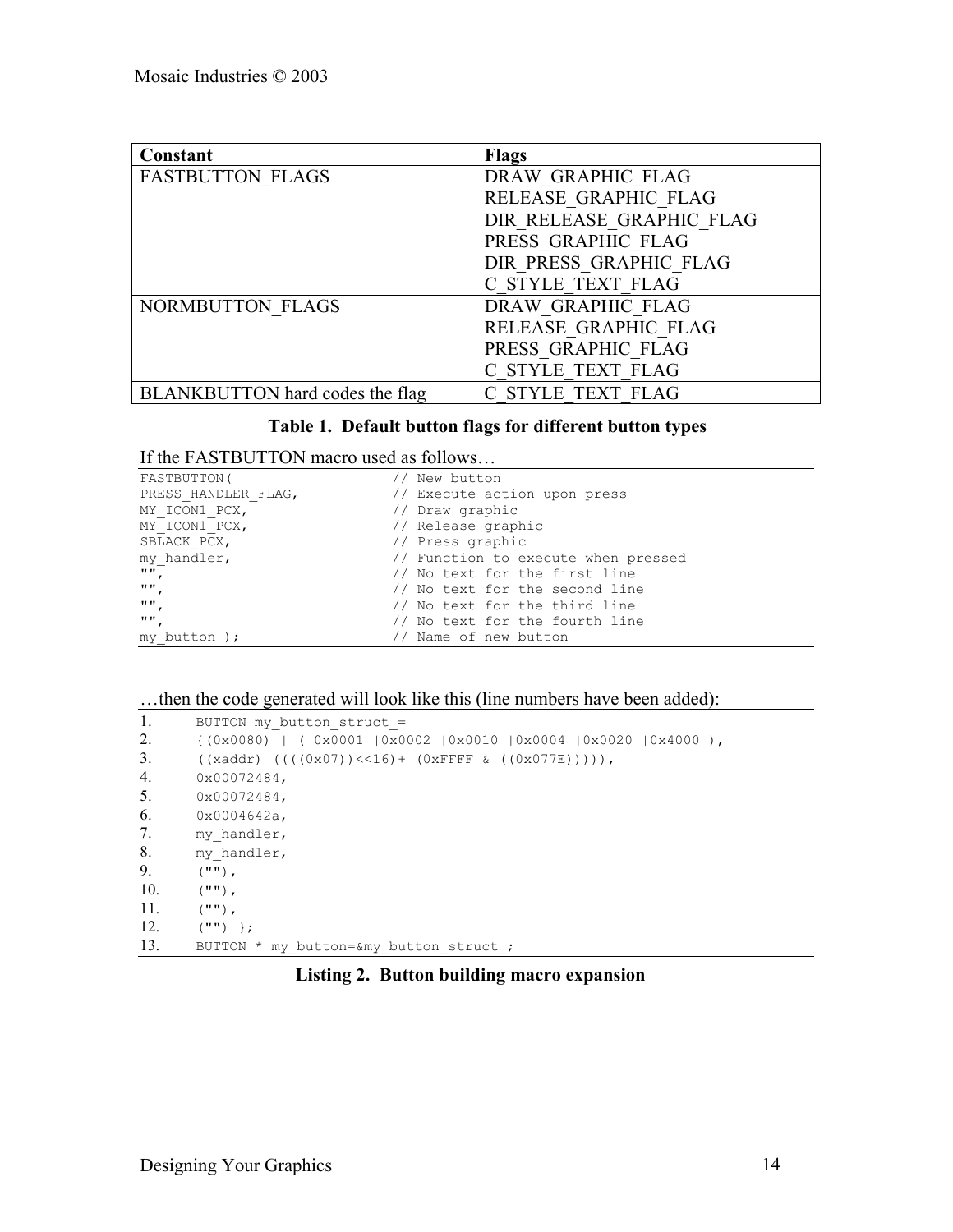| Constant | Flags |
| --- | --- |
| FASTBUTTON_FLAGS | DRAW_GRAPHIC_FLAG<br>RELEASE_GRAPHIC_FLAG<br>DIR_RELEASE_GRAPHIC_FLAG<br>PRESS_GRAPHIC_FLAG<br>DIR_PRESS_GRAPHIC_FLAG<br>C_STYLE_TEXT_FLAG |
| NORMBUTTON_FLAGS | DRAW_GRAPHIC_FLAG<br>RELEASE_GRAPHIC_FLAG<br>PRESS_GRAPHIC_FLAG<br>C_STYLE_TEXT_FLAG |
| BLANKBUTTON hard codes the flag | C_STYLE_TEXT_FLAG |

**Table 1. Default button flags for different button types**

If the FASTBUTTON macro used as follows…

```
FASTBUTTON(                    // New button
PRESS_HANDLER_FLAG,            // Execute action upon press
MY_ICON1_PCX,                  // Draw graphic
MY_ICON1_PCX,                  // Release graphic
SBLACK_PCX,                    // Press graphic
my_handler,                    // Function to execute when pressed
"",                            // No text for the first line
"",                            // No text for the second line
"",                            // No text for the third line
"",                            // No text for the fourth line
my_button );                   // Name of new button
```

…then the code generated will look like this (line numbers have been added):

```
1.     BUTTON my_button_struct_=
2.     {(0x0080) | ( 0x0001 |0x0002 |0x0010 |0x0004 |0x0020 |0x4000 ),
3.     ((xaddr) ((((0x07))<<16)+ (0xFFFF & ((0x077E))))),
4.     0x00072484,
5.     0x00072484,
6.     0x0004642a,
7.     my_handler,
8.     my_handler,
9.     (""),
10.    (""),
11.    (""),
12.    ("") };
13.    BUTTON * my_button=&my_button_struct_;
```

**Listing 2. Button building macro expansion**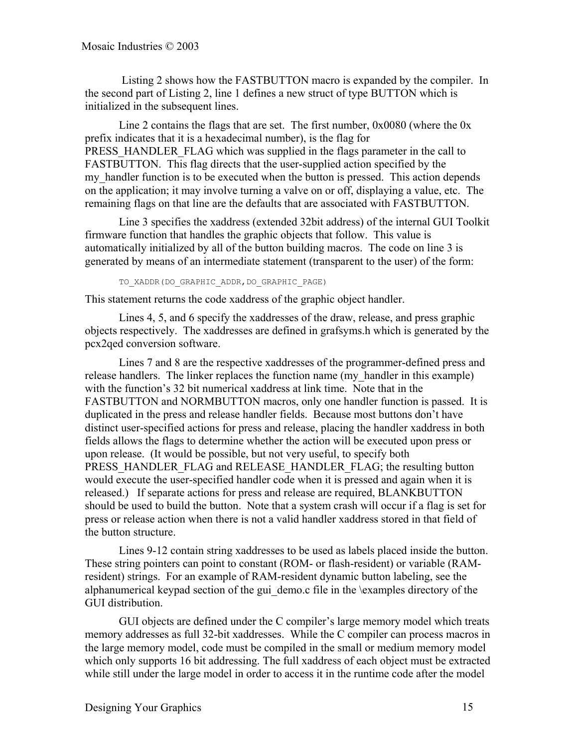Listing 2 shows how the FASTBUTTON macro is expanded by the compiler. In the second part of Listing 2, line 1 defines a new struct of type BUTTON which is initialized in the subsequent lines.

Line 2 contains the flags that are set. The first number, 0x0080 (where the 0x prefix indicates that it is a hexadecimal number), is the flag for PRESS_HANDLER_FLAG which was supplied in the flags parameter in the call to FASTBUTTON. This flag directs that the user-supplied action specified by the my_handler function is to be executed when the button is pressed. This action depends on the application; it may involve turning a valve on or off, displaying a value, etc. The remaining flags on that line are the defaults that are associated with FASTBUTTON.

Line 3 specifies the xaddress (extended 32bit address) of the internal GUI Toolkit firmware function that handles the graphic objects that follow. This value is automatically initialized by all of the button building macros. The code on line 3 is generated by means of an intermediate statement (transparent to the user) of the form:

```
TO_XADDR(DO_GRAPHIC_ADDR,DO_GRAPHIC_PAGE)
```

This statement returns the code xaddress of the graphic object handler.

Lines 4, 5, and 6 specify the xaddresses of the draw, release, and press graphic objects respectively. The xaddresses are defined in grafsyms.h which is generated by the pcx2qed conversion software.

Lines 7 and 8 are the respective xaddresses of the programmer-defined press and release handlers. The linker replaces the function name (my_handler in this example) with the function's 32 bit numerical xaddress at link time. Note that in the FASTBUTTON and NORMBUTTON macros, only one handler function is passed. It is duplicated in the press and release handler fields. Because most buttons don't have distinct user-specified actions for press and release, placing the handler xaddress in both fields allows the flags to determine whether the action will be executed upon press or upon release. (It would be possible, but not very useful, to specify both PRESS_HANDLER_FLAG and RELEASE_HANDLER_FLAG; the resulting button would execute the user-specified handler code when it is pressed and again when it is released.) If separate actions for press and release are required, BLANKBUTTON should be used to build the button. Note that a system crash will occur if a flag is set for press or release action when there is not a valid handler xaddress stored in that field of the button structure.

Lines 9-12 contain string xaddresses to be used as labels placed inside the button. These string pointers can point to constant (ROM- or flash-resident) or variable (RAM-resident) strings. For an example of RAM-resident dynamic button labeling, see the alphanumerical keypad section of the gui_demo.c file in the \examples directory of the GUI distribution.

GUI objects are defined under the C compiler's large memory model which treats memory addresses as full 32-bit xaddresses. While the C compiler can process macros in the large memory model, code must be compiled in the small or medium memory model which only supports 16 bit addressing. The full xaddress of each object must be extracted while still under the large model in order to access it in the runtime code after the model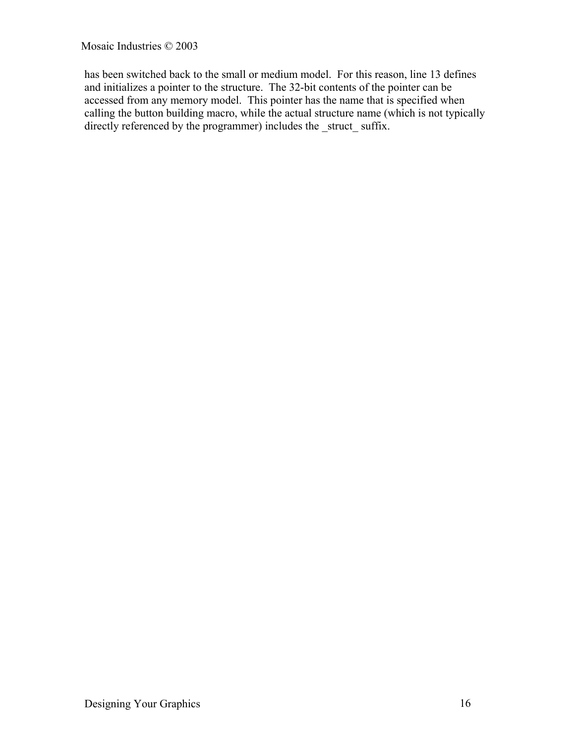has been switched back to the small or medium model. For this reason, line 13 defines and initializes a pointer to the structure. The 32-bit contents of the pointer can be accessed from any memory model. This pointer has the name that is specified when calling the button building macro, while the actual structure name (which is not typically directly referenced by the programmer) includes the _struct_ suffix.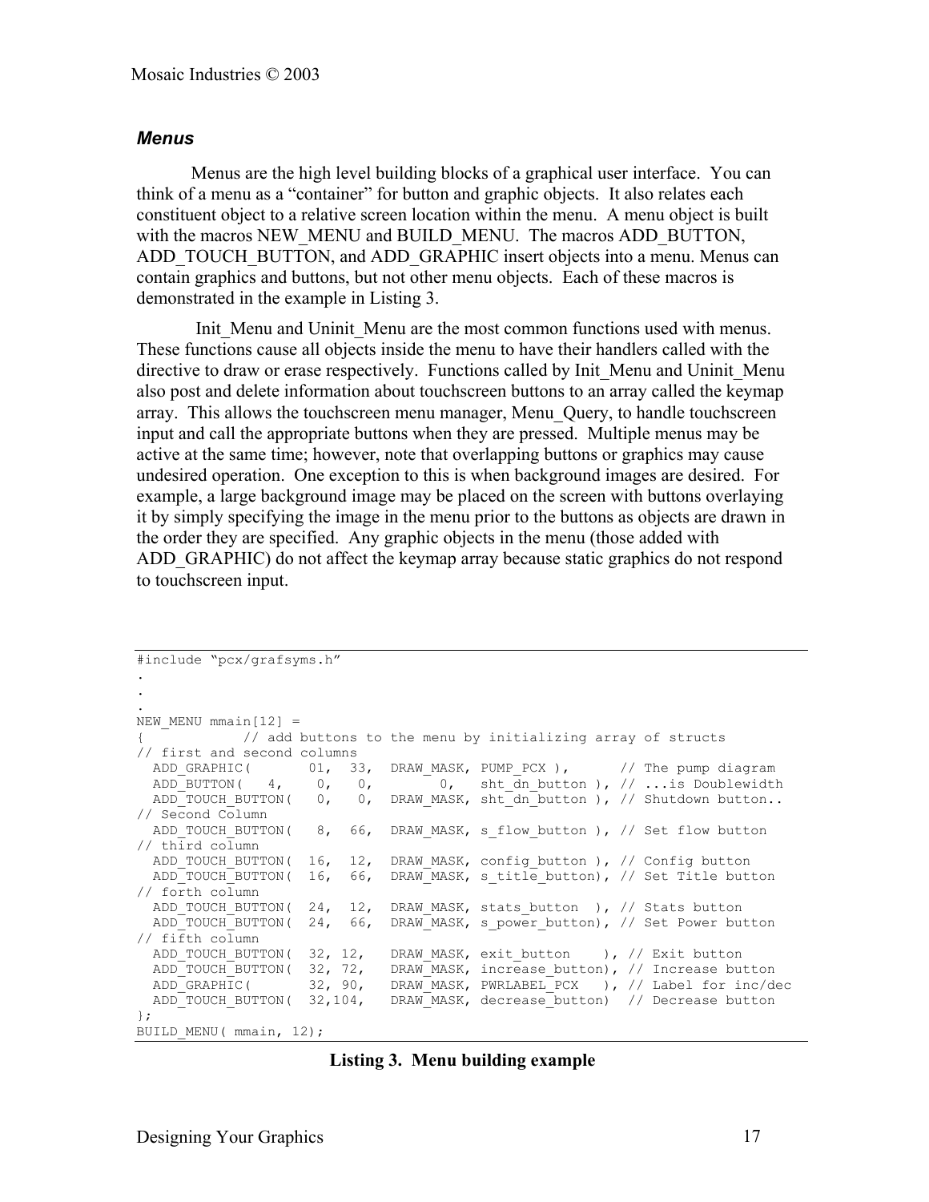### *Menus*

Menus are the high level building blocks of a graphical user interface. You can think of a menu as a "container" for button and graphic objects. It also relates each constituent object to a relative screen location within the menu. A menu object is built with the macros NEW_MENU and BUILD_MENU. The macros ADD_BUTTON, ADD_TOUCH_BUTTON, and ADD_GRAPHIC insert objects into a menu. Menus can contain graphics and buttons, but not other menu objects. Each of these macros is demonstrated in the example in Listing 3.

Init_Menu and Uninit_Menu are the most common functions used with menus. These functions cause all objects inside the menu to have their handlers called with the directive to draw or erase respectively. Functions called by Init_Menu and Uninit_Menu also post and delete information about touchscreen buttons to an array called the keymap array. This allows the touchscreen menu manager, Menu_Query, to handle touchscreen input and call the appropriate buttons when they are pressed. Multiple menus may be active at the same time; however, note that overlapping buttons or graphics may cause undesired operation. One exception to this is when background images are desired. For example, a large background image may be placed on the screen with buttons overlaying it by simply specifying the image in the menu prior to the buttons as objects are drawn in the order they are specified. Any graphic objects in the menu (those added with ADD_GRAPHIC) do not affect the keymap array because static graphics do not respond to touchscreen input.

```
#include "pcx/grafsyms.h"
.
.
.
NEW_MENU mmain[12] =
{           // add buttons to the menu by initializing array of structs
// first and second columns
  ADD_GRAPHIC(       01,  33,  DRAW_MASK, PUMP_PCX ),      // The pump diagram
  ADD_BUTTON(   4,    0,   0,        0,   sht_dn_button ), // ...is Doublewidth
  ADD_TOUCH_BUTTON(   0,   0,  DRAW_MASK, sht_dn_button ), // Shutdown button..
// Second Column
  ADD_TOUCH_BUTTON(   8,  66,  DRAW_MASK, s_flow_button ), // Set flow button
// third column
  ADD_TOUCH_BUTTON(  16,  12,  DRAW_MASK, config_button ), // Config button
  ADD_TOUCH_BUTTON(  16,  66,  DRAW_MASK, s_title_button), // Set Title button
// forth column
  ADD_TOUCH_BUTTON(  24,  12,  DRAW_MASK, stats_button  ), // Stats button
  ADD_TOUCH_BUTTON(  24,  66,  DRAW_MASK, s_power_button), // Set Power button
// fifth column
  ADD_TOUCH_BUTTON(  32, 12,   DRAW_MASK, exit_button    ), // Exit button
  ADD_TOUCH_BUTTON(  32, 72,   DRAW_MASK, increase_button), // Increase button
  ADD_GRAPHIC(       32, 90,   DRAW_MASK, PWRLABEL_PCX   ), // Label for inc/dec
  ADD_TOUCH_BUTTON(  32,104,   DRAW_MASK, decrease_button)  // Decrease button
};
BUILD_MENU( mmain, 12);
```

**Listing 3. Menu building example**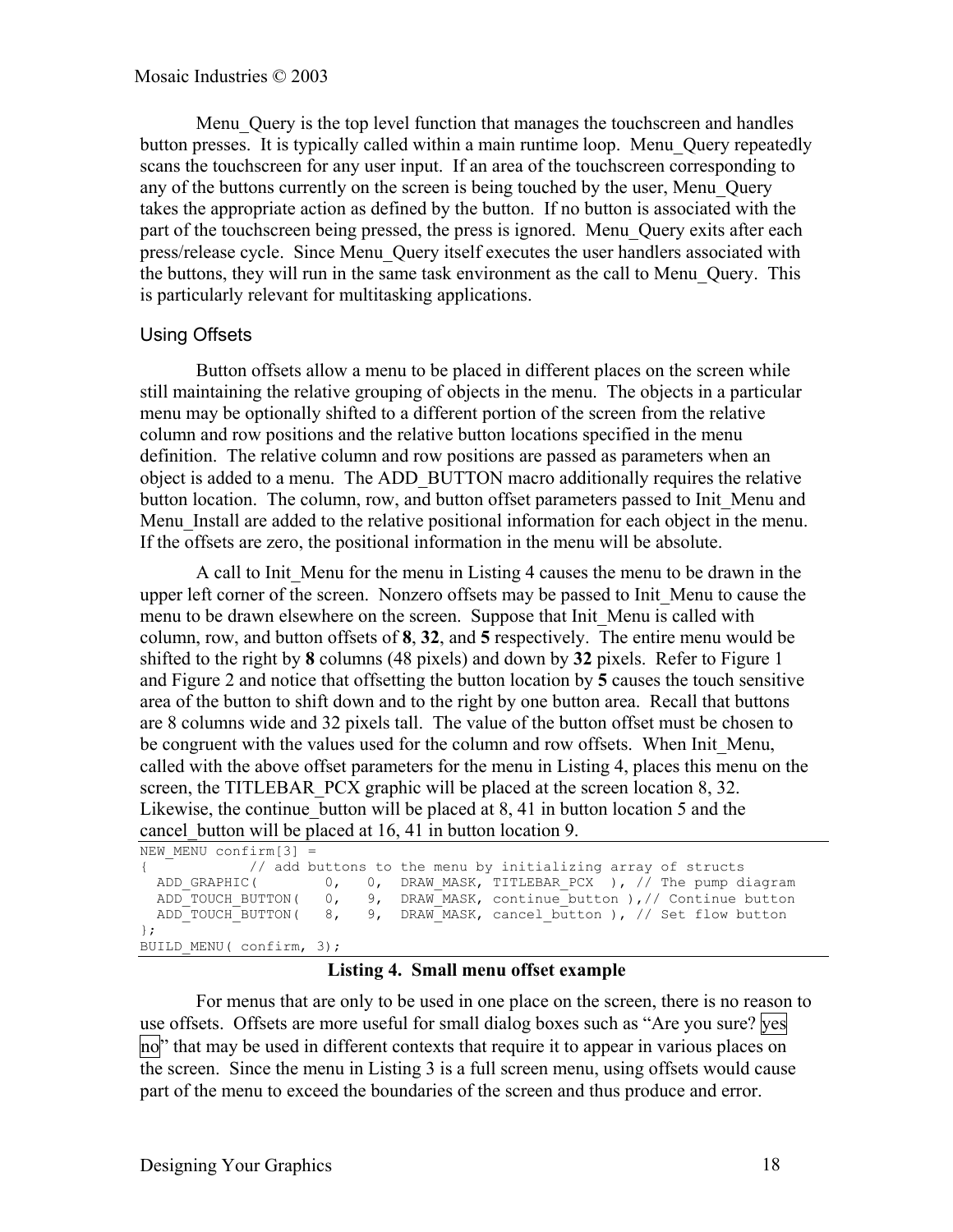Menu_Query is the top level function that manages the touchscreen and handles button presses. It is typically called within a main runtime loop. Menu_Query repeatedly scans the touchscreen for any user input. If an area of the touchscreen corresponding to any of the buttons currently on the screen is being touched by the user, Menu_Query takes the appropriate action as defined by the button. If no button is associated with the part of the touchscreen being pressed, the press is ignored. Menu_Query exits after each press/release cycle. Since Menu_Query itself executes the user handlers associated with the buttons, they will run in the same task environment as the call to Menu_Query. This is particularly relevant for multitasking applications.

## Using Offsets

Button offsets allow a menu to be placed in different places on the screen while still maintaining the relative grouping of objects in the menu. The objects in a particular menu may be optionally shifted to a different portion of the screen from the relative column and row positions and the relative button locations specified in the menu definition. The relative column and row positions are passed as parameters when an object is added to a menu. The ADD_BUTTON macro additionally requires the relative button location. The column, row, and button offset parameters passed to Init_Menu and Menu_Install are added to the relative positional information for each object in the menu. If the offsets are zero, the positional information in the menu will be absolute.

A call to Init_Menu for the menu in Listing 4 causes the menu to be drawn in the upper left corner of the screen. Nonzero offsets may be passed to Init_Menu to cause the menu to be drawn elsewhere on the screen. Suppose that Init_Menu is called with column, row, and button offsets of **8**, **32**, and **5** respectively. The entire menu would be shifted to the right by **8** columns (48 pixels) and down by **32** pixels. Refer to Figure 1 and Figure 2 and notice that offsetting the button location by **5** causes the touch sensitive area of the button to shift down and to the right by one button area. Recall that buttons are 8 columns wide and 32 pixels tall. The value of the button offset must be chosen to be congruent with the values used for the column and row offsets. When Init_Menu, called with the above offset parameters for the menu in Listing 4, places this menu on the screen, the TITLEBAR_PCX graphic will be placed at the screen location 8, 32. Likewise, the continue_button will be placed at 8, 41 in button location 5 and the cancel_button will be placed at 16, 41 in button location 9.

```
NEW_MENU confirm[3] =
{           // add buttons to the menu by initializing array of structs
  ADD_GRAPHIC(        0,   0,  DRAW_MASK, TITLEBAR_PCX  ), // The pump diagram
  ADD_TOUCH_BUTTON(   0,   9,  DRAW_MASK, continue_button ),// Continue button
  ADD_TOUCH_BUTTON(   8,   9,  DRAW_MASK, cancel_button ), // Set flow button
};
BUILD_MENU( confirm, 3);
```

**Listing 4. Small menu offset example**

For menus that are only to be used in one place on the screen, there is no reason to use offsets. Offsets are more useful for small dialog boxes such as "Are you sure? yes no" that may be used in different contexts that require it to appear in various places on the screen. Since the menu in Listing 3 is a full screen menu, using offsets would cause part of the menu to exceed the boundaries of the screen and thus produce and error.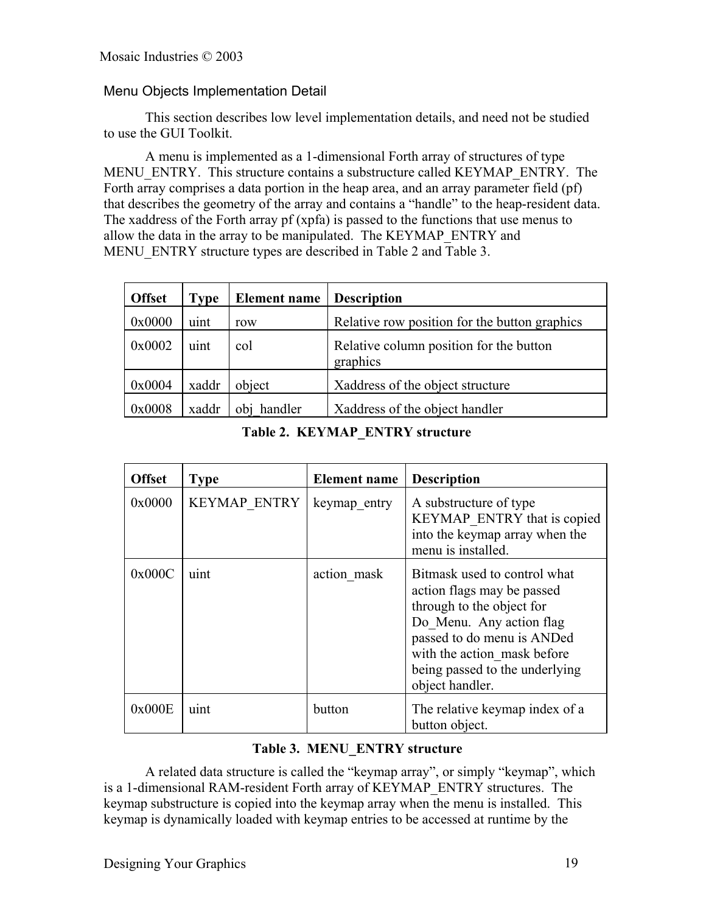## Menu Objects Implementation Detail

This section describes low level implementation details, and need not be studied to use the GUI Toolkit.

A menu is implemented as a 1-dimensional Forth array of structures of type MENU_ENTRY. This structure contains a substructure called KEYMAP_ENTRY. The Forth array comprises a data portion in the heap area, and an array parameter field (pf) that describes the geometry of the array and contains a "handle" to the heap-resident data. The xaddress of the Forth array pf (xpfa) is passed to the functions that use menus to allow the data in the array to be manipulated. The KEYMAP_ENTRY and MENU_ENTRY structure types are described in Table 2 and Table 3.

| Offset | Type | Element name | Description |
|---|---|---|---|
| 0x0000 | uint | row | Relative row position for the button graphics |
| 0x0002 | uint | col | Relative column position for the button graphics |
| 0x0004 | xaddr | object | Xaddress of the object structure |
| 0x0008 | xaddr | obj_handler | Xaddress of the object handler |

**Table 2. KEYMAP_ENTRY structure**

| Offset | Type | Element name | Description |
|---|---|---|---|
| 0x0000 | KEYMAP_ENTRY | keymap_entry | A substructure of type KEYMAP_ENTRY that is copied into the keymap array when the menu is installed. |
| 0x000C | uint | action_mask | Bitmask used to control what action flags may be passed through to the object for Do_Menu. Any action flag passed to do menu is ANDed with the action_mask before being passed to the underlying object handler. |
| 0x000E | uint | button | The relative keymap index of a button object. |

**Table 3. MENU_ENTRY structure**

A related data structure is called the "keymap array", or simply "keymap", which is a 1-dimensional RAM-resident Forth array of KEYMAP_ENTRY structures. The keymap substructure is copied into the keymap array when the menu is installed. This keymap is dynamically loaded with keymap entries to be accessed at runtime by the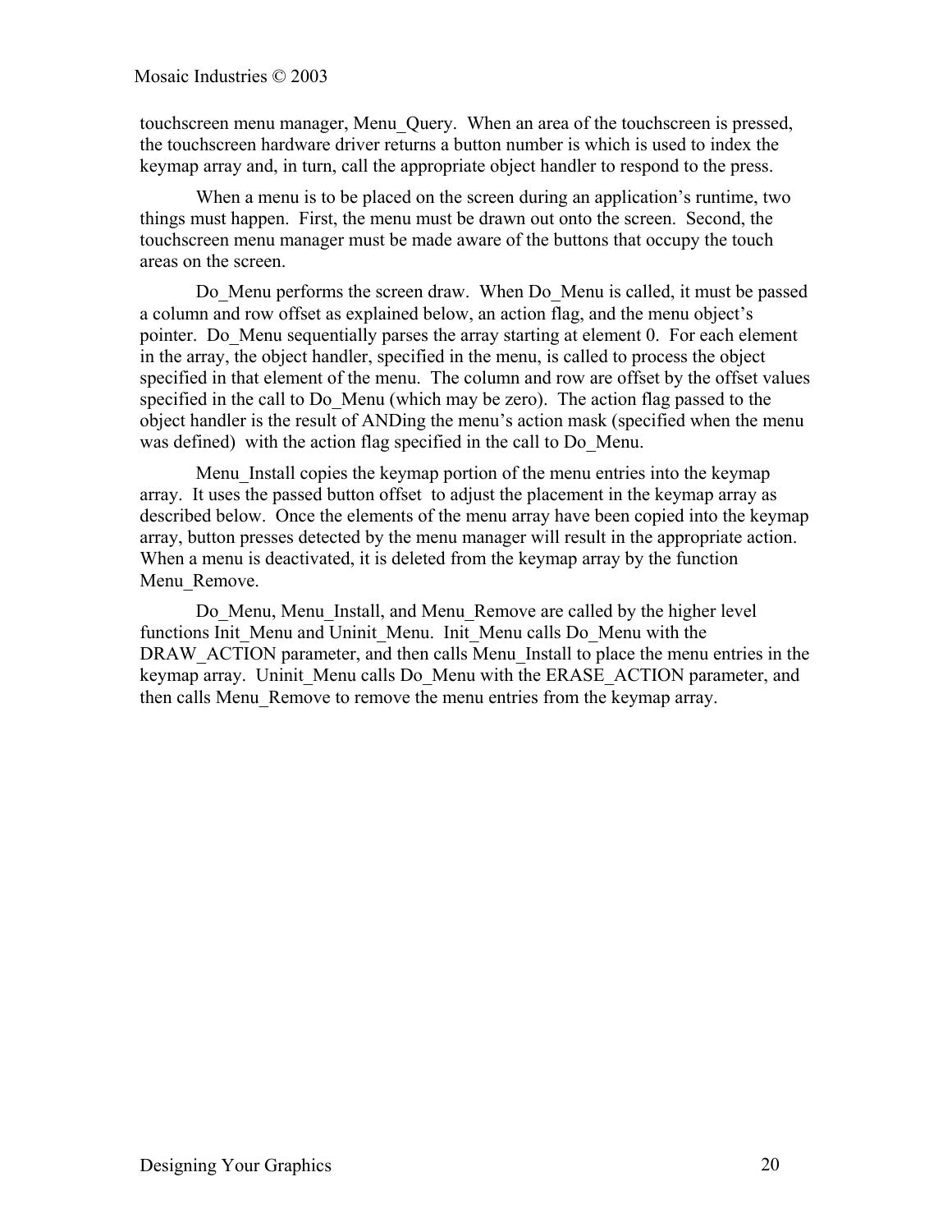touchscreen menu manager, Menu_Query. When an area of the touchscreen is pressed, the touchscreen hardware driver returns a button number is which is used to index the keymap array and, in turn, call the appropriate object handler to respond to the press.

When a menu is to be placed on the screen during an application's runtime, two things must happen. First, the menu must be drawn out onto the screen. Second, the touchscreen menu manager must be made aware of the buttons that occupy the touch areas on the screen.

Do_Menu performs the screen draw. When Do_Menu is called, it must be passed a column and row offset as explained below, an action flag, and the menu object's pointer. Do_Menu sequentially parses the array starting at element 0. For each element in the array, the object handler, specified in the menu, is called to process the object specified in that element of the menu. The column and row are offset by the offset values specified in the call to Do_Menu (which may be zero). The action flag passed to the object handler is the result of ANDing the menu's action mask (specified when the menu was defined) with the action flag specified in the call to Do_Menu.

Menu_Install copies the keymap portion of the menu entries into the keymap array. It uses the passed button offset to adjust the placement in the keymap array as described below. Once the elements of the menu array have been copied into the keymap array, button presses detected by the menu manager will result in the appropriate action. When a menu is deactivated, it is deleted from the keymap array by the function Menu_Remove.

Do_Menu, Menu_Install, and Menu_Remove are called by the higher level functions Init_Menu and Uninit_Menu. Init_Menu calls Do_Menu with the DRAW_ACTION parameter, and then calls Menu_Install to place the menu entries in the keymap array. Uninit_Menu calls Do_Menu with the ERASE_ACTION parameter, and then calls Menu_Remove to remove the menu entries from the keymap array.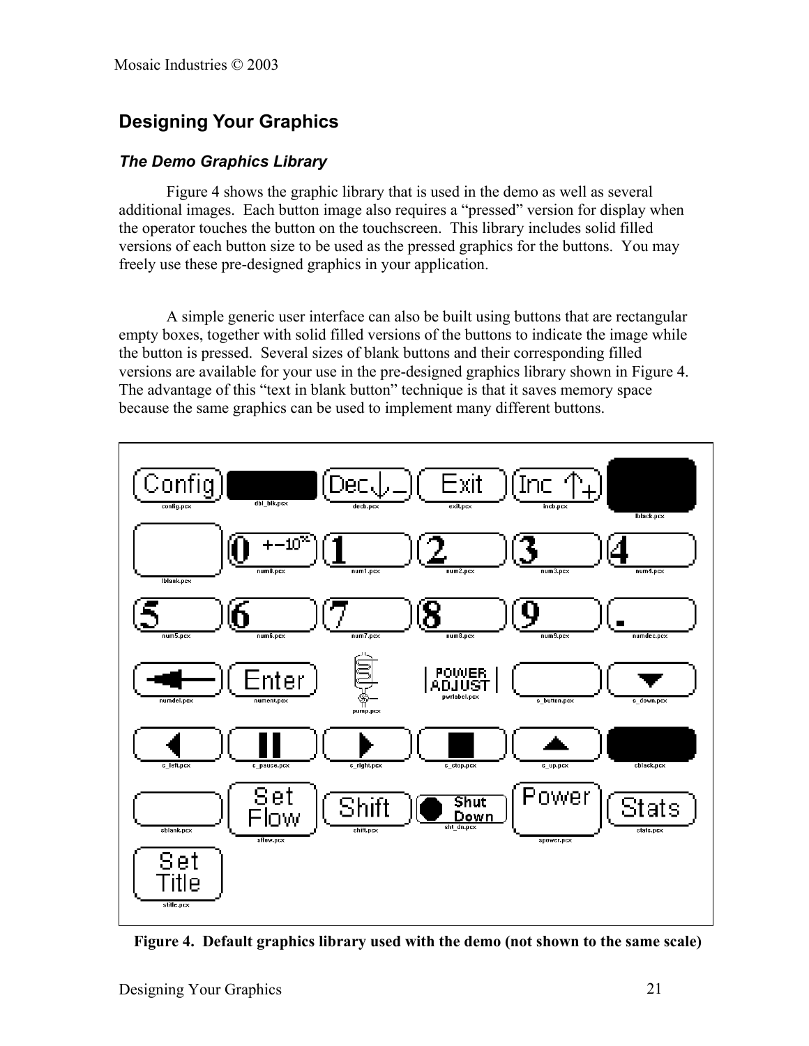## Designing Your Graphics

### *The Demo Graphics Library*

Figure 4 shows the graphic library that is used in the demo as well as several additional images. Each button image also requires a "pressed" version for display when the operator touches the button on the touchscreen. This library includes solid filled versions of each button size to be used as the pressed graphics for the buttons. You may freely use these pre-designed graphics in your application.

A simple generic user interface can also be built using buttons that are rectangular empty boxes, together with solid filled versions of the buttons to indicate the image while the button is pressed. Several sizes of blank buttons and their corresponding filled versions are available for your use in the pre-designed graphics library shown in Figure 4. The advantage of this "text in blank button" technique is that it saves memory space because the same graphics can be used to implement many different buttons.

**Figure 4. Default graphics library used with the demo (not shown to the same scale)**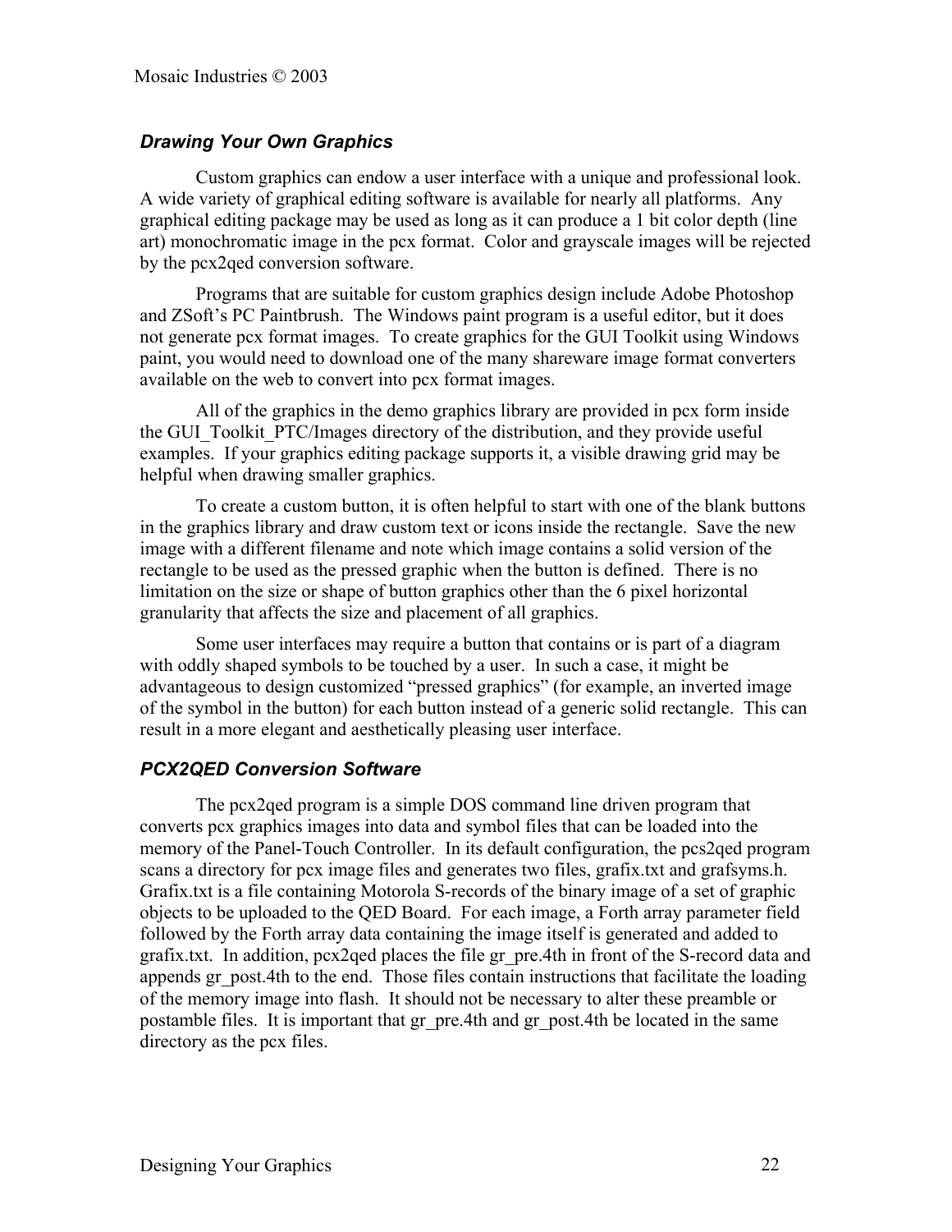### *Drawing Your Own Graphics*

Custom graphics can endow a user interface with a unique and professional look. A wide variety of graphical editing software is available for nearly all platforms. Any graphical editing package may be used as long as it can produce a 1 bit color depth (line art) monochromatic image in the pcx format. Color and grayscale images will be rejected by the pcx2qed conversion software.

Programs that are suitable for custom graphics design include Adobe Photoshop and ZSoft's PC Paintbrush. The Windows paint program is a useful editor, but it does not generate pcx format images. To create graphics for the GUI Toolkit using Windows paint, you would need to download one of the many shareware image format converters available on the web to convert into pcx format images.

All of the graphics in the demo graphics library are provided in pcx form inside the GUI_Toolkit_PTC/Images directory of the distribution, and they provide useful examples. If your graphics editing package supports it, a visible drawing grid may be helpful when drawing smaller graphics.

To create a custom button, it is often helpful to start with one of the blank buttons in the graphics library and draw custom text or icons inside the rectangle. Save the new image with a different filename and note which image contains a solid version of the rectangle to be used as the pressed graphic when the button is defined. There is no limitation on the size or shape of button graphics other than the 6 pixel horizontal granularity that affects the size and placement of all graphics.

Some user interfaces may require a button that contains or is part of a diagram with oddly shaped symbols to be touched by a user. In such a case, it might be advantageous to design customized "pressed graphics" (for example, an inverted image of the symbol in the button) for each button instead of a generic solid rectangle. This can result in a more elegant and aesthetically pleasing user interface.

### *PCX2QED Conversion Software*

The pcx2qed program is a simple DOS command line driven program that converts pcx graphics images into data and symbol files that can be loaded into the memory of the Panel-Touch Controller. In its default configuration, the pcs2qed program scans a directory for pcx image files and generates two files, grafix.txt and grafsyms.h. Grafix.txt is a file containing Motorola S-records of the binary image of a set of graphic objects to be uploaded to the QED Board. For each image, a Forth array parameter field followed by the Forth array data containing the image itself is generated and added to grafix.txt. In addition, pcx2qed places the file gr_pre.4th in front of the S-record data and appends gr_post.4th to the end. Those files contain instructions that facilitate the loading of the memory image into flash. It should not be necessary to alter these preamble or postamble files. It is important that gr_pre.4th and gr_post.4th be located in the same directory as the pcx files.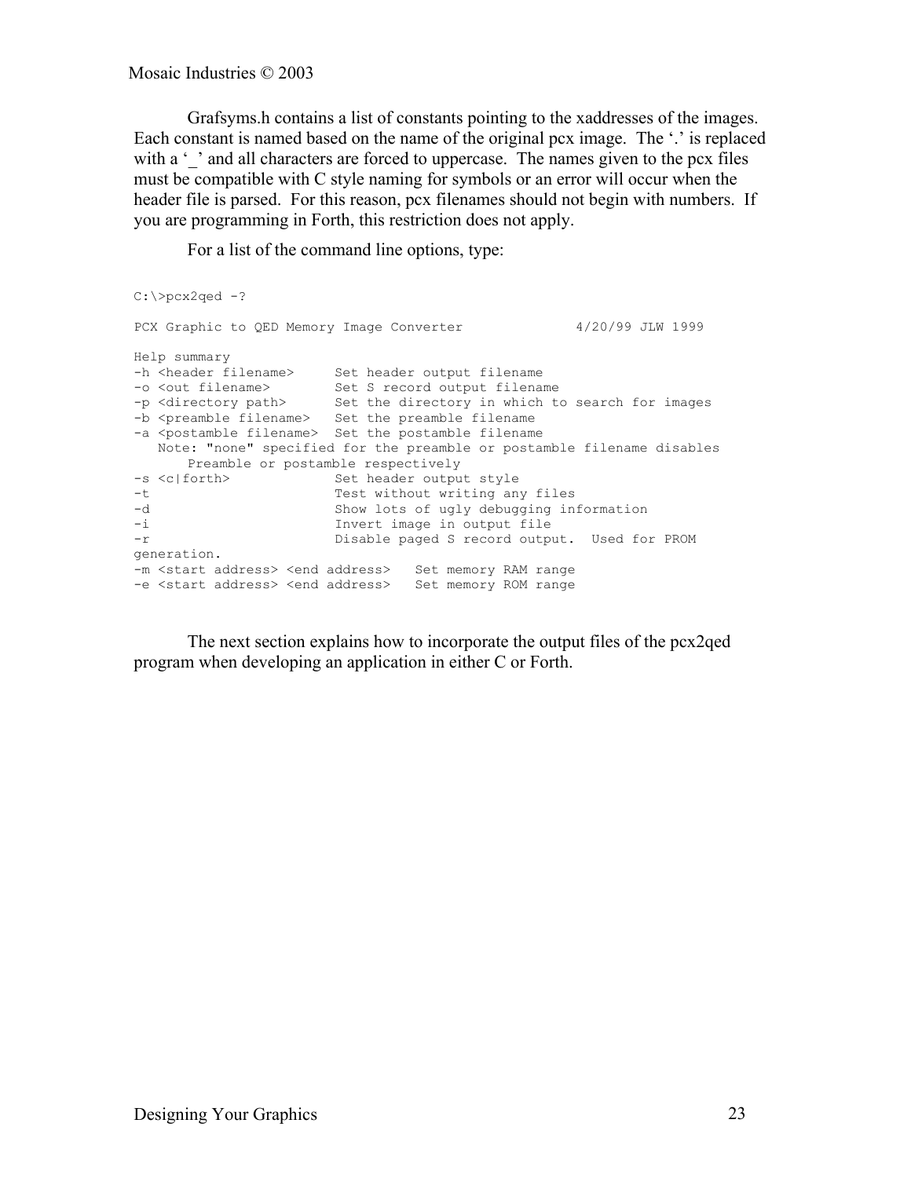Grafsyms.h contains a list of constants pointing to the xaddresses of the images. Each constant is named based on the name of the original pcx image. The '.' is replaced with a '_' and all characters are forced to uppercase. The names given to the pcx files must be compatible with C style naming for symbols or an error will occur when the header file is parsed. For this reason, pcx filenames should not begin with numbers. If you are programming in Forth, this restriction does not apply.

For a list of the command line options, type:

```
C:\>pcx2qed -?

PCX Graphic to QED Memory Image Converter             4/20/99 JLW 1999

Help summary
-h <header filename>     Set header output filename
-o <out filename>        Set S record output filename
-p <directory path>      Set the directory in which to search for images
-b <preamble filename>   Set the preamble filename
-a <postamble filename>  Set the postamble filename
   Note: "none" specified for the preamble or postamble filename disables
       Preamble or postamble respectively
-s <c|forth>             Set header output style
-t                       Test without writing any files
-d                       Show lots of ugly debugging information
-i                       Invert image in output file
-r                       Disable paged S record output.  Used for PROM
generation.
-m <start address> <end address>   Set memory RAM range
-e <start address> <end address>   Set memory ROM range
```

The next section explains how to incorporate the output files of the pcx2qed program when developing an application in either C or Forth.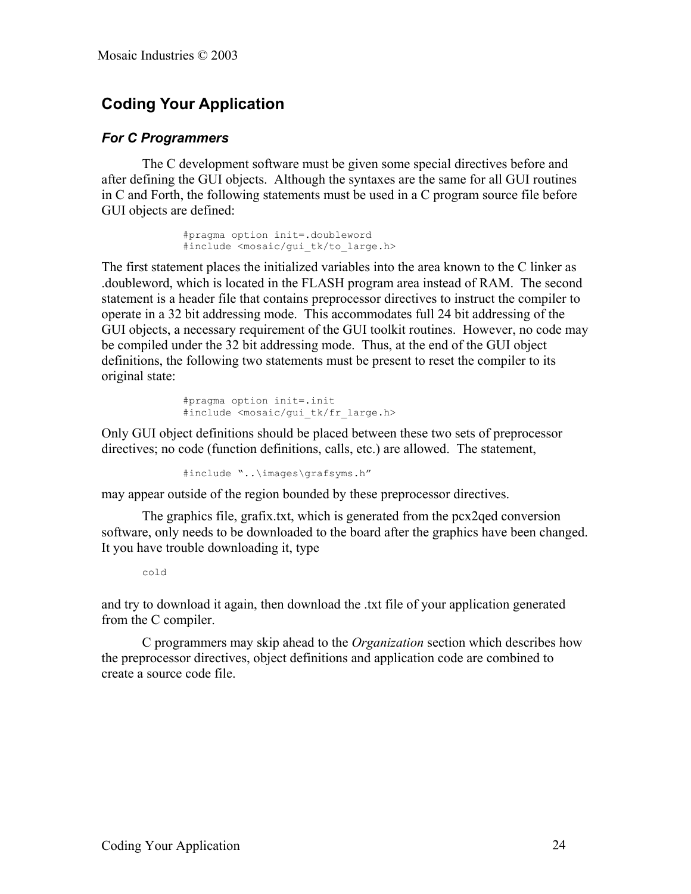## Coding Your Application

### *For C Programmers*

The C development software must be given some special directives before and after defining the GUI objects. Although the syntaxes are the same for all GUI routines in C and Forth, the following statements must be used in a C program source file before GUI objects are defined:

```
#pragma option init=.doubleword
#include <mosaic/gui_tk/to_large.h>
```

The first statement places the initialized variables into the area known to the C linker as .doubleword, which is located in the FLASH program area instead of RAM. The second statement is a header file that contains preprocessor directives to instruct the compiler to operate in a 32 bit addressing mode. This accommodates full 24 bit addressing of the GUI objects, a necessary requirement of the GUI toolkit routines. However, no code may be compiled under the 32 bit addressing mode. Thus, at the end of the GUI object definitions, the following two statements must be present to reset the compiler to its original state:

```
#pragma option init=.init
#include <mosaic/gui_tk/fr_large.h>
```

Only GUI object definitions should be placed between these two sets of preprocessor directives; no code (function definitions, calls, etc.) are allowed. The statement,

```
#include “..\images\grafsyms.h”
```

may appear outside of the region bounded by these preprocessor directives.

The graphics file, grafix.txt, which is generated from the pcx2qed conversion software, only needs to be downloaded to the board after the graphics have been changed. It you have trouble downloading it, type

```
cold
```

and try to download it again, then download the .txt file of your application generated from the C compiler.

C programmers may skip ahead to the *Organization* section which describes how the preprocessor directives, object definitions and application code are combined to create a source code file.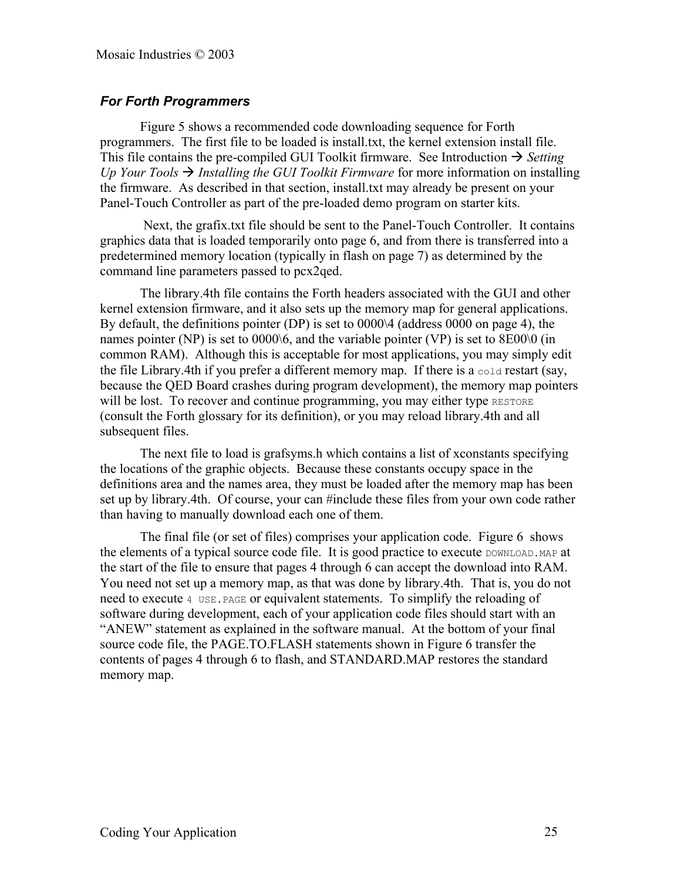### *For Forth Programmers*

Figure 5 shows a recommended code downloading sequence for Forth programmers. The first file to be loaded is install.txt, the kernel extension install file. This file contains the pre-compiled GUI Toolkit firmware. See Introduction → *Setting Up Your Tools* → *Installing the GUI Toolkit Firmware* for more information on installing the firmware. As described in that section, install.txt may already be present on your Panel-Touch Controller as part of the pre-loaded demo program on starter kits.

Next, the grafix.txt file should be sent to the Panel-Touch Controller. It contains graphics data that is loaded temporarily onto page 6, and from there is transferred into a predetermined memory location (typically in flash on page 7) as determined by the command line parameters passed to pcx2qed.

The library.4th file contains the Forth headers associated with the GUI and other kernel extension firmware, and it also sets up the memory map for general applications. By default, the definitions pointer (DP) is set to 0000\4 (address 0000 on page 4), the names pointer (NP) is set to 0000\6, and the variable pointer (VP) is set to 8E00\0 (in common RAM). Although this is acceptable for most applications, you may simply edit the file Library.4th if you prefer a different memory map. If there is a `cold` restart (say, because the QED Board crashes during program development), the memory map pointers will be lost. To recover and continue programming, you may either type `RESTORE` (consult the Forth glossary for its definition), or you may reload library.4th and all subsequent files.

The next file to load is grafsyms.h which contains a list of xconstants specifying the locations of the graphic objects. Because these constants occupy space in the definitions area and the names area, they must be loaded after the memory map has been set up by library.4th. Of course, your can #include these files from your own code rather than having to manually download each one of them.

The final file (or set of files) comprises your application code. Figure 6 shows the elements of a typical source code file. It is good practice to execute `DOWNLOAD.MAP` at the start of the file to ensure that pages 4 through 6 can accept the download into RAM. You need not set up a memory map, as that was done by library.4th. That is, you do not need to execute `4 USE.PAGE` or equivalent statements. To simplify the reloading of software during development, each of your application code files should start with an "ANEW" statement as explained in the software manual. At the bottom of your final source code file, the PAGE.TO.FLASH statements shown in Figure 6 transfer the contents of pages 4 through 6 to flash, and STANDARD.MAP restores the standard memory map.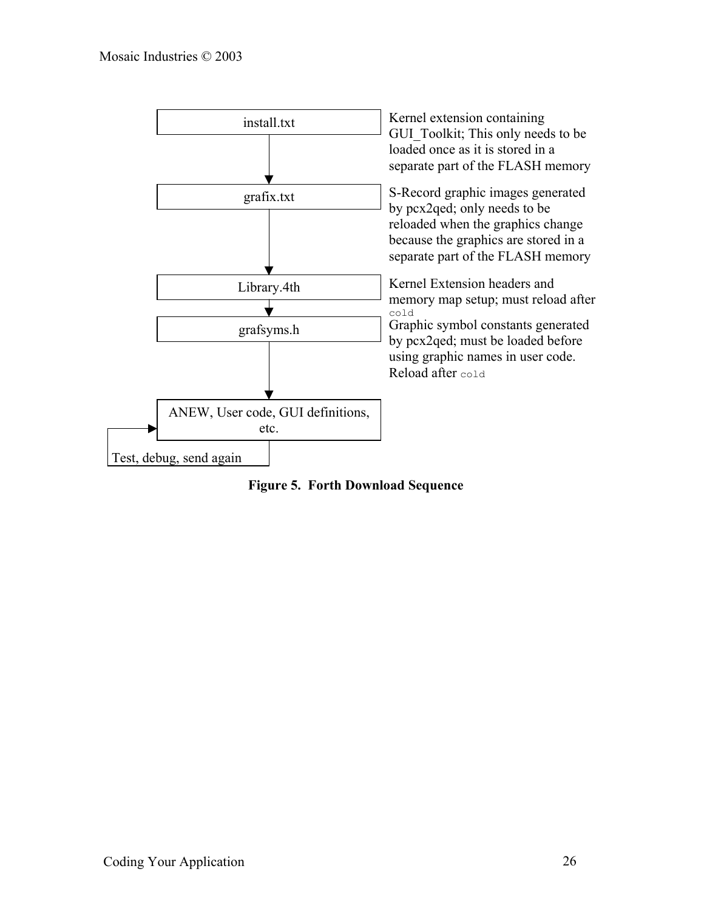install.txt — Kernel extension containing GUI_Toolkit; This only needs to be loaded once as it is stored in a separate part of the FLASH memory

↓

grafix.txt — S-Record graphic images generated by pcx2qed; only needs to be reloaded when the graphics change because the graphics are stored in a separate part of the FLASH memory

↓

Library.4th — Kernel Extension headers and memory map setup; must reload after `cold`

↓

grafsyms.h — Graphic symbol constants generated by pcx2qed; must be loaded before using graphic names in user code. Reload after `cold`

↓

ANEW, User code, GUI definitions, etc.

Test, debug, send again

**Figure 5. Forth Download Sequence**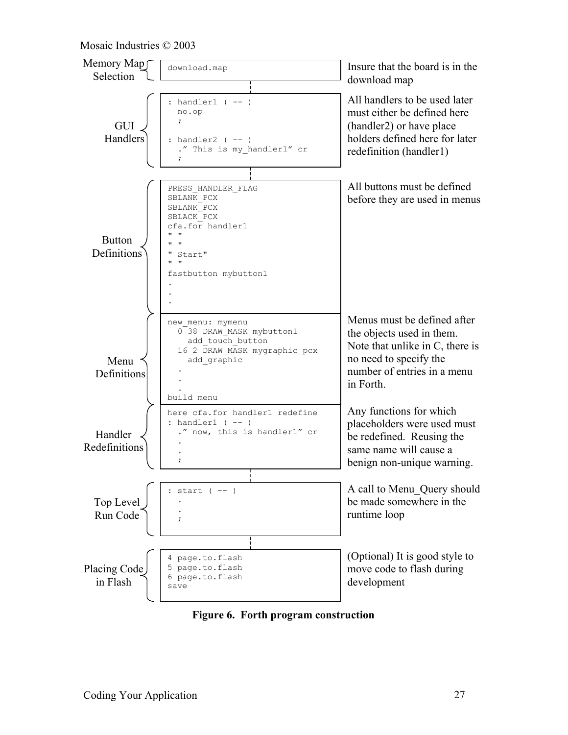| Section | Code | Notes |
|---|---|---|
| Memory Map Selection | `download.map` | Insure that the board is in the download map |
| GUI Handlers | `: handler1 ( -- )`<br>`  no.op`<br>`  ;`<br><br>`: handler2 ( -- )`<br>`  ." This is my_handler1" cr`<br>`  ;` | All handlers to be used later must either be defined here (handler2) or have place holders defined here for later redefinition (handler1) |
| Button Definitions | `PRESS_HANDLER_FLAG`<br>`SBLANK_PCX`<br>`SBLANK_PCX`<br>`SBLACK_PCX`<br>`cfa.for handler1`<br>`" "`<br>`" "`<br>`" Start"`<br>`" "`<br>`fastbutton mybutton1`<br>`.`<br>`.`<br>`.` | All buttons must be defined before they are used in menus |
| Menu Definitions | `new_menu: mymenu`<br>`  0 38 DRAW_MASK mybutton1`<br>`    add_touch_button`<br>`  16 2 DRAW_MASK mygraphic_pcx`<br>`    add_graphic`<br>`  .`<br>`  .`<br>`  .`<br>`build menu` | Menus must be defined after the objects used in them. Note that unlike in C, there is no need to specify the number of entries in a menu in Forth. |
| Handler Redefinitions | `here cfa.for handler1 redefine`<br>`: handler1 ( -- )`<br>`  ." now, this is handler1" cr`<br>`  .`<br>`  .`<br>`  ;` | Any functions for which placeholders were used must be redefined. Reusing the same name will cause a benign non-unique warning. |
| Top Level Run Code | `: start ( -- )`<br>`  .`<br>`  .`<br>`  ;` | A call to Menu_Query should be made somewhere in the runtime loop |
| Placing Code in Flash | `4 page.to.flash`<br>`5 page.to.flash`<br>`6 page.to.flash`<br>`save` | (Optional) It is good style to move code to flash during development |

**Figure 6. Forth program construction**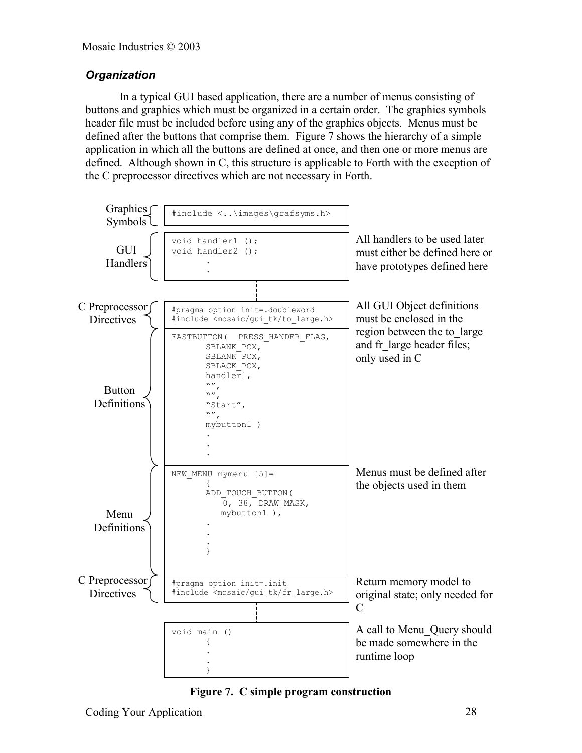### *Organization*

In a typical GUI based application, there are a number of menus consisting of buttons and graphics which must be organized in a certain order. The graphics symbols header file must be included before using any of the graphics objects. Menus must be defined after the buttons that comprise them. Figure 7 shows the hierarchy of a simple application in which all the buttons are defined at once, and then one or more menus are defined. Although shown in C, this structure is applicable to Forth with the exception of the C preprocessor directives which are not necessary in Forth.

Graphics Symbols

```
#include <..\images\grafsyms.h>
```

GUI Handlers — All handlers to be used later must either be defined here or have prototypes defined here

```
void handler1 ();
void handler2 ();
      .
      .
```

C Preprocessor Directives — All GUI Object definitions must be enclosed in the region between the to_large and fr_large header files; only used in C

```
#pragma option init=.doubleword
#include <mosaic/gui_tk/to_large.h>
```

Button Definitions

```
FASTBUTTON(  PRESS_HANDER_FLAG,
       SBLANK_PCX,
       SBLANK_PCX,
       SBLACK_PCX,
       handler1,
       "",
       "",
       "Start",
       "",
       mybutton1 )
       .
       .
       .
```

Menu Definitions — Menus must be defined after the objects used in them

```
NEW_MENU mymenu [5]=
       {
       ADD_TOUCH_BUTTON(
          0, 38, DRAW_MASK,
          mybutton1 ),
       .
       .
       .
       }
```

C Preprocessor Directives — Return memory model to original state; only needed for C

```
#pragma option init=.init
#include <mosaic/gui_tk/fr_large.h>
```

A call to Menu_Query should be made somewhere in the runtime loop

```
void main ()
       {
       .
       .
       }
```

**Figure 7. C simple program construction**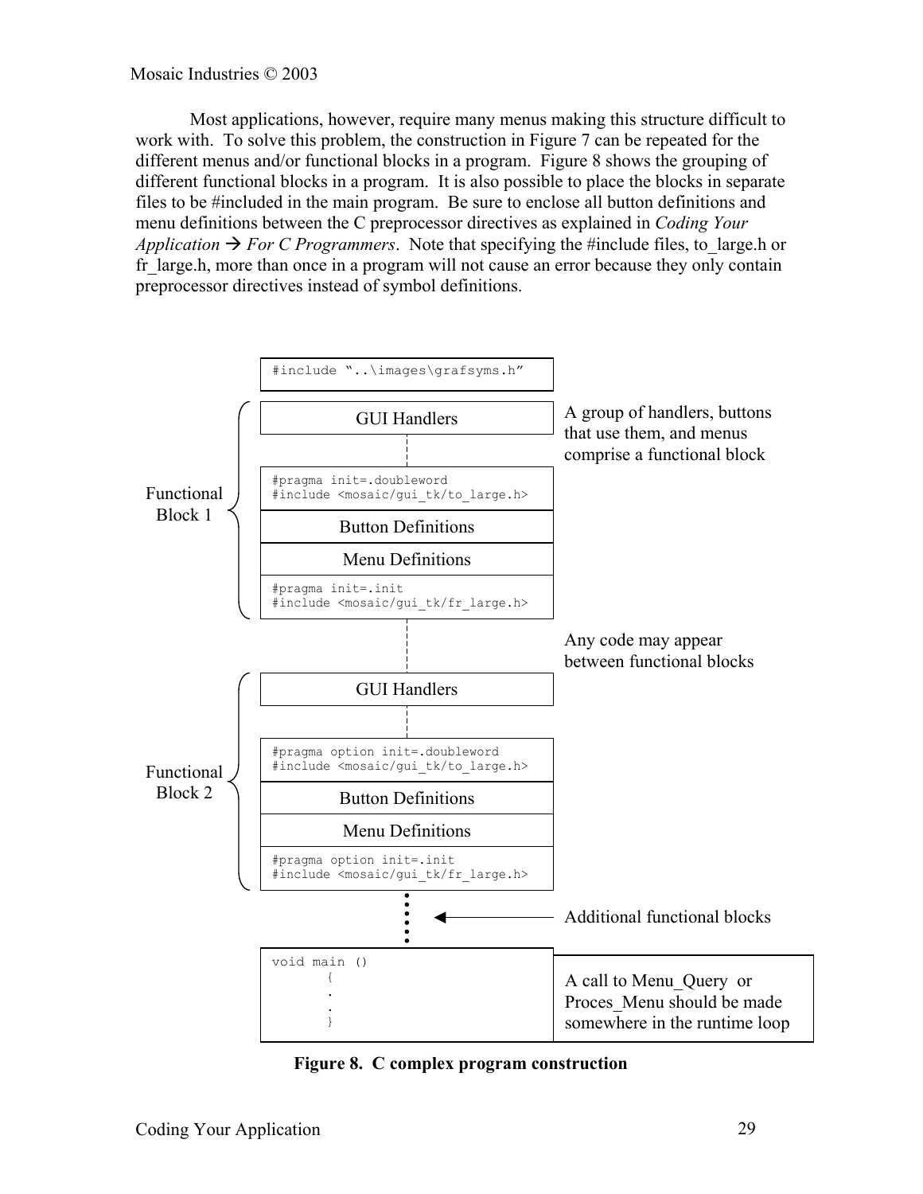Most applications, however, require many menus making this structure difficult to work with. To solve this problem, the construction in Figure 7 can be repeated for the different menus and/or functional blocks in a program. Figure 8 shows the grouping of different functional blocks in a program. It is also possible to place the blocks in separate files to be #included in the main program. Be sure to enclose all button definitions and menu definitions between the C preprocessor directives as explained in *Coding Your Application → For C Programmers*. Note that specifying the #include files, to_large.h or fr_large.h, more than once in a program will not cause an error because they only contain preprocessor directives instead of symbol definitions.

```
#include "..\images\grafsyms.h"
```

**Functional Block 1** — A group of handlers, buttons that use them, and menus comprise a functional block

- GUI Handlers

```
#pragma init=.doubleword
#include <mosaic/gui_tk/to_large.h>
```

- Button Definitions
- Menu Definitions

```
#pragma init=.init
#include <mosaic/gui_tk/fr_large.h>
```

Any code may appear between functional blocks

**Functional Block 2**

- GUI Handlers

```
#pragma option init=.doubleword
#include <mosaic/gui_tk/to_large.h>
```

- Button Definitions
- Menu Definitions

```
#pragma option init=.init
#include <mosaic/gui_tk/fr_large.h>
```

⋮ Additional functional blocks

```
void main ()
      {
      .
      .
      }
```

A call to Menu_Query or Proces_Menu should be made somewhere in the runtime loop

**Figure 8. C complex program construction**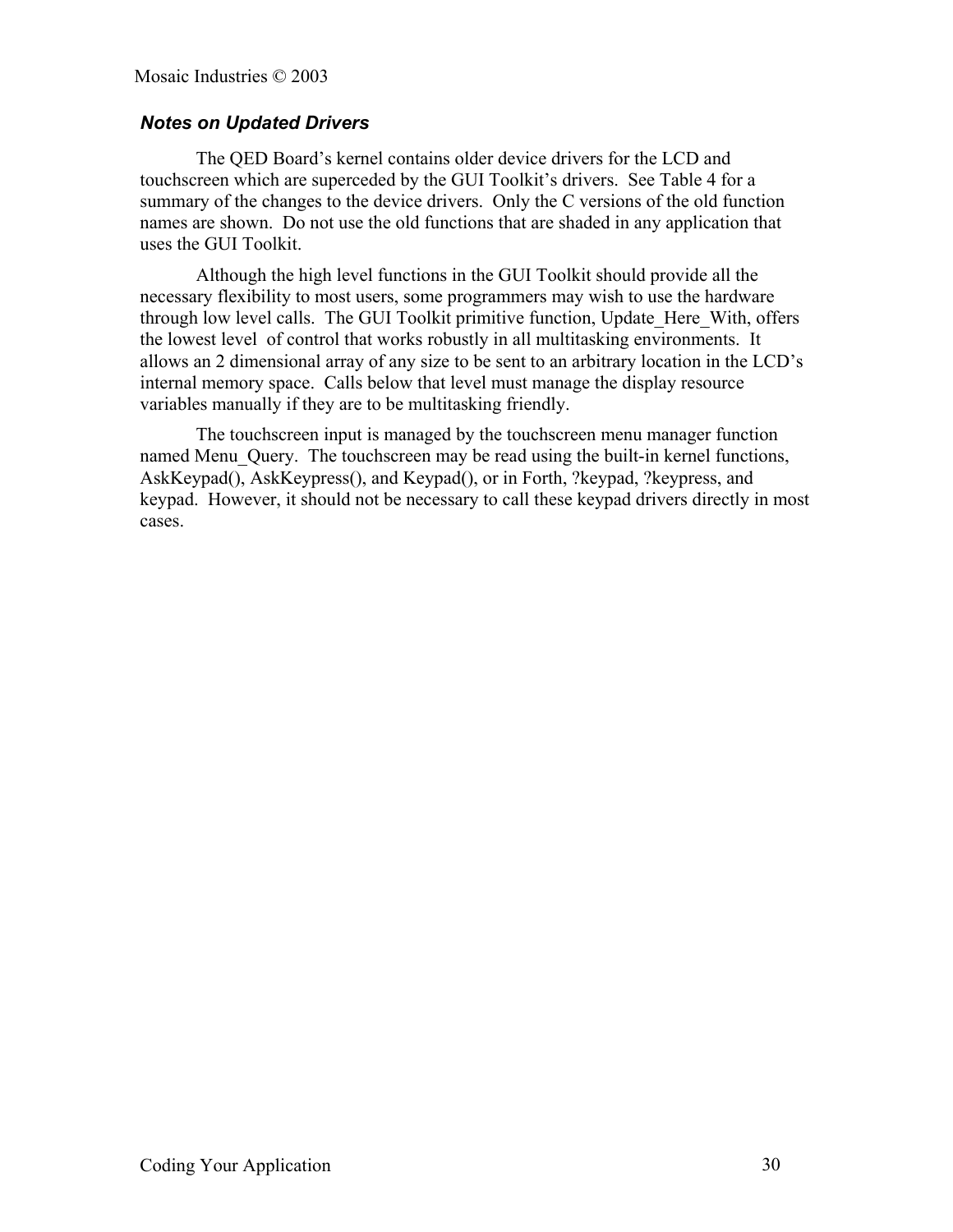### *Notes on Updated Drivers*

The QED Board's kernel contains older device drivers for the LCD and touchscreen which are superceded by the GUI Toolkit's drivers. See Table 4 for a summary of the changes to the device drivers. Only the C versions of the old function names are shown. Do not use the old functions that are shaded in any application that uses the GUI Toolkit.

Although the high level functions in the GUI Toolkit should provide all the necessary flexibility to most users, some programmers may wish to use the hardware through low level calls. The GUI Toolkit primitive function, Update_Here_With, offers the lowest level of control that works robustly in all multitasking environments. It allows an 2 dimensional array of any size to be sent to an arbitrary location in the LCD's internal memory space. Calls below that level must manage the display resource variables manually if they are to be multitasking friendly.

The touchscreen input is managed by the touchscreen menu manager function named Menu_Query. The touchscreen may be read using the built-in kernel functions, AskKeypad(), AskKeypress(), and Keypad(), or in Forth, ?keypad, ?keypress, and keypad. However, it should not be necessary to call these keypad drivers directly in most cases.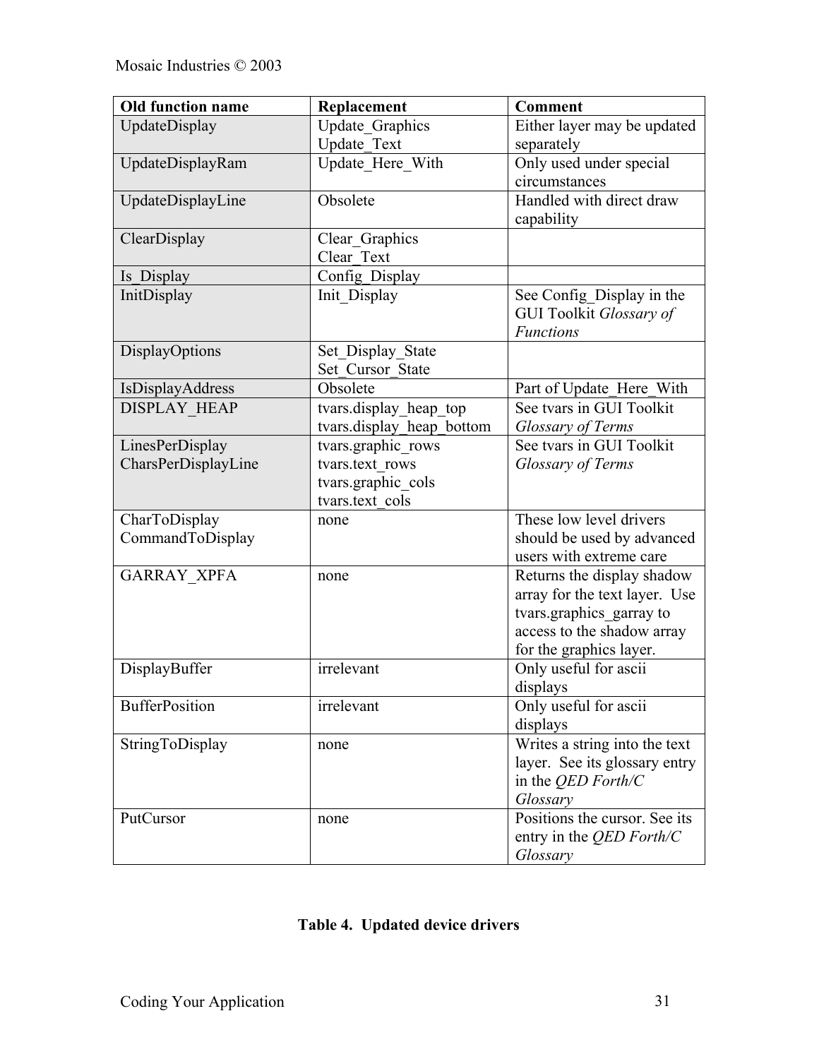| Old function name | Replacement | Comment |
| --- | --- | --- |
| UpdateDisplay | Update_Graphics<br>Update_Text | Either layer may be updated separately |
| UpdateDisplayRam | Update_Here_With | Only used under special circumstances |
| UpdateDisplayLine | Obsolete | Handled with direct draw capability |
| ClearDisplay | Clear_Graphics<br>Clear_Text | |
| Is_Display | Config_Display | |
| InitDisplay | Init_Display | See Config_Display in the GUI Toolkit *Glossary of Functions* |
| DisplayOptions | Set_Display_State<br>Set_Cursor_State | |
| IsDisplayAddress | Obsolete | Part of Update_Here_With |
| DISPLAY_HEAP | tvars.display_heap_top<br>tvars.display_heap_bottom | See tvars in GUI Toolkit *Glossary of Terms* |
| LinesPerDisplay<br>CharsPerDisplayLine | tvars.graphic_rows<br>tvars.text_rows<br>tvars.graphic_cols<br>tvars.text_cols | See tvars in GUI Toolkit *Glossary of Terms* |
| CharToDisplay<br>CommandToDisplay | none | These low level drivers should be used by advanced users with extreme care |
| GARRAY_XPFA | none | Returns the display shadow array for the text layer. Use tvars.graphics_garray to access to the shadow array for the graphics layer. |
| DisplayBuffer | irrelevant | Only useful for ascii displays |
| BufferPosition | irrelevant | Only useful for ascii displays |
| StringToDisplay | none | Writes a string into the text layer. See its glossary entry in the *QED Forth/C Glossary* |
| PutCursor | none | Positions the cursor. See its entry in the *QED Forth/C Glossary* |

**Table 4. Updated device drivers**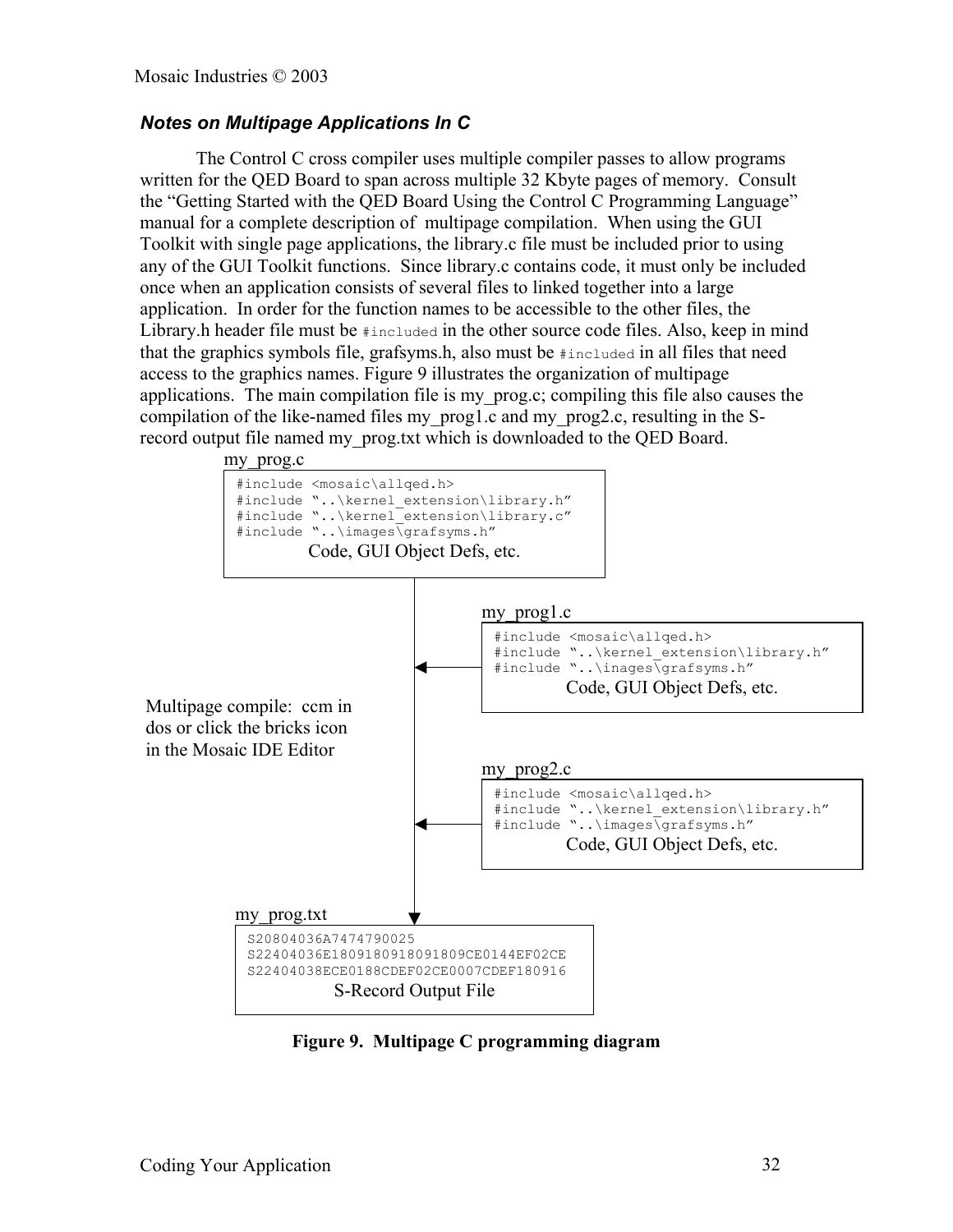### *Notes on Multipage Applications In C*

The Control C cross compiler uses multiple compiler passes to allow programs written for the QED Board to span across multiple 32 Kbyte pages of memory. Consult the "Getting Started with the QED Board Using the Control C Programming Language" manual for a complete description of multipage compilation. When using the GUI Toolkit with single page applications, the library.c file must be included prior to using any of the GUI Toolkit functions. Since library.c contains code, it must only be included once when an application consists of several files to linked together into a large application. In order for the function names to be accessible to the other files, the Library.h header file must be `#included` in the other source code files. Also, keep in mind that the graphics symbols file, grafsyms.h, also must be `#included` in all files that need access to the graphics names. Figure 9 illustrates the organization of multipage applications. The main compilation file is my_prog.c; compiling this file also causes the compilation of the like-named files my_prog1.c and my_prog2.c, resulting in the S-record output file named my_prog.txt which is downloaded to the QED Board.

my_prog.c

```
#include <mosaic\allqed.h>
#include "..\kernel_extension\library.h"
#include "..\kernel_extension\library.c"
#include "..\images\grafsyms.h"
```

Code, GUI Object Defs, etc.

my_prog1.c

```
#include <mosaic\allqed.h>
#include "..\kernel_extension\library.h"
#include "..\inages\grafsyms.h"
```

Code, GUI Object Defs, etc.

Multipage compile: ccm in dos or click the bricks icon in the Mosaic IDE Editor

my_prog2.c

```
#include <mosaic\allqed.h>
#include "..\kernel_extension\library.h"
#include "..\images\grafsyms.h"
```

Code, GUI Object Defs, etc.

my_prog.txt

```
S20804036A7474790025
S22404036E1809180918091809CE0144EF02CE
S22404038ECE0188CDEF02CE0007CDEF180916
```

S-Record Output File

**Figure 9. Multipage C programming diagram**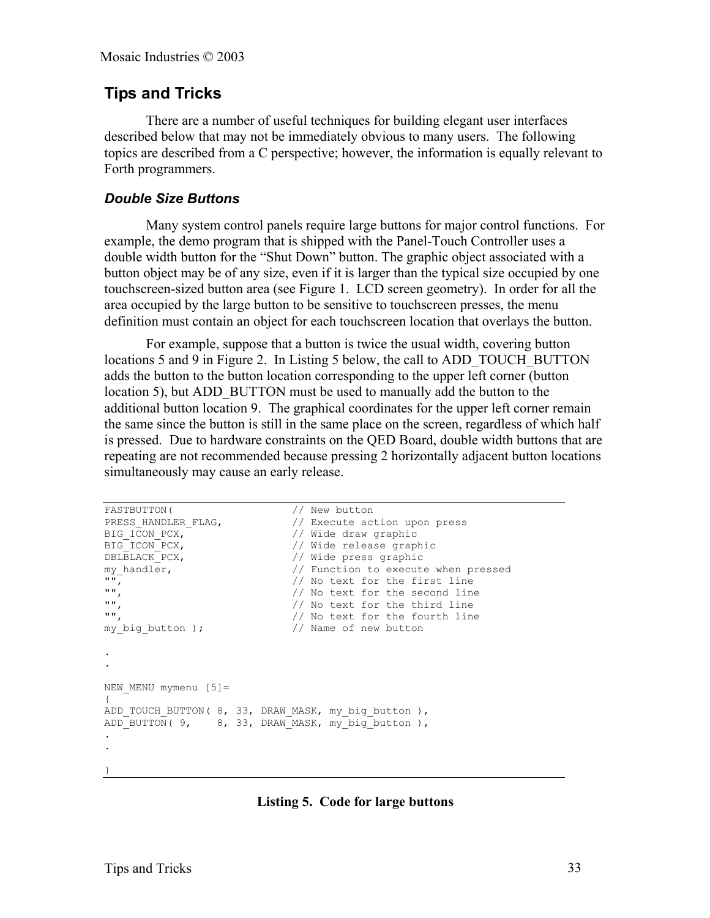## Tips and Tricks

There are a number of useful techniques for building elegant user interfaces described below that may not be immediately obvious to many users. The following topics are described from a C perspective; however, the information is equally relevant to Forth programmers.

### *Double Size Buttons*

Many system control panels require large buttons for major control functions. For example, the demo program that is shipped with the Panel-Touch Controller uses a double width button for the "Shut Down" button. The graphic object associated with a button object may be of any size, even if it is larger than the typical size occupied by one touchscreen-sized button area (see Figure 1. LCD screen geometry). In order for all the area occupied by the large button to be sensitive to touchscreen presses, the menu definition must contain an object for each touchscreen location that overlays the button.

For example, suppose that a button is twice the usual width, covering button locations 5 and 9 in Figure 2. In Listing 5 below, the call to ADD_TOUCH_BUTTON adds the button to the button location corresponding to the upper left corner (button location 5), but ADD_BUTTON must be used to manually add the button to the additional button location 9. The graphical coordinates for the upper left corner remain the same since the button is still in the same place on the screen, regardless of which half is pressed. Due to hardware constraints on the QED Board, double width buttons that are repeating are not recommended because pressing 2 horizontally adjacent button locations simultaneously may cause an early release.

```
FASTBUTTON(                    // New button
PRESS_HANDLER_FLAG,            // Execute action upon press
BIG_ICON_PCX,                  // Wide draw graphic
BIG_ICON_PCX,                  // Wide release graphic
DBLBLACK_PCX,                  // Wide press graphic
my_handler,                    // Function to execute when pressed
"",                            // No text for the first line
"",                            // No text for the second line
"",                            // No text for the third line
"",                            // No text for the fourth line
my_big_button );               // Name of new button

.
.

NEW_MENU mymenu [5]=
{
ADD_TOUCH_BUTTON( 8, 33, DRAW_MASK, my_big_button ),
ADD_BUTTON( 9,    8, 33, DRAW_MASK, my_big_button ),
.
.

}
```

**Listing 5. Code for large buttons**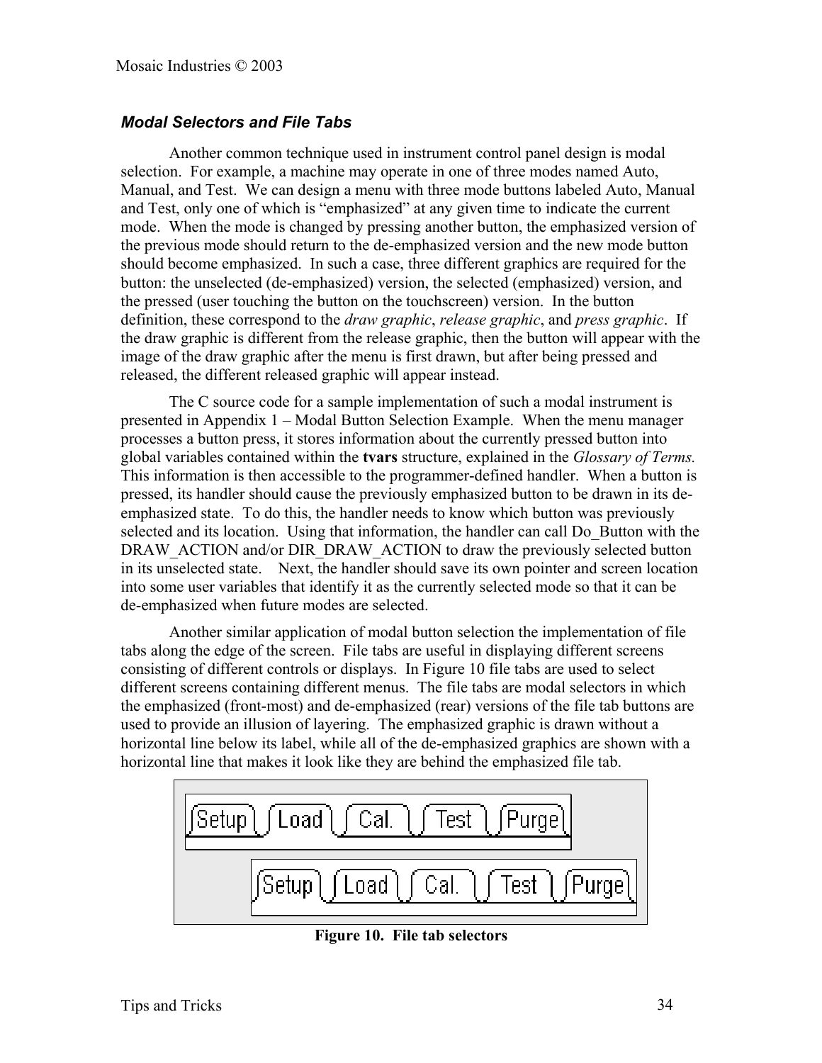### *Modal Selectors and File Tabs*

Another common technique used in instrument control panel design is modal selection. For example, a machine may operate in one of three modes named Auto, Manual, and Test. We can design a menu with three mode buttons labeled Auto, Manual and Test, only one of which is "emphasized" at any given time to indicate the current mode. When the mode is changed by pressing another button, the emphasized version of the previous mode should return to the de-emphasized version and the new mode button should become emphasized. In such a case, three different graphics are required for the button: the unselected (de-emphasized) version, the selected (emphasized) version, and the pressed (user touching the button on the touchscreen) version. In the button definition, these correspond to the *draw graphic*, *release graphic*, and *press graphic*. If the draw graphic is different from the release graphic, then the button will appear with the image of the draw graphic after the menu is first drawn, but after being pressed and released, the different released graphic will appear instead.

The C source code for a sample implementation of such a modal instrument is presented in Appendix 1 – Modal Button Selection Example. When the menu manager processes a button press, it stores information about the currently pressed button into global variables contained within the **tvars** structure, explained in the *Glossary of Terms.* This information is then accessible to the programmer-defined handler. When a button is pressed, its handler should cause the previously emphasized button to be drawn in its de-emphasized state. To do this, the handler needs to know which button was previously selected and its location. Using that information, the handler can call Do_Button with the DRAW_ACTION and/or DIR_DRAW_ACTION to draw the previously selected button in its unselected state. Next, the handler should save its own pointer and screen location into some user variables that identify it as the currently selected mode so that it can be de-emphasized when future modes are selected.

Another similar application of modal button selection the implementation of file tabs along the edge of the screen. File tabs are useful in displaying different screens consisting of different controls or displays. In Figure 10 file tabs are used to select different screens containing different menus. The file tabs are modal selectors in which the emphasized (front-most) and de-emphasized (rear) versions of the file tab buttons are used to provide an illusion of layering. The emphasized graphic is drawn without a horizontal line below its label, while all of the de-emphasized graphics are shown with a horizontal line that makes it look like they are behind the emphasized file tab.

**Figure 10. File tab selectors**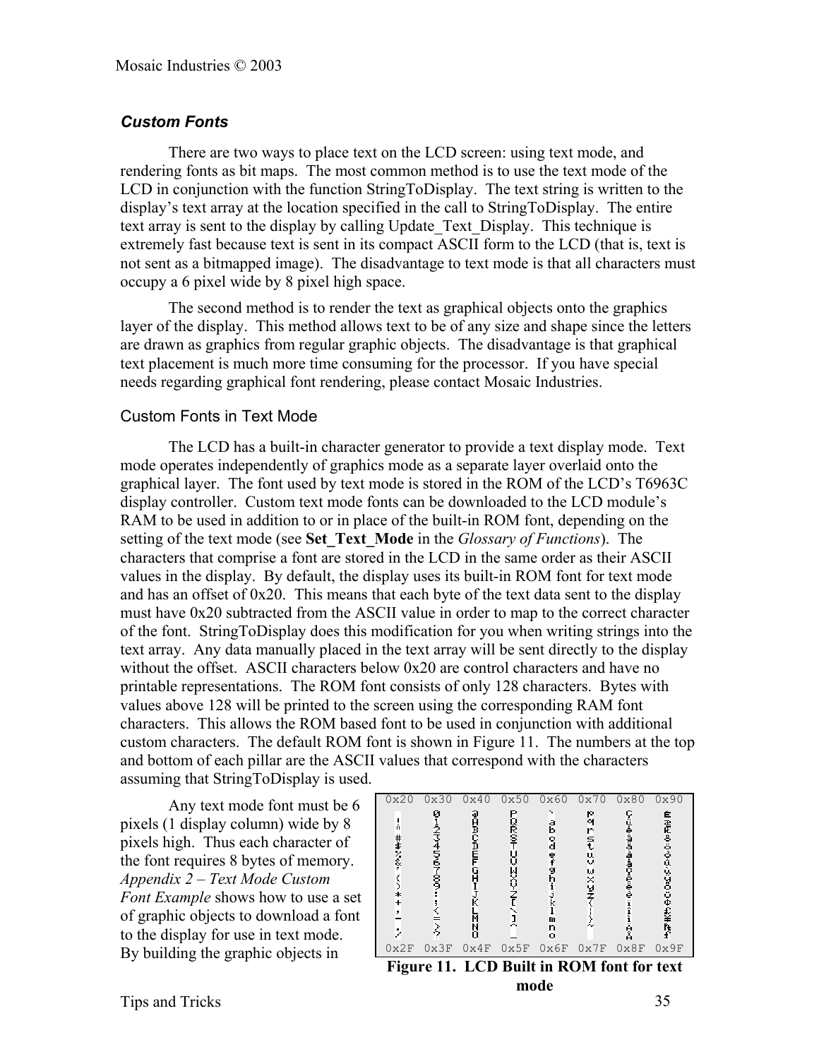## *Custom Fonts*

There are two ways to place text on the LCD screen: using text mode, and rendering fonts as bit maps. The most common method is to use the text mode of the LCD in conjunction with the function StringToDisplay. The text string is written to the display's text array at the location specified in the call to StringToDisplay. The entire text array is sent to the display by calling Update_Text_Display. This technique is extremely fast because text is sent in its compact ASCII form to the LCD (that is, text is not sent as a bitmapped image). The disadvantage to text mode is that all characters must occupy a 6 pixel wide by 8 pixel high space.

The second method is to render the text as graphical objects onto the graphics layer of the display. This method allows text to be of any size and shape since the letters are drawn as graphics from regular graphic objects. The disadvantage is that graphical text placement is much more time consuming for the processor. If you have special needs regarding graphical font rendering, please contact Mosaic Industries.

### Custom Fonts in Text Mode

The LCD has a built-in character generator to provide a text display mode. Text mode operates independently of graphics mode as a separate layer overlaid onto the graphical layer. The font used by text mode is stored in the ROM of the LCD's T6963C display controller. Custom text mode fonts can be downloaded to the LCD module's RAM to be used in addition to or in place of the built-in ROM font, depending on the setting of the text mode (see **Set_Text_Mode** in the *Glossary of Functions*). The characters that comprise a font are stored in the LCD in the same order as their ASCII values in the display. By default, the display uses its built-in ROM font for text mode and has an offset of 0x20. This means that each byte of the text data sent to the display must have 0x20 subtracted from the ASCII value in order to map to the correct character of the font. StringToDisplay does this modification for you when writing strings into the text array. Any data manually placed in the text array will be sent directly to the display without the offset. ASCII characters below 0x20 are control characters and have no printable representations. The ROM font consists of only 128 characters. Bytes with values above 128 will be printed to the screen using the corresponding RAM font characters. This allows the ROM based font to be used in conjunction with additional custom characters. The default ROM font is shown in Figure 11. The numbers at the top and bottom of each pillar are the ASCII values that correspond with the characters assuming that StringToDisplay is used.

Any text mode font must be 6 pixels (1 display column) wide by 8 pixels high. Thus each character of the font requires 8 bytes of memory. *Appendix 2 – Text Mode Custom Font Example* shows how to use a set of graphic objects to download a font to the display for use in text mode. By building the graphic objects in

**Figure 11. LCD Built in ROM font for text mode**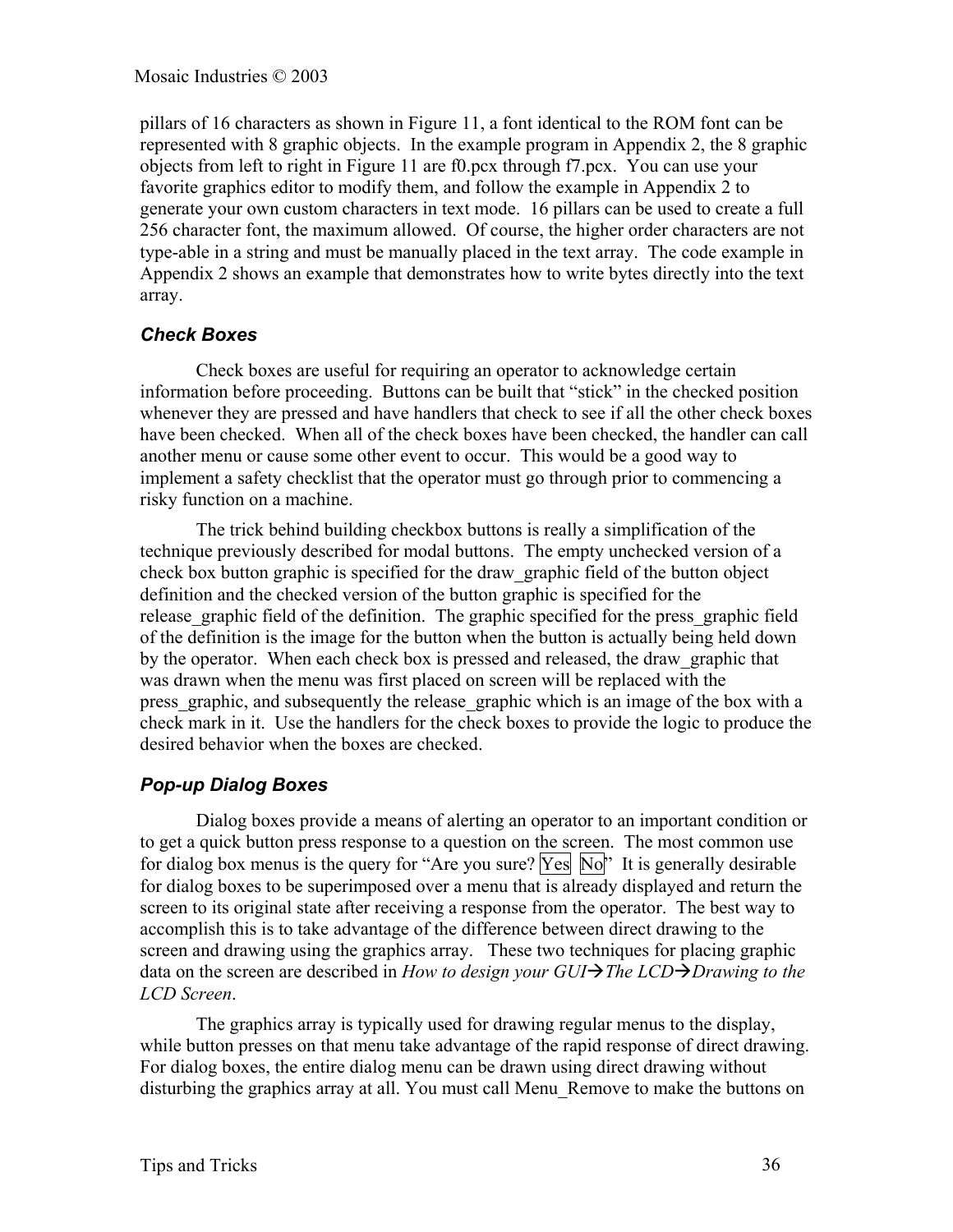pillars of 16 characters as shown in Figure 11, a font identical to the ROM font can be represented with 8 graphic objects. In the example program in Appendix 2, the 8 graphic objects from left to right in Figure 11 are f0.pcx through f7.pcx. You can use your favorite graphics editor to modify them, and follow the example in Appendix 2 to generate your own custom characters in text mode. 16 pillars can be used to create a full 256 character font, the maximum allowed. Of course, the higher order characters are not type-able in a string and must be manually placed in the text array. The code example in Appendix 2 shows an example that demonstrates how to write bytes directly into the text array.

### *Check Boxes*

Check boxes are useful for requiring an operator to acknowledge certain information before proceeding. Buttons can be built that "stick" in the checked position whenever they are pressed and have handlers that check to see if all the other check boxes have been checked. When all of the check boxes have been checked, the handler can call another menu or cause some other event to occur. This would be a good way to implement a safety checklist that the operator must go through prior to commencing a risky function on a machine.

The trick behind building checkbox buttons is really a simplification of the technique previously described for modal buttons. The empty unchecked version of a check box button graphic is specified for the draw_graphic field of the button object definition and the checked version of the button graphic is specified for the release_graphic field of the definition. The graphic specified for the press_graphic field of the definition is the image for the button when the button is actually being held down by the operator. When each check box is pressed and released, the draw_graphic that was drawn when the menu was first placed on screen will be replaced with the press_graphic, and subsequently the release_graphic which is an image of the box with a check mark in it. Use the handlers for the check boxes to provide the logic to produce the desired behavior when the boxes are checked.

### *Pop-up Dialog Boxes*

Dialog boxes provide a means of alerting an operator to an important condition or to get a quick button press response to a question on the screen. The most common use for dialog box menus is the query for "Are you sure? Yes No" It is generally desirable for dialog boxes to be superimposed over a menu that is already displayed and return the screen to its original state after receiving a response from the operator. The best way to accomplish this is to take advantage of the difference between direct drawing to the screen and drawing using the graphics array. These two techniques for placing graphic data on the screen are described in *How to design your GUI→The LCD→Drawing to the LCD Screen*.

The graphics array is typically used for drawing regular menus to the display, while button presses on that menu take advantage of the rapid response of direct drawing. For dialog boxes, the entire dialog menu can be drawn using direct drawing without disturbing the graphics array at all. You must call Menu_Remove to make the buttons on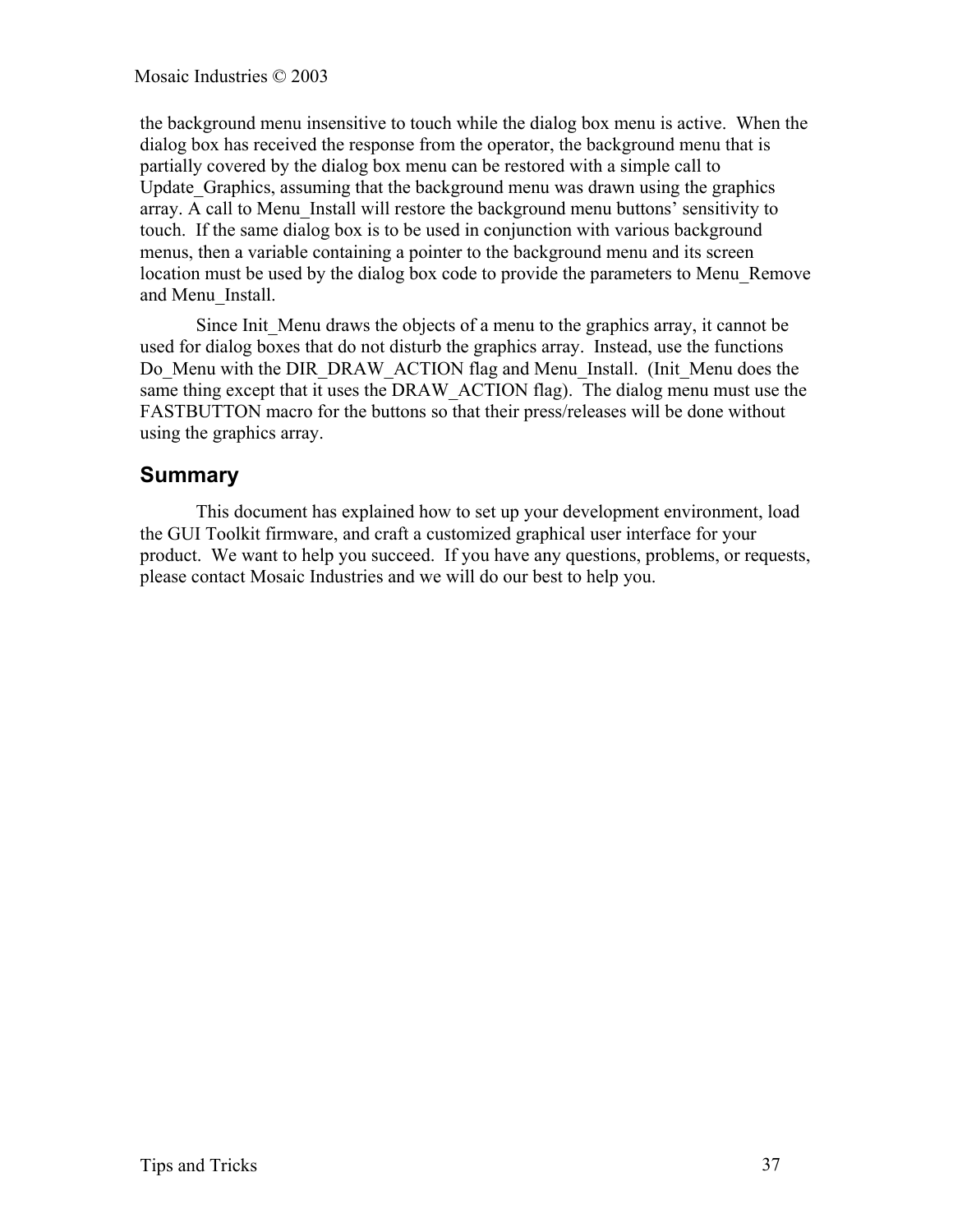the background menu insensitive to touch while the dialog box menu is active. When the dialog box has received the response from the operator, the background menu that is partially covered by the dialog box menu can be restored with a simple call to Update_Graphics, assuming that the background menu was drawn using the graphics array. A call to Menu_Install will restore the background menu buttons' sensitivity to touch. If the same dialog box is to be used in conjunction with various background menus, then a variable containing a pointer to the background menu and its screen location must be used by the dialog box code to provide the parameters to Menu_Remove and Menu_Install.

Since Init_Menu draws the objects of a menu to the graphics array, it cannot be used for dialog boxes that do not disturb the graphics array. Instead, use the functions Do_Menu with the DIR_DRAW_ACTION flag and Menu_Install. (Init_Menu does the same thing except that it uses the DRAW_ACTION flag). The dialog menu must use the FASTBUTTON macro for the buttons so that their press/releases will be done without using the graphics array.

## Summary

This document has explained how to set up your development environment, load the GUI Toolkit firmware, and craft a customized graphical user interface for your product. We want to help you succeed. If you have any questions, problems, or requests, please contact Mosaic Industries and we will do our best to help you.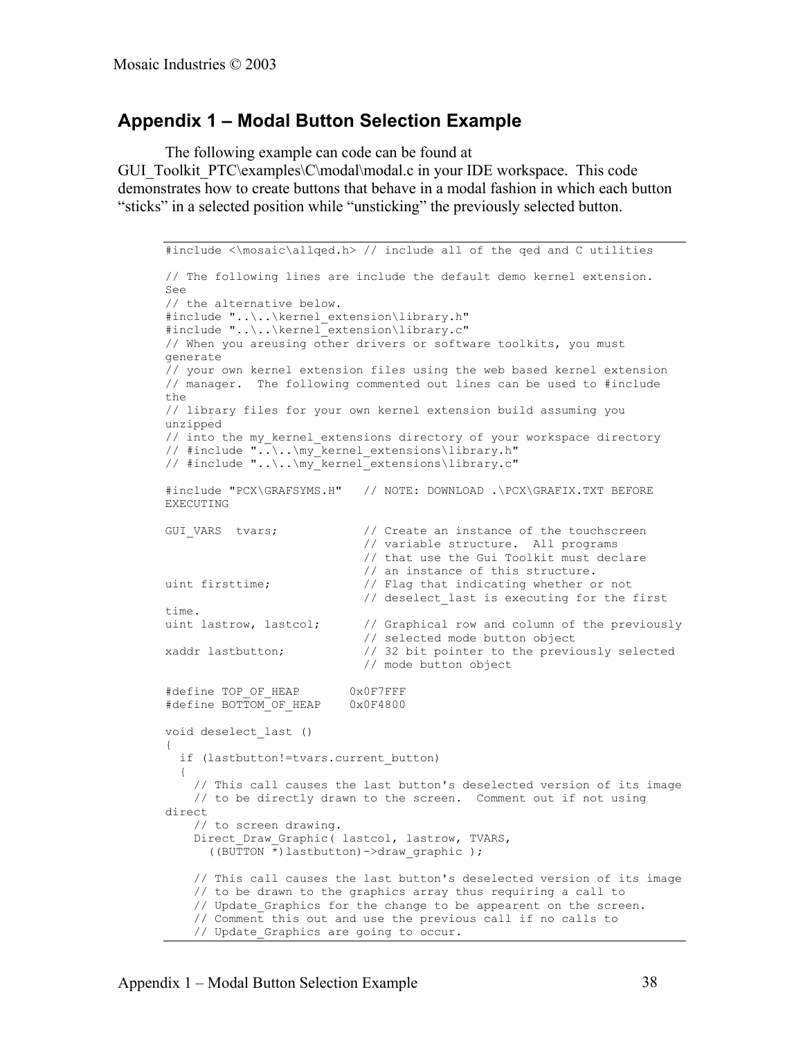## Appendix 1 – Modal Button Selection Example

The following example can code can be found at GUI_Toolkit_PTC\examples\C\modal\modal.c in your IDE workspace. This code demonstrates how to create buttons that behave in a modal fashion in which each button “sticks” in a selected position while “unsticking” the previously selected button.

```
#include <\mosaic\allqed.h> // include all of the qed and C utilities

// The following lines are include the default demo kernel extension.
See
// the alternative below.
#include "..\..\kernel_extension\library.h"
#include "..\..\kernel_extension\library.c"
// When you areusing other drivers or software toolkits, you must
generate
// your own kernel extension files using the web based kernel extension
// manager.  The following commented out lines can be used to #include
the
// library files for your own kernel extension build assuming you
unzipped
// into the my_kernel_extensions directory of your workspace directory
// #include "..\..\my_kernel_extensions\library.h"
// #include "..\..\my_kernel_extensions\library.c"

#include "PCX\GRAFSYMS.H"   // NOTE: DOWNLOAD .\PCX\GRAFIX.TXT BEFORE
EXECUTING

GUI_VARS  tvars;            // Create an instance of the touchscreen
                            // variable structure.  All programs
                            // that use the Gui Toolkit must declare
                            // an instance of this structure.
uint firsttime;             // Flag that indicating whether or not
                            // deselect_last is executing for the first
time.
uint lastrow, lastcol;      // Graphical row and column of the previously
                            // selected mode button object
xaddr lastbutton;           // 32 bit pointer to the previously selected
                            // mode button object

#define TOP_OF_HEAP       0x0F7FFF
#define BOTTOM_OF_HEAP    0x0F4800

void deselect_last ()
{
  if (lastbutton!=tvars.current_button)
  {
    // This call causes the last button's deselected version of its image
    // to be directly drawn to the screen.  Comment out if not using
direct
    // to screen drawing.
    Direct_Draw_Graphic( lastcol, lastrow, TVARS,
      ((BUTTON *)lastbutton)->draw_graphic );

    // This call causes the last button's deselected version of its image
    // to be drawn to the graphics array thus requiring a call to
    // Update_Graphics for the change to be appearent on the screen.
    // Comment this out and use the previous call if no calls to
    // Update_Graphics are going to occur.
```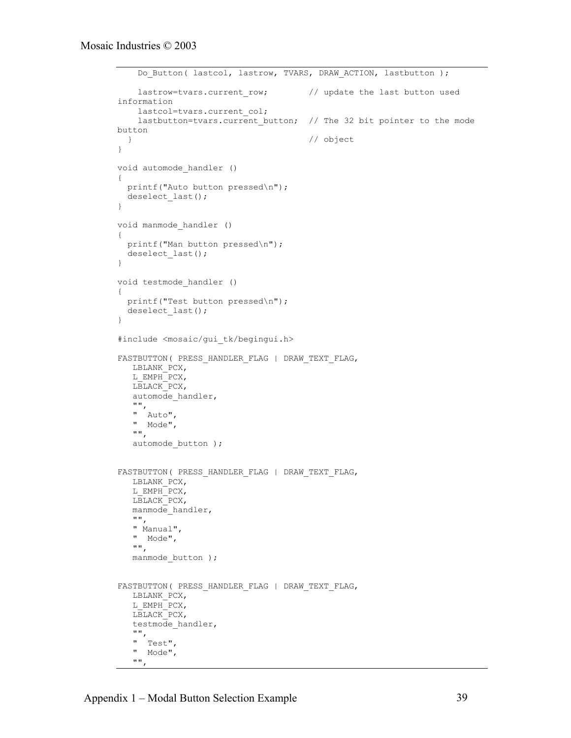```
    Do_Button( lastcol, lastrow, TVARS, DRAW_ACTION, lastbutton );

    lastrow=tvars.current_row;        // update the last button used
information
    lastcol=tvars.current_col;
    lastbutton=tvars.current_button;  // The 32 bit pointer to the mode
button
  }                                   // object
}

void automode_handler ()
{
  printf("Auto button pressed\n");
  deselect_last();
}

void manmode_handler ()
{
  printf("Man button pressed\n");
  deselect_last();
}

void testmode_handler ()
{
  printf("Test button pressed\n");
  deselect_last();
}

#include <mosaic/gui_tk/begingui.h>

FASTBUTTON( PRESS_HANDLER_FLAG | DRAW_TEXT_FLAG,
   LBLANK_PCX,
   L_EMPH_PCX,
   LBLACK_PCX,
   automode_handler,
   "",
   "  Auto",
   "  Mode",
   "",
   automode_button );


FASTBUTTON( PRESS_HANDLER_FLAG | DRAW_TEXT_FLAG,
   LBLANK_PCX,
   L_EMPH_PCX,
   LBLACK_PCX,
   manmode_handler,
   "",
   " Manual",
   "  Mode",
   "",
   manmode_button );


FASTBUTTON( PRESS_HANDLER_FLAG | DRAW_TEXT_FLAG,
   LBLANK_PCX,
   L_EMPH_PCX,
   LBLACK_PCX,
   testmode_handler,
   "",
   "  Test",
   "  Mode",
   "",
```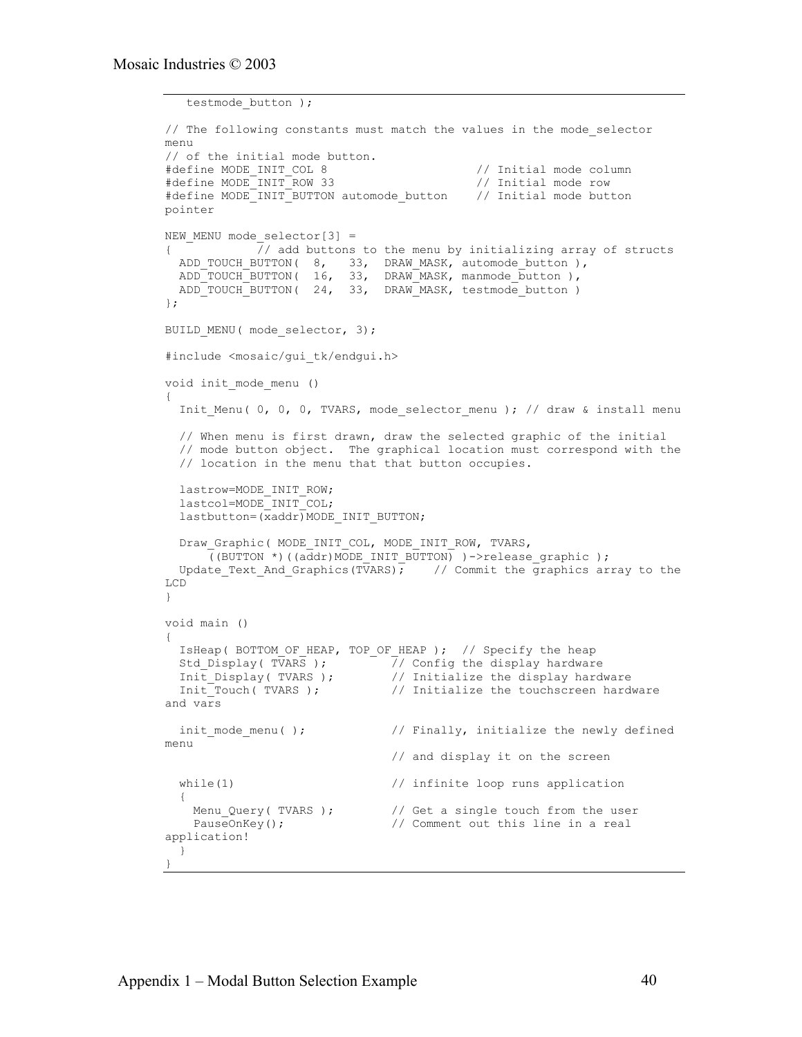```
   testmode_button );

// The following constants must match the values in the mode_selector menu
// of the initial mode button.
#define MODE_INIT_COL 8                      // Initial mode column
#define MODE_INIT_ROW 33                     // Initial mode row
#define MODE_INIT_BUTTON automode_button    // Initial mode button pointer

NEW_MENU mode_selector[3] =
{           // add buttons to the menu by initializing array of structs
  ADD_TOUCH_BUTTON(  8,   33,  DRAW_MASK, automode_button ),
  ADD_TOUCH_BUTTON(  16,  33,  DRAW_MASK, manmode_button ),
  ADD_TOUCH_BUTTON(  24,  33,  DRAW_MASK, testmode_button )
};

BUILD_MENU( mode_selector, 3);

#include <mosaic/gui_tk/endgui.h>

void init_mode_menu ()
{
  Init_Menu( 0, 0, 0, TVARS, mode_selector_menu ); // draw & install menu

  // When menu is first drawn, draw the selected graphic of the initial
  // mode button object.  The graphical location must correspond with the
  // location in the menu that that button occupies.

  lastrow=MODE_INIT_ROW;
  lastcol=MODE_INIT_COL;
  lastbutton=(xaddr)MODE_INIT_BUTTON;

  Draw_Graphic( MODE_INIT_COL, MODE_INIT_ROW, TVARS,
      ((BUTTON *)((addr)MODE_INIT_BUTTON) )->release_graphic );
  Update_Text_And_Graphics(TVARS);    // Commit the graphics array to the LCD
}

void main ()
{
  IsHeap( BOTTOM_OF_HEAP, TOP_OF_HEAP );  // Specify the heap
  Std_Display( TVARS );         // Config the display hardware
  Init_Display( TVARS );        // Initialize the display hardware
  Init_Touch( TVARS );          // Initialize the touchscreen hardware and vars

  init_mode_menu( );            // Finally, initialize the newly defined menu
                                // and display it on the screen

  while(1)                      // infinite loop runs application
  {
    Menu_Query( TVARS );        // Get a single touch from the user
    PauseOnKey();               // Comment out this line in a real application!
  }
}
```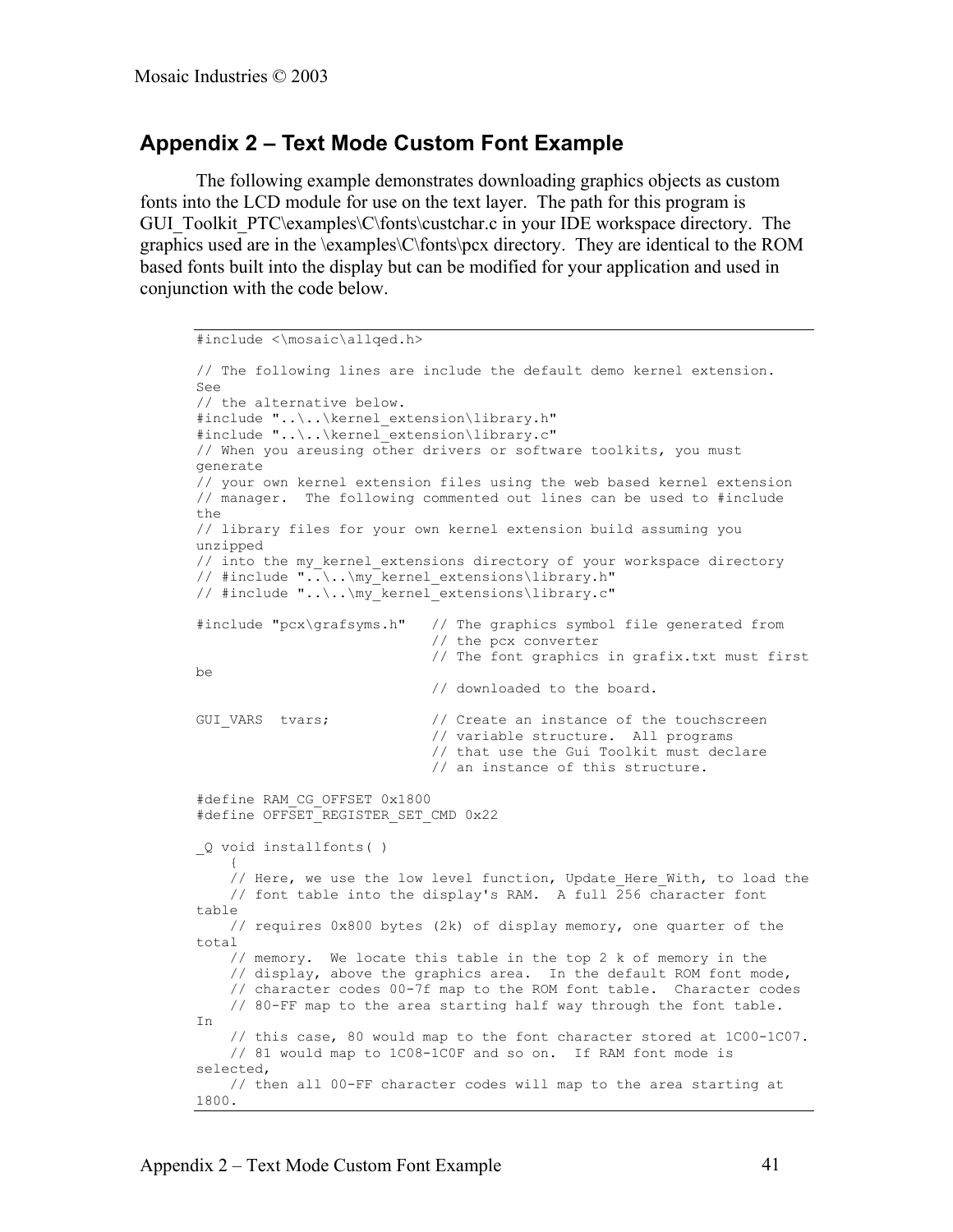## Appendix 2 – Text Mode Custom Font Example

The following example demonstrates downloading graphics objects as custom fonts into the LCD module for use on the text layer. The path for this program is GUI_Toolkit_PTC\examples\C\fonts\custchar.c in your IDE workspace directory. The graphics used are in the \examples\C\fonts\pcx directory. They are identical to the ROM based fonts built into the display but can be modified for your application and used in conjunction with the code below.

```
#include <\mosaic\allqed.h>

// The following lines are include the default demo kernel extension.
See
// the alternative below.
#include "..\..\kernel_extension\library.h"
#include "..\..\kernel_extension\library.c"
// When you areusing other drivers or software toolkits, you must
generate
// your own kernel extension files using the web based kernel extension
// manager.  The following commented out lines can be used to #include
the
// library files for your own kernel extension build assuming you
unzipped
// into the my_kernel_extensions directory of your workspace directory
// #include "..\..\my_kernel_extensions\library.h"
// #include "..\..\my_kernel_extensions\library.c"

#include "pcx\grafsyms.h"   // The graphics symbol file generated from
                            // the pcx converter
                            // The font graphics in grafix.txt must first
be
                            // downloaded to the board.

GUI_VARS  tvars;            // Create an instance of the touchscreen
                            // variable structure.  All programs
                            // that use the Gui Toolkit must declare
                            // an instance of this structure.

#define RAM_CG_OFFSET 0x1800
#define OFFSET_REGISTER_SET_CMD 0x22

_Q void installfonts( )
    {
    // Here, we use the low level function, Update_Here_With, to load the
    // font table into the display's RAM.  A full 256 character font
table
    // requires 0x800 bytes (2k) of display memory, one quarter of the
total
    // memory.  We locate this table in the top 2 k of memory in the
    // display, above the graphics area.  In the default ROM font mode,
    // character codes 00-7f map to the ROM font table.  Character codes
    // 80-FF map to the area starting half way through the font table.
In
    // this case, 80 would map to the font character stored at 1C00-1C07.
    // 81 would map to 1C08-1C0F and so on.  If RAM font mode is
selected,
    // then all 00-FF character codes will map to the area starting at
1800.
```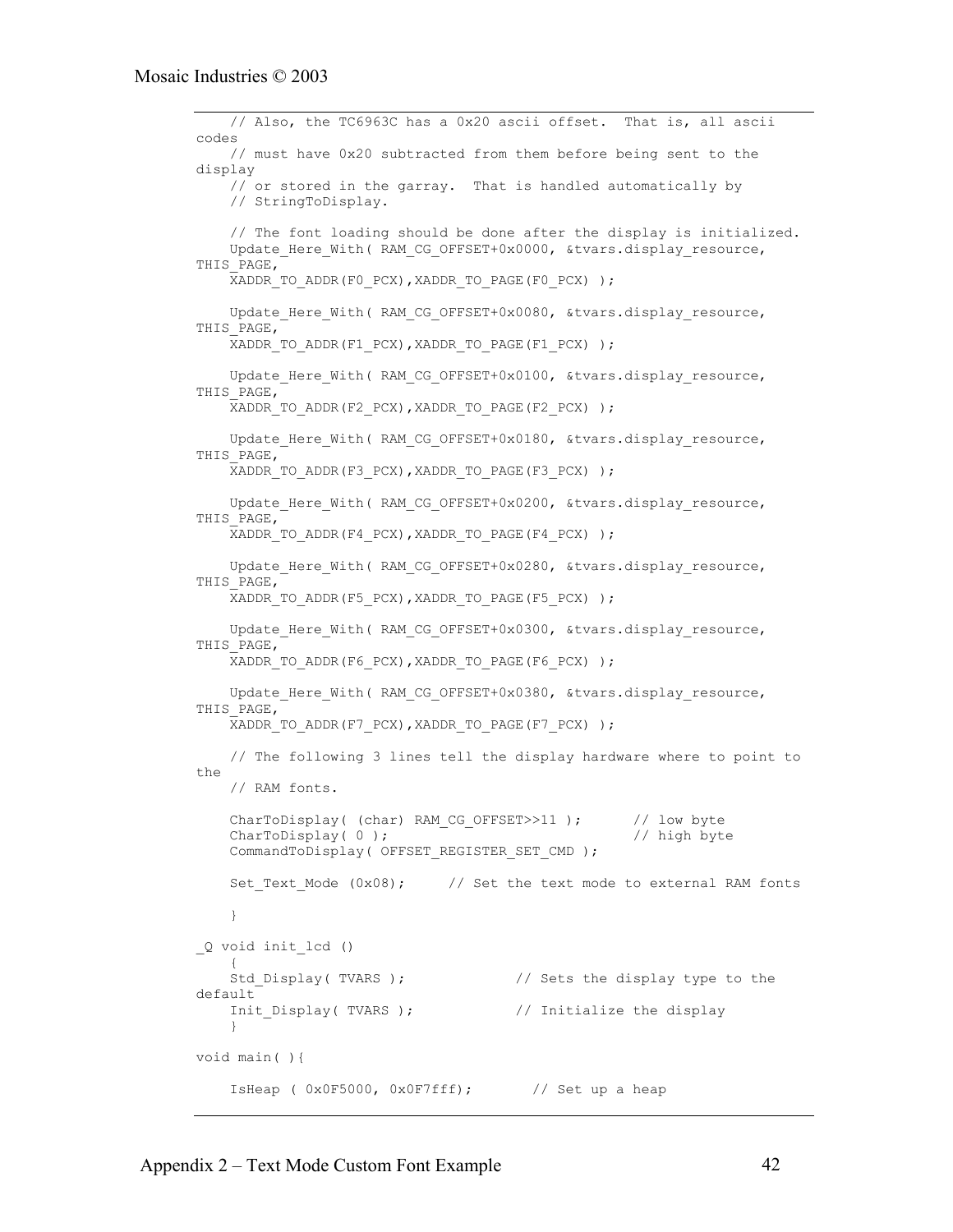```
    // Also, the TC6963C has a 0x20 ascii offset.  That is, all ascii
codes
    // must have 0x20 subtracted from them before being sent to the
display
    // or stored in the garray.  That is handled automatically by
    // StringToDisplay.

    // The font loading should be done after the display is initialized.
    Update_Here_With( RAM_CG_OFFSET+0x0000, &tvars.display_resource,
THIS_PAGE,
    XADDR_TO_ADDR(F0_PCX),XADDR_TO_PAGE(F0_PCX) );

    Update_Here_With( RAM_CG_OFFSET+0x0080, &tvars.display_resource,
THIS_PAGE,
    XADDR_TO_ADDR(F1_PCX),XADDR_TO_PAGE(F1_PCX) );

    Update_Here_With( RAM_CG_OFFSET+0x0100, &tvars.display_resource,
THIS_PAGE,
    XADDR_TO_ADDR(F2_PCX),XADDR_TO_PAGE(F2_PCX) );

    Update_Here_With( RAM_CG_OFFSET+0x0180, &tvars.display_resource,
THIS_PAGE,
    XADDR_TO_ADDR(F3_PCX),XADDR_TO_PAGE(F3_PCX) );

    Update_Here_With( RAM_CG_OFFSET+0x0200, &tvars.display_resource,
THIS_PAGE,
    XADDR_TO_ADDR(F4_PCX),XADDR_TO_PAGE(F4_PCX) );

    Update_Here_With( RAM_CG_OFFSET+0x0280, &tvars.display_resource,
THIS_PAGE,
    XADDR_TO_ADDR(F5_PCX),XADDR_TO_PAGE(F5_PCX) );

    Update_Here_With( RAM_CG_OFFSET+0x0300, &tvars.display_resource,
THIS_PAGE,
    XADDR_TO_ADDR(F6_PCX),XADDR_TO_PAGE(F6_PCX) );

    Update_Here_With( RAM_CG_OFFSET+0x0380, &tvars.display_resource,
THIS_PAGE,
    XADDR_TO_ADDR(F7_PCX),XADDR_TO_PAGE(F7_PCX) );

    // The following 3 lines tell the display hardware where to point to
the
    // RAM fonts.

    CharToDisplay( (char) RAM_CG_OFFSET>>11 );      // low byte
    CharToDisplay( 0 );                             // high byte
    CommandToDisplay( OFFSET_REGISTER_SET_CMD );

    Set_Text_Mode (0x08);     // Set the text mode to external RAM fonts

    }

_Q void init_lcd ()
    {
    Std_Display( TVARS );             // Sets the display type to the
default
    Init_Display( TVARS );            // Initialize the display
    }

void main( ){

    IsHeap ( 0x0F5000, 0x0F7fff);       // Set up a heap
```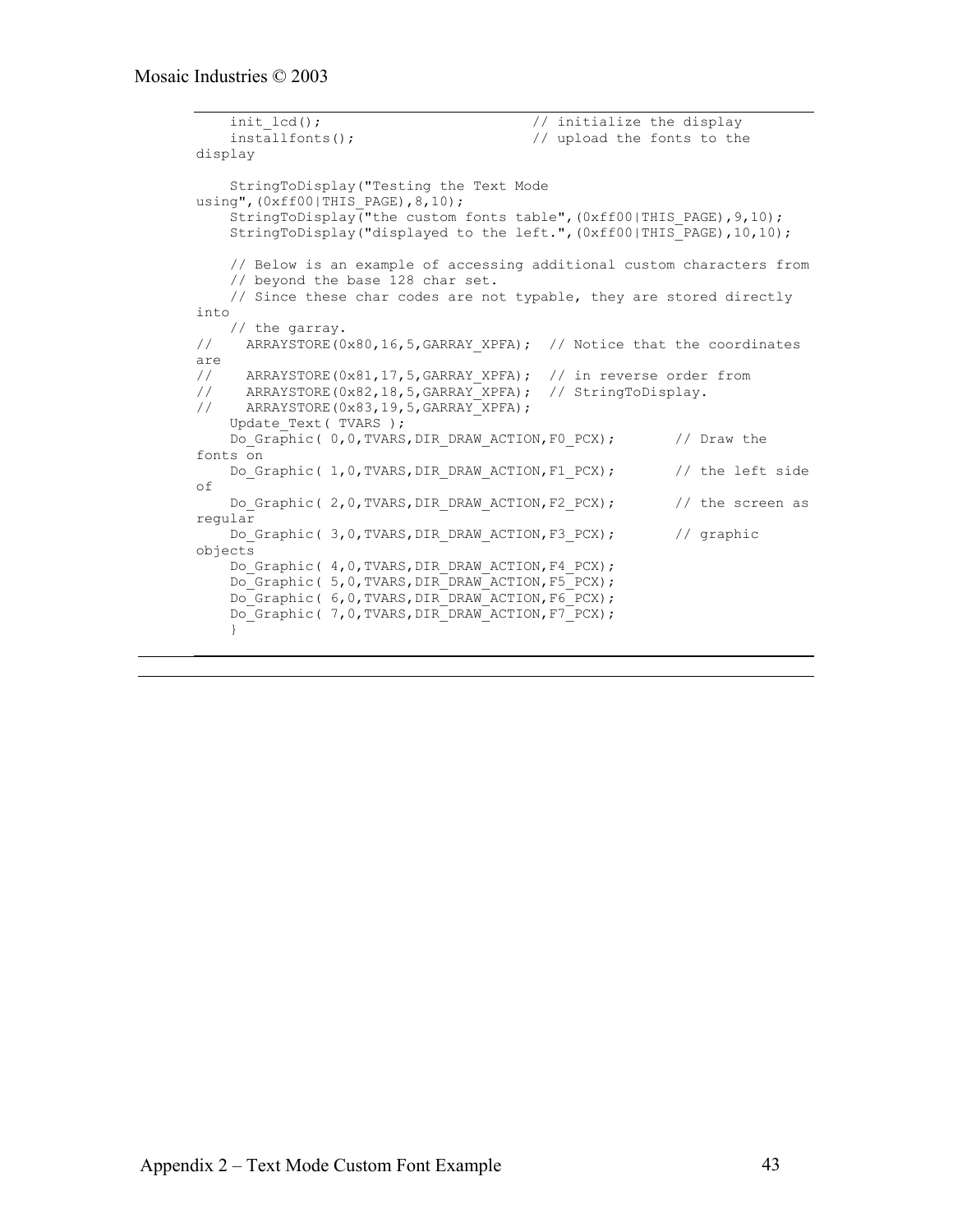```
    init_lcd();                             // initialize the display
    installfonts();                         // upload the fonts to the
display

    StringToDisplay("Testing the Text Mode
using",(0xff00|THIS_PAGE),8,10);
    StringToDisplay("the custom fonts table",(0xff00|THIS_PAGE),9,10);
    StringToDisplay("displayed to the left.",(0xff00|THIS_PAGE),10,10);

    // Below is an example of accessing additional custom characters from
    // beyond the base 128 char set.
    // Since these char codes are not typable, they are stored directly
into
    // the garray.
//    ARRAYSTORE(0x80,16,5,GARRAY_XPFA);  // Notice that the coordinates
are
//    ARRAYSTORE(0x81,17,5,GARRAY_XPFA);  // in reverse order from
//    ARRAYSTORE(0x82,18,5,GARRAY_XPFA);  // StringToDisplay.
//    ARRAYSTORE(0x83,19,5,GARRAY_XPFA);
    Update_Text( TVARS );
    Do_Graphic( 0,0,TVARS,DIR_DRAW_ACTION,F0_PCX);        // Draw the
fonts on
    Do_Graphic( 1,0,TVARS,DIR_DRAW_ACTION,F1_PCX);        // the left side
of
    Do_Graphic( 2,0,TVARS,DIR_DRAW_ACTION,F2_PCX);        // the screen as
regular
    Do_Graphic( 3,0,TVARS,DIR_DRAW_ACTION,F3_PCX);        // graphic
objects
    Do_Graphic( 4,0,TVARS,DIR_DRAW_ACTION,F4_PCX);
    Do_Graphic( 5,0,TVARS,DIR_DRAW_ACTION,F5_PCX);
    Do_Graphic( 6,0,TVARS,DIR_DRAW_ACTION,F6_PCX);
    Do_Graphic( 7,0,TVARS,DIR_DRAW_ACTION,F7_PCX);
    }
```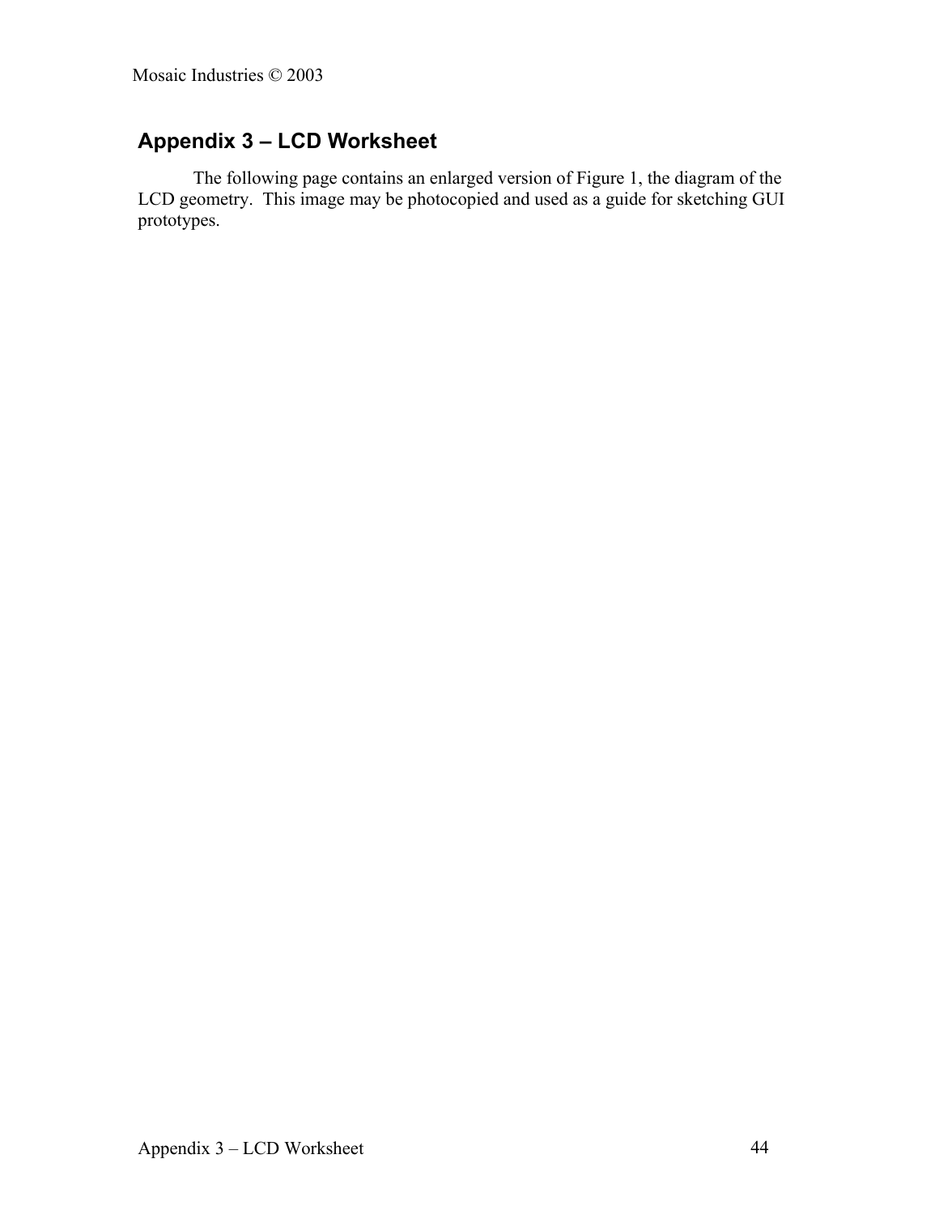## Appendix 3 – LCD Worksheet

The following page contains an enlarged version of Figure 1, the diagram of the LCD geometry. This image may be photocopied and used as a guide for sketching GUI prototypes.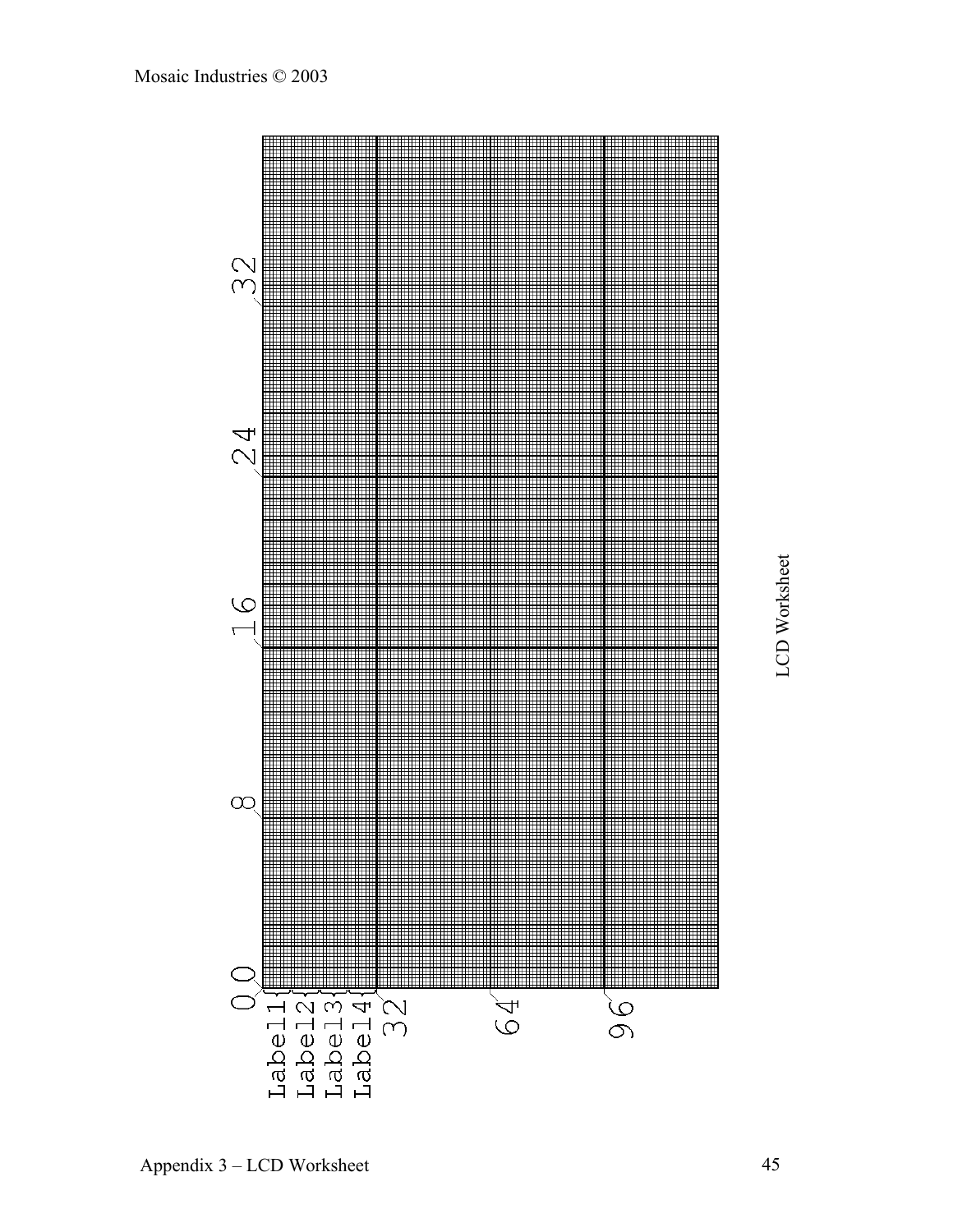0 0

8

16

24

32

Label1
Label2
Label3
Label4

32

64

96

LCD Worksheet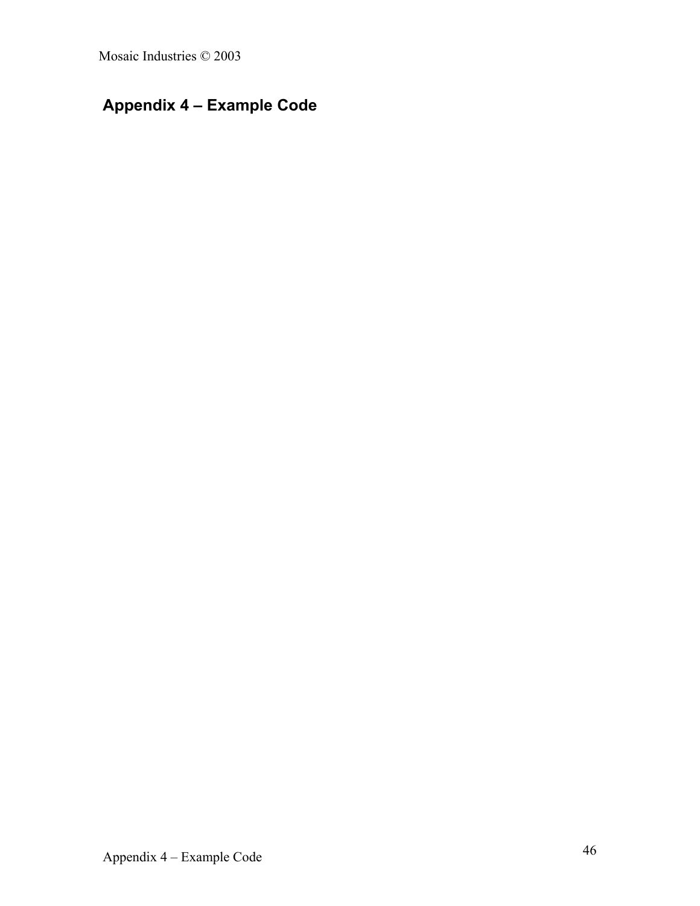## Appendix 4 – Example Code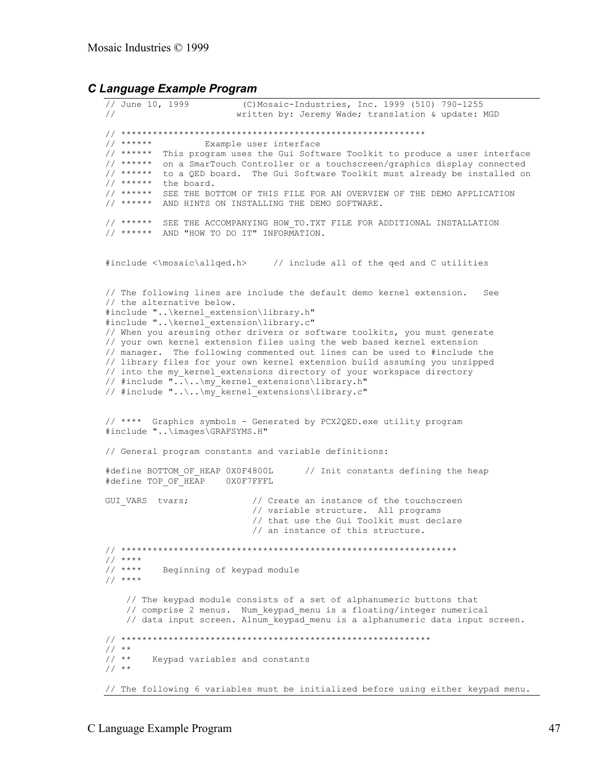## *C Language Example Program*

```
// June 10, 1999          (C)Mosaic-Industries, Inc. 1999 (510) 790-1255
//                        written by: Jeremy Wade; translation & update: MGD

// **********************************************************
// ******          Example user interface
// ******  This program uses the Gui Software Toolkit to produce a user interface
// ******  on a SmarTouch Controller or a touchscreen/graphics display connected
// ******  to a QED board.  The Gui Software Toolkit must already be installed on
// ******  the board.
// ******  SEE THE BOTTOM OF THIS FILE FOR AN OVERVIEW OF THE DEMO APPLICATION
// ******  AND HINTS ON INSTALLING THE DEMO SOFTWARE.

// ******  SEE THE ACCOMPANYING HOW_TO.TXT FILE FOR ADDITIONAL INSTALLATION
// ******  AND "HOW TO DO IT" INFORMATION.


#include <\mosaic\allqed.h>     // include all of the qed and C utilities


// The following lines are include the default demo kernel extension.   See
// the alternative below.
#include "..\kernel_extension\library.h"
#include "..\kernel_extension\library.c"
// When you areusing other drivers or software toolkits, you must generate
// your own kernel extension files using the web based kernel extension
// manager.  The following commented out lines can be used to #include the
// library files for your own kernel extension build assuming you unzipped
// into the my_kernel_extensions directory of your workspace directory
// #include "..\..\my_kernel_extensions\library.h"
// #include "..\..\my_kernel_extensions\library.c"


// ****  Graphics symbols - Generated by PCX2QED.exe utility program
#include "..\images\GRAFSYMS.H"

// General program constants and variable definitions:

#define BOTTOM_OF_HEAP 0X0F4800L      // Init constants defining the heap
#define TOP_OF_HEAP    0X0F7FFFL

GUI_VARS  tvars;            // Create an instance of the touchscreen
                            // variable structure.  All programs
                            // that use the Gui Toolkit must declare
                            // an instance of this structure.

// ****************************************************************
// ****
// ****    Beginning of keypad module
// ****

    // The keypad module consists of a set of alphanumeric buttons that
    // comprise 2 menus.  Num_keypad_menu is a floating/integer numerical
    // data input screen. Alnum_keypad_menu is a alphanumeric data input screen.

// **********************************************************
// **
// **    Keypad variables and constants
// **

// The following 6 variables must be initialized before using either keypad menu.
```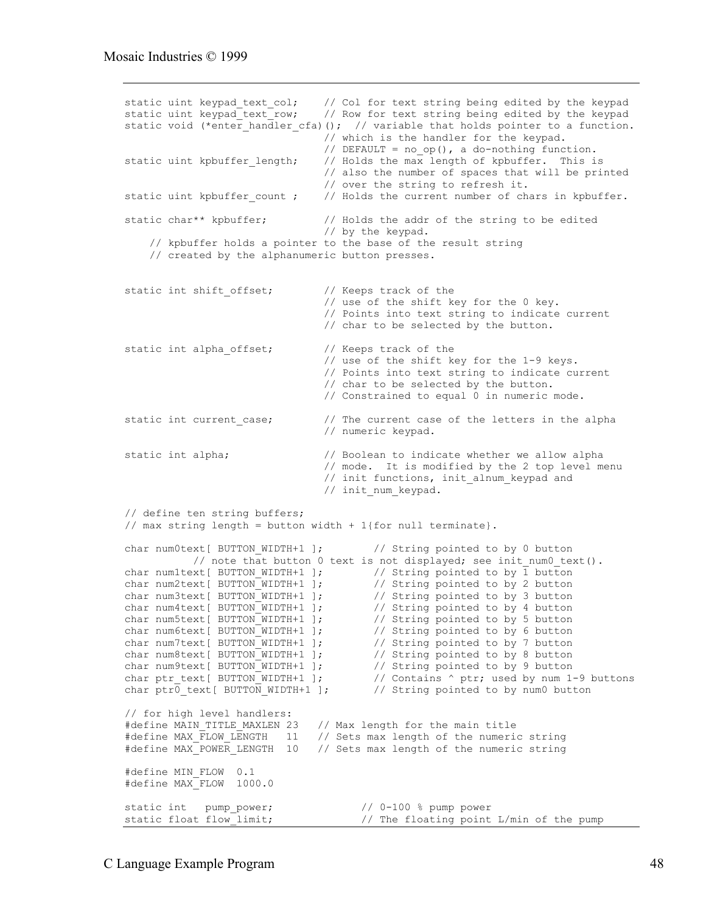```
static uint keypad_text_col;    // Col for text string being edited by the keypad
static uint keypad_text_row;    // Row for text string being edited by the keypad
static void (*enter_handler_cfa)();  // variable that holds pointer to a function.
                                // which is the handler for the keypad.
                                // DEFAULT = no_op(), a do-nothing function.
static uint kpbuffer_length;    // Holds the max length of kpbuffer.  This is
                                // also the number of spaces that will be printed
                                // over the string to refresh it.
static uint kpbuffer_count ;    // Holds the current number of chars in kpbuffer.

static char** kpbuffer;         // Holds the addr of the string to be edited
                                // by the keypad.
    // kpbuffer holds a pointer to the base of the result string
    // created by the alphanumeric button presses.


static int shift_offset;        // Keeps track of the
                                // use of the shift key for the 0 key.
                                // Points into text string to indicate current
                                // char to be selected by the button.

static int alpha_offset;        // Keeps track of the
                                // use of the shift key for the 1-9 keys.
                                // Points into text string to indicate current
                                // char to be selected by the button.
                                // Constrained to equal 0 in numeric mode.

static int current_case;        // The current case of the letters in the alpha
                                // numeric keypad.

static int alpha;               // Boolean to indicate whether we allow alpha
                                // mode.  It is modified by the 2 top level menu
                                // init functions, init_alnum_keypad and
                                // init_num_keypad.

// define ten string buffers;
// max string length = button width + 1{for null terminate}.

char num0text[ BUTTON_WIDTH+1 ];        // String pointed to by 0 button
          // note that button 0 text is not displayed; see init_num0_text().
char num1text[ BUTTON_WIDTH+1 ];        // String pointed to by 1 button
char num2text[ BUTTON_WIDTH+1 ];        // String pointed to by 2 button
char num3text[ BUTTON_WIDTH+1 ];        // String pointed to by 3 button
char num4text[ BUTTON_WIDTH+1 ];        // String pointed to by 4 button
char num5text[ BUTTON_WIDTH+1 ];        // String pointed to by 5 button
char num6text[ BUTTON_WIDTH+1 ];        // String pointed to by 6 button
char num7text[ BUTTON_WIDTH+1 ];        // String pointed to by 7 button
char num8text[ BUTTON_WIDTH+1 ];        // String pointed to by 8 button
char num9text[ BUTTON_WIDTH+1 ];        // String pointed to by 9 button
char ptr_text[ BUTTON_WIDTH+1 ];        // Contains ^ ptr; used by num 1-9 buttons
char ptr0_text[ BUTTON_WIDTH+1 ];       // String pointed to by num0 button

// for high level handlers:
#define MAIN_TITLE_MAXLEN 23   // Max length for the main title
#define MAX_FLOW_LENGTH   11   // Sets max length of the numeric string
#define MAX_POWER_LENGTH  10   // Sets max length of the numeric string

#define MIN_FLOW  0.1
#define MAX_FLOW  1000.0

static int   pump_power;              // 0-100 % pump power
static float flow_limit;              // The floating point L/min of the pump
```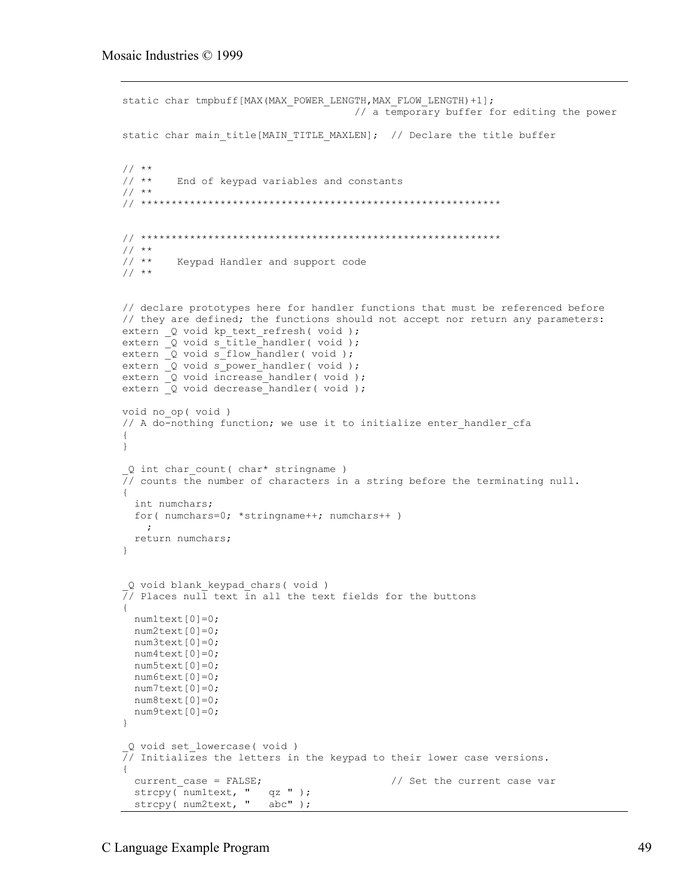```
static char tmpbuff[MAX(MAX_POWER_LENGTH,MAX_FLOW_LENGTH)+1];
                                    // a temporary buffer for editing the power

static char main_title[MAIN_TITLE_MAXLEN];  // Declare the title buffer


// **
// **    End of keypad variables and constants
// **
// **********************************************************


// **********************************************************
// **
// **    Keypad Handler and support code
// **


// declare prototypes here for handler functions that must be referenced before
// they are defined; the functions should not accept nor return any parameters:
extern _Q void kp_text_refresh( void );
extern _Q void s_title_handler( void );
extern _Q void s_flow_handler( void );
extern _Q void s_power_handler( void );
extern _Q void increase_handler( void );
extern _Q void decrease_handler( void );

void no_op( void )
// A do-nothing function; we use it to initialize enter_handler_cfa
{
}

_Q int char_count( char* stringname )
// counts the number of characters in a string before the terminating null.
{
  int numchars;
  for( numchars=0; *stringname++; numchars++ )
    ;
  return numchars;
}


_Q void blank_keypad_chars( void )
// Places null text in all the text fields for the buttons
{
  num1text[0]=0;
  num2text[0]=0;
  num3text[0]=0;
  num4text[0]=0;
  num5text[0]=0;
  num6text[0]=0;
  num7text[0]=0;
  num8text[0]=0;
  num9text[0]=0;
}

_Q void set_lowercase( void )
// Initializes the letters in the keypad to their lower case versions.
{
  current_case = FALSE;                     // Set the current case var
  strcpy( num1text, "   qz " );
  strcpy( num2text, "   abc" );
```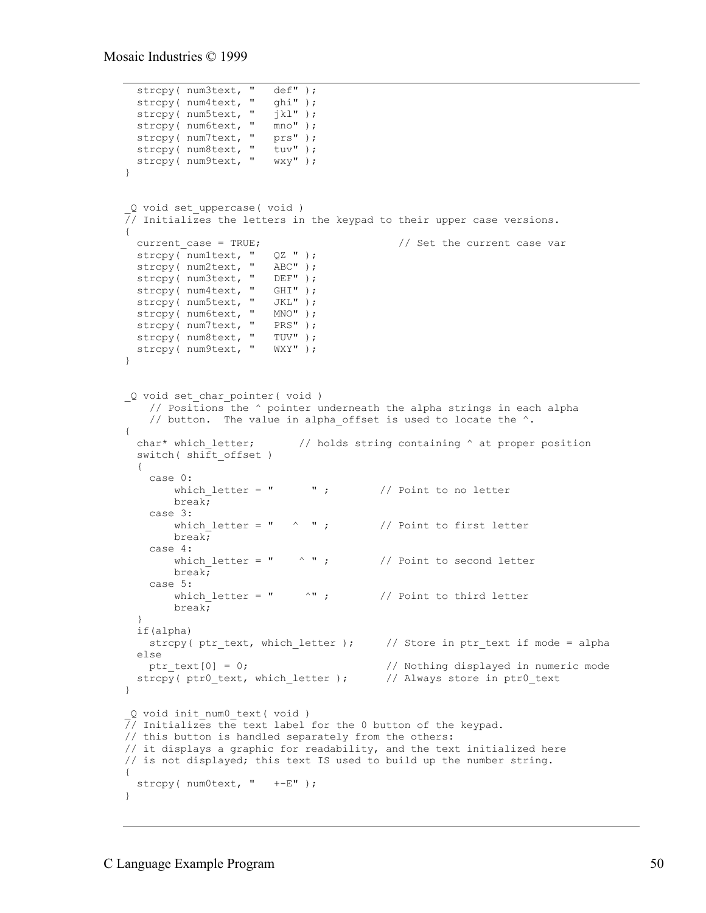```
  strcpy( num3text, "   def" );
  strcpy( num4text, "   ghi" );
  strcpy( num5text, "   jkl" );
  strcpy( num6text, "   mno" );
  strcpy( num7text, "   prs" );
  strcpy( num8text, "   tuv" );
  strcpy( num9text, "   wxy" );
}


_Q void set_uppercase( void )
// Initializes the letters in the keypad to their upper case versions.
{
  current_case = TRUE;                        // Set the current case var
  strcpy( num1text, "   QZ " );
  strcpy( num2text, "   ABC" );
  strcpy( num3text, "   DEF" );
  strcpy( num4text, "   GHI" );
  strcpy( num5text, "   JKL" );
  strcpy( num6text, "   MNO" );
  strcpy( num7text, "   PRS" );
  strcpy( num8text, "   TUV" );
  strcpy( num9text, "   WXY" );
}


_Q void set_char_pointer( void )
    // Positions the ^ pointer underneath the alpha strings in each alpha
    // button.  The value in alpha_offset is used to locate the ^.
{
  char* which_letter;       // holds string containing ^ at proper position
  switch( shift_offset )
  {
    case 0:
        which_letter = "      " ;        // Point to no letter
        break;
    case 3:
        which_letter = "   ^  " ;        // Point to first letter
        break;
    case 4:
        which_letter = "    ^ " ;        // Point to second letter
        break;
    case 5:
        which_letter = "     ^" ;        // Point to third letter
        break;
  }
  if(alpha)
    strcpy( ptr_text, which_letter );     // Store in ptr_text if mode = alpha
  else
    ptr_text[0] = 0;                      // Nothing displayed in numeric mode
  strcpy( ptr0_text, which_letter );      // Always store in ptr0_text
}

_Q void init_num0_text( void )
// Initializes the text label for the 0 button of the keypad.
// this button is handled separately from the others:
// it displays a graphic for readability, and the text initialized here
// is not displayed; this text IS used to build up the number string.
{
  strcpy( num0text, "   +-E" );
}
```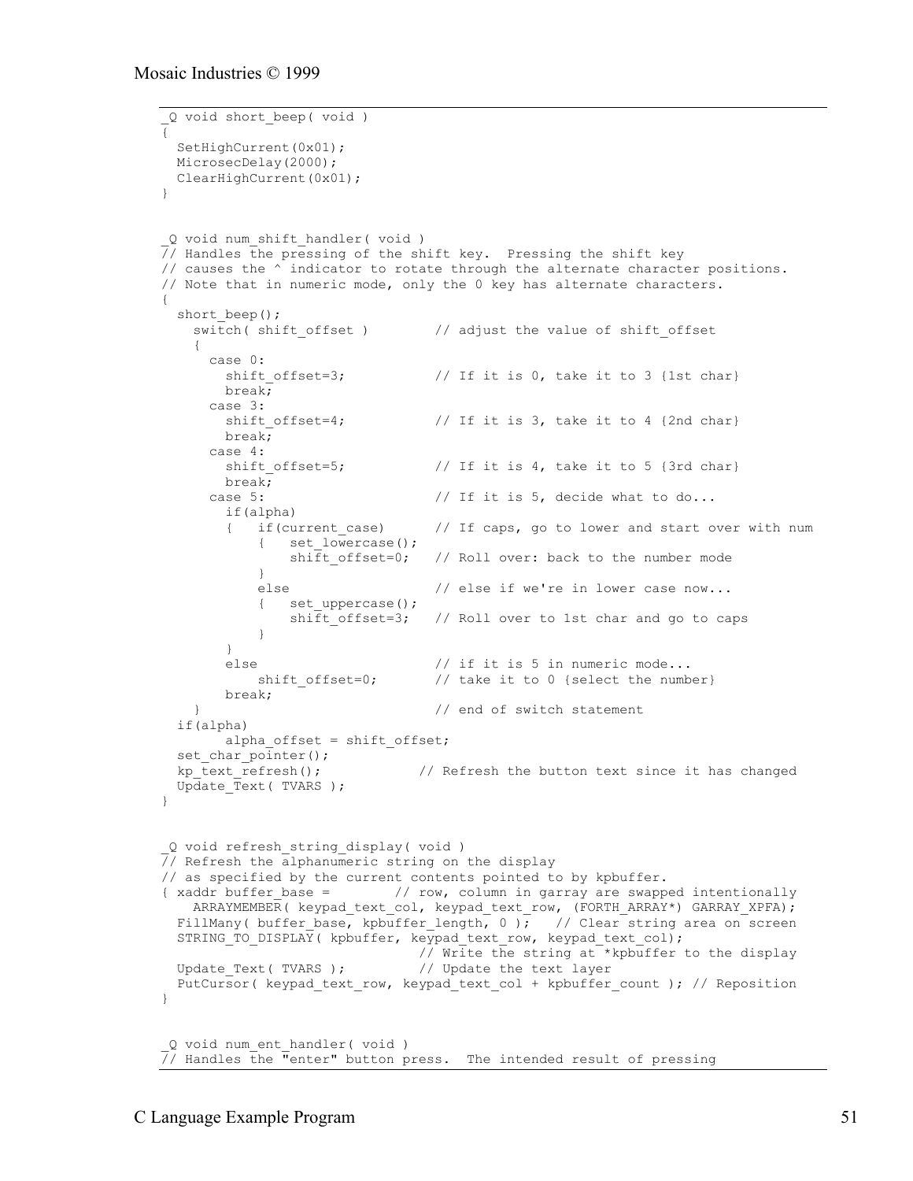```
_Q void short_beep( void )
{
  SetHighCurrent(0x01);
  MicrosecDelay(2000);
  ClearHighCurrent(0x01);
}


_Q void num_shift_handler( void )
// Handles the pressing of the shift key.  Pressing the shift key
// causes the ^ indicator to rotate through the alternate character positions.
// Note that in numeric mode, only the 0 key has alternate characters.
{
  short_beep();
    switch( shift_offset )        // adjust the value of shift_offset
    {
      case 0:
        shift_offset=3;           // If it is 0, take it to 3 {1st char}
        break;
      case 3:
        shift_offset=4;           // If it is 3, take it to 4 {2nd char}
        break;
      case 4:
        shift_offset=5;           // If it is 4, take it to 5 {3rd char}
        break;
      case 5:                     // If it is 5, decide what to do...
        if(alpha)
        {   if(current_case)      // If caps, go to lower and start over with num
            {   set_lowercase();
                shift_offset=0;   // Roll over: back to the number mode
            }
            else                  // else if we're in lower case now...
            {   set_uppercase();
                shift_offset=3;   // Roll over to 1st char and go to caps
            }
        }
        else                      // if it is 5 in numeric mode...
            shift_offset=0;       // take it to 0 {select the number}
        break;
    }                             // end of switch statement
  if(alpha)
        alpha_offset = shift_offset;
  set_char_pointer();
  kp_text_refresh();            // Refresh the button text since it has changed
  Update_Text( TVARS );
}


_Q void refresh_string_display( void )
// Refresh the alphanumeric string on the display
// as specified by the current contents pointed to by kpbuffer.
{ xaddr buffer_base =        // row, column in garray are swapped intentionally
    ARRAYMEMBER( keypad_text_col, keypad_text_row, (FORTH_ARRAY*) GARRAY_XPFA);
  FillMany( buffer_base, kpbuffer_length, 0 );   // Clear string area on screen
  STRING_TO_DISPLAY( kpbuffer, keypad_text_row, keypad_text_col);
                              // Write the string at *kpbuffer to the display
  Update_Text( TVARS );       // Update the text layer
  PutCursor( keypad_text_row, keypad_text_col + kpbuffer_count ); // Reposition
}


_Q void num_ent_handler( void )
// Handles the "enter" button press.  The intended result of pressing
```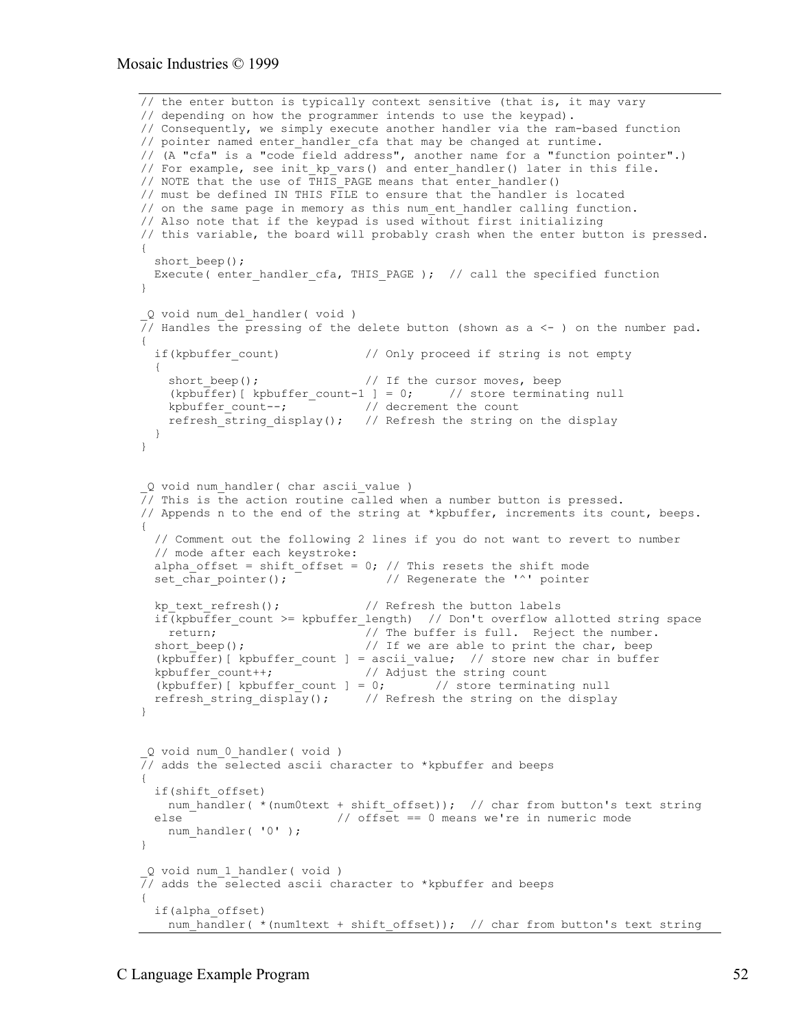```
// the enter button is typically context sensitive (that is, it may vary
// depending on how the programmer intends to use the keypad).
// Consequently, we simply execute another handler via the ram-based function
// pointer named enter_handler_cfa that may be changed at runtime.
// (A "cfa" is a "code field address", another name for a "function pointer".)
// For example, see init_kp_vars() and enter_handler() later in this file.
// NOTE that the use of THIS_PAGE means that enter_handler()
// must be defined IN THIS FILE to ensure that the handler is located
// on the same page in memory as this num_ent_handler calling function.
// Also note that if the keypad is used without first initializing
// this variable, the board will probably crash when the enter button is pressed.
{
  short_beep();
  Execute( enter_handler_cfa, THIS_PAGE );  // call the specified function
}

_Q void num_del_handler( void )
// Handles the pressing of the delete button (shown as a <- ) on the number pad.
{
  if(kpbuffer_count)            // Only proceed if string is not empty
  {
    short_beep();               // If the cursor moves, beep
    (kpbuffer)[ kpbuffer_count-1 ] = 0;     // store terminating null
    kpbuffer_count--;           // decrement the count
    refresh_string_display();   // Refresh the string on the display
  }
}


_Q void num_handler( char ascii_value )
// This is the action routine called when a number button is pressed.
// Appends n to the end of the string at *kpbuffer, increments its count, beeps.
{
  // Comment out the following 2 lines if you do not want to revert to number
  // mode after each keystroke:
  alpha_offset = shift_offset = 0; // This resets the shift mode
  set_char_pointer();              // Regenerate the '^' pointer

  kp_text_refresh();            // Refresh the button labels
  if(kpbuffer_count >= kpbuffer_length)  // Don't overflow allotted string space
    return;                     // The buffer is full.  Reject the number.
  short_beep();                 // If we are able to print the char, beep
  (kpbuffer)[ kpbuffer_count ] = ascii_value;  // store new char in buffer
  kpbuffer_count++;             // Adjust the string count
  (kpbuffer)[ kpbuffer_count ] = 0;       // store terminating null
  refresh_string_display();     // Refresh the string on the display
}


_Q void num_0_handler( void )
// adds the selected ascii character to *kpbuffer and beeps
{
  if(shift_offset)
    num_handler( *(num0text + shift_offset));  // char from button's text string
  else                    // offset == 0 means we're in numeric mode
    num_handler( '0' );
}

_Q void num_1_handler( void )
// adds the selected ascii character to *kpbuffer and beeps
{
  if(alpha_offset)
    num_handler( *(num1text + shift_offset));  // char from button's text string
```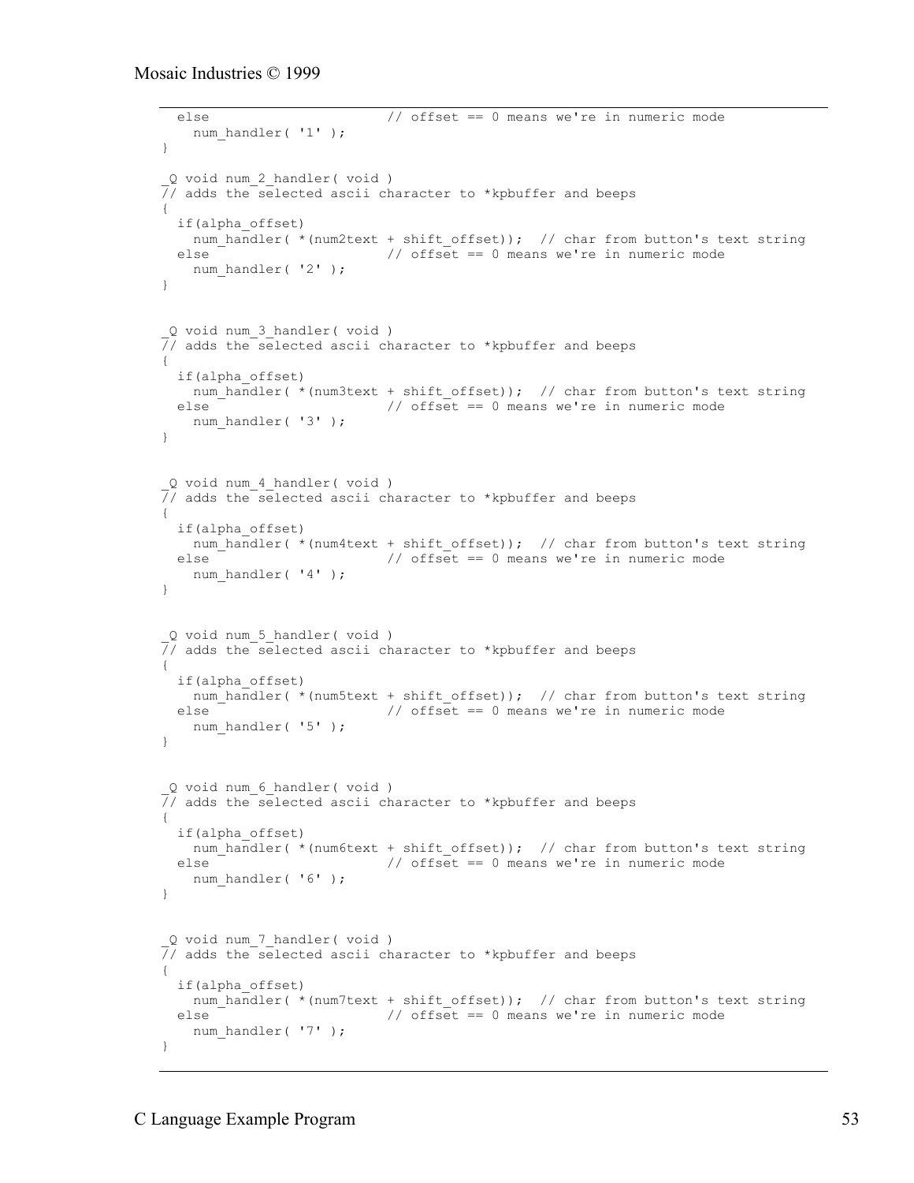```
  else                        // offset == 0 means we're in numeric mode
    num_handler( '1' );
}

_Q void num_2_handler( void )
// adds the selected ascii character to *kpbuffer and beeps
{
  if(alpha_offset)
    num_handler( *(num2text + shift_offset));  // char from button's text string
  else                        // offset == 0 means we're in numeric mode
    num_handler( '2' );
}


_Q void num_3_handler( void )
// adds the selected ascii character to *kpbuffer and beeps
{
  if(alpha_offset)
    num_handler( *(num3text + shift_offset));  // char from button's text string
  else                        // offset == 0 means we're in numeric mode
    num_handler( '3' );
}


_Q void num_4_handler( void )
// adds the selected ascii character to *kpbuffer and beeps
{
  if(alpha_offset)
    num_handler( *(num4text + shift_offset));  // char from button's text string
  else                        // offset == 0 means we're in numeric mode
    num_handler( '4' );
}


_Q void num_5_handler( void )
// adds the selected ascii character to *kpbuffer and beeps
{
  if(alpha_offset)
    num_handler( *(num5text + shift_offset));  // char from button's text string
  else                        // offset == 0 means we're in numeric mode
    num_handler( '5' );
}


_Q void num_6_handler( void )
// adds the selected ascii character to *kpbuffer and beeps
{
  if(alpha_offset)
    num_handler( *(num6text + shift_offset));  // char from button's text string
  else                        // offset == 0 means we're in numeric mode
    num_handler( '6' );
}


_Q void num_7_handler( void )
// adds the selected ascii character to *kpbuffer and beeps
{
  if(alpha_offset)
    num_handler( *(num7text + shift_offset));  // char from button's text string
  else                        // offset == 0 means we're in numeric mode
    num_handler( '7' );
}
```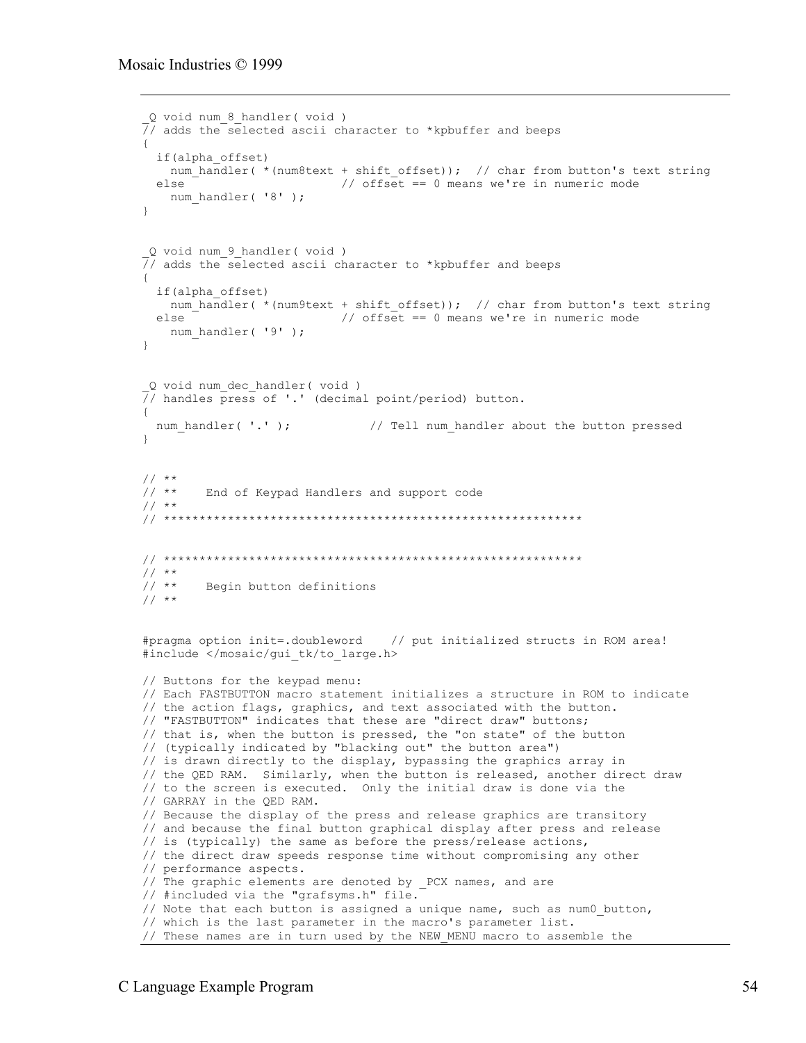```
_Q void num_8_handler( void )
// adds the selected ascii character to *kpbuffer and beeps
{
  if(alpha_offset)
    num_handler( *(num8text + shift_offset));  // char from button's text string
  else                        // offset == 0 means we're in numeric mode
    num_handler( '8' );
}


_Q void num_9_handler( void )
// adds the selected ascii character to *kpbuffer and beeps
{
  if(alpha_offset)
    num_handler( *(num9text + shift_offset));  // char from button's text string
  else                        // offset == 0 means we're in numeric mode
    num_handler( '9' );
}


_Q void num_dec_handler( void )
// handles press of '.' (decimal point/period) button.
{
  num_handler( '.' );           // Tell num_handler about the button pressed
}


// **
// **    End of Keypad Handlers and support code
// **
// **********************************************************


// **********************************************************
// **
// **    Begin button definitions
// **


#pragma option init=.doubleword    // put initialized structs in ROM area!
#include </mosaic/gui_tk/to_large.h>

// Buttons for the keypad menu:
// Each FASTBUTTON macro statement initializes a structure in ROM to indicate
// the action flags, graphics, and text associated with the button.
// "FASTBUTTON" indicates that these are "direct draw" buttons;
// that is, when the button is pressed, the "on state" of the button
// (typically indicated by "blacking out" the button area")
// is drawn directly to the display, bypassing the graphics array in
// the QED RAM.  Similarly, when the button is released, another direct draw
// to the screen is executed.  Only the initial draw is done via the
// GARRAY in the QED RAM.
// Because the display of the press and release graphics are transitory
// and because the final button graphical display after press and release
// is (typically) the same as before the press/release actions,
// the direct draw speeds response time without compromising any other
// performance aspects.
// The graphic elements are denoted by _PCX names, and are
// #included via the "grafsyms.h" file.
// Note that each button is assigned a unique name, such as num0_button,
// which is the last parameter in the macro's parameter list.
// These names are in turn used by the NEW_MENU macro to assemble the
```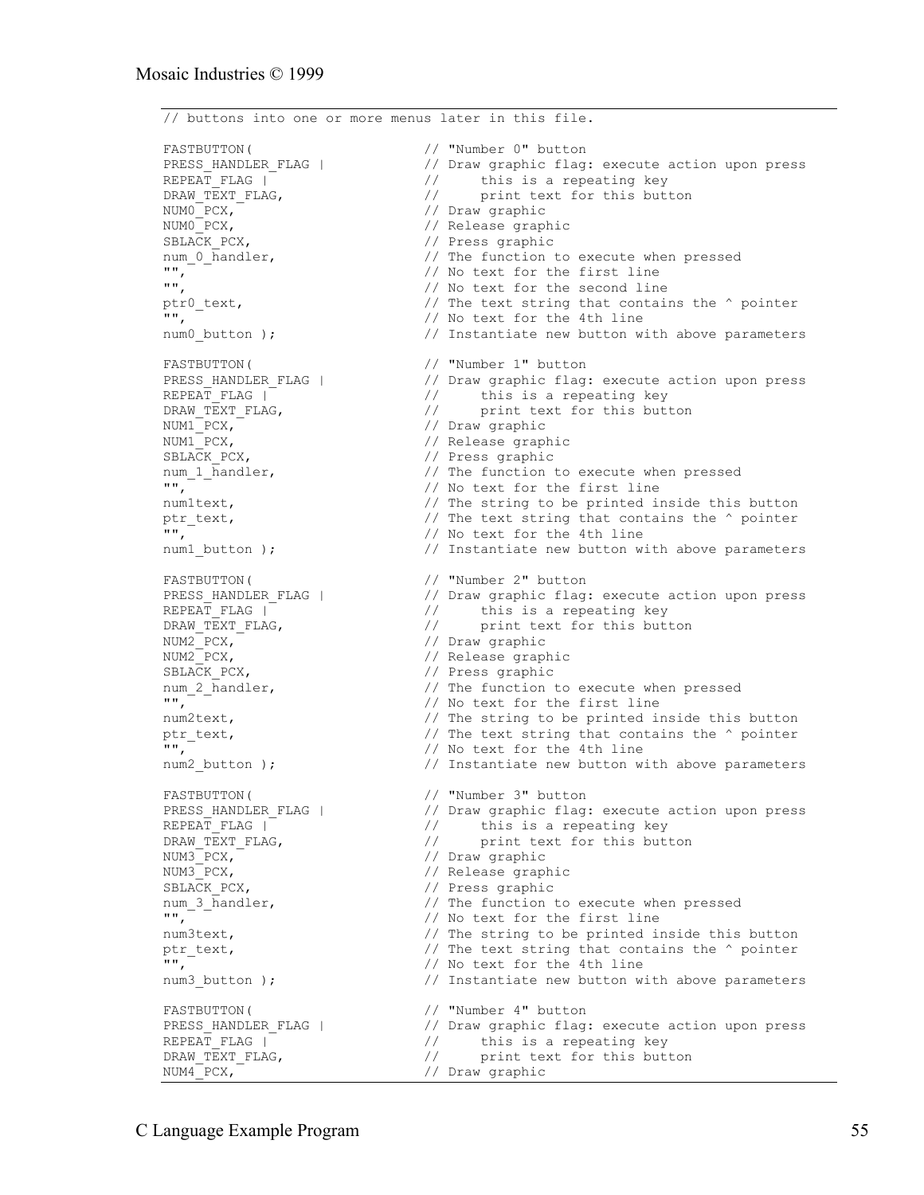```
// buttons into one or more menus later in this file.

FASTBUTTON(                     // "Number 0" button
PRESS_HANDLER_FLAG |            // Draw graphic flag: execute action upon press
REPEAT_FLAG |                   //     this is a repeating key
DRAW_TEXT_FLAG,                 //     print text for this button
NUM0_PCX,                       // Draw graphic
NUM0_PCX,                       // Release graphic
SBLACK_PCX,                     // Press graphic
num_0_handler,                  // The function to execute when pressed
"",                             // No text for the first line
"",                             // No text for the second line
ptr0_text,                      // The text string that contains the ^ pointer
"",                             // No text for the 4th line
num0_button );                  // Instantiate new button with above parameters

FASTBUTTON(                     // "Number 1" button
PRESS_HANDLER_FLAG |            // Draw graphic flag: execute action upon press
REPEAT_FLAG |                   //     this is a repeating key
DRAW_TEXT_FLAG,                 //     print text for this button
NUM1_PCX,                       // Draw graphic
NUM1_PCX,                       // Release graphic
SBLACK_PCX,                     // Press graphic
num_1_handler,                  // The function to execute when pressed
"",                             // No text for the first line
num1text,                       // The string to be printed inside this button
ptr_text,                       // The text string that contains the ^ pointer
"",                             // No text for the 4th line
num1_button );                  // Instantiate new button with above parameters

FASTBUTTON(                     // "Number 2" button
PRESS_HANDLER_FLAG |            // Draw graphic flag: execute action upon press
REPEAT_FLAG |                   //     this is a repeating key
DRAW_TEXT_FLAG,                 //     print text for this button
NUM2_PCX,                       // Draw graphic
NUM2_PCX,                       // Release graphic
SBLACK_PCX,                     // Press graphic
num_2_handler,                  // The function to execute when pressed
"",                             // No text for the first line
num2text,                       // The string to be printed inside this button
ptr_text,                       // The text string that contains the ^ pointer
"",                             // No text for the 4th line
num2_button );                  // Instantiate new button with above parameters

FASTBUTTON(                     // "Number 3" button
PRESS_HANDLER_FLAG |            // Draw graphic flag: execute action upon press
REPEAT_FLAG |                   //     this is a repeating key
DRAW_TEXT_FLAG,                 //     print text for this button
NUM3_PCX,                       // Draw graphic
NUM3_PCX,                       // Release graphic
SBLACK_PCX,                     // Press graphic
num_3_handler,                  // The function to execute when pressed
"",                             // No text for the first line
num3text,                       // The string to be printed inside this button
ptr_text,                       // The text string that contains the ^ pointer
"",                             // No text for the 4th line
num3_button );                  // Instantiate new button with above parameters

FASTBUTTON(                     // "Number 4" button
PRESS_HANDLER_FLAG |            // Draw graphic flag: execute action upon press
REPEAT_FLAG |                   //     this is a repeating key
DRAW_TEXT_FLAG,                 //     print text for this button
NUM4_PCX,                       // Draw graphic
```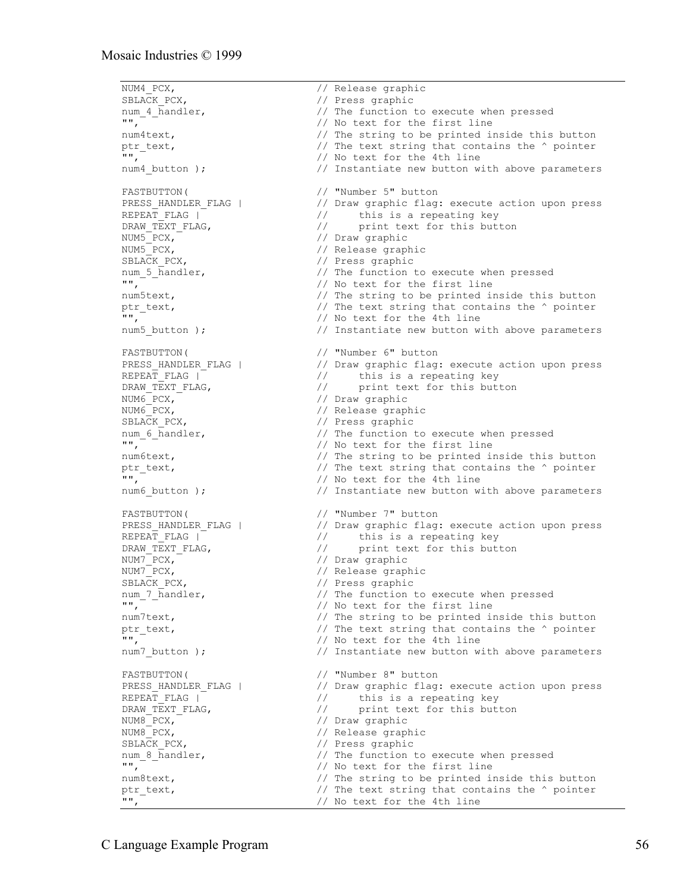```
    NUM4_PCX,                       // Release graphic
    SBLACK_PCX,                     // Press graphic
    num_4_handler,                  // The function to execute when pressed
    "",                             // No text for the first line
    num4text,                       // The string to be printed inside this button
    ptr_text,                       // The text string that contains the ^ pointer
    "",                             // No text for the 4th line
    num4_button );                  // Instantiate new button with above parameters

    FASTBUTTON(                     // "Number 5" button
    PRESS_HANDLER_FLAG |            // Draw graphic flag: execute action upon press
    REPEAT_FLAG |                   //     this is a repeating key
    DRAW_TEXT_FLAG,                 //     print text for this button
    NUM5_PCX,                       // Draw graphic
    NUM5_PCX,                       // Release graphic
    SBLACK_PCX,                     // Press graphic
    num_5_handler,                  // The function to execute when pressed
    "",                             // No text for the first line
    num5text,                       // The string to be printed inside this button
    ptr_text,                       // The text string that contains the ^ pointer
    "",                             // No text for the 4th line
    num5_button );                  // Instantiate new button with above parameters

    FASTBUTTON(                     // "Number 6" button
    PRESS_HANDLER_FLAG |            // Draw graphic flag: execute action upon press
    REPEAT_FLAG |                   //     this is a repeating key
    DRAW_TEXT_FLAG,                 //     print text for this button
    NUM6_PCX,                       // Draw graphic
    NUM6_PCX,                       // Release graphic
    SBLACK_PCX,                     // Press graphic
    num_6_handler,                  // The function to execute when pressed
    "",                             // No text for the first line
    num6text,                       // The string to be printed inside this button
    ptr_text,                       // The text string that contains the ^ pointer
    "",                             // No text for the 4th line
    num6_button );                  // Instantiate new button with above parameters

    FASTBUTTON(                     // "Number 7" button
    PRESS_HANDLER_FLAG |            // Draw graphic flag: execute action upon press
    REPEAT_FLAG |                   //     this is a repeating key
    DRAW_TEXT_FLAG,                 //     print text for this button
    NUM7_PCX,                       // Draw graphic
    NUM7_PCX,                       // Release graphic
    SBLACK_PCX,                     // Press graphic
    num_7_handler,                  // The function to execute when pressed
    "",                             // No text for the first line
    num7text,                       // The string to be printed inside this button
    ptr_text,                       // The text string that contains the ^ pointer
    "",                             // No text for the 4th line
    num7_button );                  // Instantiate new button with above parameters

    FASTBUTTON(                     // "Number 8" button
    PRESS_HANDLER_FLAG |            // Draw graphic flag: execute action upon press
    REPEAT_FLAG |                   //     this is a repeating key
    DRAW_TEXT_FLAG,                 //     print text for this button
    NUM8_PCX,                       // Draw graphic
    NUM8_PCX,                       // Release graphic
    SBLACK_PCX,                     // Press graphic
    num_8_handler,                  // The function to execute when pressed
    "",                             // No text for the first line
    num8text,                       // The string to be printed inside this button
    ptr_text,                       // The text string that contains the ^ pointer
    "",                             // No text for the 4th line
```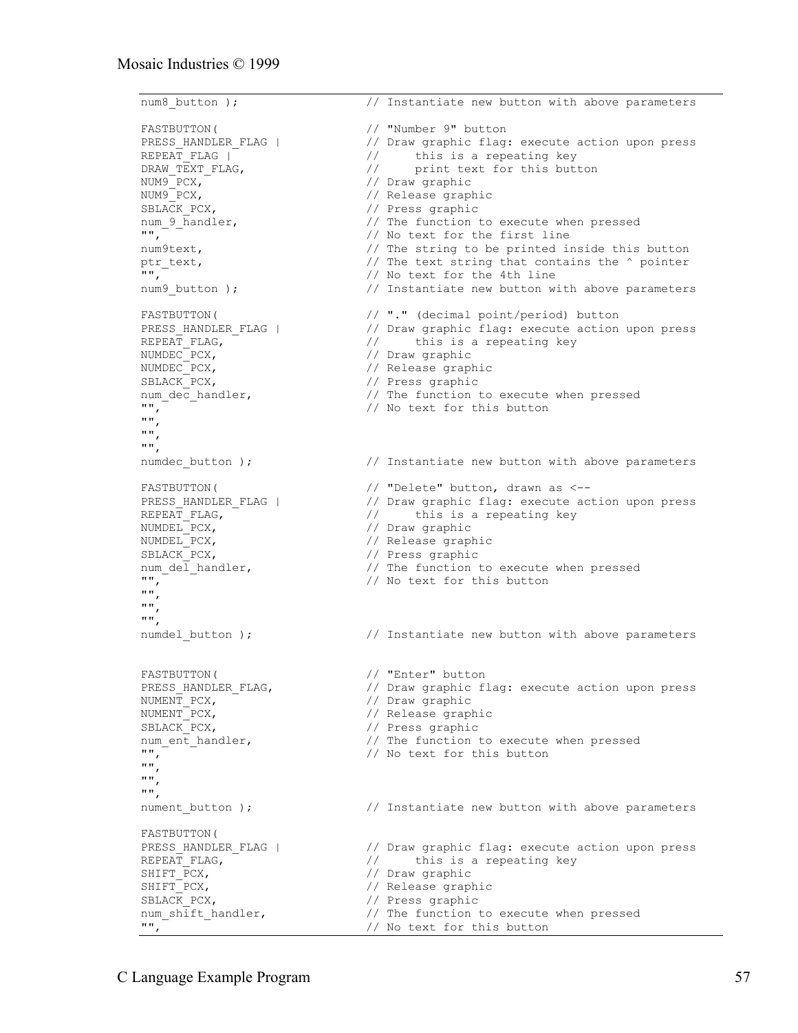```
num8_button );                  // Instantiate new button with above parameters

FASTBUTTON(                     // "Number 9" button
PRESS_HANDLER_FLAG |            // Draw graphic flag: execute action upon press
REPEAT_FLAG |                   //     this is a repeating key
DRAW_TEXT_FLAG,                 //     print text for this button
NUM9_PCX,                       // Draw graphic
NUM9_PCX,                       // Release graphic
SBLACK_PCX,                     // Press graphic
num_9_handler,                  // The function to execute when pressed
"",                             // No text for the first line
num9text,                       // The string to be printed inside this button
ptr_text,                       // The text string that contains the ^ pointer
"",                             // No text for the 4th line
num9_button );                  // Instantiate new button with above parameters

FASTBUTTON(                     // "." (decimal point/period) button
PRESS_HANDLER_FLAG |            // Draw graphic flag: execute action upon press
REPEAT_FLAG,                    //     this is a repeating key
NUMDEC_PCX,                     // Draw graphic
NUMDEC_PCX,                     // Release graphic
SBLACK_PCX,                     // Press graphic
num_dec_handler,                // The function to execute when pressed
"",                             // No text for this button
"",
"",
"",
numdec_button );                // Instantiate new button with above parameters

FASTBUTTON(                     // "Delete" button, drawn as <--
PRESS_HANDLER_FLAG |            // Draw graphic flag: execute action upon press
REPEAT_FLAG,                    //     this is a repeating key
NUMDEL_PCX,                     // Draw graphic
NUMDEL_PCX,                     // Release graphic
SBLACK_PCX,                     // Press graphic
num_del_handler,                // The function to execute when pressed
"",                             // No text for this button
"",
"",
"",
numdel_button );                // Instantiate new button with above parameters


FASTBUTTON(                     // "Enter" button
PRESS_HANDLER_FLAG,             // Draw graphic flag: execute action upon press
NUMENT_PCX,                     // Draw graphic
NUMENT_PCX,                     // Release graphic
SBLACK_PCX,                     // Press graphic
num_ent_handler,                // The function to execute when pressed
"",                             // No text for this button
"",
"",
"",
nument_button );                // Instantiate new button with above parameters

FASTBUTTON(
PRESS_HANDLER_FLAG |            // Draw graphic flag: execute action upon press
REPEAT_FLAG,                    //     this is a repeating key
SHIFT_PCX,                      // Draw graphic
SHIFT_PCX,                      // Release graphic
SBLACK_PCX,                     // Press graphic
num_shift_handler,              // The function to execute when pressed
"",                             // No text for this button
```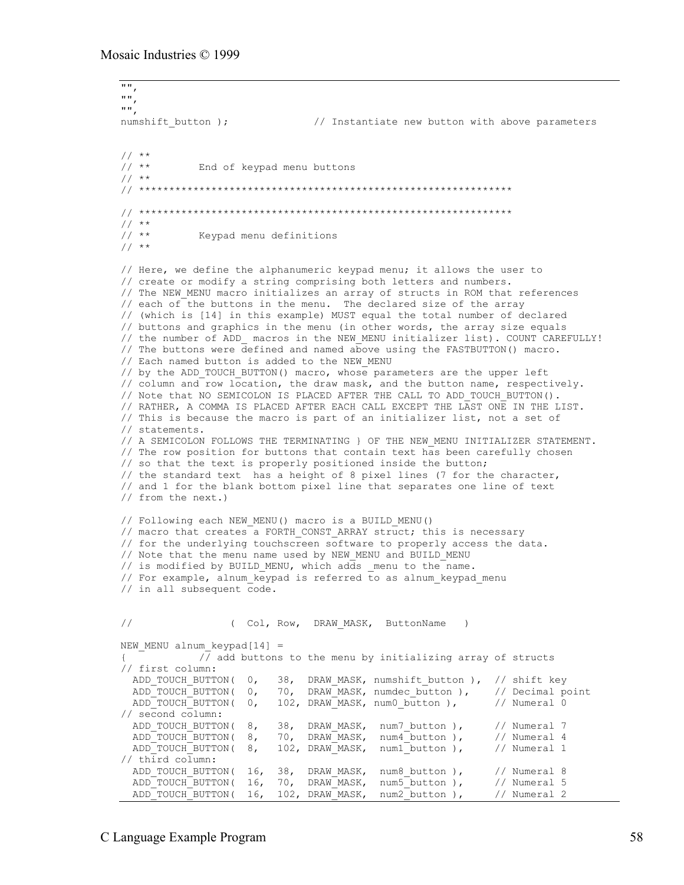```
"",
"",
"",
numshift_button );              // Instantiate new button with above parameters


// **
// **        End of keypad menu buttons
// **
// ************************************************************

// ************************************************************
// **
// **        Keypad menu definitions
// **

// Here, we define the alphanumeric keypad menu; it allows the user to
// create or modify a string comprising both letters and numbers.
// The NEW_MENU macro initializes an array of structs in ROM that references
// each of the buttons in the menu.  The declared size of the array
// (which is [14] in this example) MUST equal the total number of declared
// buttons and graphics in the menu (in other words, the array size equals
// the number of ADD_ macros in the NEW_MENU initializer list). COUNT CAREFULLY!
// The buttons were defined and named above using the FASTBUTTON() macro.
// Each named button is added to the NEW_MENU
// by the ADD_TOUCH_BUTTON() macro, whose parameters are the upper left
// column and row location, the draw mask, and the button name, respectively.
// Note that NO SEMICOLON IS PLACED AFTER THE CALL TO ADD_TOUCH_BUTTON().
// RATHER, A COMMA IS PLACED AFTER EACH CALL EXCEPT THE LAST ONE IN THE LIST.
// This is because the macro is part of an initializer list, not a set of
// statements.
// A SEMICOLON FOLLOWS THE TERMINATING } OF THE NEW_MENU INITIALIZER STATEMENT.
// The row position for buttons that contain text has been carefully chosen
// so that the text is properly positioned inside the button;
// the standard text  has a height of 8 pixel lines (7 for the character,
// and 1 for the blank bottom pixel line that separates one line of text
// from the next.)

// Following each NEW_MENU() macro is a BUILD_MENU()
// macro that creates a FORTH_CONST_ARRAY struct; this is necessary
// for the underlying touchscreen software to properly access the data.
// Note that the menu name used by NEW_MENU and BUILD_MENU
// is modified by BUILD_MENU, which adds _menu to the name.
// For example, alnum_keypad is referred to as alnum_keypad_menu
// in all subsequent code.


//                ( Col, Row,  DRAW_MASK,  ButtonName   )

NEW_MENU alnum_keypad[14] =
{          // add buttons to the menu by initializing array of structs
// first column:
  ADD_TOUCH_BUTTON( 0,   38,  DRAW_MASK, numshift_button ),  // shift key
  ADD_TOUCH_BUTTON( 0,   70,  DRAW_MASK, numdec_button ),    // Decimal point
  ADD_TOUCH_BUTTON( 0,   102, DRAW_MASK, num0_button ),      // Numeral 0
// second column:
  ADD_TOUCH_BUTTON( 8,   38,  DRAW_MASK,  num7_button ),     // Numeral 7
  ADD_TOUCH_BUTTON( 8,   70,  DRAW_MASK,  num4_button ),     // Numeral 4
  ADD_TOUCH_BUTTON( 8,   102, DRAW_MASK,  num1_button ),     // Numeral 1
// third column:
  ADD_TOUCH_BUTTON( 16,  38,  DRAW_MASK,  num8_button ),     // Numeral 8
  ADD_TOUCH_BUTTON( 16,  70,  DRAW_MASK,  num5_button ),     // Numeral 5
  ADD_TOUCH_BUTTON( 16,  102, DRAW_MASK,  num2_button ),     // Numeral 2
```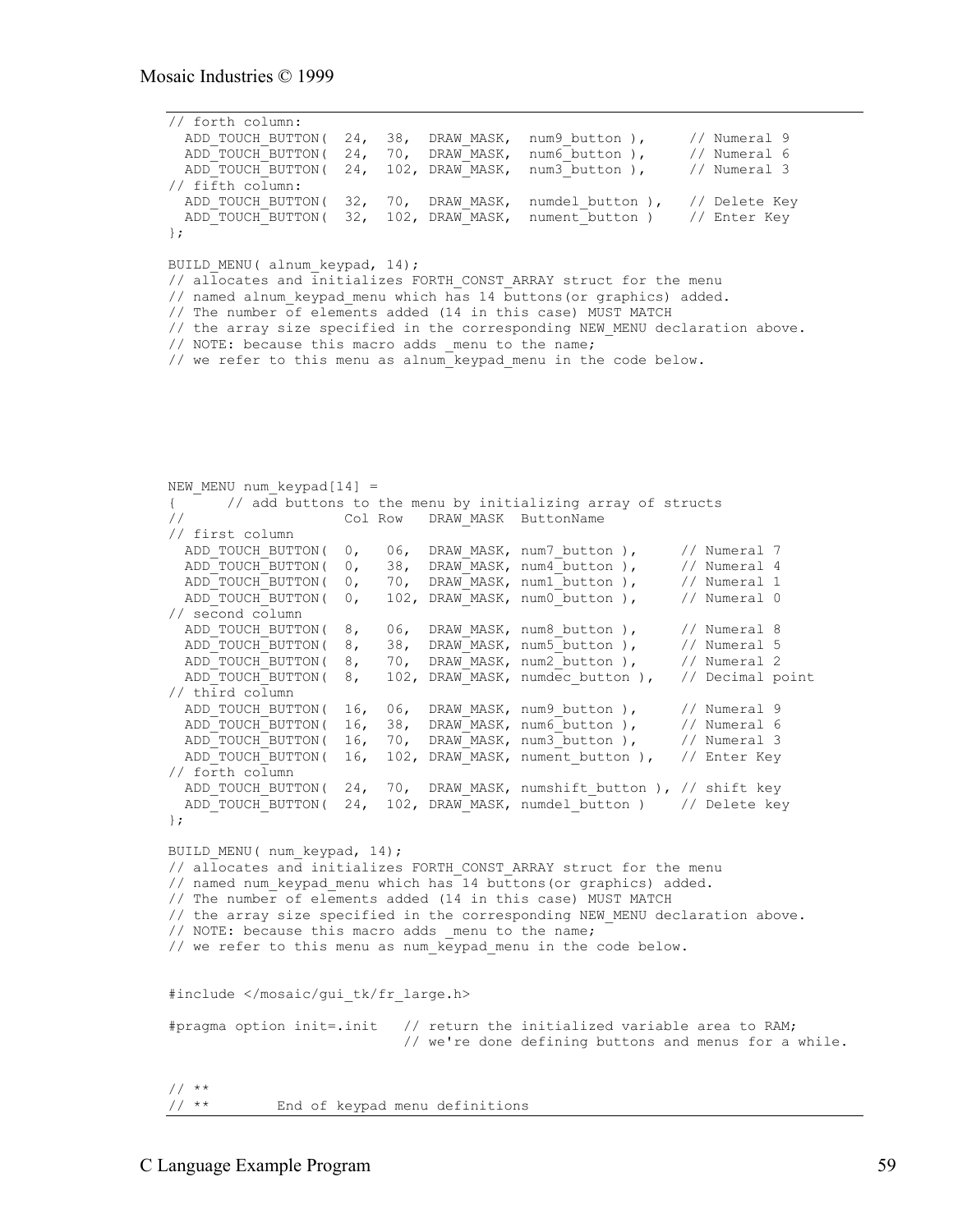```
// forth column:
  ADD_TOUCH_BUTTON(  24,  38,  DRAW_MASK,  num9_button ),     // Numeral 9
  ADD_TOUCH_BUTTON(  24,  70,  DRAW_MASK,  num6_button ),     // Numeral 6
  ADD_TOUCH_BUTTON(  24,  102, DRAW_MASK,  num3_button ),     // Numeral 3
// fifth column:
  ADD_TOUCH_BUTTON(  32,  70,  DRAW_MASK,  numdel_button ),   // Delete Key
  ADD_TOUCH_BUTTON(  32,  102, DRAW_MASK,  nument_button )    // Enter Key
};

BUILD_MENU( alnum_keypad, 14);
// allocates and initializes FORTH_CONST_ARRAY struct for the menu
// named alnum_keypad_menu which has 14 buttons(or graphics) added.
// The number of elements added (14 in this case) MUST MATCH
// the array size specified in the corresponding NEW_MENU declaration above.
// NOTE: because this macro adds _menu to the name;
// we refer to this menu as alnum_keypad_menu in the code below.






NEW_MENU num_keypad[14] =
{      // add buttons to the menu by initializing array of structs
//                    Col Row   DRAW_MASK  ButtonName
// first column
  ADD_TOUCH_BUTTON(  0,   06,  DRAW_MASK, num7_button ),     // Numeral 7
  ADD_TOUCH_BUTTON(  0,   38,  DRAW_MASK, num4_button ),     // Numeral 4
  ADD_TOUCH_BUTTON(  0,   70,  DRAW_MASK, num1_button ),     // Numeral 1
  ADD_TOUCH_BUTTON(  0,   102, DRAW_MASK, num0_button ),     // Numeral 0
// second column
  ADD_TOUCH_BUTTON(  8,   06,  DRAW_MASK, num8_button ),     // Numeral 8
  ADD_TOUCH_BUTTON(  8,   38,  DRAW_MASK, num5_button ),     // Numeral 5
  ADD_TOUCH_BUTTON(  8,   70,  DRAW_MASK, num2_button ),     // Numeral 2
  ADD_TOUCH_BUTTON(  8,   102, DRAW_MASK, numdec_button ),   // Decimal point
// third column
  ADD_TOUCH_BUTTON(  16,  06,  DRAW_MASK, num9_button ),     // Numeral 9
  ADD_TOUCH_BUTTON(  16,  38,  DRAW_MASK, num6_button ),     // Numeral 6
  ADD_TOUCH_BUTTON(  16,  70,  DRAW_MASK, num3_button ),     // Numeral 3
  ADD_TOUCH_BUTTON(  16,  102, DRAW_MASK, nument_button ),   // Enter Key
// forth column
  ADD_TOUCH_BUTTON(  24,  70,  DRAW_MASK, numshift_button ), // shift key
  ADD_TOUCH_BUTTON(  24,  102, DRAW_MASK, numdel_button )    // Delete key
};

BUILD_MENU( num_keypad, 14);
// allocates and initializes FORTH_CONST_ARRAY struct for the menu
// named num_keypad_menu which has 14 buttons(or graphics) added.
// The number of elements added (14 in this case) MUST MATCH
// the array size specified in the corresponding NEW_MENU declaration above.
// NOTE: because this macro adds _menu to the name;
// we refer to this menu as num_keypad_menu in the code below.


#include </mosaic/gui_tk/fr_large.h>

#pragma option init=.init   // return the initialized variable area to RAM;
                            // we're done defining buttons and menus for a while.


// **
// **        End of keypad menu definitions
```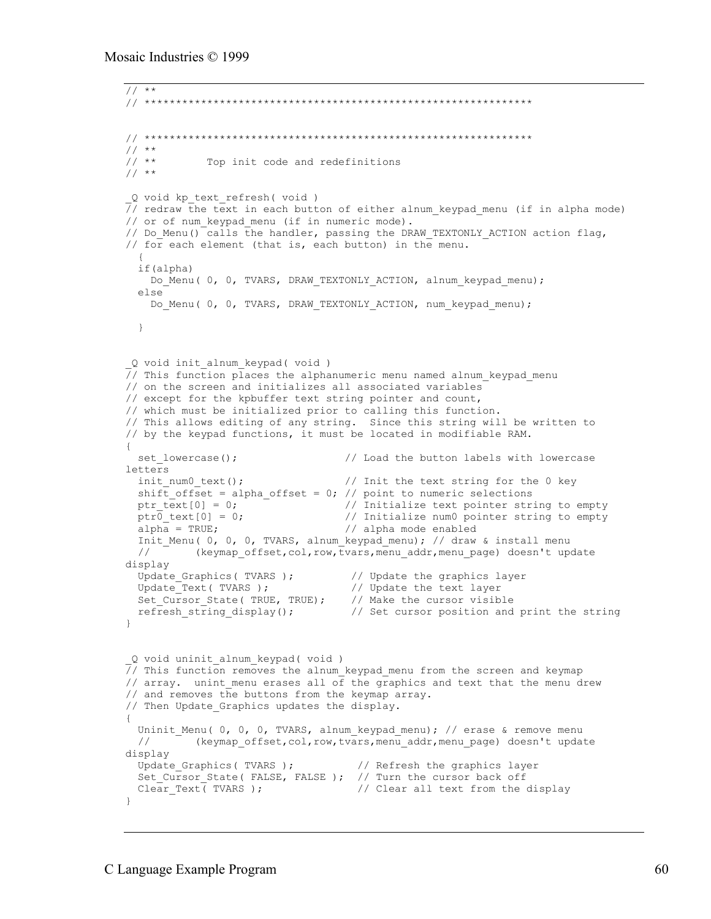```
// **
// ************************************************************


// ************************************************************
// **
// **        Top init code and redefinitions
// **

_Q void kp_text_refresh( void )
// redraw the text in each button of either alnum_keypad_menu (if in alpha mode)
// or of num_keypad_menu (if in numeric mode).
// Do_Menu() calls the handler, passing the DRAW_TEXTONLY_ACTION action flag,
// for each element (that is, each button) in the menu.
  {
  if(alpha)
    Do_Menu( 0, 0, TVARS, DRAW_TEXTONLY_ACTION, alnum_keypad_menu);
  else
    Do_Menu( 0, 0, TVARS, DRAW_TEXTONLY_ACTION, num_keypad_menu);

  }


_Q void init_alnum_keypad( void )
// This function places the alphanumeric menu named alnum_keypad_menu
// on the screen and initializes all associated variables
// except for the kpbuffer text string pointer and count,
// which must be initialized prior to calling this function.
// This allows editing of any string.  Since this string will be written to
// by the keypad functions, it must be located in modifiable RAM.
{
  set_lowercase();                // Load the button labels with lowercase
letters
  init_num0_text();               // Init the text string for the 0 key
  shift_offset = alpha_offset = 0; // point to numeric selections
  ptr_text[0] = 0;                // Initialize text pointer string to empty
  ptr0_text[0] = 0;               // Initialize num0 pointer string to empty
  alpha = TRUE;                   // alpha mode enabled
  Init_Menu( 0, 0, 0, TVARS, alnum_keypad_menu); // draw & install menu
  //       (keymap_offset,col,row,tvars,menu_addr,menu_page) doesn't update
display
  Update_Graphics( TVARS );        // Update the graphics layer
  Update_Text( TVARS );            // Update the text layer
  Set_Cursor_State( TRUE, TRUE);   // Make the cursor visible
  refresh_string_display();        // Set cursor position and print the string
}


_Q void uninit_alnum_keypad( void )
// This function removes the alnum_keypad_menu from the screen and keymap
// array.  unint_menu erases all of the graphics and text that the menu drew
// and removes the buttons from the keymap array.
// Then Update_Graphics updates the display.
{
  Uninit_Menu( 0, 0, 0, TVARS, alnum_keypad_menu); // erase & remove menu
  //       (keymap_offset,col,row,tvars,menu_addr,menu_page) doesn't update
display
  Update_Graphics( TVARS );         // Refresh the graphics layer
  Set_Cursor_State( FALSE, FALSE );  // Turn the cursor back off
  Clear_Text( TVARS );              // Clear all text from the display
}
```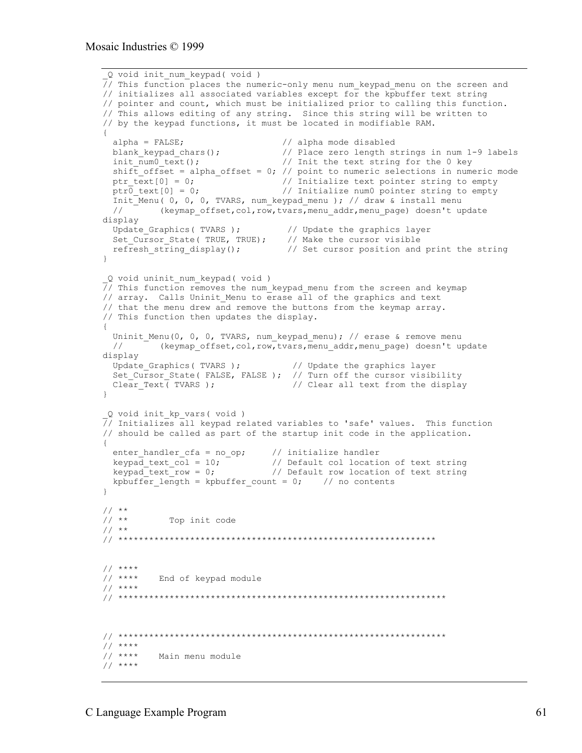```
_Q void init_num_keypad( void )
// This function places the numeric-only menu num_keypad_menu on the screen and
// initializes all associated variables except for the kpbuffer text string
// pointer and count, which must be initialized prior to calling this function.
// This allows editing of any string.  Since this string will be written to
// by the keypad functions, it must be located in modifiable RAM.
{
  alpha = FALSE;                    // alpha mode disabled
  blank_keypad_chars();             // Place zero length strings in num 1-9 labels
  init_num0_text();                 // Init the text string for the 0 key
  shift_offset = alpha_offset = 0; // point to numeric selections in numeric mode
  ptr_text[0] = 0;                  // Initialize text pointer string to empty
  ptr0_text[0] = 0;                 // Initialize num0 pointer string to empty
  Init_Menu( 0, 0, 0, TVARS, num_keypad_menu ); // draw & install menu
  //       (keymap_offset,col,row,tvars,menu_addr,menu_page) doesn't update
display
  Update_Graphics( TVARS );         // Update the graphics layer
  Set_Cursor_State( TRUE, TRUE);    // Make the cursor visible
  refresh_string_display();         // Set cursor position and print the string
}

_Q void uninit_num_keypad( void )
// This function removes the num_keypad_menu from the screen and keymap
// array.  Calls Uninit_Menu to erase all of the graphics and text
// that the menu drew and remove the buttons from the keymap array.
// This function then updates the display.
{
  Uninit_Menu(0, 0, 0, TVARS, num_keypad_menu); // erase & remove menu
  //       (keymap_offset,col,row,tvars,menu_addr,menu_page) doesn't update
display
  Update_Graphics( TVARS );          // Update the graphics layer
  Set_Cursor_State( FALSE, FALSE );  // Turn off the cursor visibility
  Clear_Text( TVARS );               // Clear all text from the display
}

_Q void init_kp_vars( void )
// Initializes all keypad related variables to 'safe' values.  This function
// should be called as part of the startup init code in the application.
{
  enter_handler_cfa = no_op;     // initialize handler
  keypad_text_col = 10;          // Default col location of text string
  keypad_text_row = 0;           // Default row location of text string
  kpbuffer_length = kpbuffer_count = 0;    // no contents
}

// **
// **        Top init code
// **
// **************************************************************


// ****
// ****    End of keypad module
// ****
// ***************************************************************



// ***************************************************************
// ****
// ****    Main menu module
// ****
```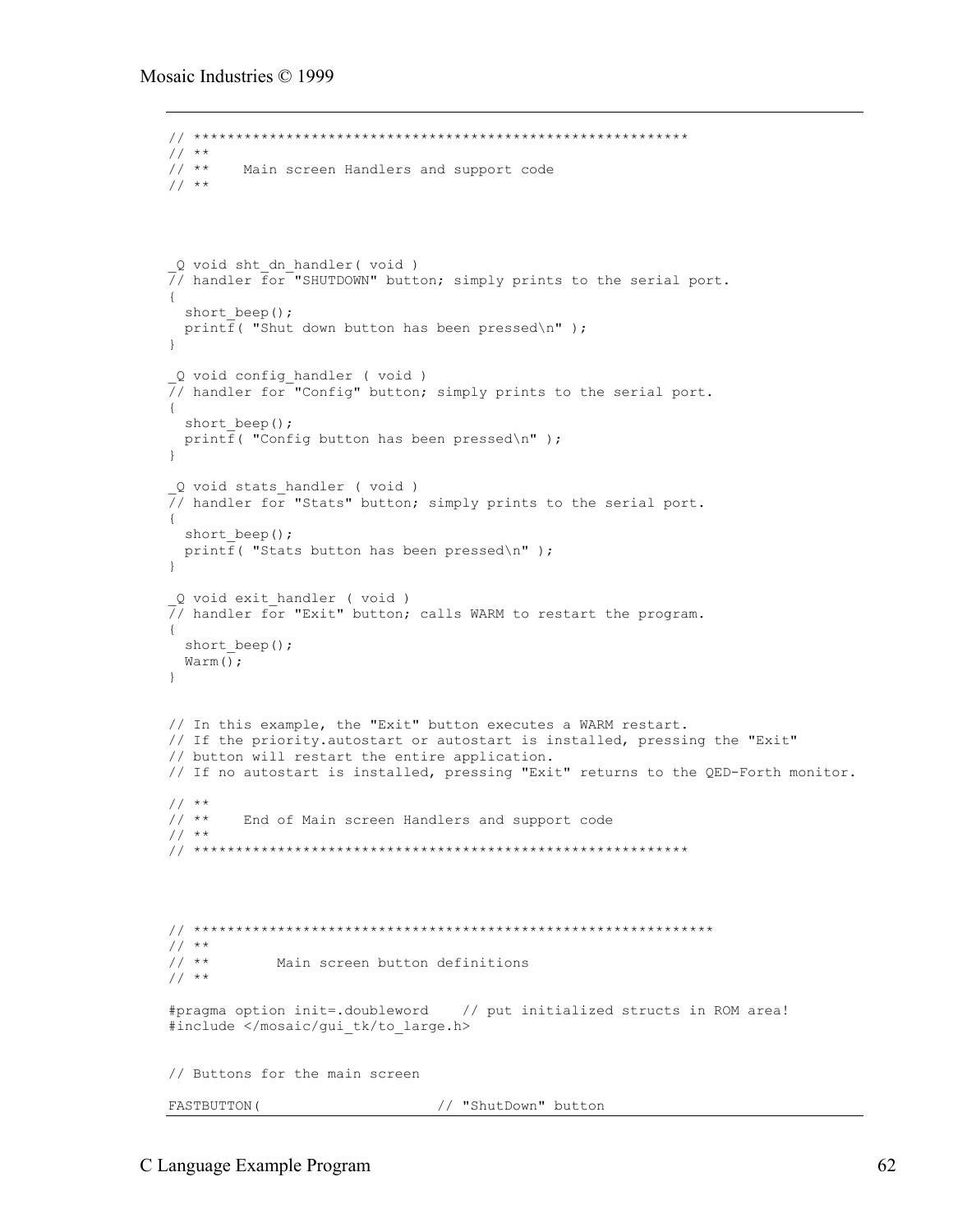```
// **********************************************************
// **
// **    Main screen Handlers and support code
// **



_Q void sht_dn_handler( void )
// handler for "SHUTDOWN" button; simply prints to the serial port.
{
  short_beep();
  printf( "Shut down button has been pressed\n" );
}

_Q void config_handler ( void )
// handler for "Config" button; simply prints to the serial port.
{
  short_beep();
  printf( "Config button has been pressed\n" );
}

_Q void stats_handler ( void )
// handler for "Stats" button; simply prints to the serial port.
{
  short_beep();
  printf( "Stats button has been pressed\n" );
}

_Q void exit_handler ( void )
// handler for "Exit" button; calls WARM to restart the program.
{
  short_beep();
  Warm();
}


// In this example, the "Exit" button executes a WARM restart.
// If the priority.autostart or autostart is installed, pressing the "Exit"
// button will restart the entire application.
// If no autostart is installed, pressing "Exit" returns to the QED-Forth monitor.

// **
// **    End of Main screen Handlers and support code
// **
// **********************************************************




// *************************************************************
// **
// **        Main screen button definitions
// **

#pragma option init=.doubleword    // put initialized structs in ROM area!
#include </mosaic/gui_tk/to_large.h>


// Buttons for the main screen

FASTBUTTON(                     // "ShutDown" button
```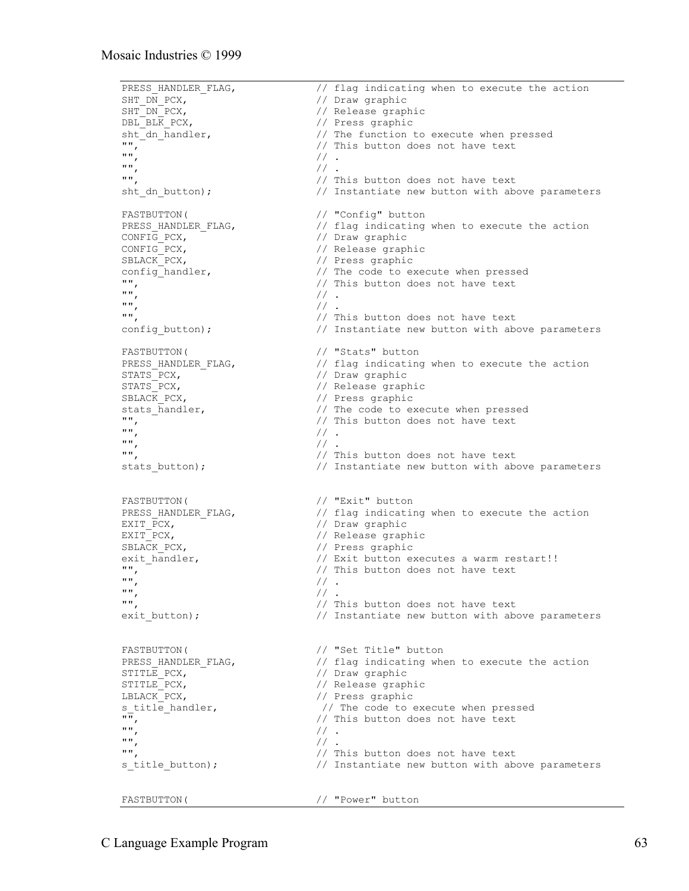```
PRESS_HANDLER_FLAG,             // flag indicating when to execute the action
SHT_DN_PCX,                     // Draw graphic
SHT_DN_PCX,                     // Release graphic
DBL_BLK_PCX,                    // Press graphic
sht_dn_handler,                 // The function to execute when pressed
"",                             // This button does not have text
"",                             // .
"",                             // .
"",                             // This button does not have text
sht_dn_button);                 // Instantiate new button with above parameters

FASTBUTTON(                     // "Config" button
PRESS_HANDLER_FLAG,             // flag indicating when to execute the action
CONFIG_PCX,                     // Draw graphic
CONFIG_PCX,                     // Release graphic
SBLACK_PCX,                     // Press graphic
config_handler,                 // The code to execute when pressed
"",                             // This button does not have text
"",                             // .
"",                             // .
"",                             // This button does not have text
config_button);                 // Instantiate new button with above parameters

FASTBUTTON(                     // "Stats" button
PRESS_HANDLER_FLAG,             // flag indicating when to execute the action
STATS_PCX,                      // Draw graphic
STATS_PCX,                      // Release graphic
SBLACK_PCX,                     // Press graphic
stats_handler,                  // The code to execute when pressed
"",                             // This button does not have text
"",                             // .
"",                             // .
"",                             // This button does not have text
stats_button);                  // Instantiate new button with above parameters


FASTBUTTON(                     // "Exit" button
PRESS_HANDLER_FLAG,             // flag indicating when to execute the action
EXIT_PCX,                       // Draw graphic
EXIT_PCX,                       // Release graphic
SBLACK_PCX,                     // Press graphic
exit_handler,                   // Exit button executes a warm restart!!
"",                             // This button does not have text
"",                             // .
"",                             // .
"",                             // This button does not have text
exit_button);                   // Instantiate new button with above parameters


FASTBUTTON(                     // "Set Title" button
PRESS_HANDLER_FLAG,             // flag indicating when to execute the action
STITLE_PCX,                     // Draw graphic
STITLE_PCX,                     // Release graphic
LBLACK_PCX,                     // Press graphic
s_title_handler,                 // The code to execute when pressed
"",                             // This button does not have text
"",                             // .
"",                             // .
"",                             // This button does not have text
s_title_button);                // Instantiate new button with above parameters


FASTBUTTON(                     // "Power" button
```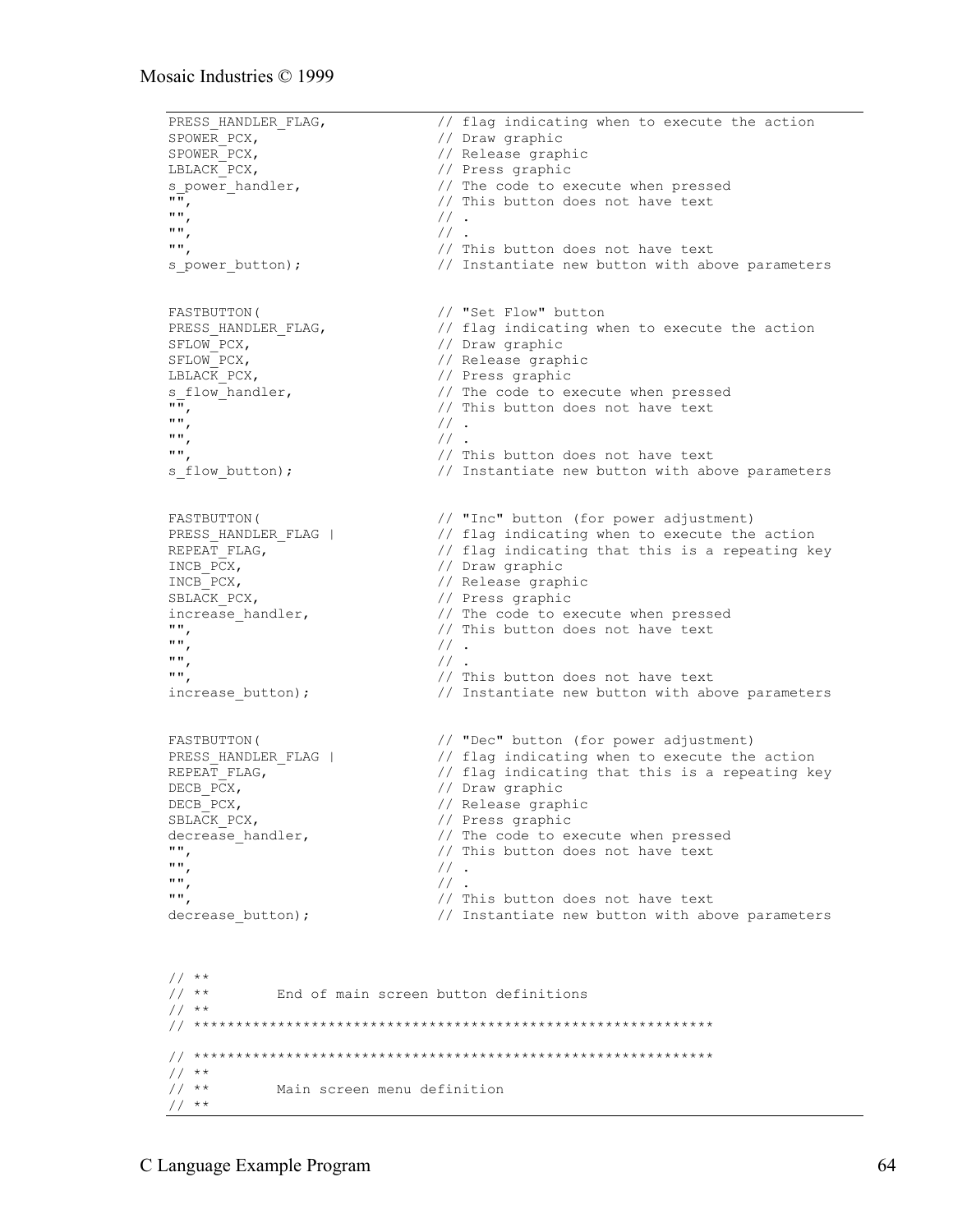```
PRESS_HANDLER_FLAG,             // flag indicating when to execute the action
SPOWER_PCX,                     // Draw graphic
SPOWER_PCX,                     // Release graphic
LBLACK_PCX,                     // Press graphic
s_power_handler,                // The code to execute when pressed
"",                             // This button does not have text
"",                             // .
"",                             // .
"",                             // This button does not have text
s_power_button);                // Instantiate new button with above parameters


FASTBUTTON(                     // "Set Flow" button
PRESS_HANDLER_FLAG,             // flag indicating when to execute the action
SFLOW_PCX,                      // Draw graphic
SFLOW_PCX,                      // Release graphic
LBLACK_PCX,                     // Press graphic
s_flow_handler,                 // The code to execute when pressed
"",                             // This button does not have text
"",                             // .
"",                             // .
"",                             // This button does not have text
s_flow_button);                 // Instantiate new button with above parameters


FASTBUTTON(                     // "Inc" button (for power adjustment)
PRESS_HANDLER_FLAG |            // flag indicating when to execute the action
REPEAT_FLAG,                    // flag indicating that this is a repeating key
INCB_PCX,                       // Draw graphic
INCB_PCX,                       // Release graphic
SBLACK_PCX,                     // Press graphic
increase_handler,               // The code to execute when pressed
"",                             // This button does not have text
"",                             // .
"",                             // .
"",                             // This button does not have text
increase_button);               // Instantiate new button with above parameters


FASTBUTTON(                     // "Dec" button (for power adjustment)
PRESS_HANDLER_FLAG |            // flag indicating when to execute the action
REPEAT_FLAG,                    // flag indicating that this is a repeating key
DECB_PCX,                       // Draw graphic
DECB_PCX,                       // Release graphic
SBLACK_PCX,                     // Press graphic
decrease_handler,               // The code to execute when pressed
"",                             // This button does not have text
"",                             // .
"",                             // .
"",                             // This button does not have text
decrease_button);               // Instantiate new button with above parameters



// **
// **        End of main screen button definitions
// **
// *************************************************************

// *************************************************************
// **
// **        Main screen menu definition
// **
```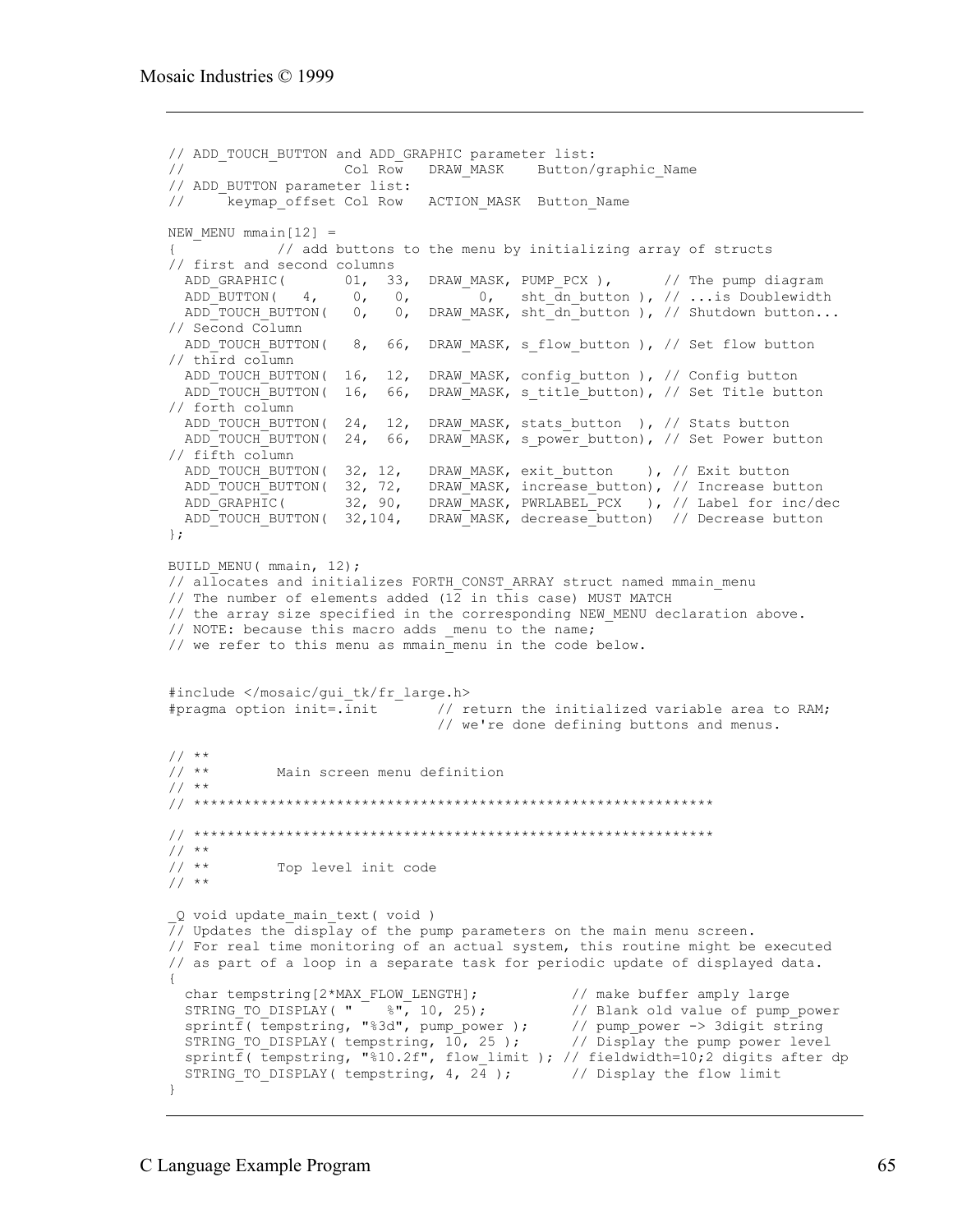```
// ADD_TOUCH_BUTTON and ADD_GRAPHIC parameter list:
//                  Col Row   DRAW_MASK    Button/graphic_Name
// ADD_BUTTON parameter list:
//     keymap_offset Col Row   ACTION_MASK  Button_Name

NEW_MENU mmain[12] =
{           // add buttons to the menu by initializing array of structs
// first and second columns
  ADD_GRAPHIC(       01,  33,  DRAW_MASK, PUMP_PCX ),      // The pump diagram
  ADD_BUTTON(   4,    0,   0,        0,   sht_dn_button ), // ...is Doublewidth
  ADD_TOUCH_BUTTON(   0,   0,  DRAW_MASK, sht_dn_button ), // Shutdown button...
// Second Column
  ADD_TOUCH_BUTTON(   8,  66,  DRAW_MASK, s_flow_button ), // Set flow button
// third column
  ADD_TOUCH_BUTTON(  16,  12,  DRAW_MASK, config_button ), // Config button
  ADD_TOUCH_BUTTON(  16,  66,  DRAW_MASK, s_title_button), // Set Title button
// forth column
  ADD_TOUCH_BUTTON(  24,  12,  DRAW_MASK, stats_button  ), // Stats button
  ADD_TOUCH_BUTTON(  24,  66,  DRAW_MASK, s_power_button), // Set Power button
// fifth column
  ADD_TOUCH_BUTTON(  32, 12,   DRAW_MASK, exit_button    ), // Exit button
  ADD_TOUCH_BUTTON(  32, 72,   DRAW_MASK, increase_button), // Increase button
  ADD_GRAPHIC(       32, 90,   DRAW_MASK, PWRLABEL_PCX   ), // Label for inc/dec
  ADD_TOUCH_BUTTON(  32,104,   DRAW_MASK, decrease_button)  // Decrease button
};

BUILD_MENU( mmain, 12);
// allocates and initializes FORTH_CONST_ARRAY struct named mmain_menu
// The number of elements added (12 in this case) MUST MATCH
// the array size specified in the corresponding NEW_MENU declaration above.
// NOTE: because this macro adds _menu to the name;
// we refer to this menu as mmain_menu in the code below.


#include </mosaic/gui_tk/fr_large.h>
#pragma option init=.init       // return the initialized variable area to RAM;
                                // we're done defining buttons and menus.

// **
// **        Main screen menu definition
// **
// ***************************************************************

// ***************************************************************
// **
// **        Top level init code
// **

_Q void update_main_text( void )
// Updates the display of the pump parameters on the main menu screen.
// For real time monitoring of an actual system, this routine might be executed
// as part of a loop in a separate task for periodic update of displayed data.
{
  char tempstring[2*MAX_FLOW_LENGTH];           // make buffer amply large
  STRING_TO_DISPLAY( "    %", 10, 25);          // Blank old value of pump_power
  sprintf( tempstring, "%3d", pump_power );     // pump_power -> 3digit string
  STRING_TO_DISPLAY( tempstring, 10, 25 );      // Display the pump power level
  sprintf( tempstring, "%10.2f", flow_limit ); // fieldwidth=10;2 digits after dp
  STRING_TO_DISPLAY( tempstring, 4, 24 );       // Display the flow limit
}
```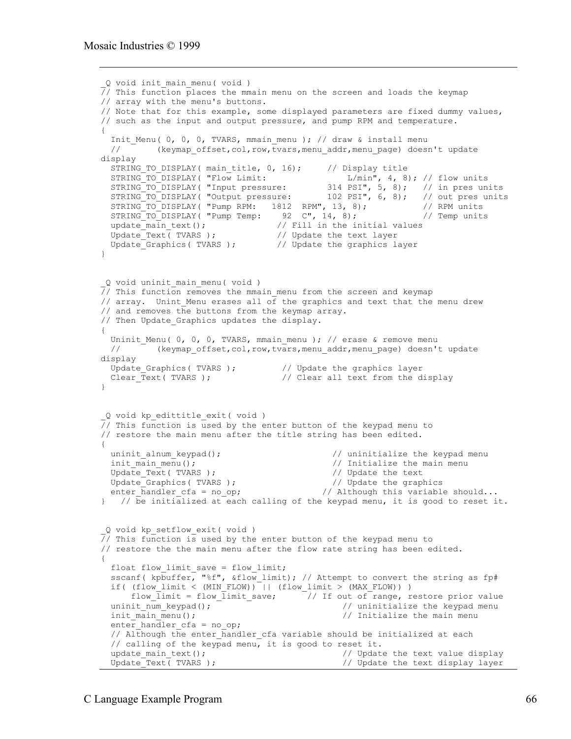```
_Q void init_main_menu( void )
// This function places the mmain menu on the screen and loads the keymap
// array with the menu's buttons.
// Note that for this example, some displayed parameters are fixed dummy values,
// such as the input and output pressure, and pump RPM and temperature.
{
  Init_Menu( 0, 0, 0, TVARS, mmain_menu ); // draw & install menu
  //       (keymap_offset,col,row,tvars,menu_addr,menu_page) doesn't update
display
  STRING_TO_DISPLAY( main_title, 0, 16);     // Display title
  STRING_TO_DISPLAY( "Flow Limit:                L/min", 4, 8); // flow units
  STRING_TO_DISPLAY( "Input pressure:        314 PSI", 5, 8);   // in pres units
  STRING_TO_DISPLAY( "Output pressure:       102 PSI", 6, 8);   // out pres units
  STRING_TO_DISPLAY( "Pump RPM:   1812  RPM", 13, 8);           // RPM units
  STRING_TO_DISPLAY( "Pump Temp:    92  C", 14, 8);             // Temp units
  update_main_text();              // Fill in the initial values
  Update_Text( TVARS );            // Update the text layer
  Update_Graphics( TVARS );        // Update the graphics layer
}


_Q void uninit_main_menu( void )
// This function removes the mmain_menu from the screen and keymap
// array.  Unint_Menu erases all of the graphics and text that the menu drew
// and removes the buttons from the keymap array.
// Then Update_Graphics updates the display.
{
  Uninit_Menu( 0, 0, 0, TVARS, mmain_menu ); // erase & remove menu
  //       (keymap_offset,col,row,tvars,menu_addr,menu_page) doesn't update
display
  Update_Graphics( TVARS );         // Update the graphics layer
  Clear_Text( TVARS );              // Clear all text from the display
}


_Q void kp_edittitle_exit( void )
// This function is used by the enter button of the keypad menu to
// restore the main menu after the title string has been edited.
{
  uninit_alnum_keypad();                      // uninitialize the keypad menu
  init_main_menu();                           // Initialize the main menu
  Update_Text( TVARS );                       // Update the text
  Update_Graphics( TVARS );                   // Update the graphics
  enter_handler_cfa = no_op;                // Although this variable should...
}   // be initialized at each calling of the keypad menu, it is good to reset it.


_Q void kp_setflow_exit( void )
// This function is used by the enter button of the keypad menu to
// restore the the main menu after the flow rate string has been edited.
{
  float flow_limit_save = flow_limit;
  sscanf( kpbuffer, "%f", &flow_limit); // Attempt to convert the string as fp#
  if( (flow_limit < (MIN_FLOW)) || (flow_limit > (MAX_FLOW)) )
      flow_limit = flow_limit_save;      // If out of range, restore prior value
  uninit_num_keypad();                          // uninitialize the keypad menu
  init_main_menu();                             // Initialize the main menu
  enter_handler_cfa = no_op;
  // Although the enter_handler_cfa variable should be initialized at each
  // calling of the keypad menu, it is good to reset it.
  update_main_text();                           // Update the text value display
  Update_Text( TVARS );                         // Update the text display layer
```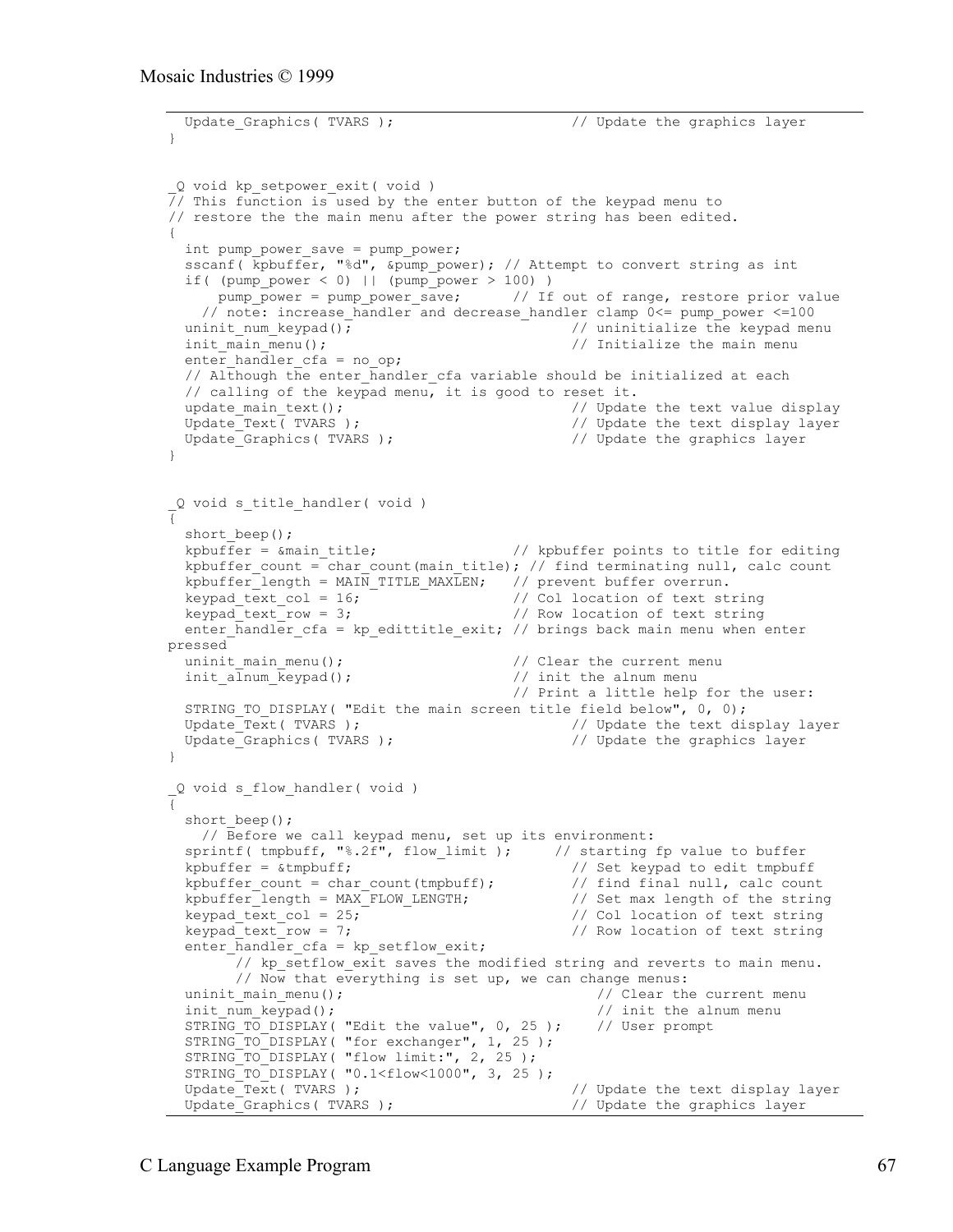```
  Update_Graphics( TVARS );                    // Update the graphics layer
}


_Q void kp_setpower_exit( void )
// This function is used by the enter button of the keypad menu to
// restore the the main menu after the power string has been edited.
{
  int pump_power_save = pump_power;
  sscanf( kpbuffer, "%d", &pump_power); // Attempt to convert string as int
  if( (pump_power < 0) || (pump_power > 100) )
      pump_power = pump_power_save;      // If out of range, restore prior value
    // note: increase_handler and decrease_handler clamp 0<= pump_power <=100
  uninit_num_keypad();                         // uninitialize the keypad menu
  init_main_menu();                            // Initialize the main menu
  enter_handler_cfa = no_op;
  // Although the enter_handler_cfa variable should be initialized at each
  // calling of the keypad menu, it is good to reset it.
  update_main_text();                          // Update the text value display
  Update_Text( TVARS );                        // Update the text display layer
  Update_Graphics( TVARS );                    // Update the graphics layer
}


_Q void s_title_handler( void )
{
  short_beep();
  kpbuffer = &main_title;               // kpbuffer points to title for editing
  kpbuffer_count = char_count(main_title); // find terminating null, calc count
  kpbuffer_length = MAIN_TITLE_MAXLEN;   // prevent buffer overrun.
  keypad_text_col = 16;                 // Col location of text string
  keypad_text_row = 3;                  // Row location of text string
  enter_handler_cfa = kp_edittitle_exit; // brings back main menu when enter
pressed
  uninit_main_menu();                   // Clear the current menu
  init_alnum_keypad();                  // init the alnum menu
                                        // Print a little help for the user:
  STRING_TO_DISPLAY( "Edit the main screen title field below", 0, 0);
  Update_Text( TVARS );                        // Update the text display layer
  Update_Graphics( TVARS );                    // Update the graphics layer
}

_Q void s_flow_handler( void )
{
  short_beep();
    // Before we call keypad menu, set up its environment:
  sprintf( tmpbuff, "%.2f", flow_limit );     // starting fp value to buffer
  kpbuffer = &tmpbuff;                         // Set keypad to edit tmpbuff
  kpbuffer_count = char_count(tmpbuff);        // find final null, calc count
  kpbuffer_length = MAX_FLOW_LENGTH;           // Set max length of the string
  keypad_text_col = 25;                        // Col location of text string
  keypad_text_row = 7;                         // Row location of text string
  enter_handler_cfa = kp_setflow_exit;
       // kp_setflow_exit saves the modified string and reverts to main menu.
       // Now that everything is set up, we can change menus:
  uninit_main_menu();                              // Clear the current menu
  init_num_keypad();                               // init the alnum menu
  STRING_TO_DISPLAY( "Edit the value", 0, 25 );    // User prompt
  STRING_TO_DISPLAY( "for exchanger", 1, 25 );
  STRING_TO_DISPLAY( "flow limit:", 2, 25 );
  STRING_TO_DISPLAY( "0.1<flow<1000", 3, 25 );
  Update_Text( TVARS );                        // Update the text display layer
  Update_Graphics( TVARS );                    // Update the graphics layer
```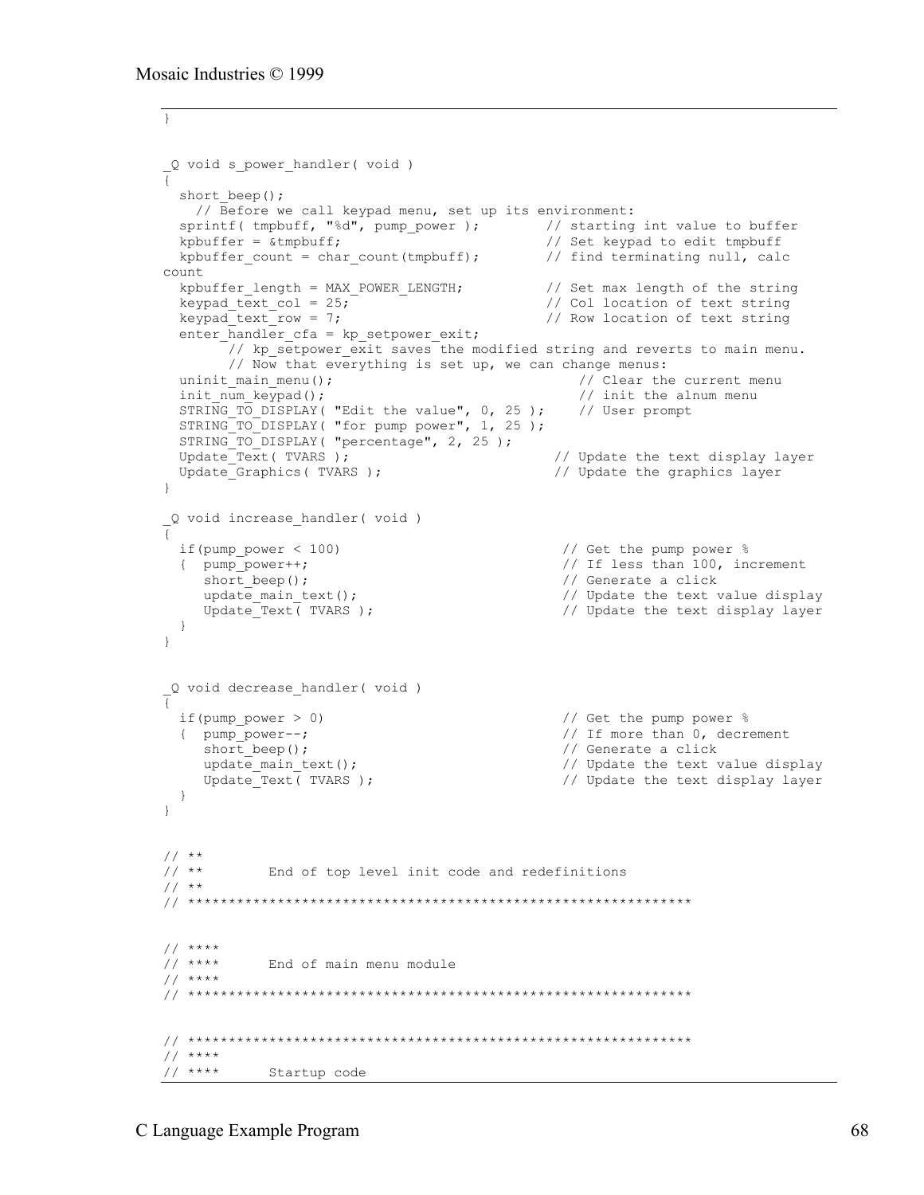```
}


_Q void s_power_handler( void )
{
  short_beep();
    // Before we call keypad menu, set up its environment:
  sprintf( tmpbuff, "%d", pump_power );        // starting int value to buffer
  kpbuffer = &tmpbuff;                         // Set keypad to edit tmpbuff
  kpbuffer_count = char_count(tmpbuff);        // find terminating null, calc
count
  kpbuffer_length = MAX_POWER_LENGTH;          // Set max length of the string
  keypad_text_col = 25;                        // Col location of text string
  keypad_text_row = 7;                         // Row location of text string
  enter_handler_cfa = kp_setpower_exit;
        // kp_setpower_exit saves the modified string and reverts to main menu.
        // Now that everything is set up, we can change menus:
  uninit_main_menu();                              // Clear the current menu
  init_num_keypad();                               // init the alnum menu
  STRING_TO_DISPLAY( "Edit the value", 0, 25 );    // User prompt
  STRING_TO_DISPLAY( "for pump power", 1, 25 );
  STRING_TO_DISPLAY( "percentage", 2, 25 );
  Update_Text( TVARS );                           // Update the text display layer
  Update_Graphics( TVARS );                       // Update the graphics layer
}

_Q void increase_handler( void )
{
  if(pump_power < 100)                             // Get the pump power %
  {  pump_power++;                                 // If less than 100, increment
     short_beep();                                 // Generate a click
     update_main_text();                           // Update the text value display
     Update_Text( TVARS );                         // Update the text display layer
  }
}


_Q void decrease_handler( void )
{
  if(pump_power > 0)                               // Get the pump power %
  {  pump_power--;                                 // If more than 0, decrement
     short_beep();                                 // Generate a click
     update_main_text();                           // Update the text value display
     Update_Text( TVARS );                         // Update the text display layer
  }
}


// **
// **        End of top level init code and redefinitions
// **
// ************************************************************


// ****
// ****      End of main menu module
// ****
// ************************************************************


// ************************************************************
// ****
// ****      Startup code
```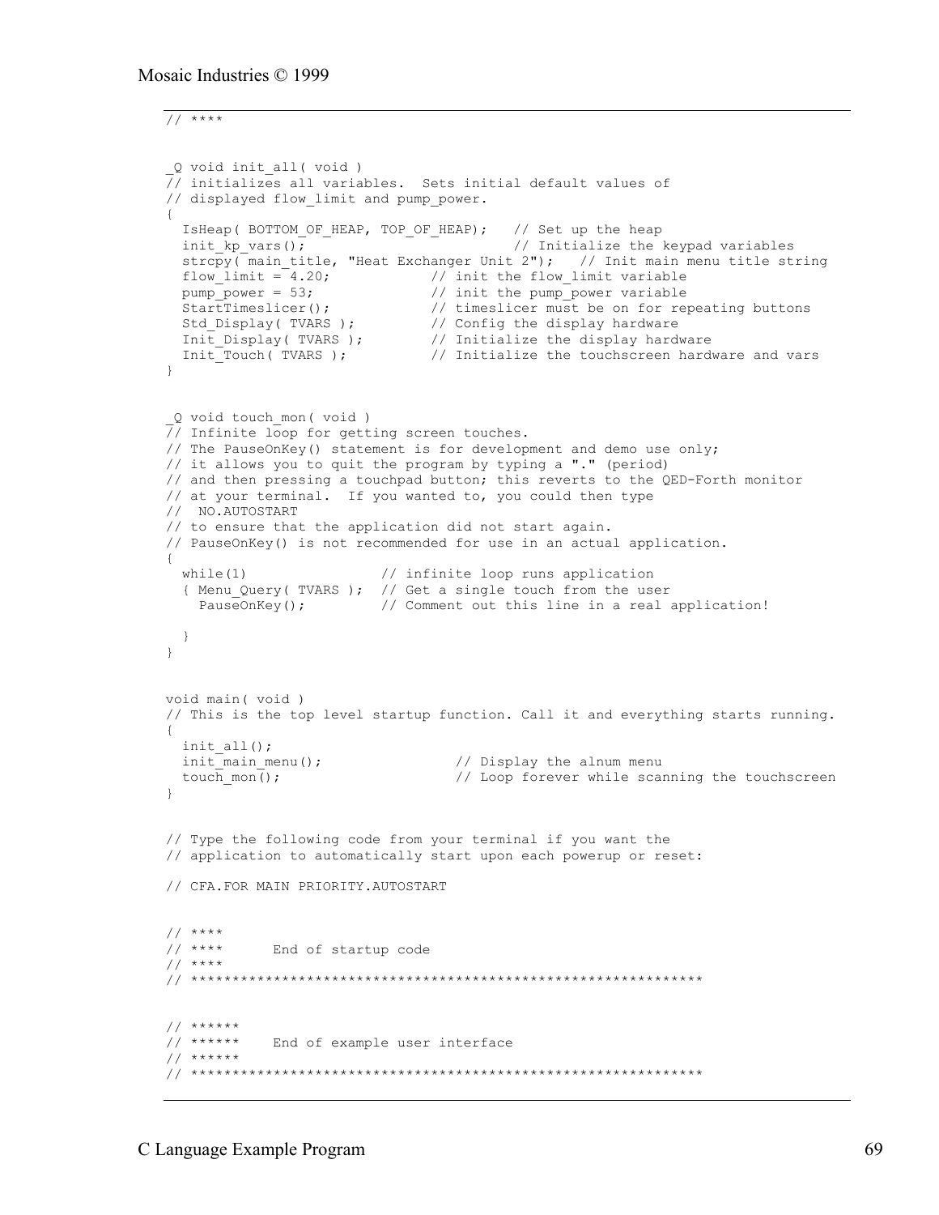```
// ****


_Q void init_all( void )
// initializes all variables.  Sets initial default values of
// displayed flow_limit and pump_power.
{
  IsHeap( BOTTOM_OF_HEAP, TOP_OF_HEAP);   // Set up the heap
  init_kp_vars();                         // Initialize the keypad variables
  strcpy( main_title, "Heat Exchanger Unit 2");   // Init main menu title string
  flow_limit = 4.20;            // init the flow_limit variable
  pump_power = 53;              // init the pump_power variable
  StartTimeslicer();            // timeslicer must be on for repeating buttons
  Std_Display( TVARS );         // Config the display hardware
  Init_Display( TVARS );        // Initialize the display hardware
  Init_Touch( TVARS );          // Initialize the touchscreen hardware and vars
}


_Q void touch_mon( void )
// Infinite loop for getting screen touches.
// The PauseOnKey() statement is for development and demo use only;
// it allows you to quit the program by typing a "." (period)
// and then pressing a touchpad button; this reverts to the QED-Forth monitor
// at your terminal.  If you wanted to, you could then type
//  NO.AUTOSTART
// to ensure that the application did not start again.
// PauseOnKey() is not recommended for use in an actual application.
{
  while(1)                // infinite loop runs application
  { Menu_Query( TVARS );  // Get a single touch from the user
    PauseOnKey();         // Comment out this line in a real application!

  }
}


void main( void )
// This is the top level startup function. Call it and everything starts running.
{
  init_all();
  init_main_menu();                // Display the alnum menu
  touch_mon();                     // Loop forever while scanning the touchscreen
}


// Type the following code from your terminal if you want the
// application to automatically start upon each powerup or reset:

// CFA.FOR MAIN PRIORITY.AUTOSTART


// ****
// ****      End of startup code
// ****
// *************************************************************


// ******
// ******    End of example user interface
// ******
// *************************************************************
```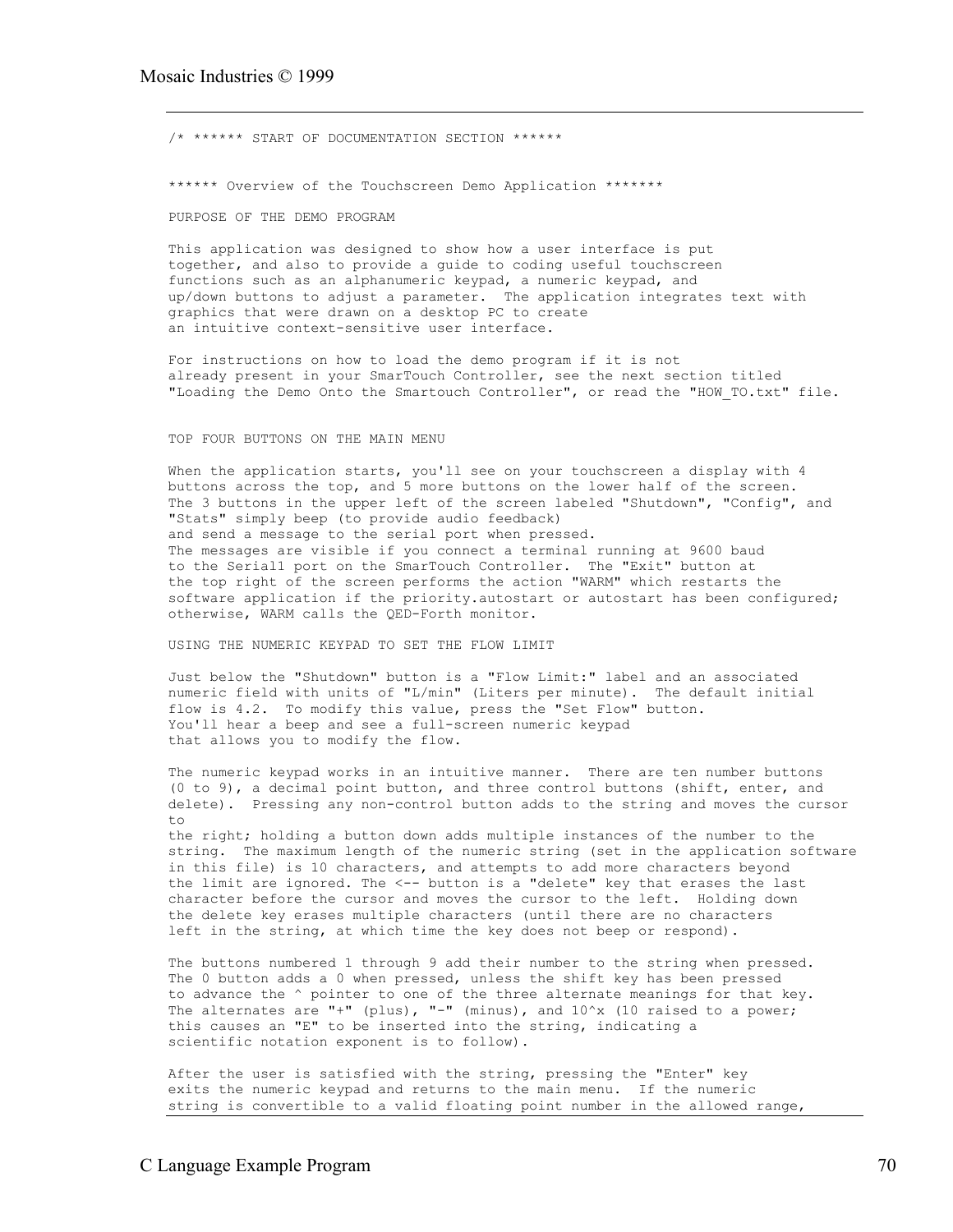```
/* ****** START OF DOCUMENTATION SECTION ******


****** Overview of the Touchscreen Demo Application *******

PURPOSE OF THE DEMO PROGRAM

This application was designed to show how a user interface is put
together, and also to provide a guide to coding useful touchscreen
functions such as an alphanumeric keypad, a numeric keypad, and
up/down buttons to adjust a parameter.  The application integrates text with
graphics that were drawn on a desktop PC to create
an intuitive context-sensitive user interface.

For instructions on how to load the demo program if it is not
already present in your SmarTouch Controller, see the next section titled
"Loading the Demo Onto the Smartouch Controller", or read the "HOW_TO.txt" file.


TOP FOUR BUTTONS ON THE MAIN MENU

When the application starts, you'll see on your touchscreen a display with 4
buttons across the top, and 5 more buttons on the lower half of the screen.
The 3 buttons in the upper left of the screen labeled "Shutdown", "Config", and
"Stats" simply beep (to provide audio feedback)
and send a message to the serial port when pressed.
The messages are visible if you connect a terminal running at 9600 baud
to the Serial1 port on the SmarTouch Controller.  The "Exit" button at
the top right of the screen performs the action "WARM" which restarts the
software application if the priority.autostart or autostart has been configured;
otherwise, WARM calls the QED-Forth monitor.

USING THE NUMERIC KEYPAD TO SET THE FLOW LIMIT

Just below the "Shutdown" button is a "Flow Limit:" label and an associated
numeric field with units of "L/min" (Liters per minute).  The default initial
flow is 4.2.  To modify this value, press the "Set Flow" button.
You'll hear a beep and see a full-screen numeric keypad
that allows you to modify the flow.

The numeric keypad works in an intuitive manner.  There are ten number buttons
(0 to 9), a decimal point button, and three control buttons (shift, enter, and
delete).  Pressing any non-control button adds to the string and moves the cursor
to
the right; holding a button down adds multiple instances of the number to the
string.  The maximum length of the numeric string (set in the application software
in this file) is 10 characters, and attempts to add more characters beyond
the limit are ignored. The <-- button is a "delete" key that erases the last
character before the cursor and moves the cursor to the left.  Holding down
the delete key erases multiple characters (until there are no characters
left in the string, at which time the key does not beep or respond).

The buttons numbered 1 through 9 add their number to the string when pressed.
The 0 button adds a 0 when pressed, unless the shift key has been pressed
to advance the ^ pointer to one of the three alternate meanings for that key.
The alternates are "+" (plus), "-" (minus), and 10^x (10 raised to a power;
this causes an "E" to be inserted into the string, indicating a
scientific notation exponent is to follow).

After the user is satisfied with the string, pressing the "Enter" key
exits the numeric keypad and returns to the main menu.  If the numeric
string is convertible to a valid floating point number in the allowed range,
```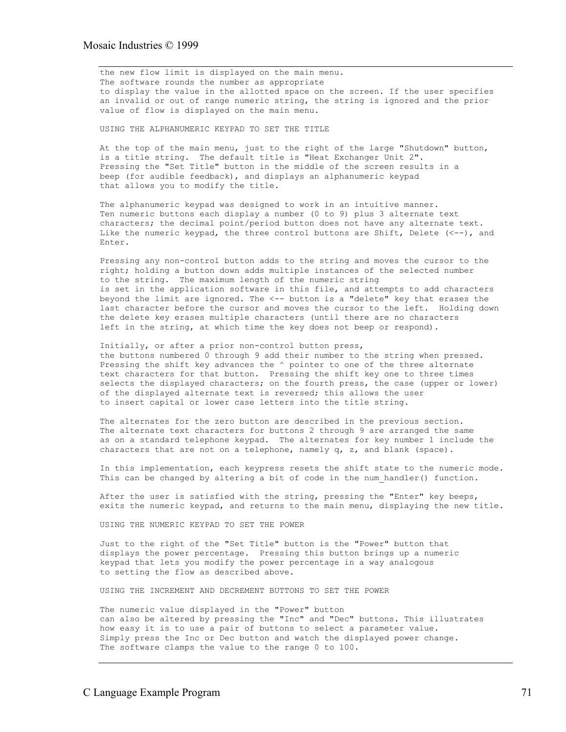```
the new flow limit is displayed on the main menu.
The software rounds the number as appropriate
to display the value in the allotted space on the screen. If the user specifies
an invalid or out of range numeric string, the string is ignored and the prior
value of flow is displayed on the main menu.

USING THE ALPHANUMERIC KEYPAD TO SET THE TITLE

At the top of the main menu, just to the right of the large "Shutdown" button,
is a title string.  The default title is "Heat Exchanger Unit 2".
Pressing the "Set Title" button in the middle of the screen results in a
beep (for audible feedback), and displays an alphanumeric keypad
that allows you to modify the title.

The alphanumeric keypad was designed to work in an intuitive manner.
Ten numeric buttons each display a number (0 to 9) plus 3 alternate text
characters; the decimal point/period button does not have any alternate text.
Like the numeric keypad, the three control buttons are Shift, Delete (<--), and
Enter.

Pressing any non-control button adds to the string and moves the cursor to the
right; holding a button down adds multiple instances of the selected number
to the string.  The maximum length of the numeric string
is set in the application software in this file, and attempts to add characters
beyond the limit are ignored. The <-- button is a "delete" key that erases the
last character before the cursor and moves the cursor to the left.  Holding down
the delete key erases multiple characters (until there are no characters
left in the string, at which time the key does not beep or respond).

Initially, or after a prior non-control button press,
the buttons numbered 0 through 9 add their number to the string when pressed.
Pressing the shift key advances the ^ pointer to one of the three alternate
text characters for that button.  Pressing the shift key one to three times
selects the displayed characters; on the fourth press, the case (upper or lower)
of the displayed alternate text is reversed; this allows the user
to insert capital or lower case letters into the title string.

The alternates for the zero button are described in the previous section.
The alternate text characters for buttons 2 through 9 are arranged the same
as on a standard telephone keypad.  The alternates for key number 1 include the
characters that are not on a telephone, namely q, z, and blank (space).

In this implementation, each keypress resets the shift state to the numeric mode.
This can be changed by altering a bit of code in the num_handler() function.

After the user is satisfied with the string, pressing the "Enter" key beeps,
exits the numeric keypad, and returns to the main menu, displaying the new title.

USING THE NUMERIC KEYPAD TO SET THE POWER

Just to the right of the "Set Title" button is the "Power" button that
displays the power percentage.  Pressing this button brings up a numeric
keypad that lets you modify the power percentage in a way analogous
to setting the flow as described above.

USING THE INCREMENT AND DECREMENT BUTTONS TO SET THE POWER

The numeric value displayed in the "Power" button
can also be altered by pressing the "Inc" and "Dec" buttons. This illustrates
how easy it is to use a pair of buttons to select a parameter value.
Simply press the Inc or Dec button and watch the displayed power change.
The software clamps the value to the range 0 to 100.
```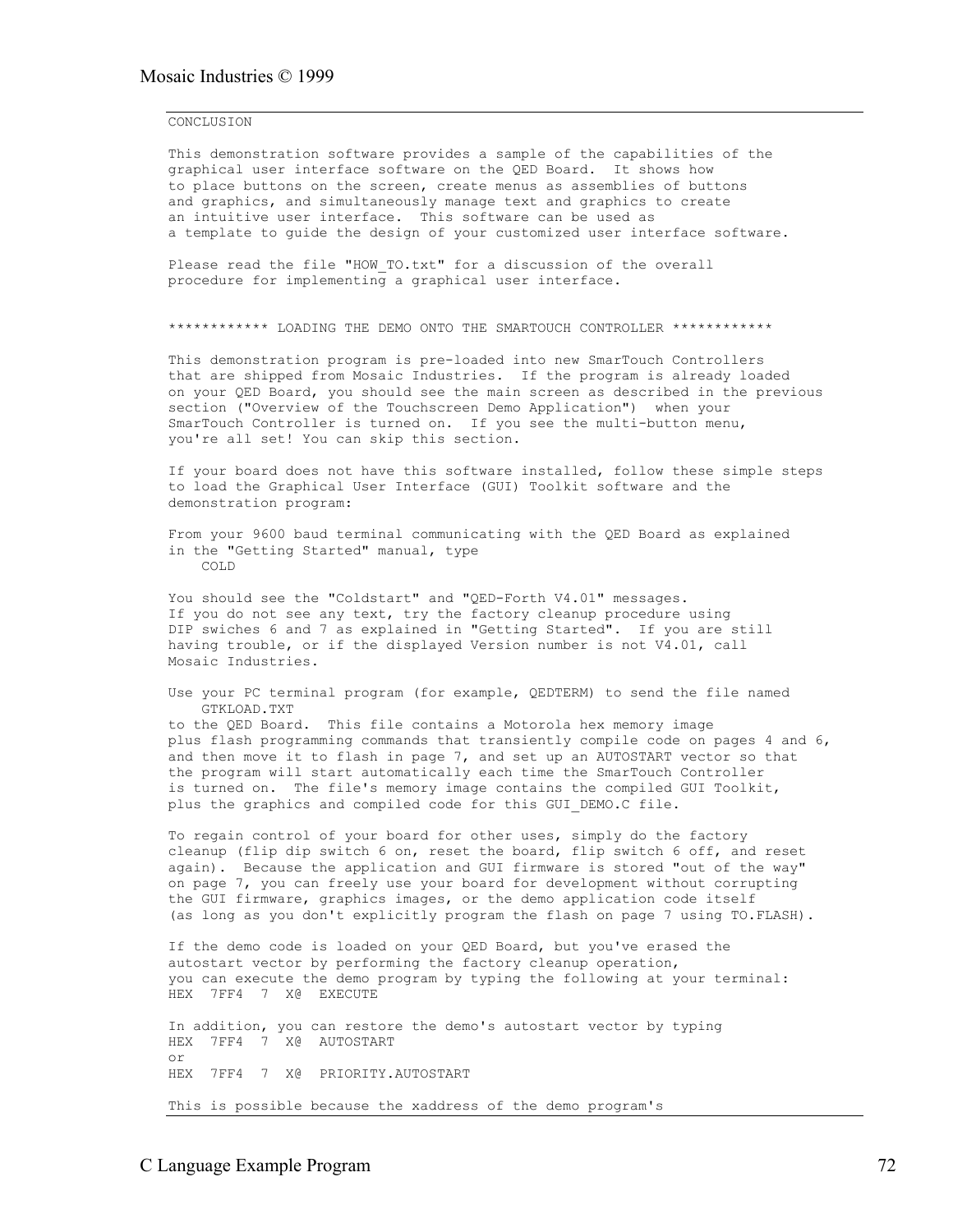CONCLUSION

This demonstration software provides a sample of the capabilities of the graphical user interface software on the QED Board. It shows how to place buttons on the screen, create menus as assemblies of buttons and graphics, and simultaneously manage text and graphics to create an intuitive user interface. This software can be used as a template to guide the design of your customized user interface software.

Please read the file "HOW_TO.txt" for a discussion of the overall procedure for implementing a graphical user interface.

************ LOADING THE DEMO ONTO THE SMARTOUCH CONTROLLER ************

This demonstration program is pre-loaded into new SmarTouch Controllers that are shipped from Mosaic Industries. If the program is already loaded on your QED Board, you should see the main screen as described in the previous section ("Overview of the Touchscreen Demo Application") when your SmarTouch Controller is turned on. If you see the multi-button menu, you're all set! You can skip this section.

If your board does not have this software installed, follow these simple steps to load the Graphical User Interface (GUI) Toolkit software and the demonstration program:

From your 9600 baud terminal communicating with the QED Board as explained in the "Getting Started" manual, type

```
    COLD
```

You should see the "Coldstart" and "QED-Forth V4.01" messages. If you do not see any text, try the factory cleanup procedure using DIP swiches 6 and 7 as explained in "Getting Started". If you are still having trouble, or if the displayed Version number is not V4.01, call Mosaic Industries.

Use your PC terminal program (for example, QEDTERM) to send the file named

```
    GTKLOAD.TXT
```

to the QED Board. This file contains a Motorola hex memory image plus flash programming commands that transiently compile code on pages 4 and 6, and then move it to flash in page 7, and set up an AUTOSTART vector so that the program will start automatically each time the SmarTouch Controller is turned on. The file's memory image contains the compiled GUI Toolkit, plus the graphics and compiled code for this GUI_DEMO.C file.

To regain control of your board for other uses, simply do the factory cleanup (flip dip switch 6 on, reset the board, flip switch 6 off, and reset again). Because the application and GUI firmware is stored "out of the way" on page 7, you can freely use your board for development without corrupting the GUI firmware, graphics images, or the demo application code itself (as long as you don't explicitly program the flash on page 7 using TO.FLASH).

If the demo code is loaded on your QED Board, but you've erased the autostart vector by performing the factory cleanup operation, you can execute the demo program by typing the following at your terminal:

```
HEX  7FF4  7  X@  EXECUTE
```

In addition, you can restore the demo's autostart vector by typing

```
HEX  7FF4  7  X@  AUTOSTART
```

or

```
HEX  7FF4  7  X@  PRIORITY.AUTOSTART
```

This is possible because the xaddress of the demo program's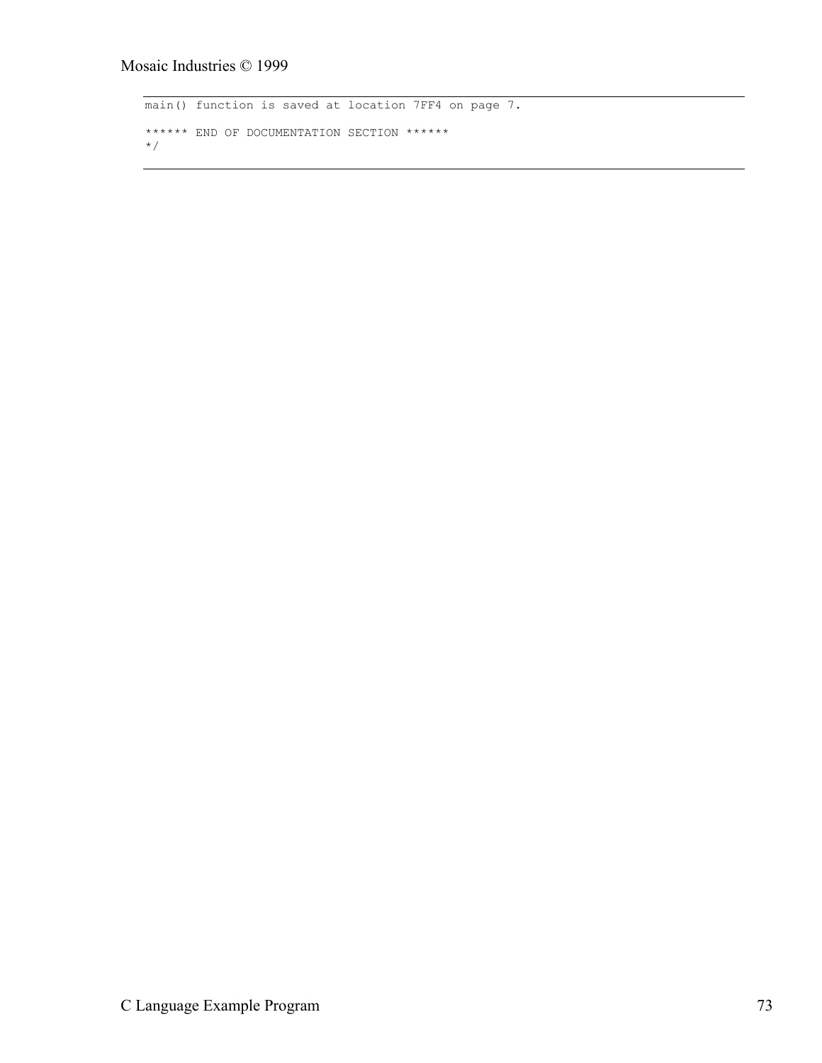```
main() function is saved at location 7FF4 on page 7.

****** END OF DOCUMENTATION SECTION ******
*/
```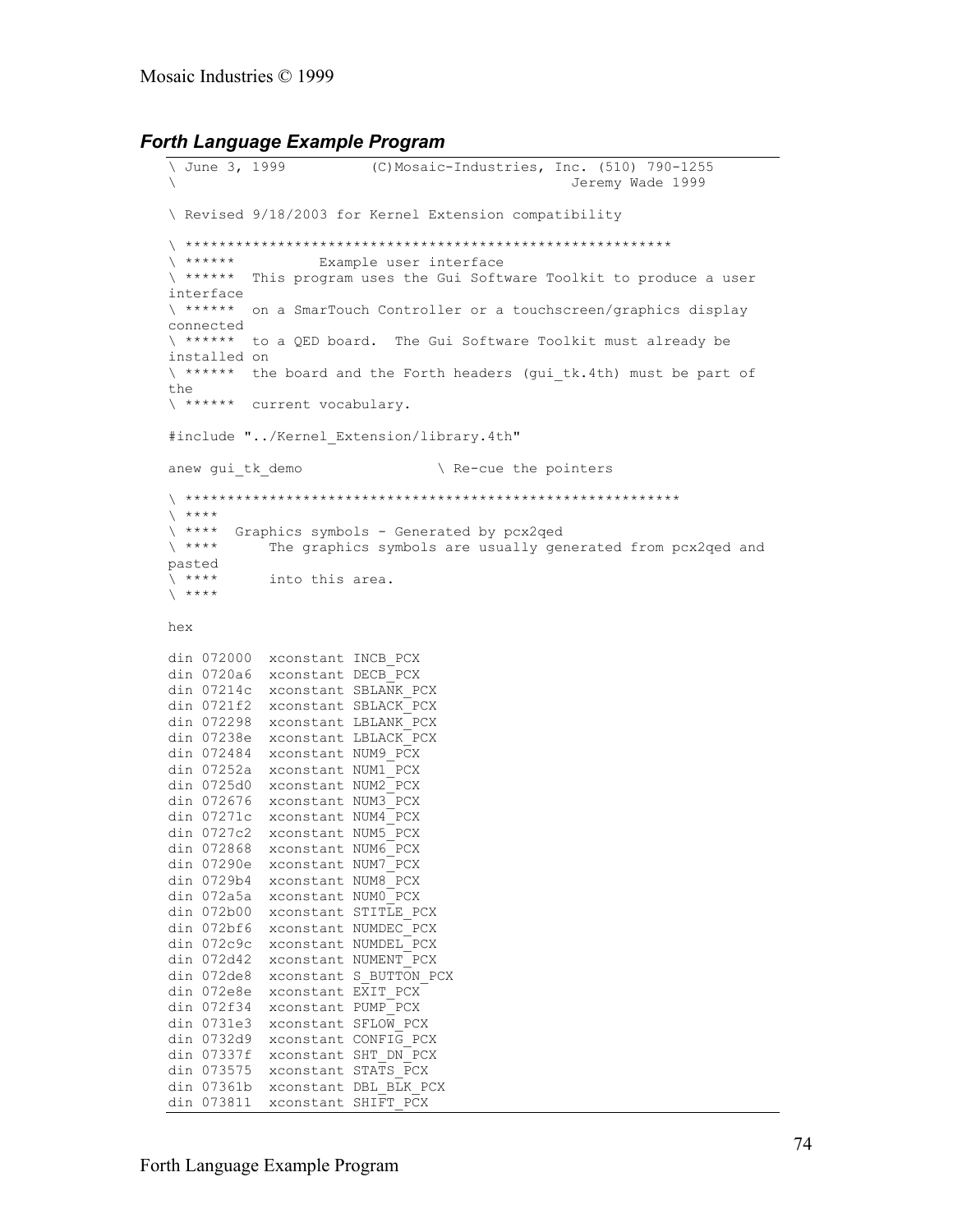### *Forth Language Example Program*

```
\ June 3, 1999          (C)Mosaic-Industries, Inc. (510) 790-1255
\                                                 Jeremy Wade 1999

\ Revised 9/18/2003 for Kernel Extension compatibility

\ *********************************************************
\ ******          Example user interface
\ ******  This program uses the Gui Software Toolkit to produce a user
interface
\ ******  on a SmarTouch Controller or a touchscreen/graphics display
connected
\ ******  to a QED board.  The Gui Software Toolkit must already be
installed on
\ ******  the board and the Forth headers (gui_tk.4th) must be part of
the
\ ******  current vocabulary.

#include "../Kernel_Extension/library.4th"

anew gui_tk_demo                \ Re-cue the pointers

\ *********************************************************
\ ****
\ ****  Graphics symbols - Generated by pcx2qed
\ ****      The graphics symbols are usually generated from pcx2qed and
pasted
\ ****      into this area.
\ ****

hex

din 072000  xconstant INCB_PCX
din 0720a6  xconstant DECB_PCX
din 07214c  xconstant SBLANK_PCX
din 0721f2  xconstant SBLACK_PCX
din 072298  xconstant LBLANK_PCX
din 07238e  xconstant LBLACK_PCX
din 072484  xconstant NUM9_PCX
din 07252a  xconstant NUM1_PCX
din 0725d0  xconstant NUM2_PCX
din 072676  xconstant NUM3_PCX
din 07271c  xconstant NUM4_PCX
din 0727c2  xconstant NUM5_PCX
din 072868  xconstant NUM6_PCX
din 07290e  xconstant NUM7_PCX
din 0729b4  xconstant NUM8_PCX
din 072a5a  xconstant NUM0_PCX
din 072b00  xconstant STITLE_PCX
din 072bf6  xconstant NUMDEC_PCX
din 072c9c  xconstant NUMDEL_PCX
din 072d42  xconstant NUMENT_PCX
din 072de8  xconstant S_BUTTON_PCX
din 072e8e  xconstant EXIT_PCX
din 072f34  xconstant PUMP_PCX
din 0731e3  xconstant SFLOW_PCX
din 0732d9  xconstant CONFIG_PCX
din 07337f  xconstant SHT_DN_PCX
din 073575  xconstant STATS_PCX
din 07361b  xconstant DBL_BLK_PCX
din 073811  xconstant SHIFT_PCX
```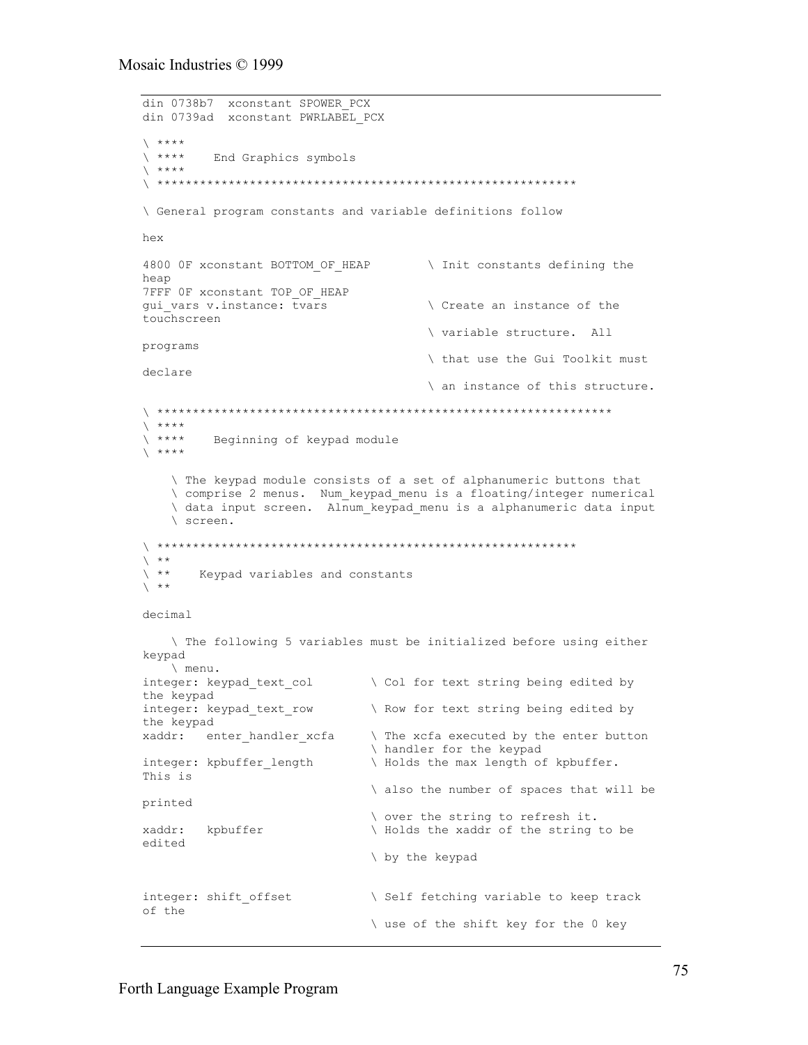```
din 0738b7  xconstant SPOWER_PCX
din 0739ad  xconstant PWRLABEL_PCX

\ ****
\ ****    End Graphics symbols
\ ****
\ *********************************************************

\ General program constants and variable definitions follow

hex

4800 0F xconstant BOTTOM_OF_HEAP        \ Init constants defining the
heap
7FFF 0F xconstant TOP_OF_HEAP
gui_vars v.instance: tvars             \ Create an instance of the
touchscreen
                                       \ variable structure.  All
programs
                                       \ that use the Gui Toolkit must
declare
                                       \ an instance of this structure.

\ **************************************************************
\ ****
\ ****    Beginning of keypad module
\ ****

    \ The keypad module consists of a set of alphanumeric buttons that
    \ comprise 2 menus.  Num_keypad_menu is a floating/integer numerical
    \ data input screen.  Alnum_keypad_menu is a alphanumeric data input
    \ screen.

\ *********************************************************
\ **
\ **    Keypad variables and constants
\ **

decimal

    \ The following 5 variables must be initialized before using either
keypad
    \ menu.
integer: keypad_text_col        \ Col for text string being edited by
the keypad
integer: keypad_text_row        \ Row for text string being edited by
the keypad
xaddr:   enter_handler_xcfa     \ The xcfa executed by the enter button
                                \ handler for the keypad
integer: kpbuffer_length        \ Holds the max length of kpbuffer.
This is
                                \ also the number of spaces that will be
printed
                                \ over the string to refresh it.
xaddr:   kpbuffer               \ Holds the xaddr of the string to be
edited
                                \ by the keypad


integer: shift_offset           \ Self fetching variable to keep track
of the
                                \ use of the shift key for the 0 key
```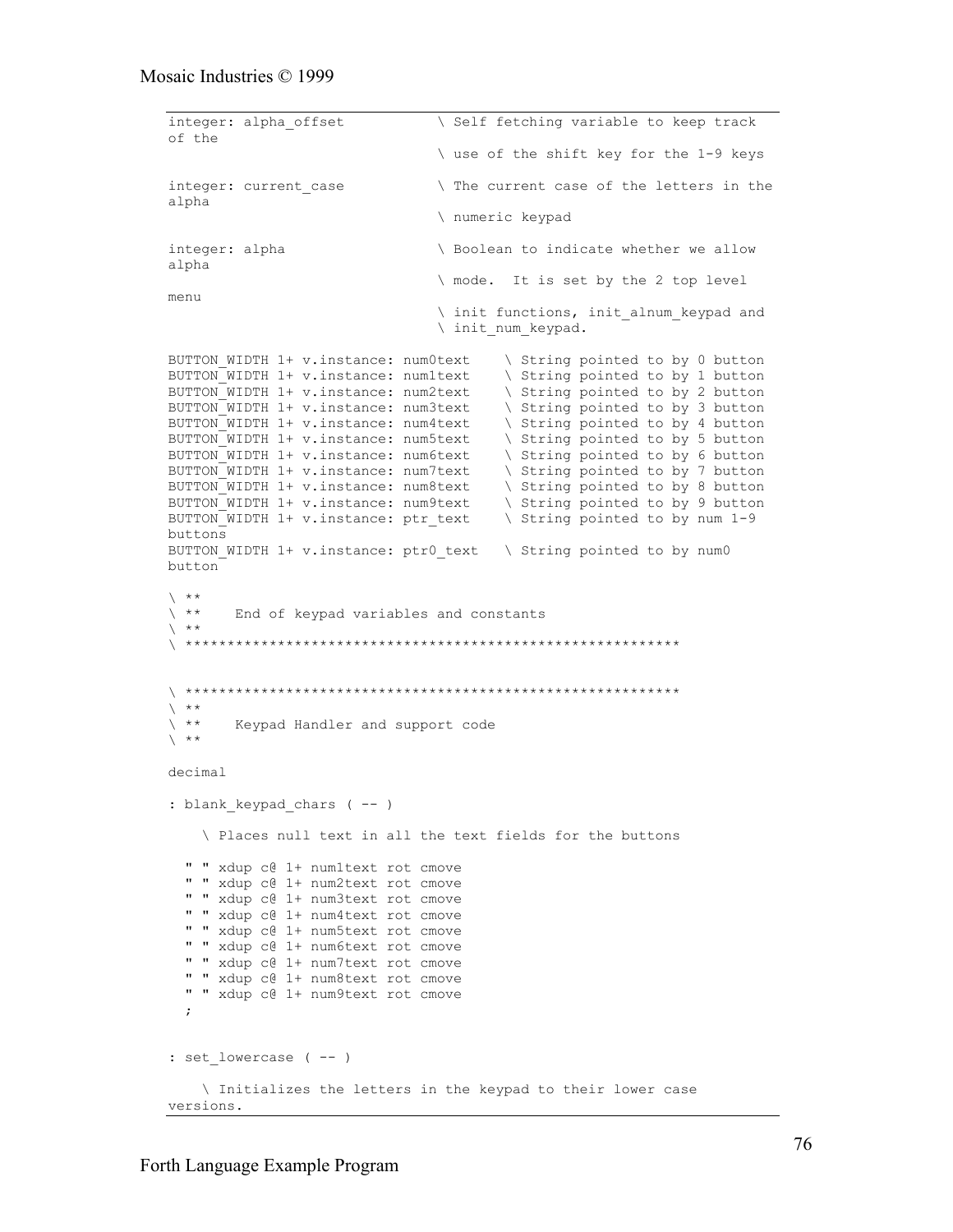```
integer: alpha_offset          \ Self fetching variable to keep track
of the
                               \ use of the shift key for the 1-9 keys

integer: current_case          \ The current case of the letters in the
alpha
                               \ numeric keypad

integer: alpha                 \ Boolean to indicate whether we allow
alpha
                               \ mode.  It is set by the 2 top level
menu
                               \ init functions, init_alnum_keypad and
                               \ init_num_keypad.

BUTTON_WIDTH 1+ v.instance: num0text    \ String pointed to by 0 button
BUTTON_WIDTH 1+ v.instance: num1text    \ String pointed to by 1 button
BUTTON_WIDTH 1+ v.instance: num2text    \ String pointed to by 2 button
BUTTON_WIDTH 1+ v.instance: num3text    \ String pointed to by 3 button
BUTTON_WIDTH 1+ v.instance: num4text    \ String pointed to by 4 button
BUTTON_WIDTH 1+ v.instance: num5text    \ String pointed to by 5 button
BUTTON_WIDTH 1+ v.instance: num6text    \ String pointed to by 6 button
BUTTON_WIDTH 1+ v.instance: num7text    \ String pointed to by 7 button
BUTTON_WIDTH 1+ v.instance: num8text    \ String pointed to by 8 button
BUTTON_WIDTH 1+ v.instance: num9text    \ String pointed to by 9 button
BUTTON_WIDTH 1+ v.instance: ptr_text    \ String pointed to by num 1-9
buttons
BUTTON_WIDTH 1+ v.instance: ptr0_text   \ String pointed to by num0
button

\ **
\ **    End of keypad variables and constants
\ **
\ **********************************************************


\ **********************************************************
\ **
\ **    Keypad Handler and support code
\ **

decimal

: blank_keypad_chars ( -- )

    \ Places null text in all the text fields for the buttons

  " " xdup c@ 1+ num1text rot cmove
  " " xdup c@ 1+ num2text rot cmove
  " " xdup c@ 1+ num3text rot cmove
  " " xdup c@ 1+ num4text rot cmove
  " " xdup c@ 1+ num5text rot cmove
  " " xdup c@ 1+ num6text rot cmove
  " " xdup c@ 1+ num7text rot cmove
  " " xdup c@ 1+ num8text rot cmove
  " " xdup c@ 1+ num9text rot cmove
  ;


: set_lowercase ( -- )

    \ Initializes the letters in the keypad to their lower case
versions.
```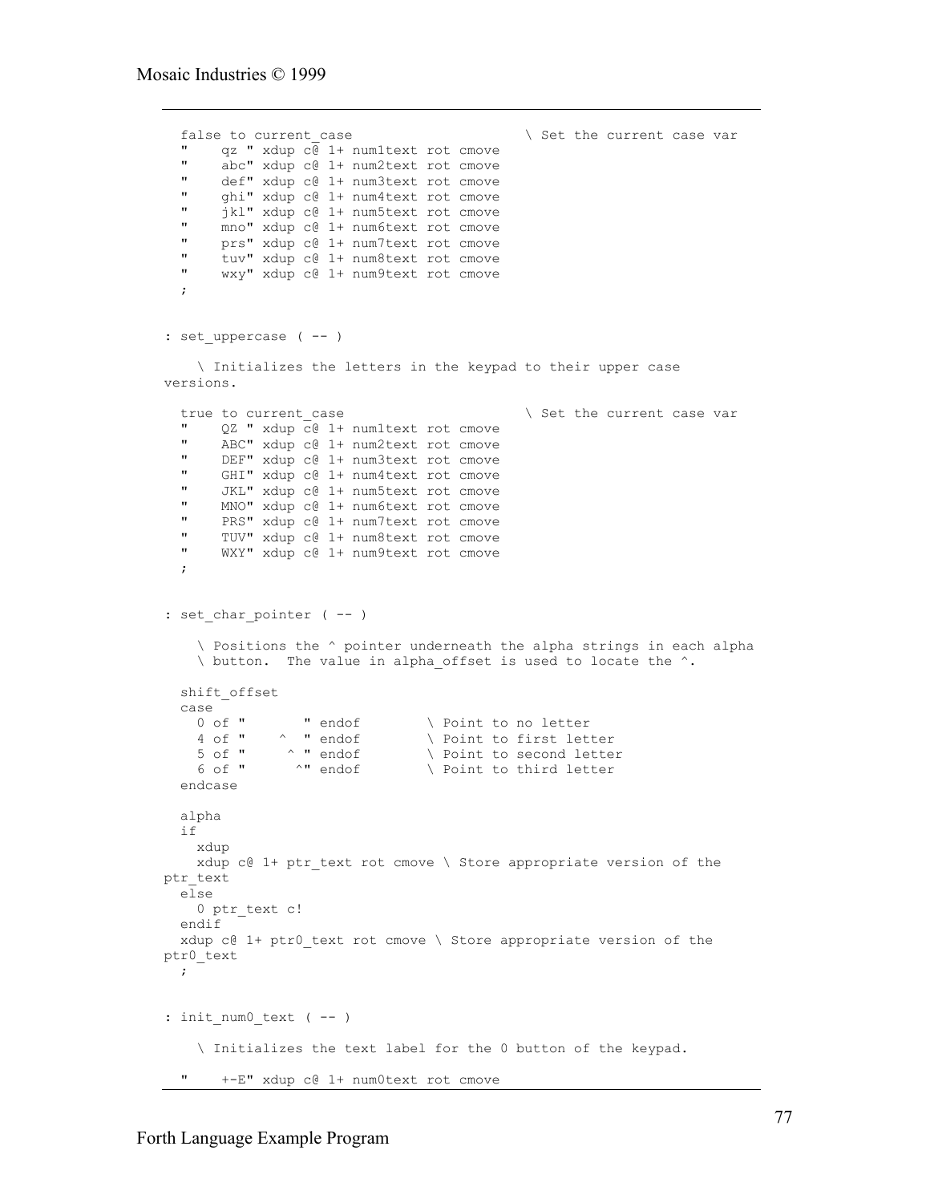```
  false to current_case                    \ Set the current case var
  "    qz " xdup c@ 1+ num1text rot cmove
  "    abc" xdup c@ 1+ num2text rot cmove
  "    def" xdup c@ 1+ num3text rot cmove
  "    ghi" xdup c@ 1+ num4text rot cmove
  "    jkl" xdup c@ 1+ num5text rot cmove
  "    mno" xdup c@ 1+ num6text rot cmove
  "    prs" xdup c@ 1+ num7text rot cmove
  "    tuv" xdup c@ 1+ num8text rot cmove
  "    wxy" xdup c@ 1+ num9text rot cmove
  ;


: set_uppercase ( -- )

    \ Initializes the letters in the keypad to their upper case
versions.

  true to current_case                     \ Set the current case var
  "    QZ " xdup c@ 1+ num1text rot cmove
  "    ABC" xdup c@ 1+ num2text rot cmove
  "    DEF" xdup c@ 1+ num3text rot cmove
  "    GHI" xdup c@ 1+ num4text rot cmove
  "    JKL" xdup c@ 1+ num5text rot cmove
  "    MNO" xdup c@ 1+ num6text rot cmove
  "    PRS" xdup c@ 1+ num7text rot cmove
  "    TUV" xdup c@ 1+ num8text rot cmove
  "    WXY" xdup c@ 1+ num9text rot cmove
  ;


: set_char_pointer ( -- )

    \ Positions the ^ pointer underneath the alpha strings in each alpha
    \ button.  The value in alpha_offset is used to locate the ^.

  shift_offset
  case
    0 of "       " endof        \ Point to no letter
    4 of "    ^  " endof        \ Point to first letter
    5 of "     ^ " endof        \ Point to second letter
    6 of "      ^" endof        \ Point to third letter
  endcase

  alpha
  if
    xdup
    xdup c@ 1+ ptr_text rot cmove \ Store appropriate version of the
ptr_text
  else
    0 ptr_text c!
  endif
  xdup c@ 1+ ptr0_text rot cmove \ Store appropriate version of the
ptr0_text
  ;


: init_num0_text ( -- )

    \ Initializes the text label for the 0 button of the keypad.

  "    +-E" xdup c@ 1+ num0text rot cmove
```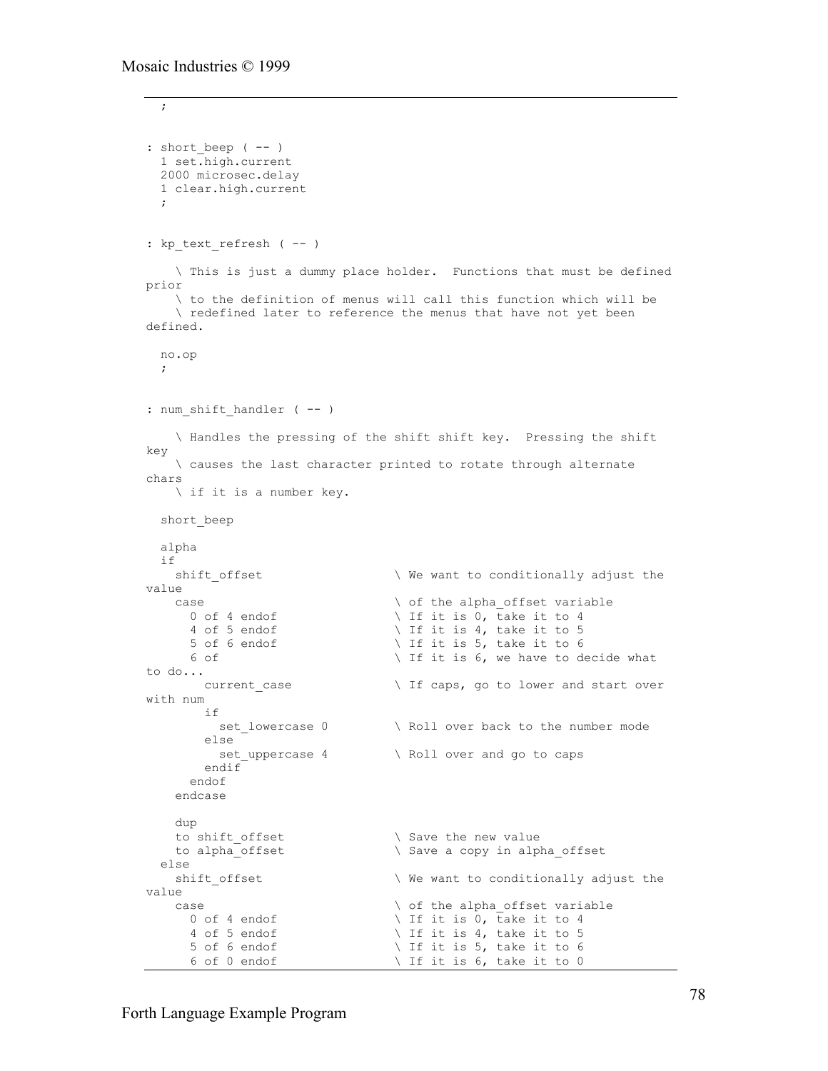```
  ;


: short_beep ( -- )
  1 set.high.current
  2000 microsec.delay
  1 clear.high.current
  ;


: kp_text_refresh ( -- )

    \ This is just a dummy place holder.  Functions that must be defined
prior
    \ to the definition of menus will call this function which will be
    \ redefined later to reference the menus that have not yet been
defined.

  no.op
  ;


: num_shift_handler ( -- )

    \ Handles the pressing of the shift shift key.  Pressing the shift
key
    \ causes the last character printed to rotate through alternate
chars
    \ if it is a number key.

  short_beep

  alpha
  if
    shift_offset                  \ We want to conditionally adjust the
value
    case                          \ of the alpha_offset variable
      0 of 4 endof                \ If it is 0, take it to 4
      4 of 5 endof                \ If it is 4, take it to 5
      5 of 6 endof                \ If it is 5, take it to 6
      6 of                        \ If it is 6, we have to decide what
to do...
        current_case              \ If caps, go to lower and start over
with num
        if
          set_lowercase 0         \ Roll over back to the number mode
        else
          set_uppercase 4         \ Roll over and go to caps
        endif
      endof
    endcase

    dup
    to shift_offset               \ Save the new value
    to alpha_offset               \ Save a copy in alpha_offset
  else
    shift_offset                  \ We want to conditionally adjust the
value
    case                          \ of the alpha_offset variable
      0 of 4 endof                \ If it is 0, take it to 4
      4 of 5 endof                \ If it is 4, take it to 5
      5 of 6 endof                \ If it is 5, take it to 6
      6 of 0 endof                \ If it is 6, take it to 0
```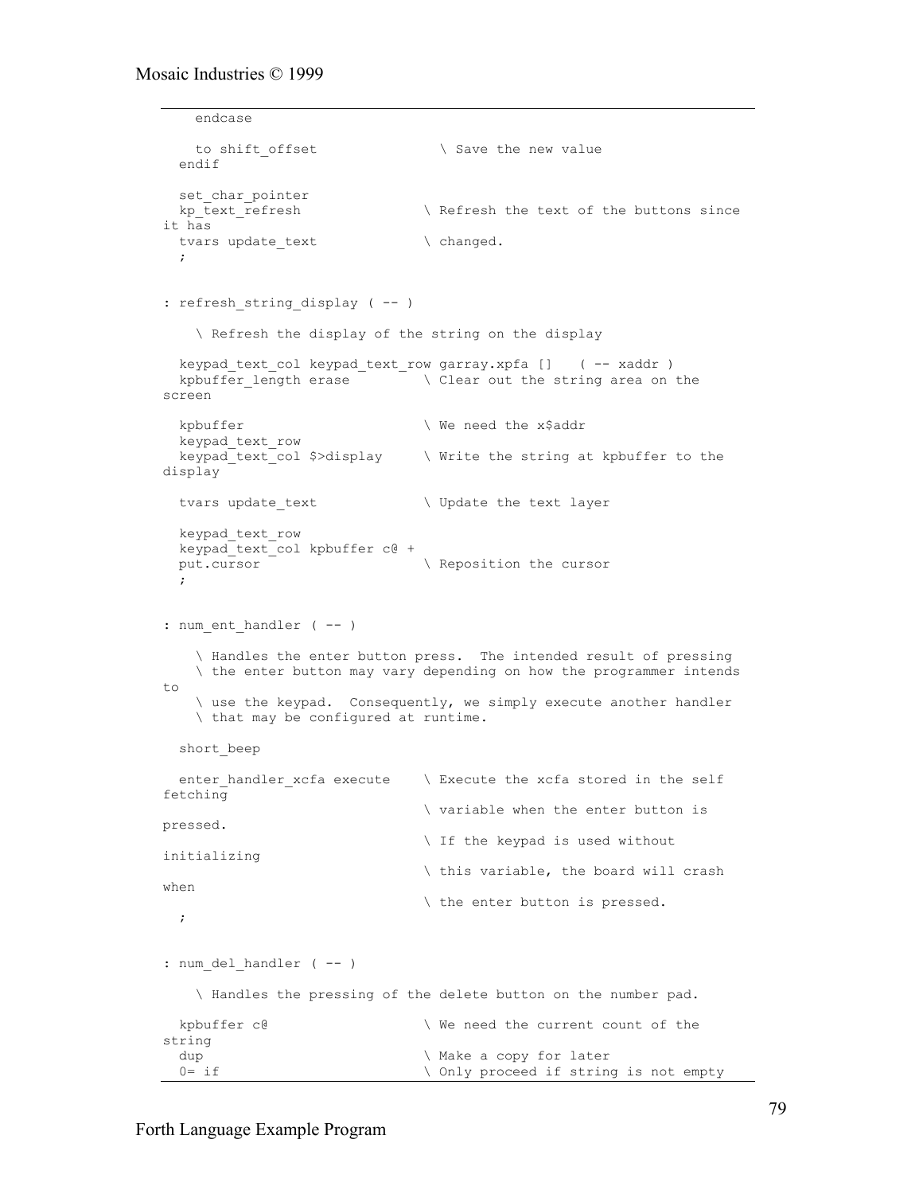```
    endcase

    to shift_offset               \ Save the new value
  endif

  set_char_pointer
  kp_text_refresh              \ Refresh the text of the buttons since
it has
  tvars update_text            \ changed.
  ;


: refresh_string_display ( -- )

    \ Refresh the display of the string on the display

  keypad_text_col keypad_text_row garray.xpfa []   ( -- xaddr )
  kpbuffer_length erase         \ Clear out the string area on the
screen

  kpbuffer                      \ We need the x$addr
  keypad_text_row
  keypad_text_col $>display     \ Write the string at kpbuffer to the
display

  tvars update_text             \ Update the text layer

  keypad_text_row
  keypad_text_col kpbuffer c@ +
  put.cursor                    \ Reposition the cursor
  ;


: num_ent_handler ( -- )

    \ Handles the enter button press.  The intended result of pressing
    \ the enter button may vary depending on how the programmer intends
to
    \ use the keypad.  Consequently, we simply execute another handler
    \ that may be configured at runtime.

  short_beep

  enter_handler_xcfa execute    \ Execute the xcfa stored in the self
fetching
                                \ variable when the enter button is
pressed.
                                \ If the keypad is used without
initializing
                                \ this variable, the board will crash
when
                                \ the enter button is pressed.
  ;


: num_del_handler ( -- )

    \ Handles the pressing of the delete button on the number pad.

  kpbuffer c@                   \ We need the current count of the
string
  dup                           \ Make a copy for later
  0= if                         \ Only proceed if string is not empty
```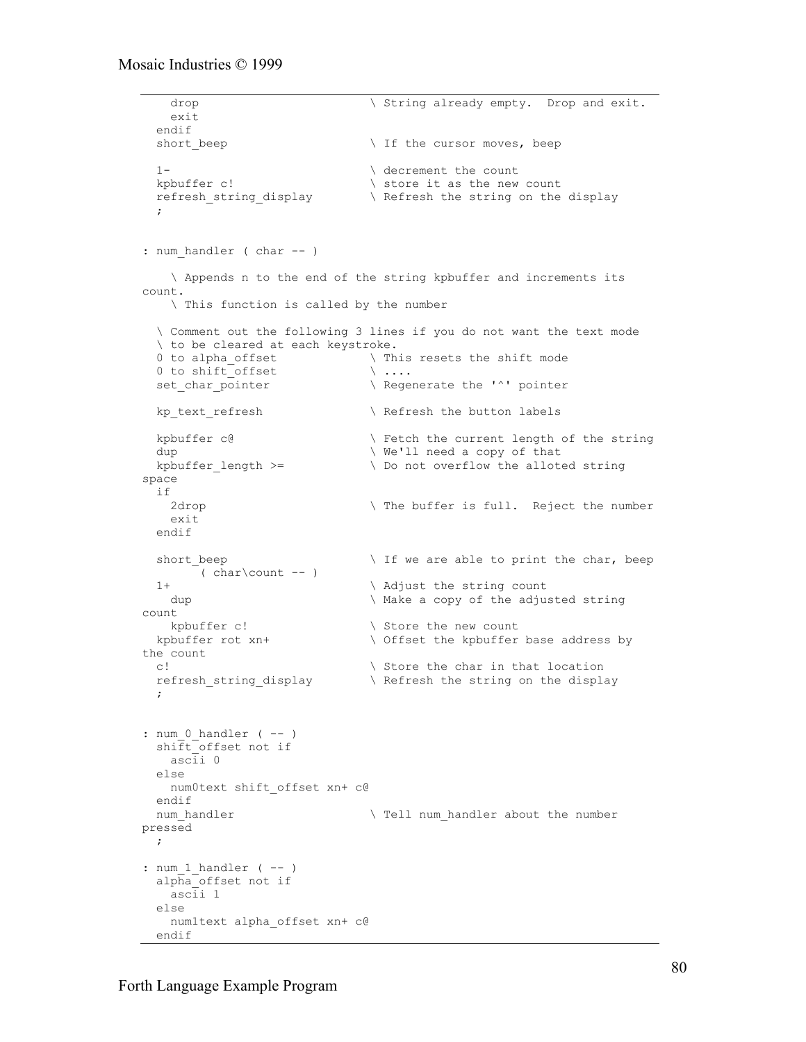```
    drop                        \ String already empty.  Drop and exit.
    exit
  endif
  short_beep                    \ If the cursor moves, beep

  1-                            \ decrement the count
  kpbuffer c!                   \ store it as the new count
  refresh_string_display        \ Refresh the string on the display
  ;


: num_handler ( char -- )

    \ Appends n to the end of the string kpbuffer and increments its
count.
    \ This function is called by the number

  \ Comment out the following 3 lines if you do not want the text mode
  \ to be cleared at each keystroke.
  0 to alpha_offset             \ This resets the shift mode
  0 to shift_offset             \ ....
  set_char_pointer              \ Regenerate the '^' pointer

  kp_text_refresh               \ Refresh the button labels

  kpbuffer c@                   \ Fetch the current length of the string
  dup                           \ We'll need a copy of that
  kpbuffer_length >=            \ Do not overflow the alloted string
space
  if
    2drop                       \ The buffer is full.  Reject the number
    exit
  endif

  short_beep                    \ If we are able to print the char, beep
        ( char\count -- )
  1+                            \ Adjust the string count
    dup                         \ Make a copy of the adjusted string
count
    kpbuffer c!                 \ Store the new count
  kpbuffer rot xn+              \ Offset the kpbuffer base address by
the count
  c!                            \ Store the char in that location
  refresh_string_display        \ Refresh the string on the display
  ;


: num_0_handler ( -- )
  shift_offset not if
    ascii 0
  else
    num0text shift_offset xn+ c@
  endif
  num_handler                   \ Tell num_handler about the number
pressed
  ;

: num_1_handler ( -- )
  alpha_offset not if
    ascii 1
  else
    num1text alpha_offset xn+ c@
  endif
```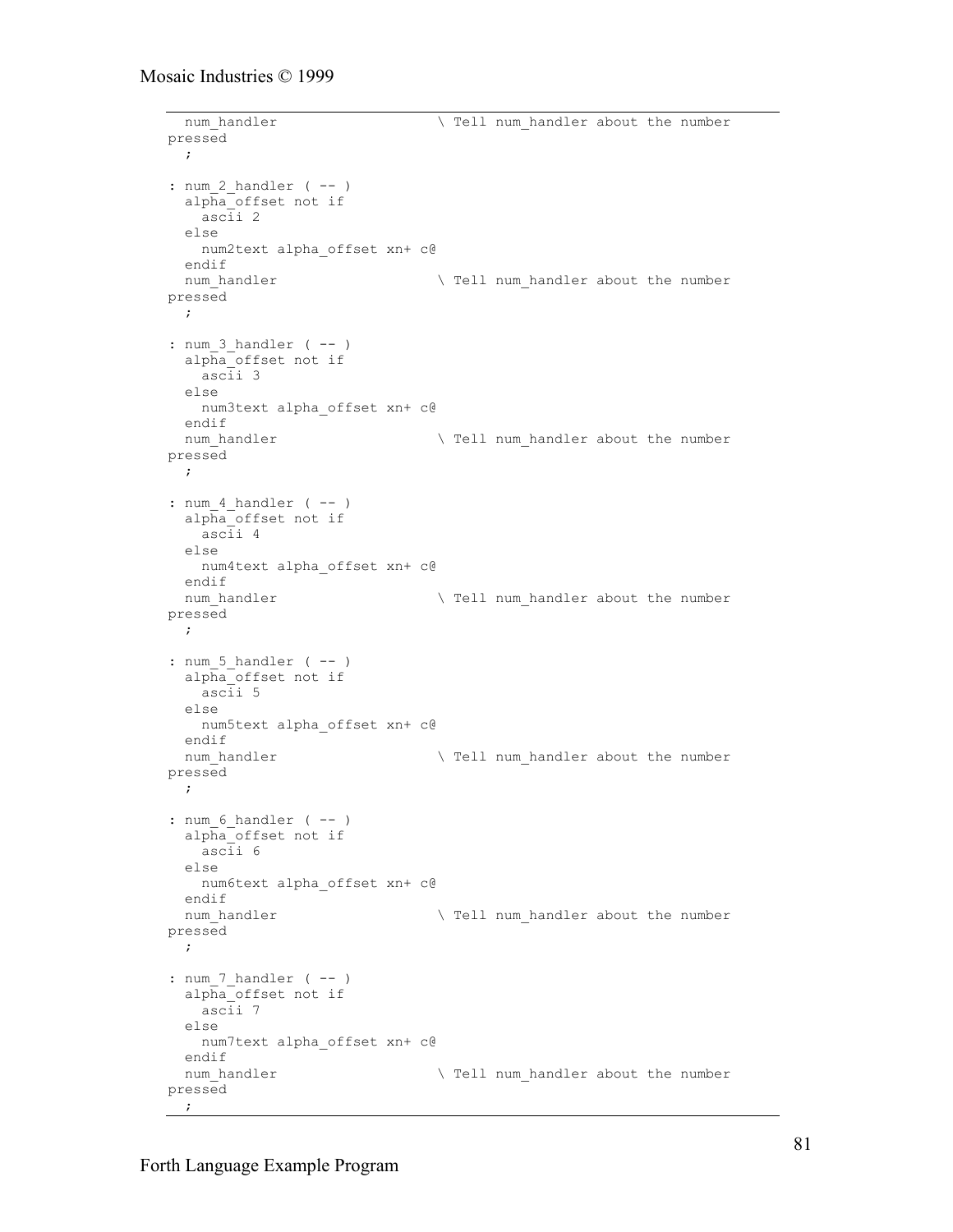```
  num_handler                   \ Tell num_handler about the number
pressed
  ;

: num_2_handler ( -- )
  alpha_offset not if
    ascii 2
  else
    num2text alpha_offset xn+ c@
  endif
  num_handler                   \ Tell num_handler about the number
pressed
  ;

: num_3_handler ( -- )
  alpha_offset not if
    ascii 3
  else
    num3text alpha_offset xn+ c@
  endif
  num_handler                   \ Tell num_handler about the number
pressed
  ;

: num_4_handler ( -- )
  alpha_offset not if
    ascii 4
  else
    num4text alpha_offset xn+ c@
  endif
  num_handler                   \ Tell num_handler about the number
pressed
  ;

: num_5_handler ( -- )
  alpha_offset not if
    ascii 5
  else
    num5text alpha_offset xn+ c@
  endif
  num_handler                   \ Tell num_handler about the number
pressed
  ;

: num_6_handler ( -- )
  alpha_offset not if
    ascii 6
  else
    num6text alpha_offset xn+ c@
  endif
  num_handler                   \ Tell num_handler about the number
pressed
  ;

: num_7_handler ( -- )
  alpha_offset not if
    ascii 7
  else
    num7text alpha_offset xn+ c@
  endif
  num_handler                   \ Tell num_handler about the number
pressed
  ;
```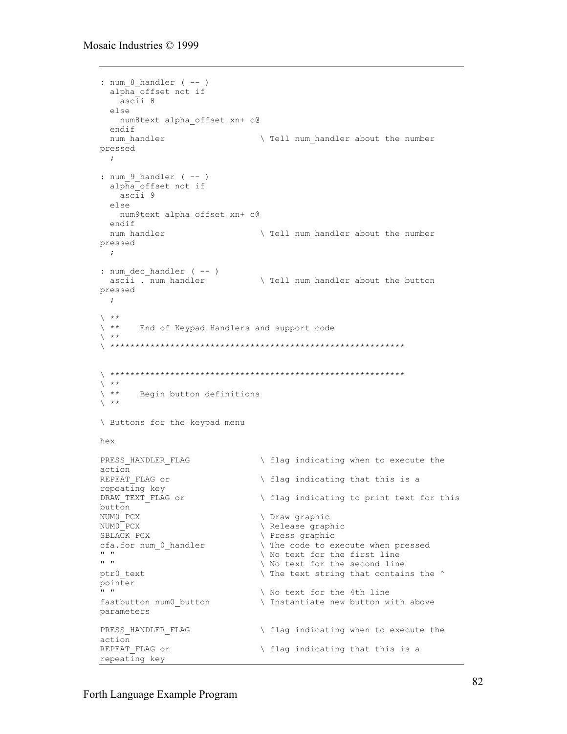```
: num_8_handler ( -- )
  alpha_offset not if
    ascii 8
  else
    num8text alpha_offset xn+ c@
  endif
  num_handler                   \ Tell num_handler about the number
pressed
  ;

: num_9_handler ( -- )
  alpha_offset not if
    ascii 9
  else
    num9text alpha_offset xn+ c@
  endif
  num_handler                   \ Tell num_handler about the number
pressed
  ;

: num_dec_handler ( -- )
  ascii . num_handler           \ Tell num_handler about the button
pressed
  ;

\ **
\ **    End of Keypad Handlers and support code
\ **
\ ***********************************************************


\ ***********************************************************
\ **
\ **    Begin button definitions
\ **

\ Buttons for the keypad menu

hex

PRESS_HANDLER_FLAG              \ flag indicating when to execute the
action
REPEAT_FLAG or                  \ flag indicating that this is a
repeating key
DRAW_TEXT_FLAG or               \ flag indicating to print text for this
button
NUM0_PCX                        \ Draw graphic
NUM0_PCX                        \ Release graphic
SBLACK_PCX                      \ Press graphic
cfa.for num_0_handler           \ The code to execute when pressed
" "                             \ No text for the first line
" "                             \ No text for the second line
ptr0_text                       \ The text string that contains the ^
pointer
" "                             \ No text for the 4th line
fastbutton num0_button          \ Instantiate new button with above
parameters

PRESS_HANDLER_FLAG              \ flag indicating when to execute the
action
REPEAT_FLAG or                  \ flag indicating that this is a
repeating key
```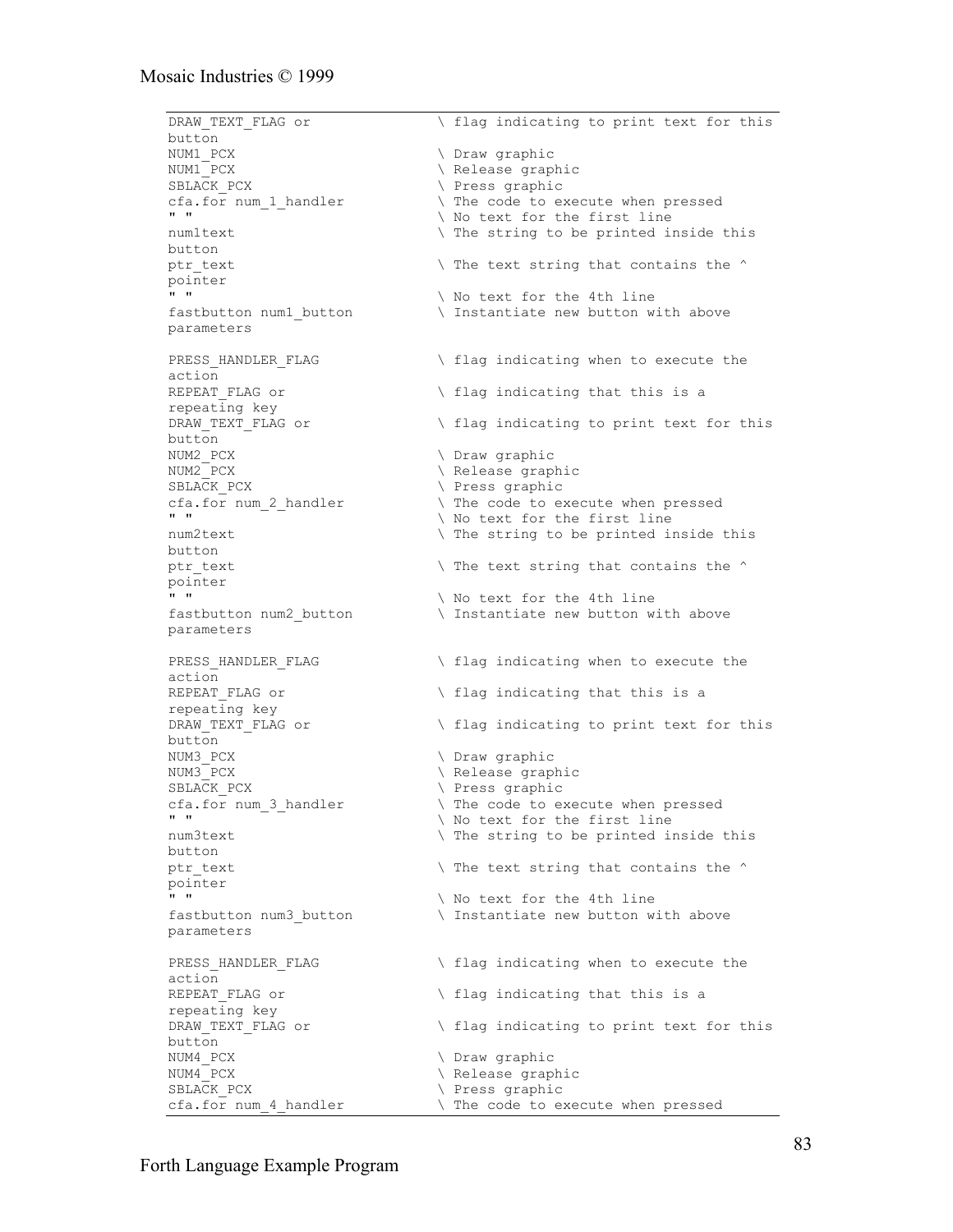```
DRAW_TEXT_FLAG or             \ flag indicating to print text for this
button
NUM1_PCX                      \ Draw graphic
NUM1_PCX                      \ Release graphic
SBLACK_PCX                    \ Press graphic
cfa.for num_1_handler         \ The code to execute when pressed
" "                           \ No text for the first line
num1text                      \ The string to be printed inside this
button
ptr_text                      \ The text string that contains the ^
pointer
" "                           \ No text for the 4th line
fastbutton num1_button        \ Instantiate new button with above
parameters

PRESS_HANDLER_FLAG            \ flag indicating when to execute the
action
REPEAT_FLAG or                \ flag indicating that this is a
repeating key
DRAW_TEXT_FLAG or             \ flag indicating to print text for this
button
NUM2_PCX                      \ Draw graphic
NUM2_PCX                      \ Release graphic
SBLACK_PCX                    \ Press graphic
cfa.for num_2_handler         \ The code to execute when pressed
" "                           \ No text for the first line
num2text                      \ The string to be printed inside this
button
ptr_text                      \ The text string that contains the ^
pointer
" "                           \ No text for the 4th line
fastbutton num2_button        \ Instantiate new button with above
parameters

PRESS_HANDLER_FLAG            \ flag indicating when to execute the
action
REPEAT_FLAG or                \ flag indicating that this is a
repeating key
DRAW_TEXT_FLAG or             \ flag indicating to print text for this
button
NUM3_PCX                      \ Draw graphic
NUM3_PCX                      \ Release graphic
SBLACK_PCX                    \ Press graphic
cfa.for num_3_handler         \ The code to execute when pressed
" "                           \ No text for the first line
num3text                      \ The string to be printed inside this
button
ptr_text                      \ The text string that contains the ^
pointer
" "                           \ No text for the 4th line
fastbutton num3_button        \ Instantiate new button with above
parameters

PRESS_HANDLER_FLAG            \ flag indicating when to execute the
action
REPEAT_FLAG or                \ flag indicating that this is a
repeating key
DRAW_TEXT_FLAG or             \ flag indicating to print text for this
button
NUM4_PCX                      \ Draw graphic
NUM4_PCX                      \ Release graphic
SBLACK_PCX                    \ Press graphic
cfa.for num_4_handler         \ The code to execute when pressed
```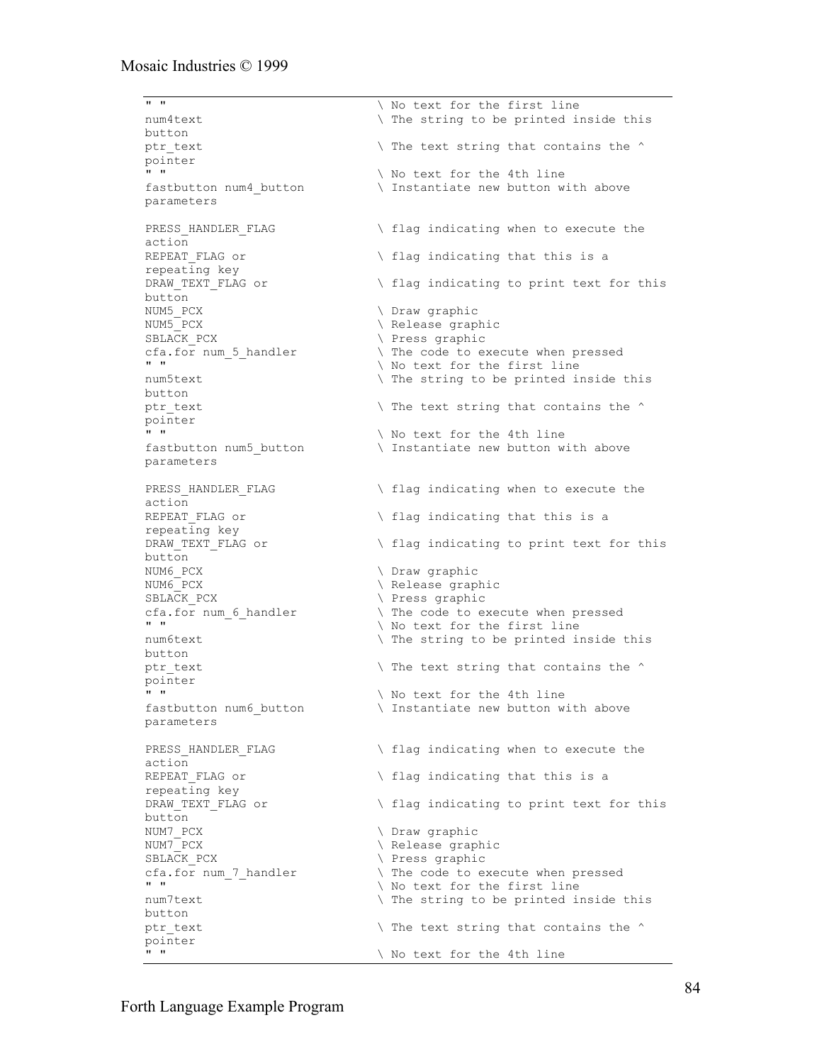```
" "                              \ No text for the first line
num4text                         \ The string to be printed inside this
button
ptr_text                         \ The text string that contains the ^
pointer
" "                              \ No text for the 4th line
fastbutton num4_button           \ Instantiate new button with above
parameters

PRESS_HANDLER_FLAG               \ flag indicating when to execute the
action
REPEAT_FLAG or                   \ flag indicating that this is a
repeating key
DRAW_TEXT_FLAG or                \ flag indicating to print text for this
button
NUM5_PCX                         \ Draw graphic
NUM5_PCX                         \ Release graphic
SBLACK_PCX                       \ Press graphic
cfa.for num_5_handler            \ The code to execute when pressed
" "                              \ No text for the first line
num5text                         \ The string to be printed inside this
button
ptr_text                         \ The text string that contains the ^
pointer
" "                              \ No text for the 4th line
fastbutton num5_button           \ Instantiate new button with above
parameters

PRESS_HANDLER_FLAG               \ flag indicating when to execute the
action
REPEAT_FLAG or                   \ flag indicating that this is a
repeating key
DRAW_TEXT_FLAG or                \ flag indicating to print text for this
button
NUM6_PCX                         \ Draw graphic
NUM6_PCX                         \ Release graphic
SBLACK_PCX                       \ Press graphic
cfa.for num_6_handler            \ The code to execute when pressed
" "                              \ No text for the first line
num6text                         \ The string to be printed inside this
button
ptr_text                         \ The text string that contains the ^
pointer
" "                              \ No text for the 4th line
fastbutton num6_button           \ Instantiate new button with above
parameters

PRESS_HANDLER_FLAG               \ flag indicating when to execute the
action
REPEAT_FLAG or                   \ flag indicating that this is a
repeating key
DRAW_TEXT_FLAG or                \ flag indicating to print text for this
button
NUM7_PCX                         \ Draw graphic
NUM7_PCX                         \ Release graphic
SBLACK_PCX                       \ Press graphic
cfa.for num_7_handler            \ The code to execute when pressed
" "                              \ No text for the first line
num7text                         \ The string to be printed inside this
button
ptr_text                         \ The text string that contains the ^
pointer
" "                              \ No text for the 4th line
```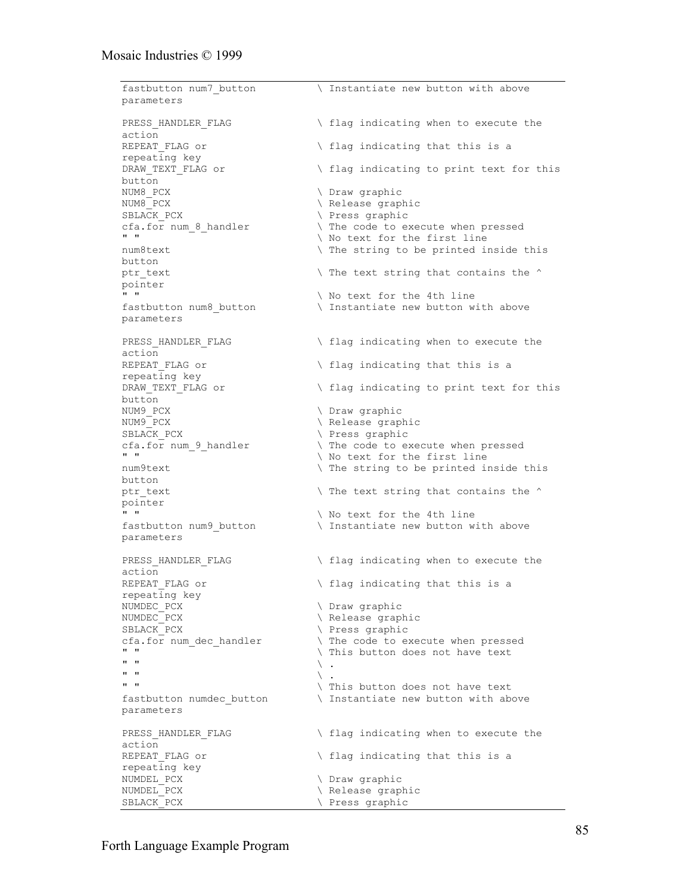```
fastbutton num7_button          \ Instantiate new button with above
parameters

PRESS_HANDLER_FLAG              \ flag indicating when to execute the
action
REPEAT_FLAG or                  \ flag indicating that this is a
repeating key
DRAW_TEXT_FLAG or               \ flag indicating to print text for this
button
NUM8_PCX                        \ Draw graphic
NUM8_PCX                        \ Release graphic
SBLACK_PCX                      \ Press graphic
cfa.for num_8_handler           \ The code to execute when pressed
" "                             \ No text for the first line
num8text                        \ The string to be printed inside this
button
ptr_text                        \ The text string that contains the ^
pointer
" "                             \ No text for the 4th line
fastbutton num8_button          \ Instantiate new button with above
parameters

PRESS_HANDLER_FLAG              \ flag indicating when to execute the
action
REPEAT_FLAG or                  \ flag indicating that this is a
repeating key
DRAW_TEXT_FLAG or               \ flag indicating to print text for this
button
NUM9_PCX                        \ Draw graphic
NUM9_PCX                        \ Release graphic
SBLACK_PCX                      \ Press graphic
cfa.for num_9_handler           \ The code to execute when pressed
" "                             \ No text for the first line
num9text                        \ The string to be printed inside this
button
ptr_text                        \ The text string that contains the ^
pointer
" "                             \ No text for the 4th line
fastbutton num9_button          \ Instantiate new button with above
parameters

PRESS_HANDLER_FLAG              \ flag indicating when to execute the
action
REPEAT_FLAG or                  \ flag indicating that this is a
repeating key
NUMDEC_PCX                      \ Draw graphic
NUMDEC_PCX                      \ Release graphic
SBLACK_PCX                      \ Press graphic
cfa.for num_dec_handler         \ The code to execute when pressed
" "                             \ This button does not have text
" "                             \ .
" "                             \ .
" "                             \ This button does not have text
fastbutton numdec_button        \ Instantiate new button with above
parameters

PRESS_HANDLER_FLAG              \ flag indicating when to execute the
action
REPEAT_FLAG or                  \ flag indicating that this is a
repeating key
NUMDEL_PCX                      \ Draw graphic
NUMDEL_PCX                      \ Release graphic
SBLACK_PCX                      \ Press graphic
```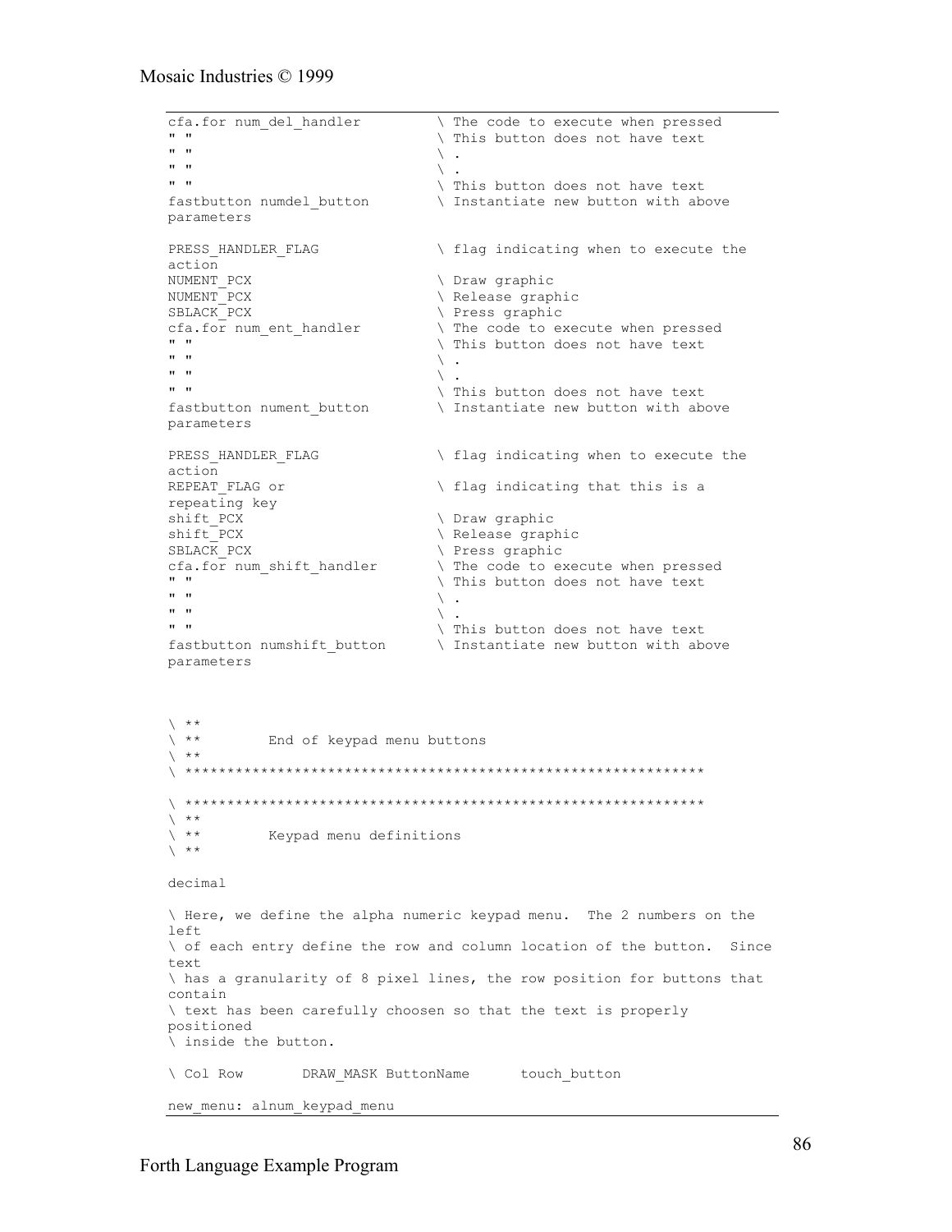```
cfa.for num_del_handler         \ The code to execute when pressed
" "                             \ This button does not have text
" "                             \ .
" "                             \ .
" "                             \ This button does not have text
fastbutton numdel_button        \ Instantiate new button with above
parameters

PRESS_HANDLER_FLAG              \ flag indicating when to execute the
action
NUMENT_PCX                      \ Draw graphic
NUMENT_PCX                      \ Release graphic
SBLACK_PCX                      \ Press graphic
cfa.for num_ent_handler         \ The code to execute when pressed
" "                             \ This button does not have text
" "                             \ .
" "                             \ .
" "                             \ This button does not have text
fastbutton nument_button        \ Instantiate new button with above
parameters

PRESS_HANDLER_FLAG              \ flag indicating when to execute the
action
REPEAT_FLAG or                  \ flag indicating that this is a
repeating key
shift_PCX                       \ Draw graphic
shift_PCX                       \ Release graphic
SBLACK_PCX                      \ Press graphic
cfa.for num_shift_handler       \ The code to execute when pressed
" "                             \ This button does not have text
" "                             \ .
" "                             \ .
" "                             \ This button does not have text
fastbutton numshift_button      \ Instantiate new button with above
parameters



\ **
\ **        End of keypad menu buttons
\ **
\ ************************************************************

\ ************************************************************
\ **
\ **        Keypad menu definitions
\ **

decimal

\ Here, we define the alpha numeric keypad menu.  The 2 numbers on the
left
\ of each entry define the row and column location of the button.  Since
text
\ has a granularity of 8 pixel lines, the row position for buttons that
contain
\ text has been carefully choosen so that the text is properly
positioned
\ inside the button.

\ Col Row       DRAW_MASK ButtonName      touch_button

new_menu: alnum_keypad_menu
```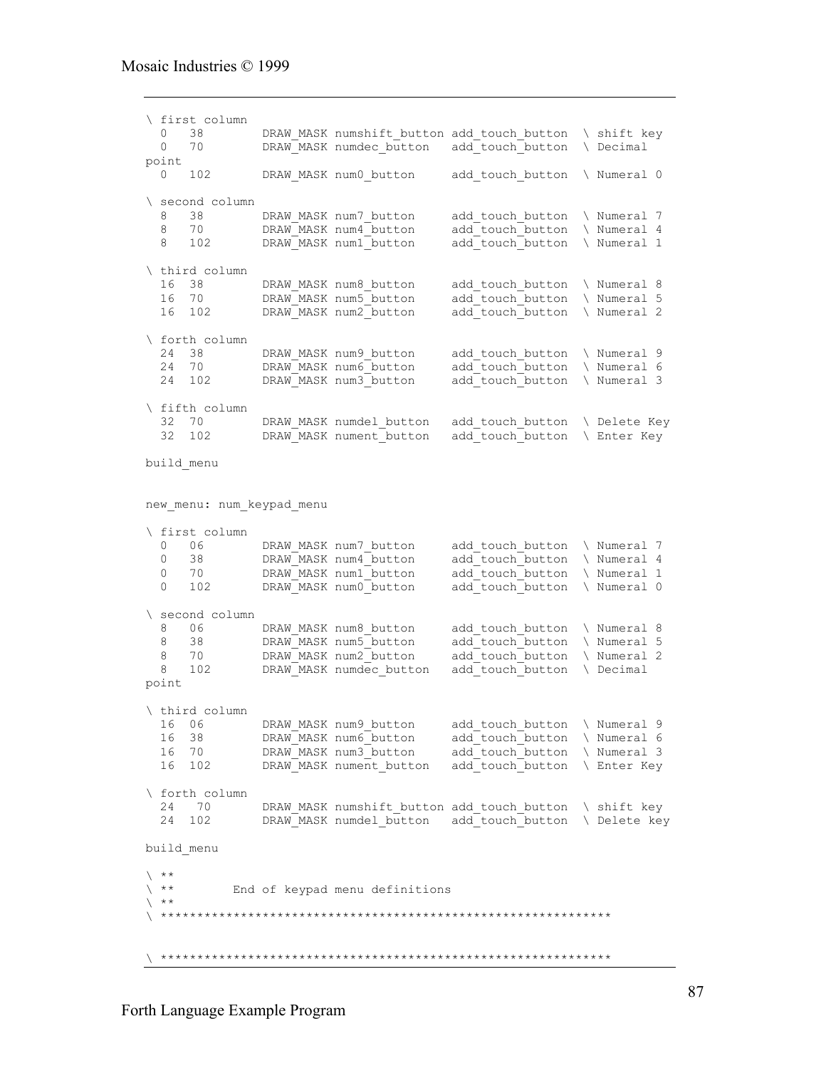```
\ first column
  0   38        DRAW_MASK numshift_button add_touch_button  \ shift key
  0   70        DRAW_MASK numdec_button   add_touch_button  \ Decimal
point
  0   102       DRAW_MASK num0_button     add_touch_button  \ Numeral 0

\ second column
  8   38        DRAW_MASK num7_button     add_touch_button  \ Numeral 7
  8   70        DRAW_MASK num4_button     add_touch_button  \ Numeral 4
  8   102       DRAW_MASK num1_button     add_touch_button  \ Numeral 1

\ third column
  16  38        DRAW_MASK num8_button     add_touch_button  \ Numeral 8
  16  70        DRAW_MASK num5_button     add_touch_button  \ Numeral 5
  16  102       DRAW_MASK num2_button     add_touch_button  \ Numeral 2

\ forth column
  24  38        DRAW_MASK num9_button     add_touch_button  \ Numeral 9
  24  70        DRAW_MASK num6_button     add_touch_button  \ Numeral 6
  24  102       DRAW_MASK num3_button     add_touch_button  \ Numeral 3

\ fifth column
  32  70        DRAW_MASK numdel_button   add_touch_button  \ Delete Key
  32  102       DRAW_MASK nument_button   add_touch_button  \ Enter Key

build_menu


new_menu: num_keypad_menu

\ first column
  0   06        DRAW_MASK num7_button     add_touch_button  \ Numeral 7
  0   38        DRAW_MASK num4_button     add_touch_button  \ Numeral 4
  0   70        DRAW_MASK num1_button     add_touch_button  \ Numeral 1
  0   102       DRAW_MASK num0_button     add_touch_button  \ Numeral 0

\ second column
  8   06        DRAW_MASK num8_button     add_touch_button  \ Numeral 8
  8   38        DRAW_MASK num5_button     add_touch_button  \ Numeral 5
  8   70        DRAW_MASK num2_button     add_touch_button  \ Numeral 2
  8   102       DRAW_MASK numdec_button   add_touch_button  \ Decimal
point

\ third column
  16  06        DRAW_MASK num9_button     add_touch_button  \ Numeral 9
  16  38        DRAW_MASK num6_button     add_touch_button  \ Numeral 6
  16  70        DRAW_MASK num3_button     add_touch_button  \ Numeral 3
  16  102       DRAW_MASK nument_button   add_touch_button  \ Enter Key

\ forth column
  24   70       DRAW_MASK numshift_button add_touch_button  \ shift key
  24  102       DRAW_MASK numdel_button   add_touch_button  \ Delete key

build_menu

\ **
\ **        End of keypad menu definitions
\ **
\ ************************************************************


\ ************************************************************
```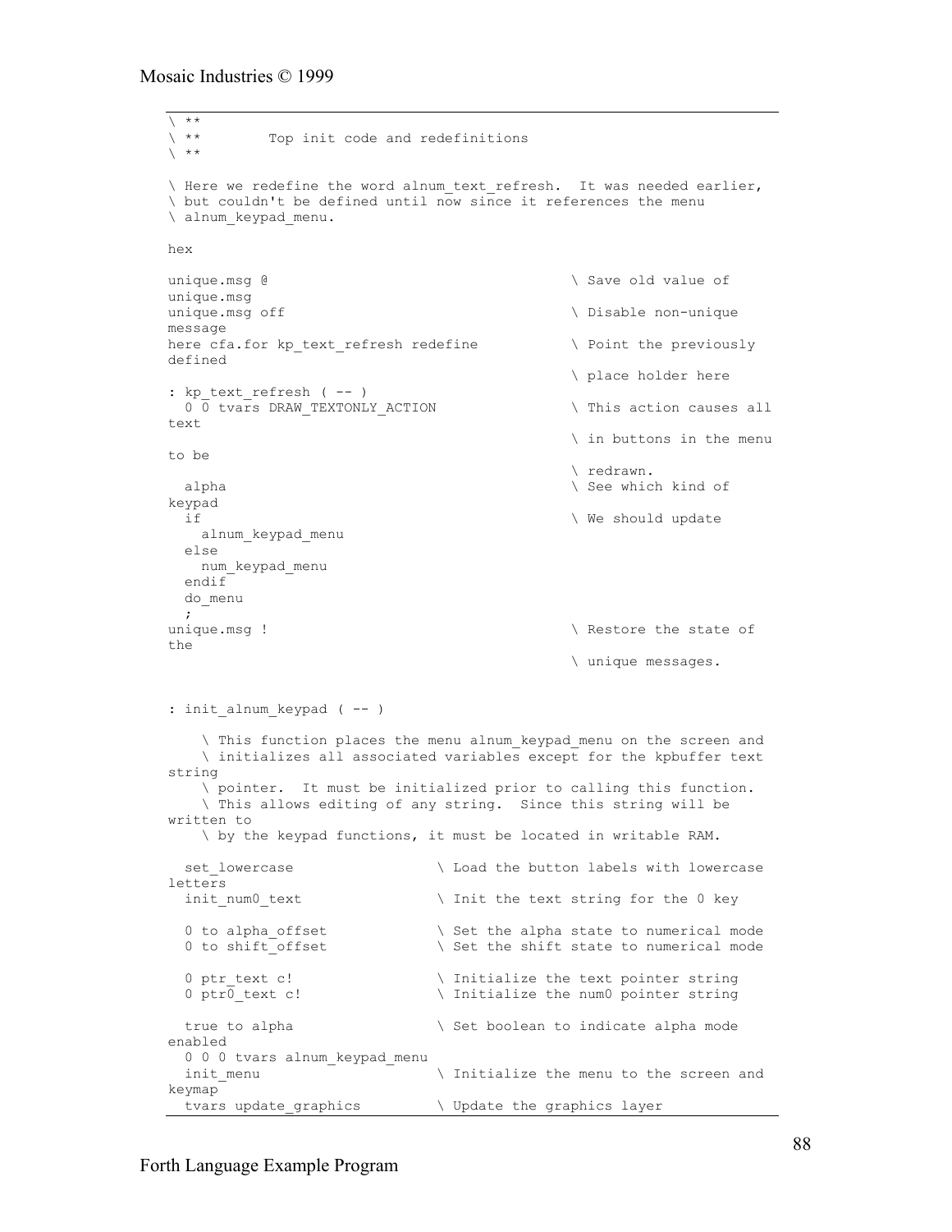```
\ **
\ **        Top init code and redefinitions
\ **

\ Here we redefine the word alnum_text_refresh.  It was needed earlier,
\ but couldn't be defined until now since it references the menu
\ alnum_keypad_menu.

hex

unique.msg @                                    \ Save old value of
unique.msg
unique.msg off                                  \ Disable non-unique
message
here cfa.for kp_text_refresh redefine           \ Point the previously
defined
                                                \ place holder here
: kp_text_refresh ( -- )
  0 0 tvars DRAW_TEXTONLY_ACTION                \ This action causes all
text
                                                \ in buttons in the menu
to be
                                                \ redrawn.
  alpha                                         \ See which kind of
keypad
  if                                            \ We should update
    alnum_keypad_menu
  else
    num_keypad_menu
  endif
  do_menu
  ;
unique.msg !                                    \ Restore the state of
the
                                                \ unique messages.


: init_alnum_keypad ( -- )

    \ This function places the menu alnum_keypad_menu on the screen and
    \ initializes all associated variables except for the kpbuffer text
string
    \ pointer.  It must be initialized prior to calling this function.
    \ This allows editing of any string.  Since this string will be
written to
    \ by the keypad functions, it must be located in writable RAM.

  set_lowercase                 \ Load the button labels with lowercase
letters
  init_num0_text                \ Init the text string for the 0 key

  0 to alpha_offset             \ Set the alpha state to numerical mode
  0 to shift_offset             \ Set the shift state to numerical mode

  0 ptr_text c!                 \ Initialize the text pointer string
  0 ptr0_text c!                \ Initialize the num0 pointer string

  true to alpha                 \ Set boolean to indicate alpha mode
enabled
  0 0 0 tvars alnum_keypad_menu
  init_menu                     \ Initialize the menu to the screen and
keymap
  tvars update_graphics         \ Update the graphics layer
```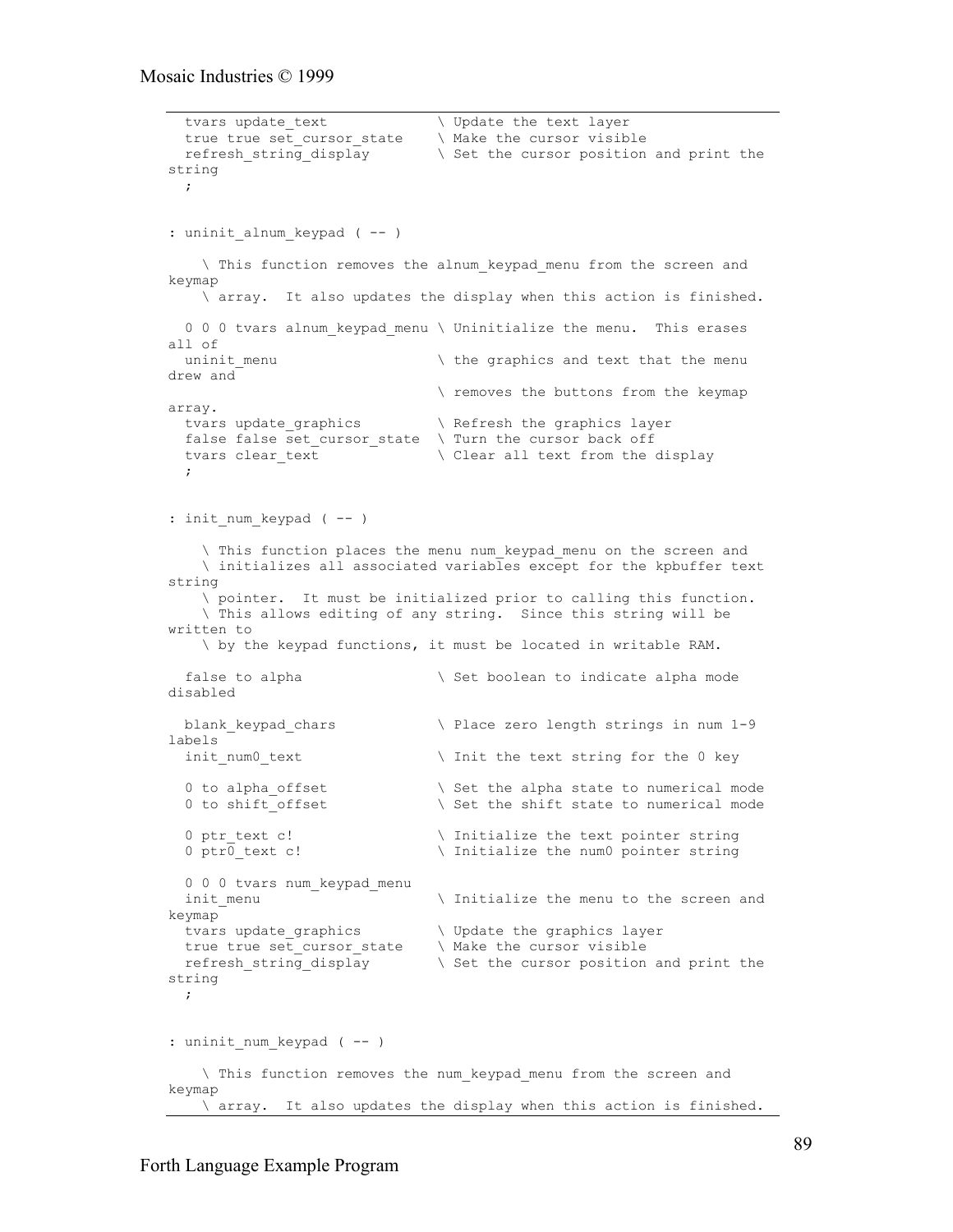```
  tvars update_text             \ Update the text layer
  true true set_cursor_state    \ Make the cursor visible
  refresh_string_display        \ Set the cursor position and print the
string
  ;


: uninit_alnum_keypad ( -- )

    \ This function removes the alnum_keypad_menu from the screen and
keymap
    \ array.  It also updates the display when this action is finished.

  0 0 0 tvars alnum_keypad_menu \ Uninitialize the menu.  This erases
all of
  uninit_menu                   \ the graphics and text that the menu
drew and
                                \ removes the buttons from the keymap
array.
  tvars update_graphics         \ Refresh the graphics layer
  false false set_cursor_state  \ Turn the cursor back off
  tvars clear_text              \ Clear all text from the display
  ;


: init_num_keypad ( -- )

    \ This function places the menu num_keypad_menu on the screen and
    \ initializes all associated variables except for the kpbuffer text
string
    \ pointer.  It must be initialized prior to calling this function.
    \ This allows editing of any string.  Since this string will be
written to
    \ by the keypad functions, it must be located in writable RAM.

  false to alpha                \ Set boolean to indicate alpha mode
disabled

  blank_keypad_chars            \ Place zero length strings in num 1-9
labels
  init_num0_text                \ Init the text string for the 0 key

  0 to alpha_offset             \ Set the alpha state to numerical mode
  0 to shift_offset             \ Set the shift state to numerical mode

  0 ptr_text c!                 \ Initialize the text pointer string
  0 ptr0_text c!                \ Initialize the num0 pointer string

  0 0 0 tvars num_keypad_menu
  init_menu                     \ Initialize the menu to the screen and
keymap
  tvars update_graphics         \ Update the graphics layer
  true true set_cursor_state    \ Make the cursor visible
  refresh_string_display        \ Set the cursor position and print the
string
  ;


: uninit_num_keypad ( -- )

    \ This function removes the num_keypad_menu from the screen and
keymap
    \ array.  It also updates the display when this action is finished.
```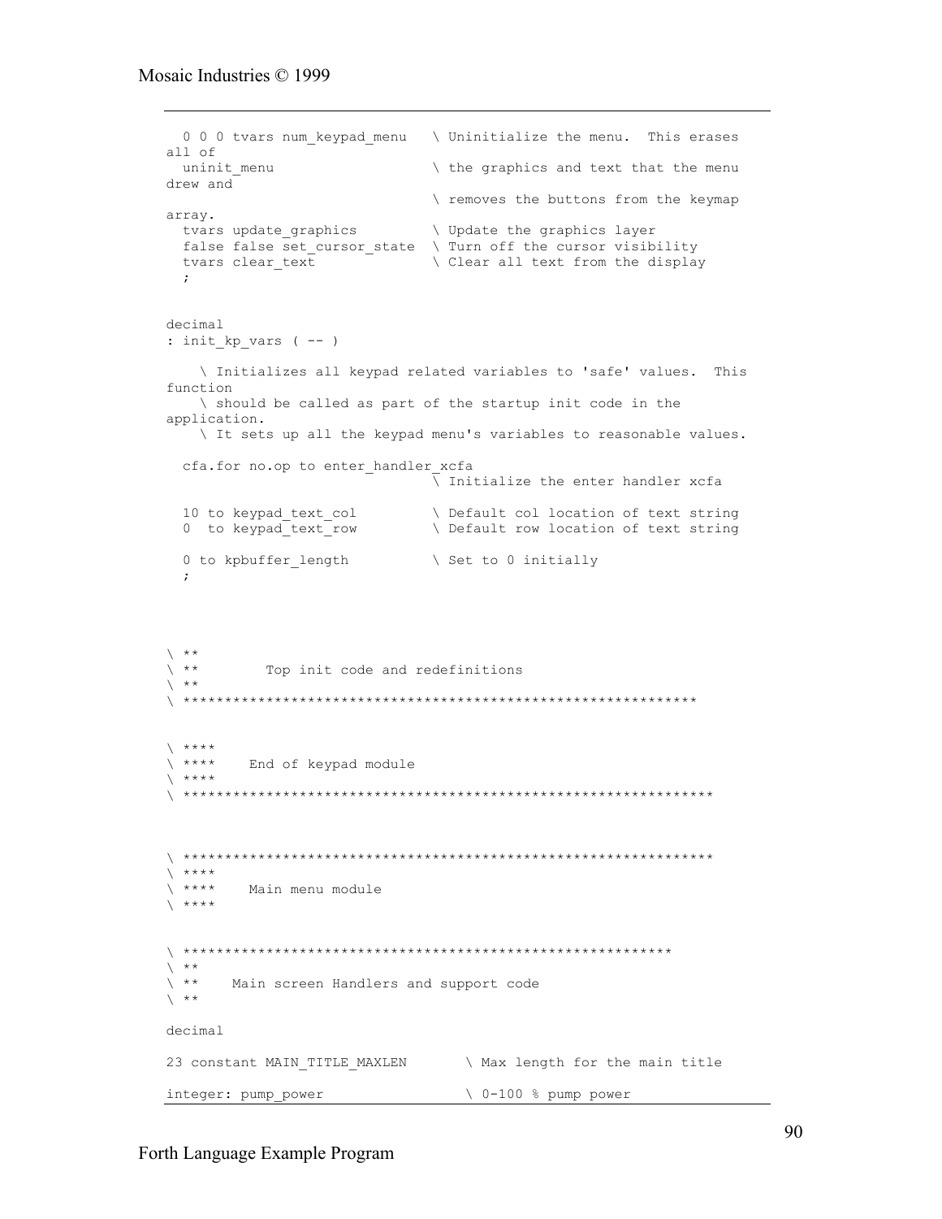```
  0 0 0 tvars num_keypad_menu   \ Uninitialize the menu.  This erases
all of
  uninit_menu                   \ the graphics and text that the menu
drew and
                                \ removes the buttons from the keymap
array.
  tvars update_graphics         \ Update the graphics layer
  false false set_cursor_state  \ Turn off the cursor visibility
  tvars clear_text              \ Clear all text from the display
  ;


decimal
: init_kp_vars ( -- )

    \ Initializes all keypad related variables to 'safe' values.  This
function
    \ should be called as part of the startup init code in the
application.
    \ It sets up all the keypad menu's variables to reasonable values.

  cfa.for no.op to enter_handler_xcfa
                                \ Initialize the enter handler xcfa

  10 to keypad_text_col         \ Default col location of text string
  0  to keypad_text_row         \ Default row location of text string

  0 to kpbuffer_length          \ Set to 0 initially
  ;




\ **
\ **        Top init code and redefinitions
\ **
\ ***************************************************************


\ ****
\ ****    End of keypad module
\ ****
\ ***************************************************************



\ ***************************************************************
\ ****
\ ****    Main menu module
\ ****


\ *********************************************************
\ **
\ **    Main screen Handlers and support code
\ **

decimal

23 constant MAIN_TITLE_MAXLEN       \ Max length for the main title

integer: pump_power                 \ 0-100 % pump power
```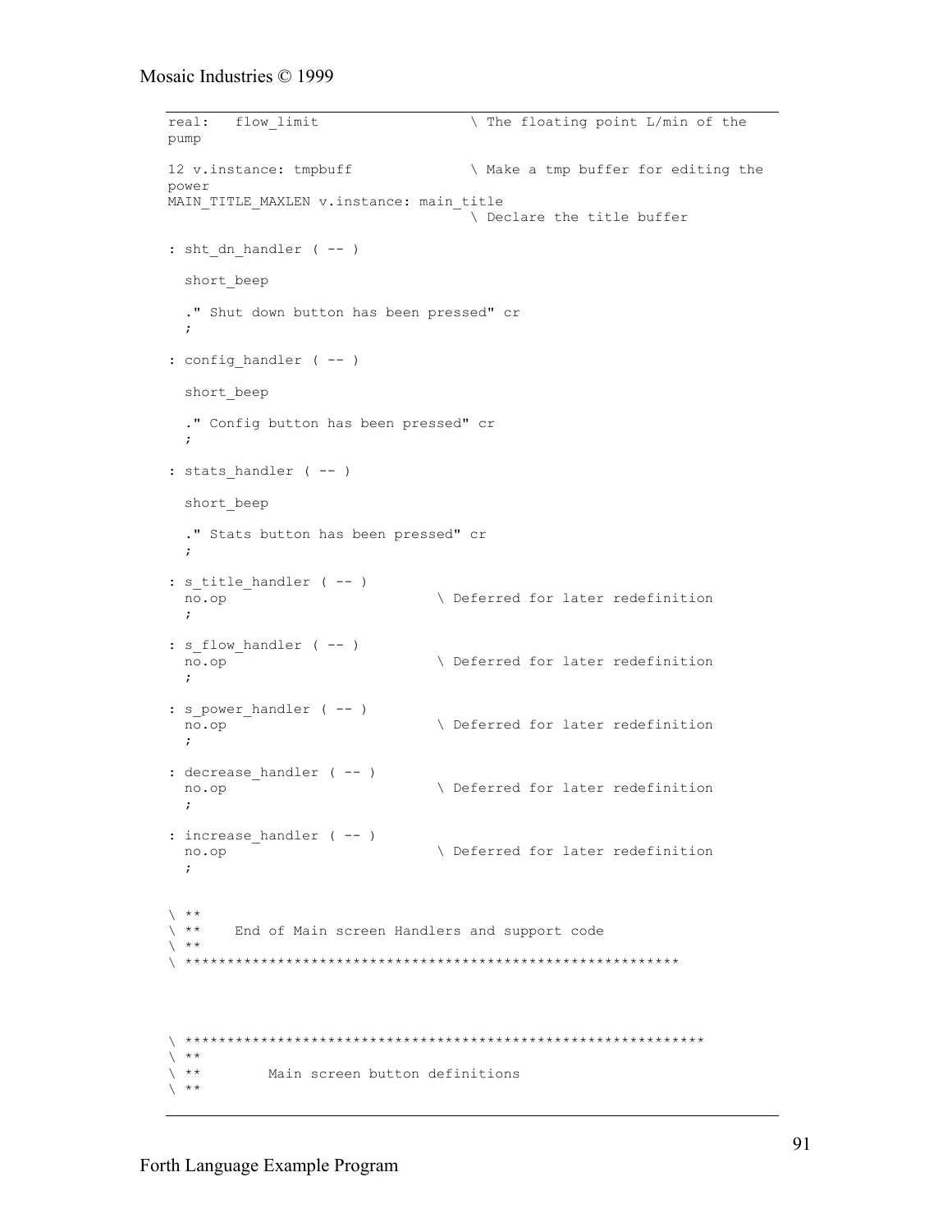```
real:   flow_limit                  \ The floating point L/min of the
pump

12 v.instance: tmpbuff              \ Make a tmp buffer for editing the
power
MAIN_TITLE_MAXLEN v.instance: main_title
                                    \ Declare the title buffer

: sht_dn_handler ( -- )

  short_beep

  ." Shut down button has been pressed" cr
  ;

: config_handler ( -- )

  short_beep

  ." Config button has been pressed" cr
  ;

: stats_handler ( -- )

  short_beep

  ." Stats button has been pressed" cr
  ;

: s_title_handler ( -- )
  no.op                         \ Deferred for later redefinition
  ;

: s_flow_handler ( -- )
  no.op                         \ Deferred for later redefinition
  ;

: s_power_handler ( -- )
  no.op                         \ Deferred for later redefinition
  ;

: decrease_handler ( -- )
  no.op                         \ Deferred for later redefinition
  ;

: increase_handler ( -- )
  no.op                         \ Deferred for later redefinition
  ;


\ **
\ **    End of Main screen Handlers and support code
\ **
\ ***********************************************************



\ **************************************************************
\ **
\ **        Main screen button definitions
\ **
```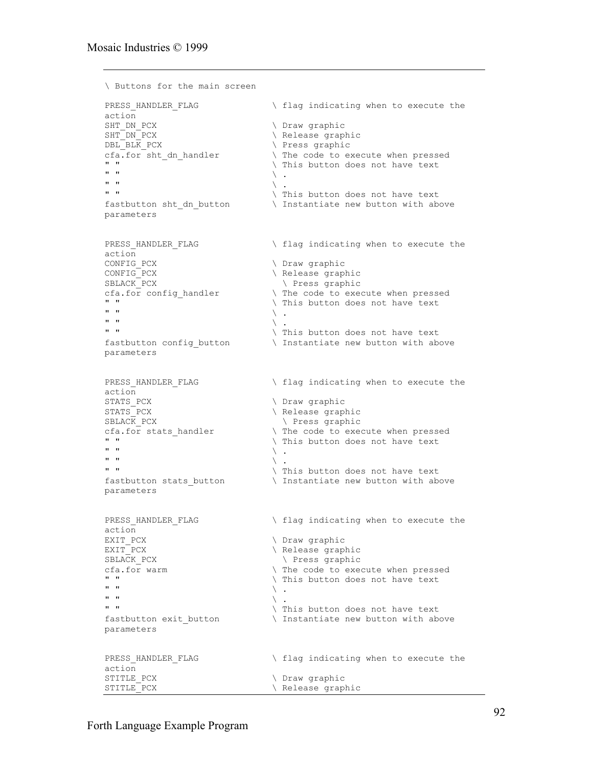```
\ Buttons for the main screen

PRESS_HANDLER_FLAG              \ flag indicating when to execute the
action
SHT_DN_PCX                      \ Draw graphic
SHT_DN_PCX                      \ Release graphic
DBL_BLK_PCX                     \ Press graphic
cfa.for sht_dn_handler          \ The code to execute when pressed
" "                             \ This button does not have text
" "                             \ .
" "                             \ .
" "                             \ This button does not have text
fastbutton sht_dn_button        \ Instantiate new button with above
parameters


PRESS_HANDLER_FLAG              \ flag indicating when to execute the
action
CONFIG_PCX                      \ Draw graphic
CONFIG_PCX                      \ Release graphic
SBLACK_PCX                        \ Press graphic
cfa.for config_handler          \ The code to execute when pressed
" "                             \ This button does not have text
" "                             \ .
" "                             \ .
" "                             \ This button does not have text
fastbutton config_button        \ Instantiate new button with above
parameters


PRESS_HANDLER_FLAG              \ flag indicating when to execute the
action
STATS_PCX                       \ Draw graphic
STATS_PCX                       \ Release graphic
SBLACK_PCX                        \ Press graphic
cfa.for stats_handler           \ The code to execute when pressed
" "                             \ This button does not have text
" "                             \ .
" "                             \ .
" "                             \ This button does not have text
fastbutton stats_button         \ Instantiate new button with above
parameters


PRESS_HANDLER_FLAG              \ flag indicating when to execute the
action
EXIT_PCX                        \ Draw graphic
EXIT_PCX                        \ Release graphic
SBLACK_PCX                        \ Press graphic
cfa.for warm                    \ The code to execute when pressed
" "                             \ This button does not have text
" "                             \ .
" "                             \ .
" "                             \ This button does not have text
fastbutton exit_button          \ Instantiate new button with above
parameters


PRESS_HANDLER_FLAG              \ flag indicating when to execute the
action
STITLE_PCX                      \ Draw graphic
STITLE_PCX                      \ Release graphic
```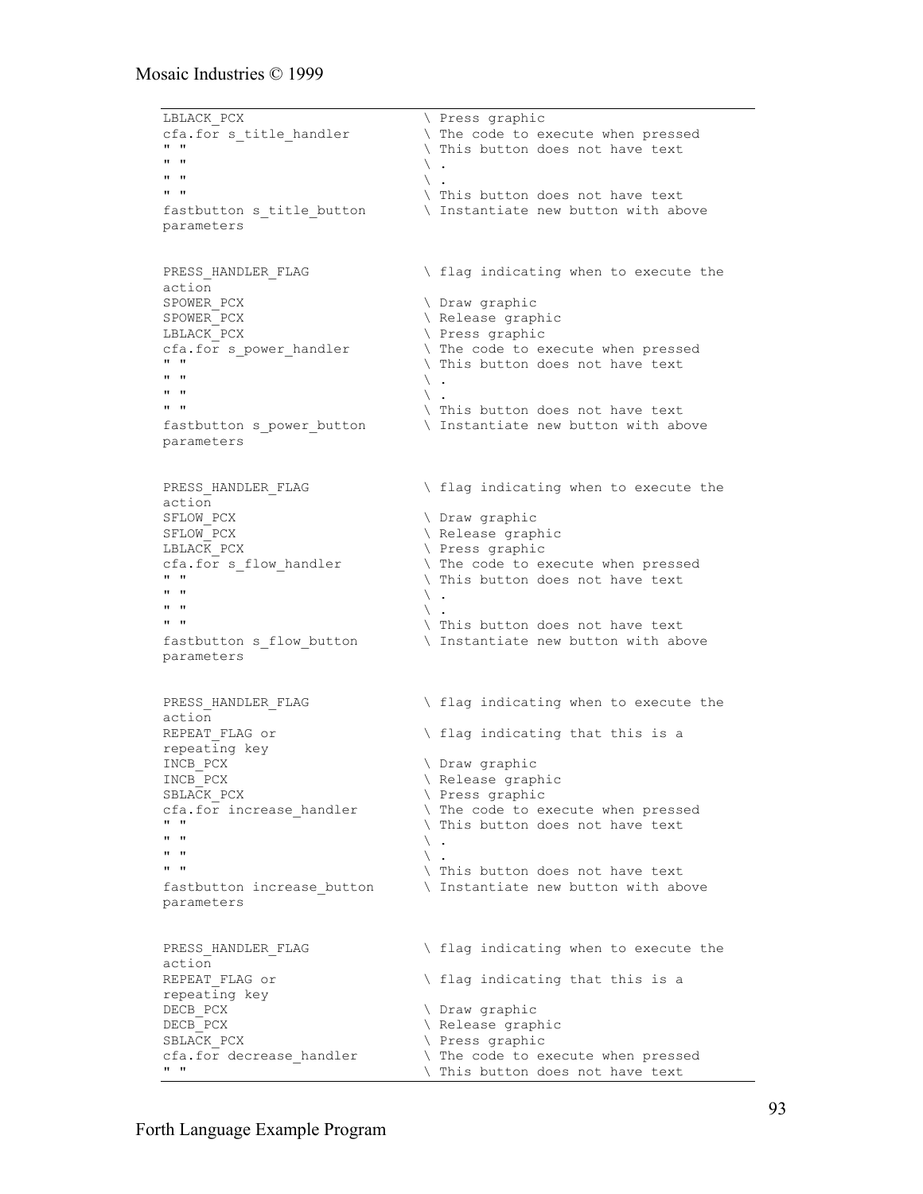```
LBLACK_PCX                    \ Press graphic
cfa.for s_title_handler       \ The code to execute when pressed
" "                           \ This button does not have text
" "                           \ .
" "                           \ .
" "                           \ This button does not have text
fastbutton s_title_button     \ Instantiate new button with above
parameters


PRESS_HANDLER_FLAG            \ flag indicating when to execute the
action
SPOWER_PCX                    \ Draw graphic
SPOWER_PCX                    \ Release graphic
LBLACK_PCX                    \ Press graphic
cfa.for s_power_handler       \ The code to execute when pressed
" "                           \ This button does not have text
" "                           \ .
" "                           \ .
" "                           \ This button does not have text
fastbutton s_power_button     \ Instantiate new button with above
parameters


PRESS_HANDLER_FLAG            \ flag indicating when to execute the
action
SFLOW_PCX                     \ Draw graphic
SFLOW_PCX                     \ Release graphic
LBLACK_PCX                    \ Press graphic
cfa.for s_flow_handler        \ The code to execute when pressed
" "                           \ This button does not have text
" "                           \ .
" "                           \ .
" "                           \ This button does not have text
fastbutton s_flow_button      \ Instantiate new button with above
parameters


PRESS_HANDLER_FLAG            \ flag indicating when to execute the
action
REPEAT_FLAG or                \ flag indicating that this is a
repeating key
INCB_PCX                      \ Draw graphic
INCB_PCX                      \ Release graphic
SBLACK_PCX                    \ Press graphic
cfa.for increase_handler      \ The code to execute when pressed
" "                           \ This button does not have text
" "                           \ .
" "                           \ .
" "                           \ This button does not have text
fastbutton increase_button    \ Instantiate new button with above
parameters


PRESS_HANDLER_FLAG            \ flag indicating when to execute the
action
REPEAT_FLAG or                \ flag indicating that this is a
repeating key
DECB_PCX                      \ Draw graphic
DECB_PCX                      \ Release graphic
SBLACK_PCX                    \ Press graphic
cfa.for decrease_handler      \ The code to execute when pressed
" "                           \ This button does not have text
```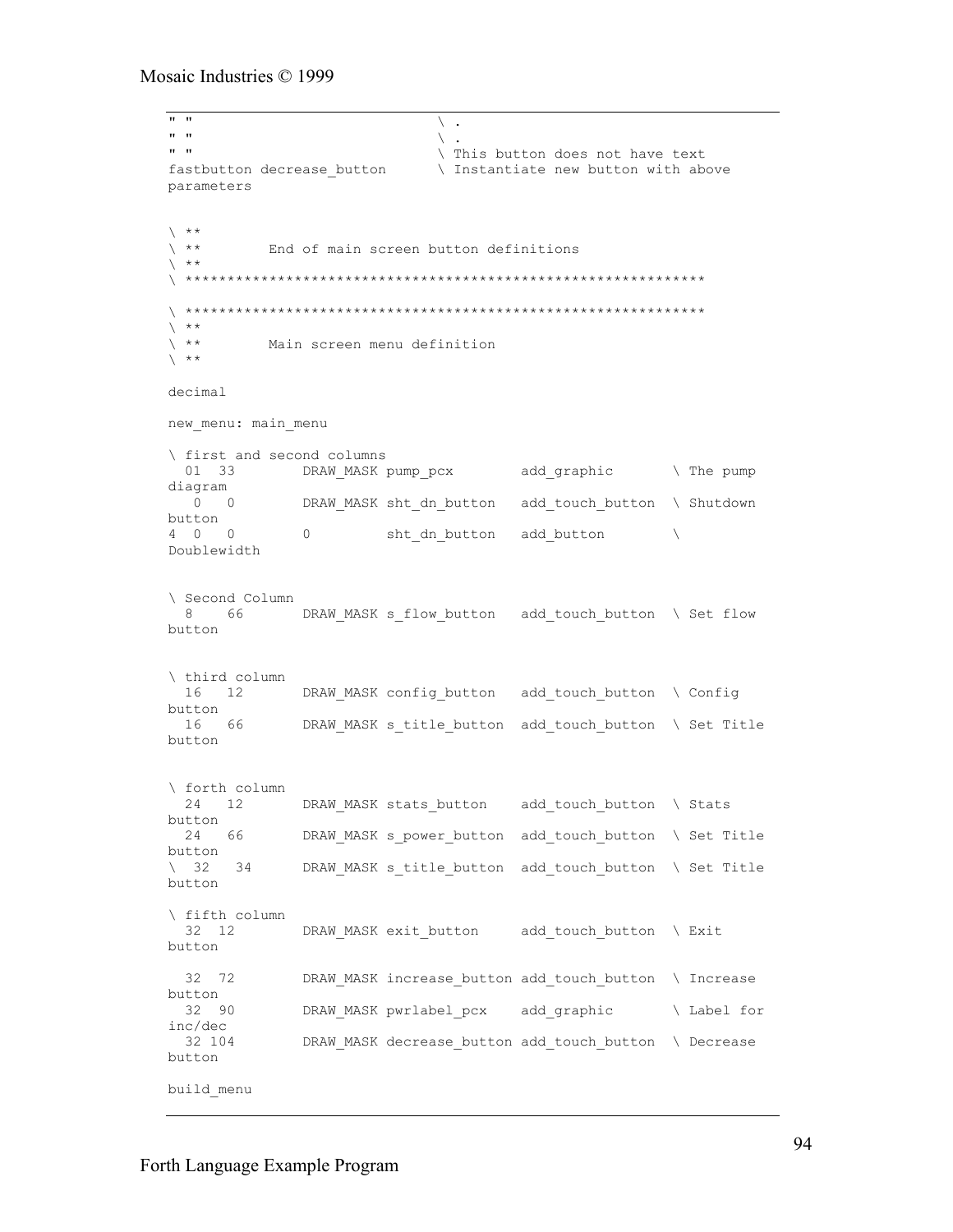```
" "                              \ .
" "                              \ .
" "                              \ This button does not have text
fastbutton decrease_button       \ Instantiate new button with above
parameters


\ **
\ **        End of main screen button definitions
\ **
\ ************************************************************

\ ************************************************************
\ **
\ **        Main screen menu definition
\ **

decimal

new_menu: main_menu

\ first and second columns
  01  33        DRAW_MASK pump_pcx        add_graphic       \ The pump
diagram
   0   0        DRAW_MASK sht_dn_button   add_touch_button  \ Shutdown
button
4  0   0        0         sht_dn_button   add_button        \
Doublewidth


\ Second Column
  8    66       DRAW_MASK s_flow_button   add_touch_button  \ Set flow
button


\ third column
  16   12       DRAW_MASK config_button   add_touch_button  \ Config
button
  16   66       DRAW_MASK s_title_button  add_touch_button  \ Set Title
button


\ forth column
  24   12       DRAW_MASK stats_button    add_touch_button  \ Stats
button
  24   66       DRAW_MASK s_power_button  add_touch_button  \ Set Title
button
\ 32   34       DRAW_MASK s_title_button  add_touch_button  \ Set Title
button

\ fifth column
  32  12        DRAW_MASK exit_button     add_touch_button  \ Exit
button

  32  72        DRAW_MASK increase_button add_touch_button  \ Increase
button
  32  90        DRAW_MASK pwrlabel_pcx    add_graphic       \ Label for
inc/dec
  32 104        DRAW_MASK decrease_button add_touch_button  \ Decrease
button

build_menu
```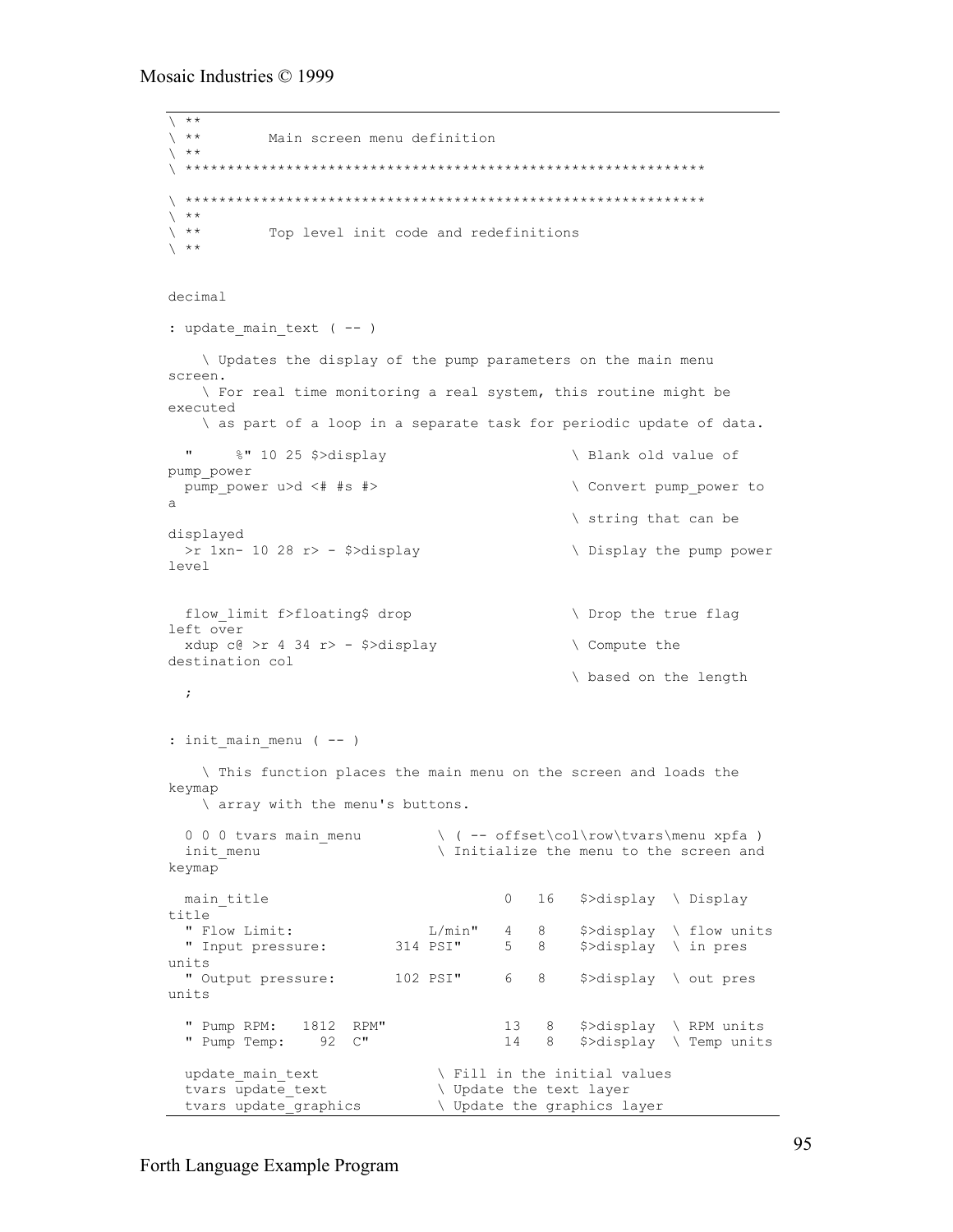```
\ **
\ **        Main screen menu definition
\ **
\ *************************************************************

\ *************************************************************
\ **
\ **        Top level init code and redefinitions
\ **


decimal

: update_main_text ( -- )

    \ Updates the display of the pump parameters on the main menu
screen.
    \ For real time monitoring a real system, this routine might be
executed
    \ as part of a loop in a separate task for periodic update of data.

  "     %" 10 25 $>display                     \ Blank old value of
pump_power
  pump_power u>d <# #s #>                      \ Convert pump_power to
a
                                               \ string that can be
displayed
  >r 1xn- 10 28 r> - $>display                 \ Display the pump power
level


  flow_limit f>floating$ drop                  \ Drop the true flag
left over
  xdup c@ >r 4 34 r> - $>display               \ Compute the
destination col
                                               \ based on the length
  ;


: init_main_menu ( -- )

    \ This function places the main menu on the screen and loads the
keymap
    \ array with the menu's buttons.

  0 0 0 tvars main_menu         \ ( -- offset\col\row\tvars\menu xpfa )
  init_menu                     \ Initialize the menu to the screen and
keymap

  main_title                           0   16   $>display  \ Display
title
  " Flow Limit:                L/min"   4   8    $>display  \ flow units
  " Input pressure:        314 PSI"     5   8    $>display  \ in pres
units
  " Output pressure:       102 PSI"     6   8    $>display  \ out pres
units

  " Pump RPM:   1812  RPM"              13   8   $>display  \ RPM units
  " Pump Temp:    92  C"                14   8   $>display  \ Temp units

  update_main_text             \ Fill in the initial values
  tvars update_text            \ Update the text layer
  tvars update_graphics        \ Update the graphics layer
```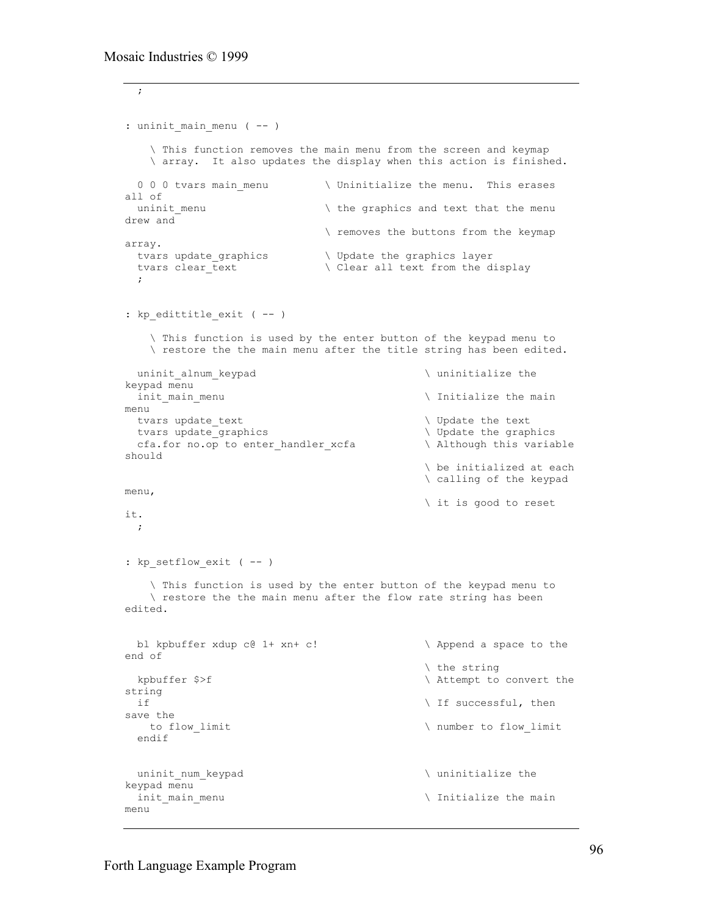```
  ;


: uninit_main_menu ( -- )

    \ This function removes the main menu from the screen and keymap
    \ array.  It also updates the display when this action is finished.

  0 0 0 tvars main_menu         \ Uninitialize the menu.  This erases
all of
  uninit_menu                   \ the graphics and text that the menu
drew and
                                \ removes the buttons from the keymap
array.
  tvars update_graphics         \ Update the graphics layer
  tvars clear_text              \ Clear all text from the display
  ;


: kp_edittitle_exit ( -- )

    \ This function is used by the enter button of the keypad menu to
    \ restore the the main menu after the title string has been edited.

  uninit_alnum_keypad                           \ uninitialize the
keypad menu
  init_main_menu                                \ Initialize the main
menu
  tvars update_text                             \ Update the text
  tvars update_graphics                         \ Update the graphics
  cfa.for no.op to enter_handler_xcfa           \ Although this variable
should
                                                \ be initialized at each
                                                \ calling of the keypad
menu,
                                                \ it is good to reset
it.
  ;


: kp_setflow_exit ( -- )

    \ This function is used by the enter button of the keypad menu to
    \ restore the the main menu after the flow rate string has been
edited.


  bl kpbuffer xdup c@ 1+ xn+ c!                 \ Append a space to the
end of
                                                \ the string
  kpbuffer $>f                                  \ Attempt to convert the
string
  if                                            \ If successful, then
save the
    to flow_limit                               \ number to flow_limit
  endif


  uninit_num_keypad                             \ uninitialize the
keypad menu
  init_main_menu                                \ Initialize the main
menu
```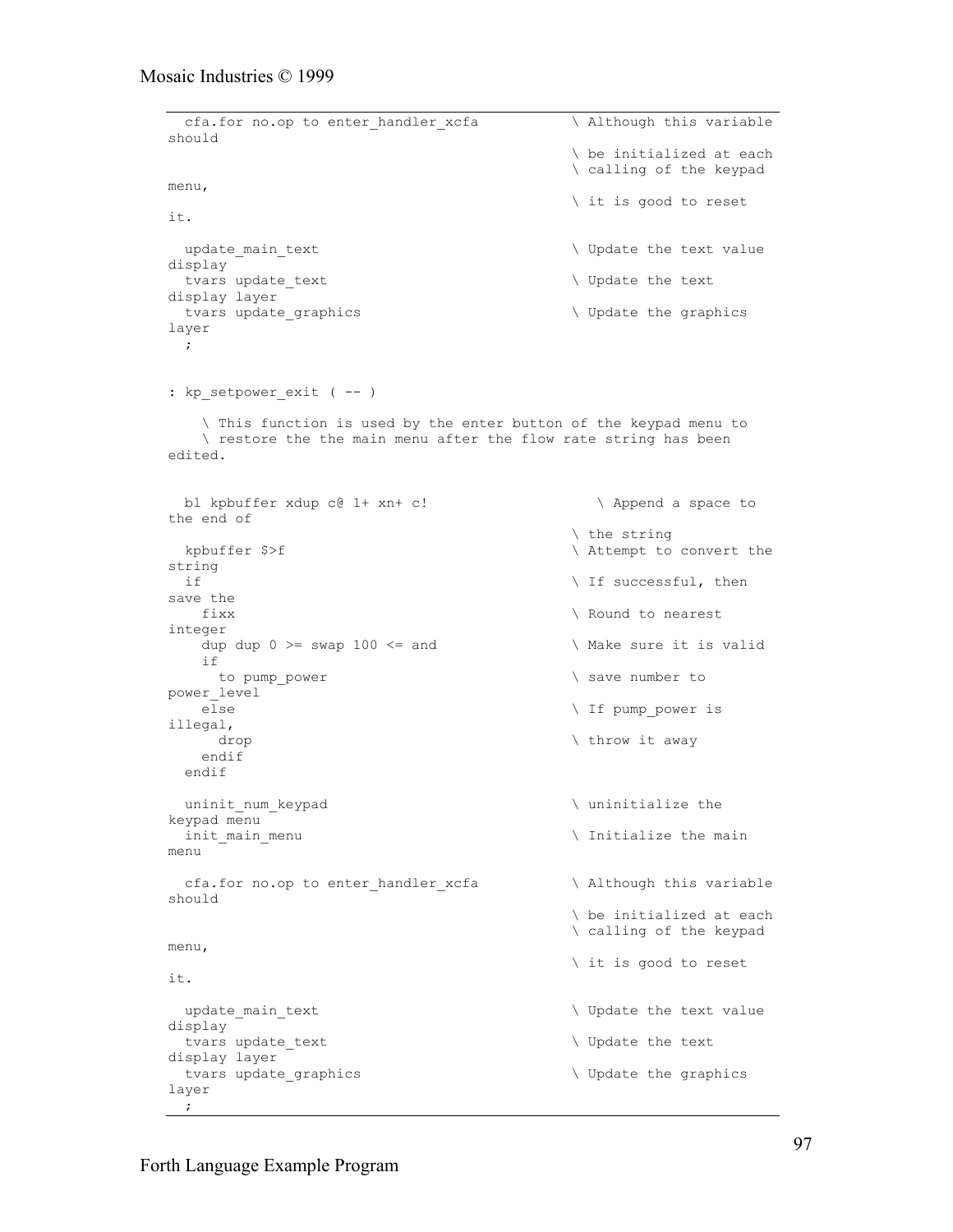```
  cfa.for no.op to enter_handler_xcfa          \ Although this variable should
                                               \ be initialized at each
                                               \ calling of the keypad menu,
                                               \ it is good to reset it.

  update_main_text                             \ Update the text value display
  tvars update_text                            \ Update the text display layer
  tvars update_graphics                        \ Update the graphics layer
  ;


: kp_setpower_exit ( -- )

    \ This function is used by the enter button of the keypad menu to
    \ restore the the main menu after the flow rate string has been edited.


  bl kpbuffer xdup c@ 1+ xn+ c!                   \ Append a space to the end of
                                               \ the string
  kpbuffer $>f                                 \ Attempt to convert the string
  if                                           \ If successful, then save the
    fixx                                       \ Round to nearest integer
    dup dup 0 >= swap 100 <= and               \ Make sure it is valid
    if
      to pump_power                            \ save number to power_level
    else                                       \ If pump_power is illegal,
      drop                                     \ throw it away
    endif
  endif

  uninit_num_keypad                            \ uninitialize the keypad menu
  init_main_menu                               \ Initialize the main menu

  cfa.for no.op to enter_handler_xcfa          \ Although this variable should
                                               \ be initialized at each
                                               \ calling of the keypad menu,
                                               \ it is good to reset it.

  update_main_text                             \ Update the text value display
  tvars update_text                            \ Update the text display layer
  tvars update_graphics                        \ Update the graphics layer
  ;
```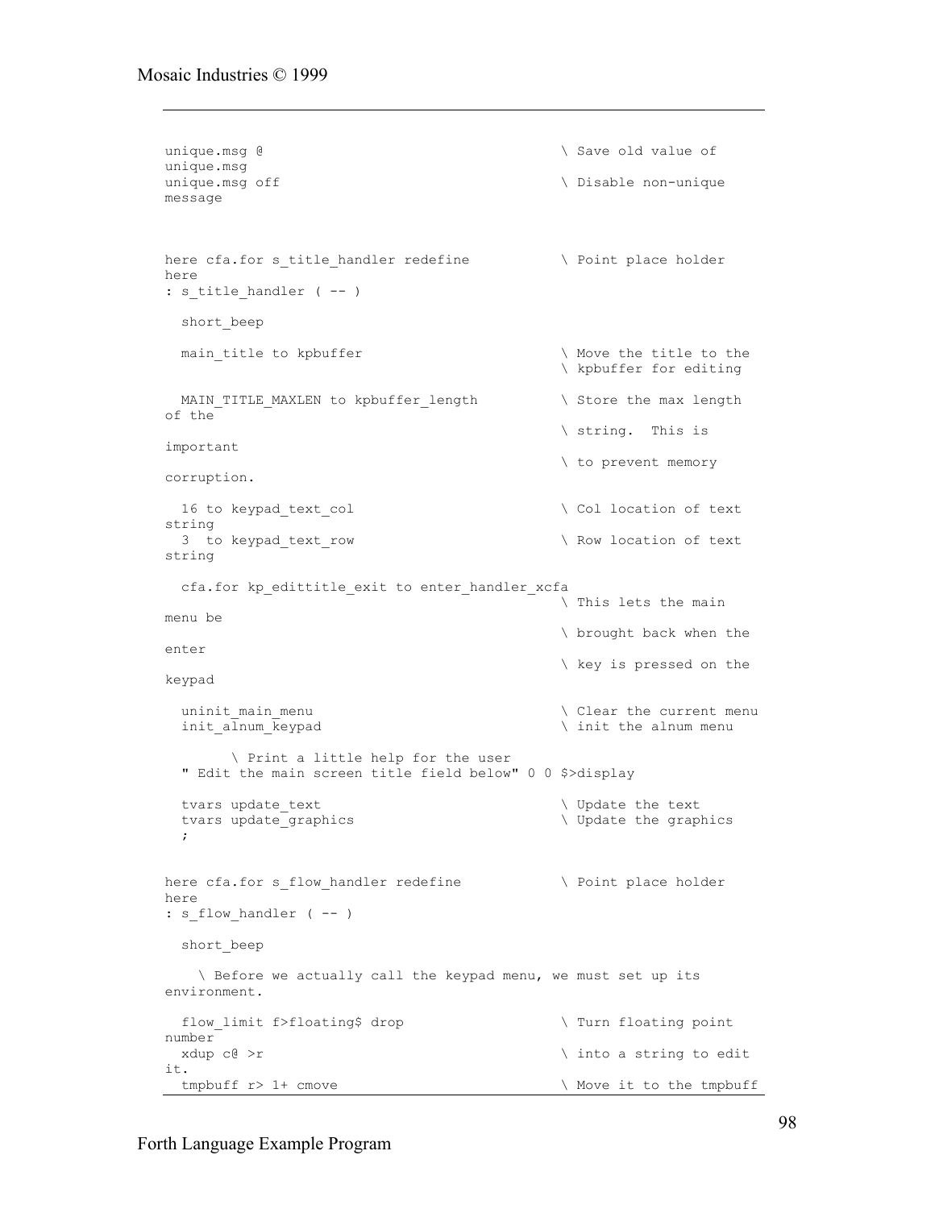```
unique.msg @                                    \ Save old value of
unique.msg
unique.msg off                                  \ Disable non-unique
message



here cfa.for s_title_handler redefine           \ Point place holder
here
: s_title_handler ( -- )

  short_beep

  main_title to kpbuffer                        \ Move the title to the
                                                \ kpbuffer for editing

  MAIN_TITLE_MAXLEN to kpbuffer_length          \ Store the max length
of the
                                                \ string.  This is
important
                                                \ to prevent memory
corruption.

  16 to keypad_text_col                         \ Col location of text
string
  3  to keypad_text_row                         \ Row location of text
string

  cfa.for kp_edittitle_exit to enter_handler_xcfa
                                                \ This lets the main
menu be
                                                \ brought back when the
enter
                                                \ key is pressed on the
keypad

  uninit_main_menu                              \ Clear the current menu
  init_alnum_keypad                             \ init the alnum menu

        \ Print a little help for the user
  " Edit the main screen title field below" 0 0 $>display

  tvars update_text                             \ Update the text
  tvars update_graphics                         \ Update the graphics
  ;


here cfa.for s_flow_handler redefine            \ Point place holder
here
: s_flow_handler ( -- )

  short_beep

    \ Before we actually call the keypad menu, we must set up its
environment.

  flow_limit f>floating$ drop                   \ Turn floating point
number
  xdup c@ >r                                    \ into a string to edit
it.
  tmpbuff r> 1+ cmove                           \ Move it to the tmpbuff
```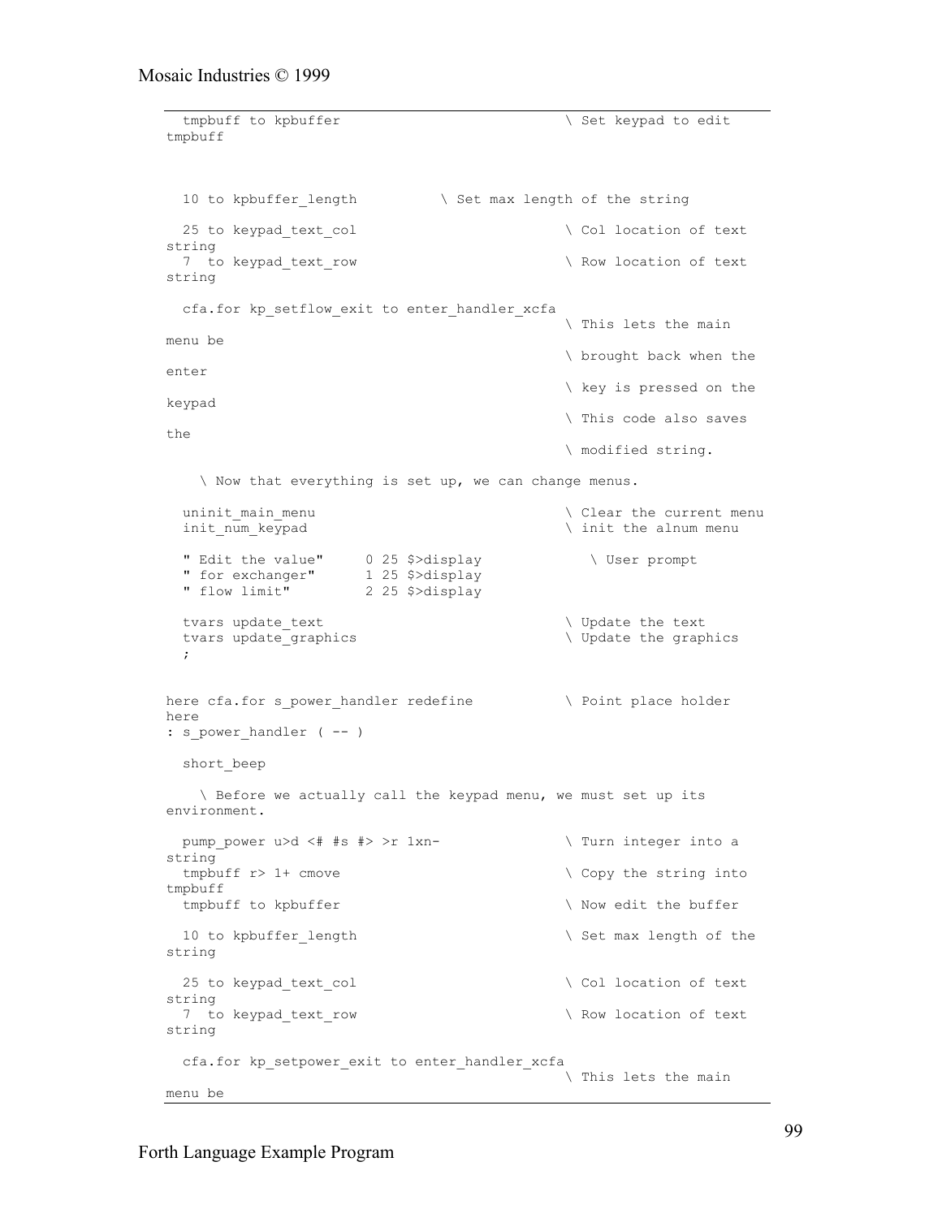```
  tmpbuff to kpbuffer                           \ Set keypad to edit
tmpbuff



  10 to kpbuffer_length          \ Set max length of the string

  25 to keypad_text_col                         \ Col location of text
string
  7  to keypad_text_row                         \ Row location of text
string

  cfa.for kp_setflow_exit to enter_handler_xcfa
                                                \ This lets the main
menu be
                                                \ brought back when the
enter
                                                \ key is pressed on the
keypad
                                                \ This code also saves
the
                                                \ modified string.

    \ Now that everything is set up, we can change menus.

  uninit_main_menu                              \ Clear the current menu
  init_num_keypad                               \ init the alnum menu

  " Edit the value"     0 25 $>display             \ User prompt
  " for exchanger"      1 25 $>display
  " flow limit"         2 25 $>display

  tvars update_text                             \ Update the text
  tvars update_graphics                         \ Update the graphics
  ;


here cfa.for s_power_handler redefine           \ Point place holder
here
: s_power_handler ( -- )

  short_beep

    \ Before we actually call the keypad menu, we must set up its
environment.

  pump_power u>d <# #s #> >r 1xn-               \ Turn integer into a
string
  tmpbuff r> 1+ cmove                           \ Copy the string into
tmpbuff
  tmpbuff to kpbuffer                           \ Now edit the buffer

  10 to kpbuffer_length                         \ Set max length of the
string

  25 to keypad_text_col                         \ Col location of text
string
  7  to keypad_text_row                         \ Row location of text
string

  cfa.for kp_setpower_exit to enter_handler_xcfa
                                                \ This lets the main
menu be
```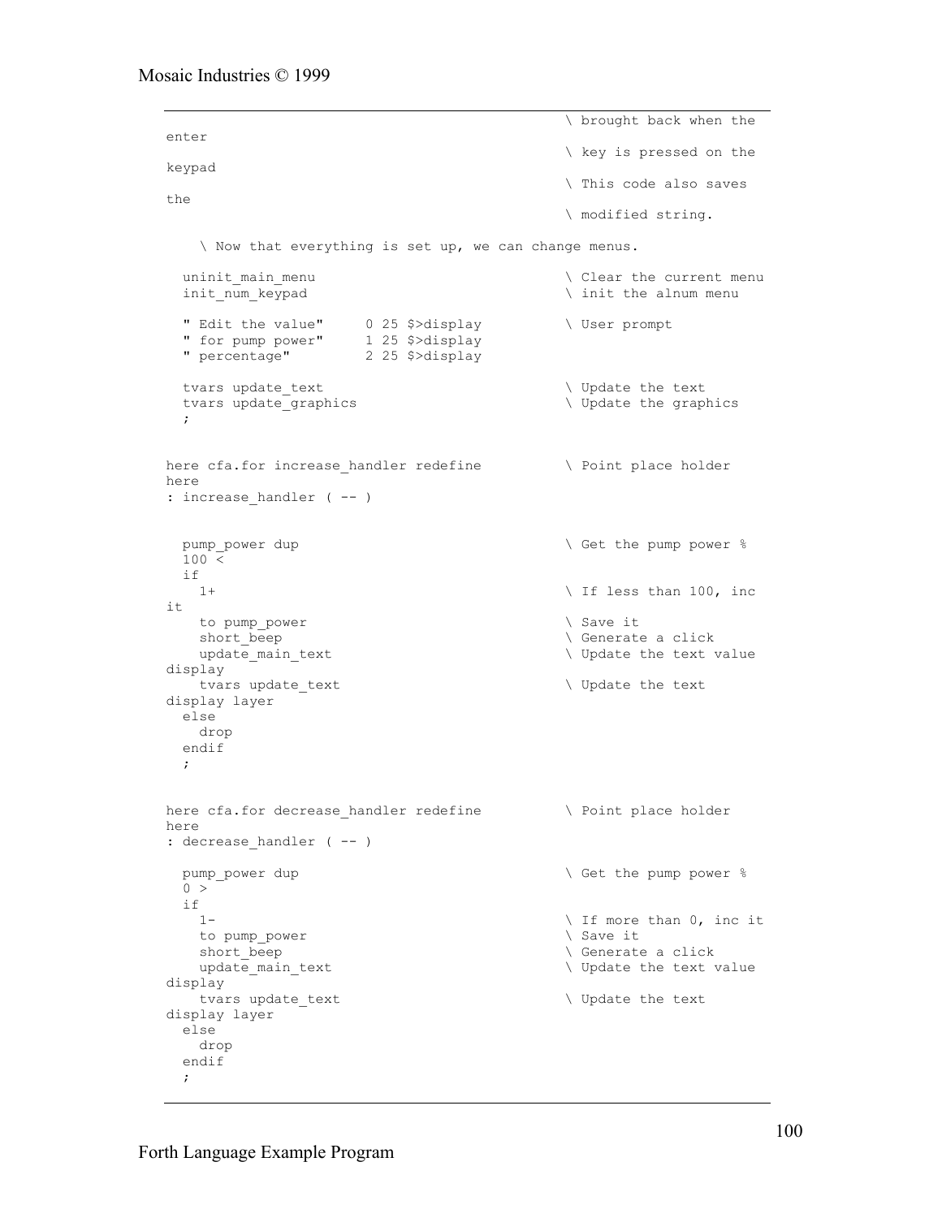```
                                                \ brought back when the
enter
                                                \ key is pressed on the
keypad
                                                \ This code also saves
the
                                                \ modified string.

    \ Now that everything is set up, we can change menus.

  uninit_main_menu                              \ Clear the current menu
  init_num_keypad                               \ init the alnum menu

  " Edit the value"     0 25 $>display          \ User prompt
  " for pump power"     1 25 $>display
  " percentage"         2 25 $>display

  tvars update_text                             \ Update the text
  tvars update_graphics                         \ Update the graphics
  ;


here cfa.for increase_handler redefine          \ Point place holder
here
: increase_handler ( -- )


  pump_power dup                                \ Get the pump power %
  100 <
  if
    1+                                          \ If less than 100, inc
it
    to pump_power                               \ Save it
    short_beep                                  \ Generate a click
    update_main_text                            \ Update the text value
display
    tvars update_text                           \ Update the text
display layer
  else
    drop
  endif
  ;


here cfa.for decrease_handler redefine          \ Point place holder
here
: decrease_handler ( -- )

  pump_power dup                                \ Get the pump power %
  0 >
  if
    1-                                          \ If more than 0, inc it
    to pump_power                               \ Save it
    short_beep                                  \ Generate a click
    update_main_text                            \ Update the text value
display
    tvars update_text                           \ Update the text
display layer
  else
    drop
  endif
  ;
```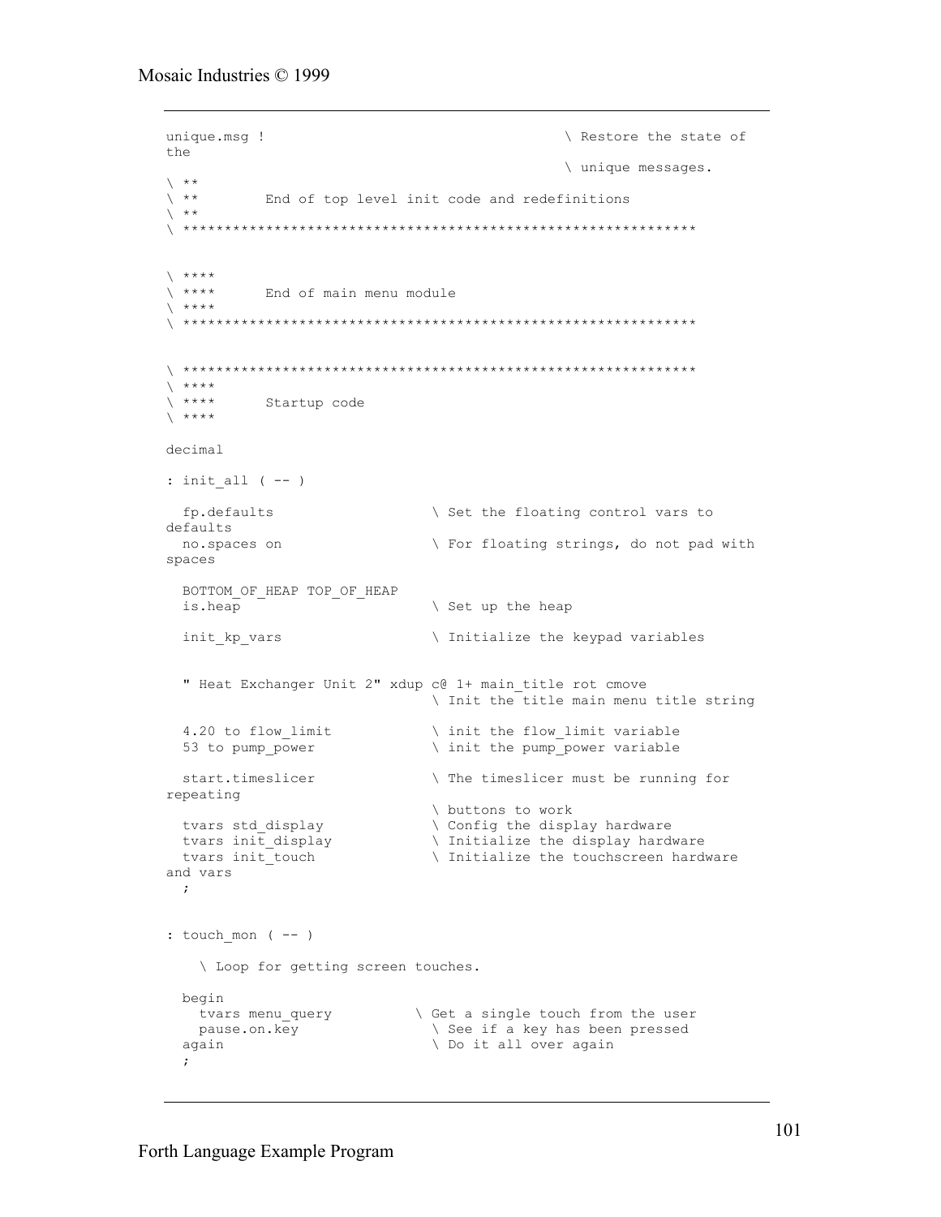```
unique.msg !                                    \ Restore the state of
the
                                                \ unique messages.
\ **
\ **       End of top level init code and redefinitions
\ **
\ ************************************************************


\ ****
\ ****     End of main menu module
\ ****
\ ************************************************************


\ ************************************************************
\ ****
\ ****     Startup code
\ ****

decimal

: init_all ( -- )

  fp.defaults                  \ Set the floating control vars to
defaults
  no.spaces on                 \ For floating strings, do not pad with
spaces

  BOTTOM_OF_HEAP TOP_OF_HEAP
  is.heap                      \ Set up the heap

  init_kp_vars                 \ Initialize the keypad variables


  " Heat Exchanger Unit 2" xdup c@ 1+ main_title rot cmove
                               \ Init the title main menu title string

  4.20 to flow_limit           \ init the flow_limit variable
  53 to pump_power             \ init the pump_power variable

  start.timeslicer             \ The timeslicer must be running for
repeating
                               \ buttons to work
  tvars std_display            \ Config the display hardware
  tvars init_display           \ Initialize the display hardware
  tvars init_touch             \ Initialize the touchscreen hardware
and vars
  ;


: touch_mon ( -- )

   \ Loop for getting screen touches.

  begin
    tvars menu_query          \ Get a single touch from the user
    pause.on.key               \ See if a key has been pressed
  again                        \ Do it all over again
  ;
```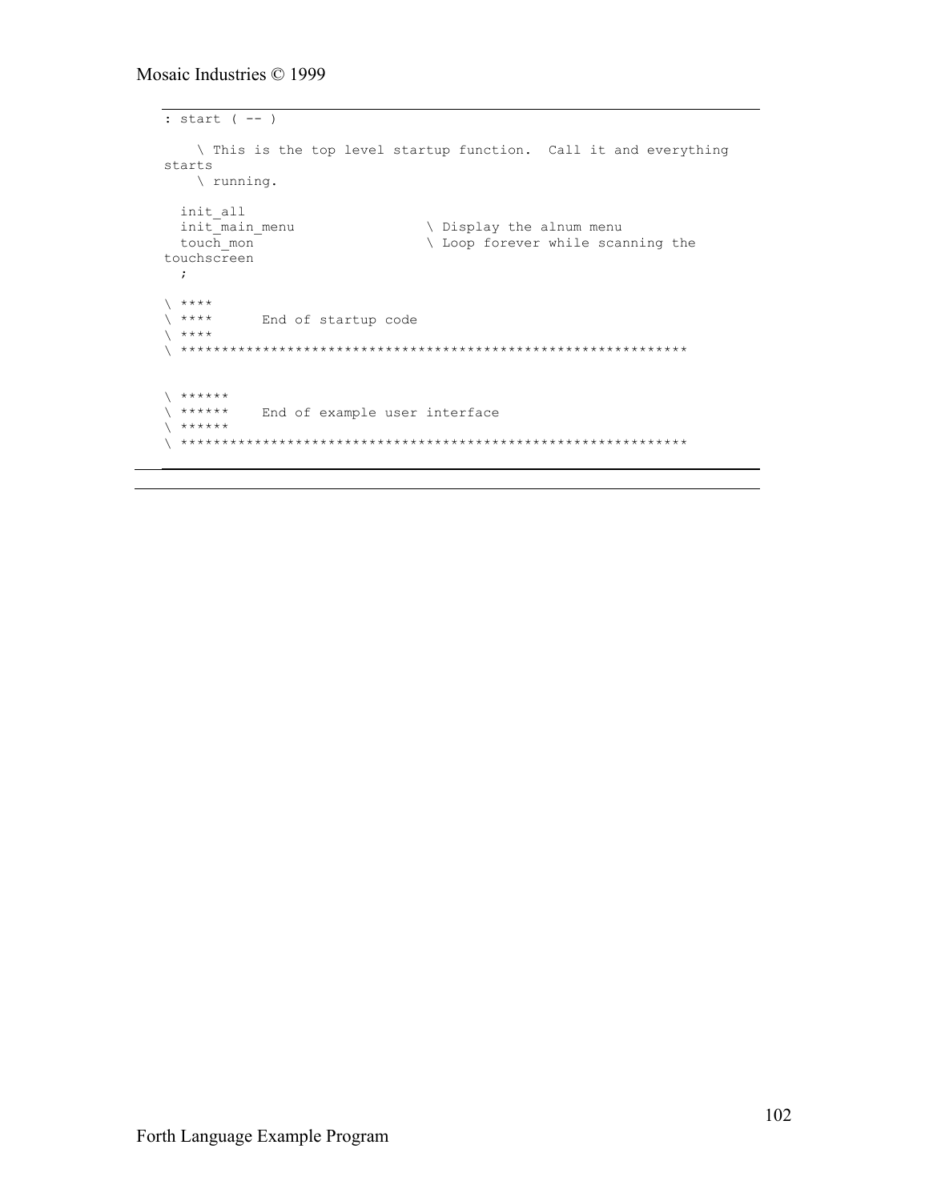```
: start ( -- )

    \ This is the top level startup function.  Call it and everything
starts
    \ running.

  init_all
  init_main_menu                \ Display the alnum menu
  touch_mon                     \ Loop forever while scanning the
touchscreen
  ;

\ ****
\ ****      End of startup code
\ ****
\ ****************************************************************


\ ******
\ ******    End of example user interface
\ ******
\ ****************************************************************
```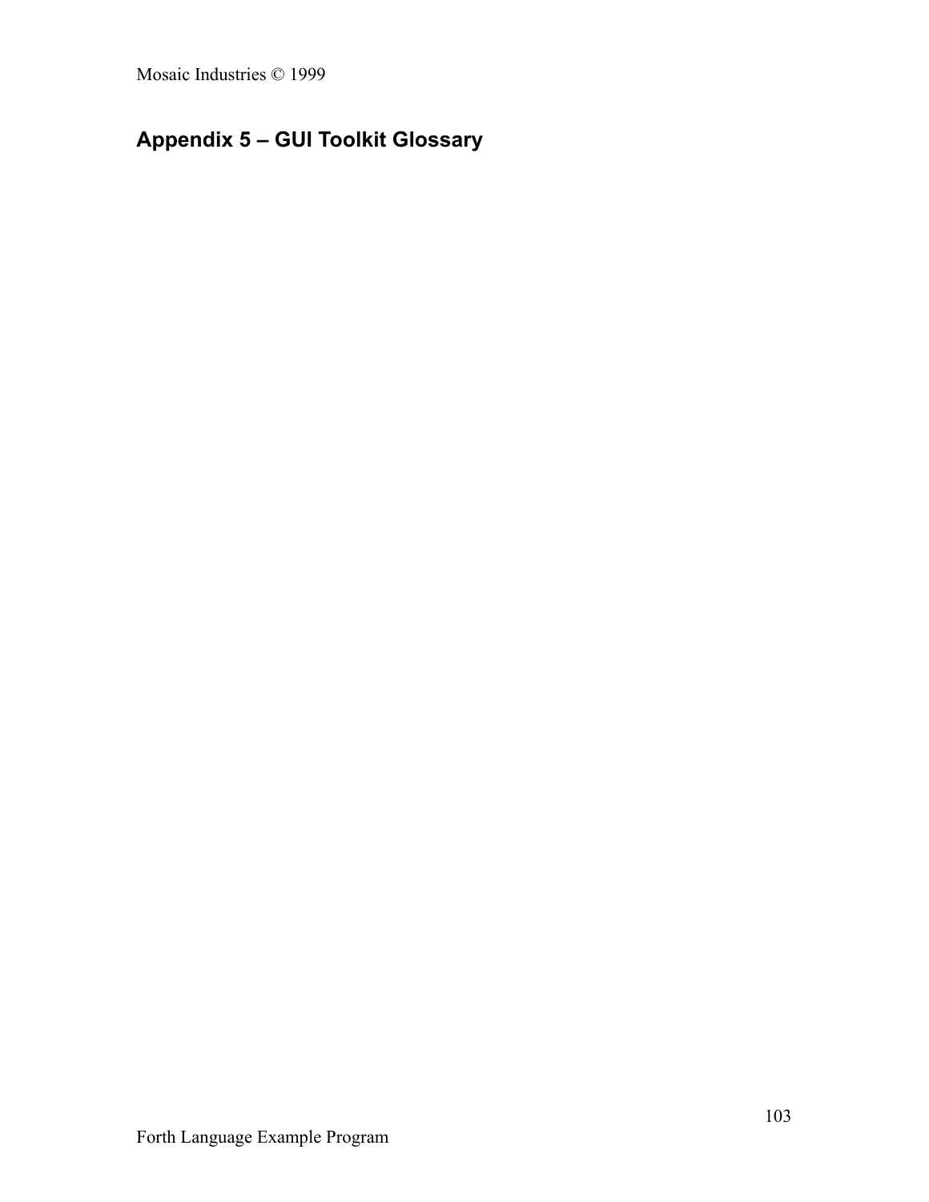## Appendix 5 – GUI Toolkit Glossary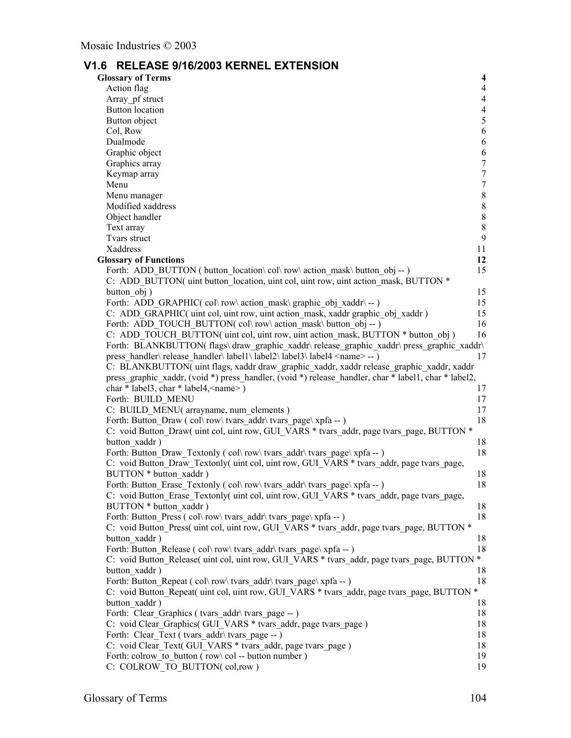## V1.6 RELEASE 9/16/2003 KERNEL EXTENSION

**Glossary of Terms** **4**

- Action flag 4
- Array_pf struct 4
- Button location 4
- Button object 5
- Col, Row 6
- Dualmode 6
- Graphic object 6
- Graphics array 7
- Keymap array 7
- Menu 7
- Menu manager 8
- Modified xaddress 8
- Object handler 8
- Text array 8
- Tvars struct 9
- Xaddress 11

**Glossary of Functions** **12**

- Forth: ADD_BUTTON ( button_location\ col\ row\ action_mask\ button_obj -- ) 15
- C: ADD_BUTTON( uint button_location, uint col, uint row, uint action_mask, BUTTON * button_obj ) 15
- Forth: ADD_GRAPHIC( col\ row\ action_mask\ graphic_obj_xaddr\ -- ) 15
- C: ADD_GRAPHIC( uint col, uint row, uint action_mask, xaddr graphic_obj_xaddr ) 15
- Forth: ADD_TOUCH_BUTTON( col\ row\ action_mask\ button_obj -- ) 16
- C: ADD_TOUCH_BUTTON( uint col, uint row, uint action_mask, BUTTON * button_obj ) 16
- Forth: BLANKBUTTON( flags\ draw_graphic_xaddr\ release_graphic_xaddr\ press_graphic_xaddr\ press_handler\ release_handler\ label1\ label2\ label3\ label4 <name> -- ) 17
- C: BLANKBUTTON( uint flags, xaddr draw_graphic_xaddr, xaddr release_graphic_xaddr, xaddr press_graphic_xaddr, (void *) press_handler, (void *) release_handler, char * label1, char * label2, char * label3, char * label4,<name> ) 17
- Forth: BUILD_MENU 17
- C: BUILD_MENU( arrayname, num_elements ) 17
- Forth: Button_Draw ( col\ row\ tvars_addr\ tvars_page\ xpfa -- ) 18
- C: void Button_Draw( uint col, uint row, GUI_VARS * tvars_addr, page tvars_page, BUTTON * button_xaddr ) 18
- Forth: Button_Draw_Textonly ( col\ row\ tvars_addr\ tvars_page\ xpfa -- ) 18
- C: void Button_Draw_Textonly( uint col, uint row, GUI_VARS * tvars_addr, page tvars_page, BUTTON * button_xaddr ) 18
- Forth: Button_Erase_Textonly ( col\ row\ tvars_addr\ tvars_page\ xpfa -- ) 18
- C: void Button_Erase_Textonly( uint col, uint row, GUI_VARS * tvars_addr, page tvars_page, BUTTON * button_xaddr ) 18
- Forth: Button_Press ( col\ row\ tvars_addr\ tvars_page\ xpfa -- ) 18
- C: void Button_Press( uint col, uint row, GUI_VARS * tvars_addr, page tvars_page, BUTTON * button_xaddr ) 18
- Forth: Button_Release ( col\ row\ tvars_addr\ tvars_page\ xpfa -- ) 18
- C: void Button_Release( uint col, uint row, GUI_VARS * tvars_addr, page tvars_page, BUTTON * button_xaddr ) 18
- Forth: Button_Repeat ( col\ row\ tvars_addr\ tvars_page\ xpfa -- ) 18
- C: void Button_Repeat( uint col, uint row, GUI_VARS * tvars_addr, page tvars_page, BUTTON * button_xaddr ) 18
- Forth: Clear_Graphics ( tvars_addr\ tvars_page -- ) 18
- C: void Clear_Graphics( GUI_VARS * tvars_addr, page tvars_page ) 18
- Forth: Clear_Text ( tvars_addr\ tvars_page -- ) 18
- C: void Clear_Text( GUI_VARS * tvars_addr, page tvars_page ) 18
- Forth: colrow_to_button ( row\ col -- button number ) 19
- C: COLROW_TO_BUTTON( col,row ) 19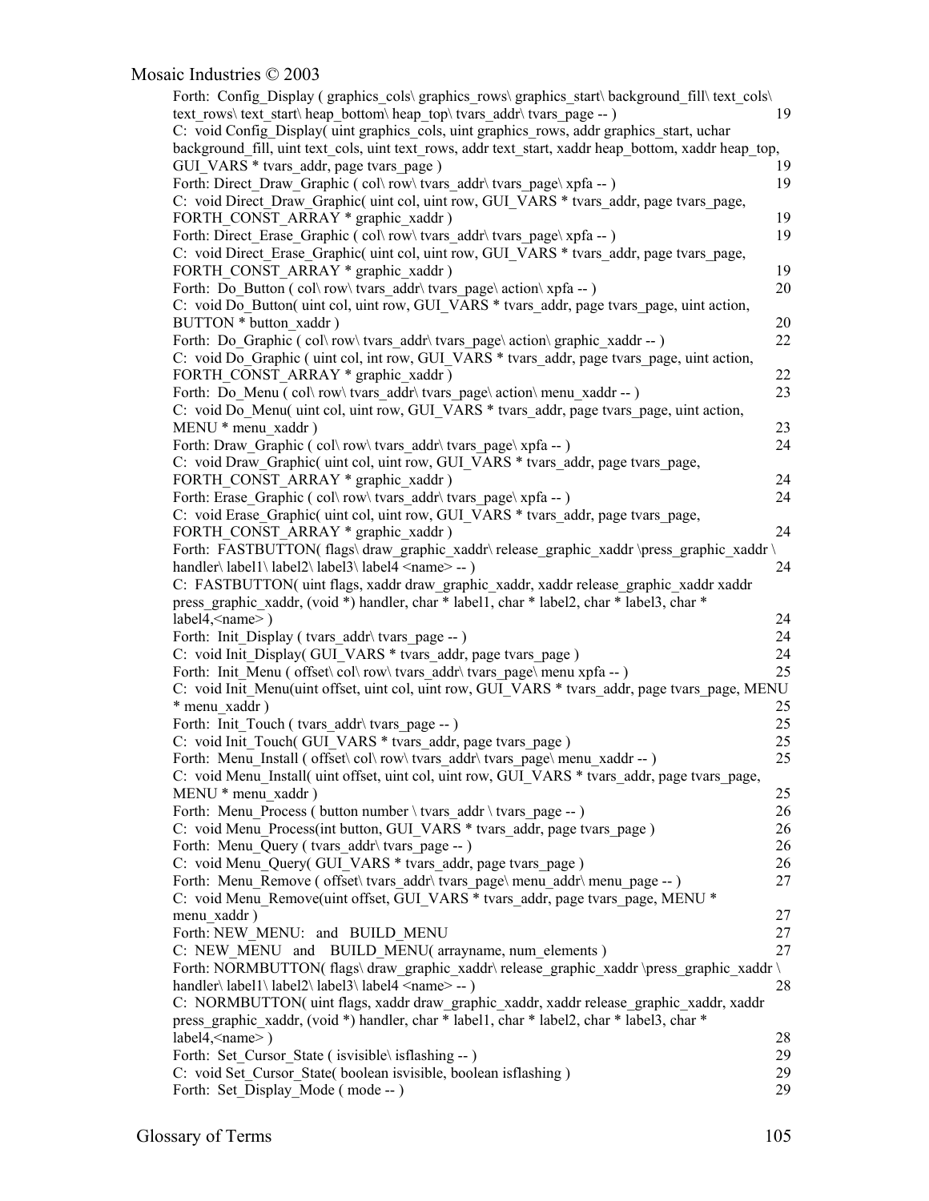Forth: Config_Display ( graphics_cols\ graphics_rows\ graphics_start\ background_fill\ text_cols\ text_rows\ text_start\ heap_bottom\ heap_top\ tvars_addr\ tvars_page -- ) 19
C: void Config_Display( uint graphics_cols, uint graphics_rows, addr graphics_start, uchar background_fill, uint text_cols, uint text_rows, addr text_start, xaddr heap_bottom, xaddr heap_top, GUI_VARS * tvars_addr, page tvars_page ) 19
Forth: Direct_Draw_Graphic ( col\ row\ tvars_addr\ tvars_page\ xpfa -- ) 19
C: void Direct_Draw_Graphic( uint col, uint row, GUI_VARS * tvars_addr, page tvars_page, FORTH_CONST_ARRAY * graphic_xaddr ) 19
Forth: Direct_Erase_Graphic ( col\ row\ tvars_addr\ tvars_page\ xpfa -- ) 19
C: void Direct_Erase_Graphic( uint col, uint row, GUI_VARS * tvars_addr, page tvars_page, FORTH_CONST_ARRAY * graphic_xaddr ) 19
Forth: Do_Button ( col\ row\ tvars_addr\ tvars_page\ action\ xpfa -- ) 20
C: void Do_Button( uint col, uint row, GUI_VARS * tvars_addr, page tvars_page, uint action, BUTTON * button_xaddr ) 20
Forth: Do_Graphic ( col\ row\ tvars_addr\ tvars_page\ action\ graphic_xaddr -- ) 22
C: void Do_Graphic ( uint col, int row, GUI_VARS * tvars_addr, page tvars_page, uint action, FORTH_CONST_ARRAY * graphic_xaddr ) 22
Forth: Do_Menu ( col\ row\ tvars_addr\ tvars_page\ action\ menu_xaddr -- ) 23
C: void Do_Menu( uint col, uint row, GUI_VARS * tvars_addr, page tvars_page, uint action, MENU * menu_xaddr ) 23
Forth: Draw_Graphic ( col\ row\ tvars_addr\ tvars_page\ xpfa -- ) 24
C: void Draw_Graphic( uint col, uint row, GUI_VARS * tvars_addr, page tvars_page, FORTH_CONST_ARRAY * graphic_xaddr ) 24
Forth: Erase_Graphic ( col\ row\ tvars_addr\ tvars_page\ xpfa -- ) 24
C: void Erase_Graphic( uint col, uint row, GUI_VARS * tvars_addr, page tvars_page, FORTH_CONST_ARRAY * graphic_xaddr ) 24
Forth: FASTBUTTON( flags\ draw_graphic_xaddr\ release_graphic_xaddr \press_graphic_xaddr \ handler\ label1\ label2\ label3\ label4 <name> -- ) 24
C: FASTBUTTON( uint flags, xaddr draw_graphic_xaddr, xaddr release_graphic_xaddr xaddr press_graphic_xaddr, (void *) handler, char * label1, char * label2, char * label3, char * label4,<name> ) 24
Forth: Init_Display ( tvars_addr\ tvars_page -- ) 24
C: void Init_Display( GUI_VARS * tvars_addr, page tvars_page ) 24
Forth: Init_Menu ( offset\ col\ row\ tvars_addr\ tvars_page\ menu xpfa -- ) 25
C: void Init_Menu(uint offset, uint col, uint row, GUI_VARS * tvars_addr, page tvars_page, MENU * menu_xaddr ) 25
Forth: Init_Touch ( tvars_addr\ tvars_page -- ) 25
C: void Init_Touch( GUI_VARS * tvars_addr, page tvars_page ) 25
Forth: Menu_Install ( offset\ col\ row\ tvars_addr\ tvars_page\ menu_xaddr -- ) 25
C: void Menu_Install( uint offset, uint col, uint row, GUI_VARS * tvars_addr, page tvars_page, MENU * menu_xaddr ) 25
Forth: Menu_Process ( button number \ tvars_addr \ tvars_page -- ) 26
C: void Menu_Process(int button, GUI_VARS * tvars_addr, page tvars_page ) 26
Forth: Menu_Query ( tvars_addr\ tvars_page -- ) 26
C: void Menu_Query( GUI_VARS * tvars_addr, page tvars_page ) 26
Forth: Menu_Remove ( offset\ tvars_addr\ tvars_page\ menu_addr\ menu_page -- ) 27
C: void Menu_Remove(uint offset, GUI_VARS * tvars_addr, page tvars_page, MENU * menu_xaddr ) 27
Forth: NEW_MENU: and BUILD_MENU 27
C: NEW_MENU and BUILD_MENU( arrayname, num_elements ) 27
Forth: NORMBUTTON( flags\ draw_graphic_xaddr\ release_graphic_xaddr \press_graphic_xaddr \ handler\ label1\ label2\ label3\ label4 <name> -- ) 28
C: NORMBUTTON( uint flags, xaddr draw_graphic_xaddr, xaddr release_graphic_xaddr, xaddr press_graphic_xaddr, (void *) handler, char * label1, char * label2, char * label3, char * label4,<name> ) 28
Forth: Set_Cursor_State ( isvisible\ isflashing -- ) 29
C: void Set_Cursor_State( boolean isvisible, boolean isflashing ) 29
Forth: Set_Display_Mode ( mode -- ) 29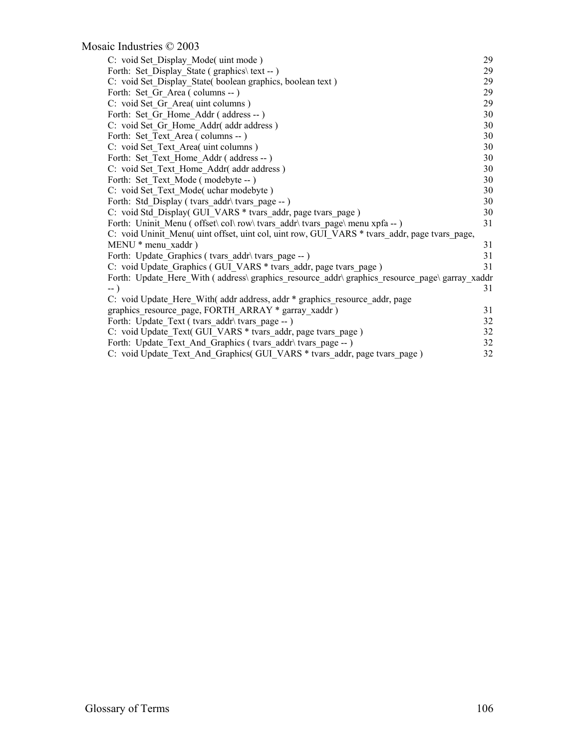C: void Set_Display_Mode( uint mode ) 29
Forth: Set_Display_State ( graphics\ text -- ) 29
C: void Set_Display_State( boolean graphics, boolean text ) 29
Forth: Set_Gr_Area ( columns -- ) 29
C: void Set_Gr_Area( uint columns ) 29
Forth: Set_Gr_Home_Addr ( address -- ) 30
C: void Set_Gr_Home_Addr( addr address ) 30
Forth: Set_Text_Area ( columns -- ) 30
C: void Set_Text_Area( uint columns ) 30
Forth: Set_Text_Home_Addr ( address -- ) 30
C: void Set_Text_Home_Addr( addr address ) 30
Forth: Set_Text_Mode ( modebyte -- ) 30
C: void Set_Text_Mode( uchar modebyte ) 30
Forth: Std_Display ( tvars_addr\ tvars_page -- ) 30
C: void Std_Display( GUI_VARS * tvars_addr, page tvars_page ) 30
Forth: Uninit_Menu ( offset\ col\ row\ tvars_addr\ tvars_page\ menu xpfa -- ) 31
C: void Uninit_Menu( uint offset, uint col, uint row, GUI_VARS * tvars_addr, page tvars_page, MENU * menu_xaddr ) 31
Forth: Update_Graphics ( tvars_addr\ tvars_page -- ) 31
C: void Update_Graphics ( GUI_VARS * tvars_addr, page tvars_page ) 31
Forth: Update_Here_With ( address\ graphics_resource_addr\ graphics_resource_page\ garray_xaddr -- ) 31
C: void Update_Here_With( addr address, addr * graphics_resource_addr, page graphics_resource_page, FORTH_ARRAY * garray_xaddr ) 31
Forth: Update_Text ( tvars_addr\ tvars_page -- ) 32
C: void Update_Text( GUI_VARS * tvars_addr, page tvars_page ) 32
Forth: Update_Text_And_Graphics ( tvars_addr\ tvars_page -- ) 32
C: void Update_Text_And_Graphics( GUI_VARS * tvars_addr, page tvars_page ) 32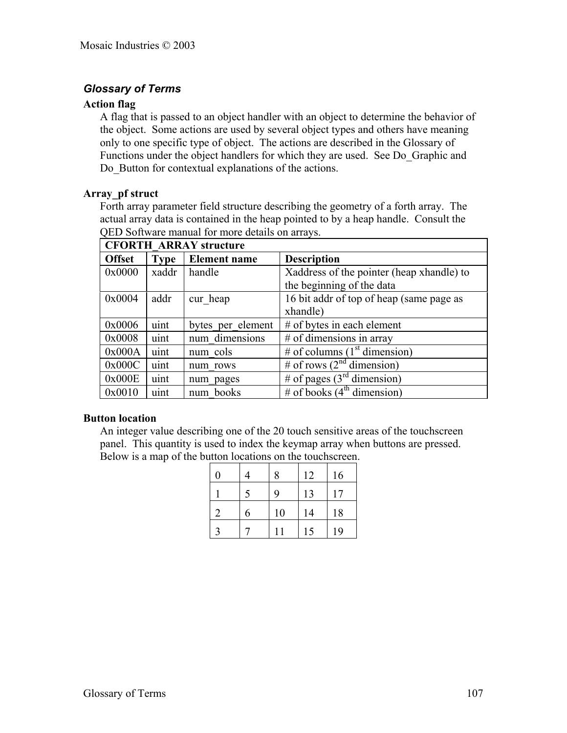## *Glossary of Terms*

### Action flag

A flag that is passed to an object handler with an object to determine the behavior of the object. Some actions are used by several object types and others have meaning only to one specific type of object. The actions are described in the Glossary of Functions under the object handlers for which they are used. See Do_Graphic and Do_Button for contextual explanations of the actions.

### Array_pf struct

Forth array parameter field structure describing the geometry of a forth array. The actual array data is contained in the heap pointed to by a heap handle. Consult the QED Software manual for more details on arrays.

| CFORTH_ARRAY structure | | | |
|---|---|---|---|
| **Offset** | **Type** | **Element name** | **Description** |
| 0x0000 | xaddr | handle | Xaddress of the pointer (heap xhandle) to the beginning of the data |
| 0x0004 | addr | cur_heap | 16 bit addr of top of heap (same page as xhandle) |
| 0x0006 | uint | bytes_per_element | # of bytes in each element |
| 0x0008 | uint | num_dimensions | # of dimensions in array |
| 0x000A | uint | num_cols | # of columns (1st dimension) |
| 0x000C | uint | num_rows | # of rows (2nd dimension) |
| 0x000E | uint | num_pages | # of pages (3rd dimension) |
| 0x0010 | uint | num_books | # of books (4th dimension) |

### Button location

An integer value describing one of the 20 touch sensitive areas of the touchscreen panel. This quantity is used to index the keymap array when buttons are pressed. Below is a map of the button locations on the touchscreen.

| | | | | |
|---|---|---|---|---|
| 0 | 4 | 8 | 12 | 16 |
| 1 | 5 | 9 | 13 | 17 |
| 2 | 6 | 10 | 14 | 18 |
| 3 | 7 | 11 | 15 | 19 |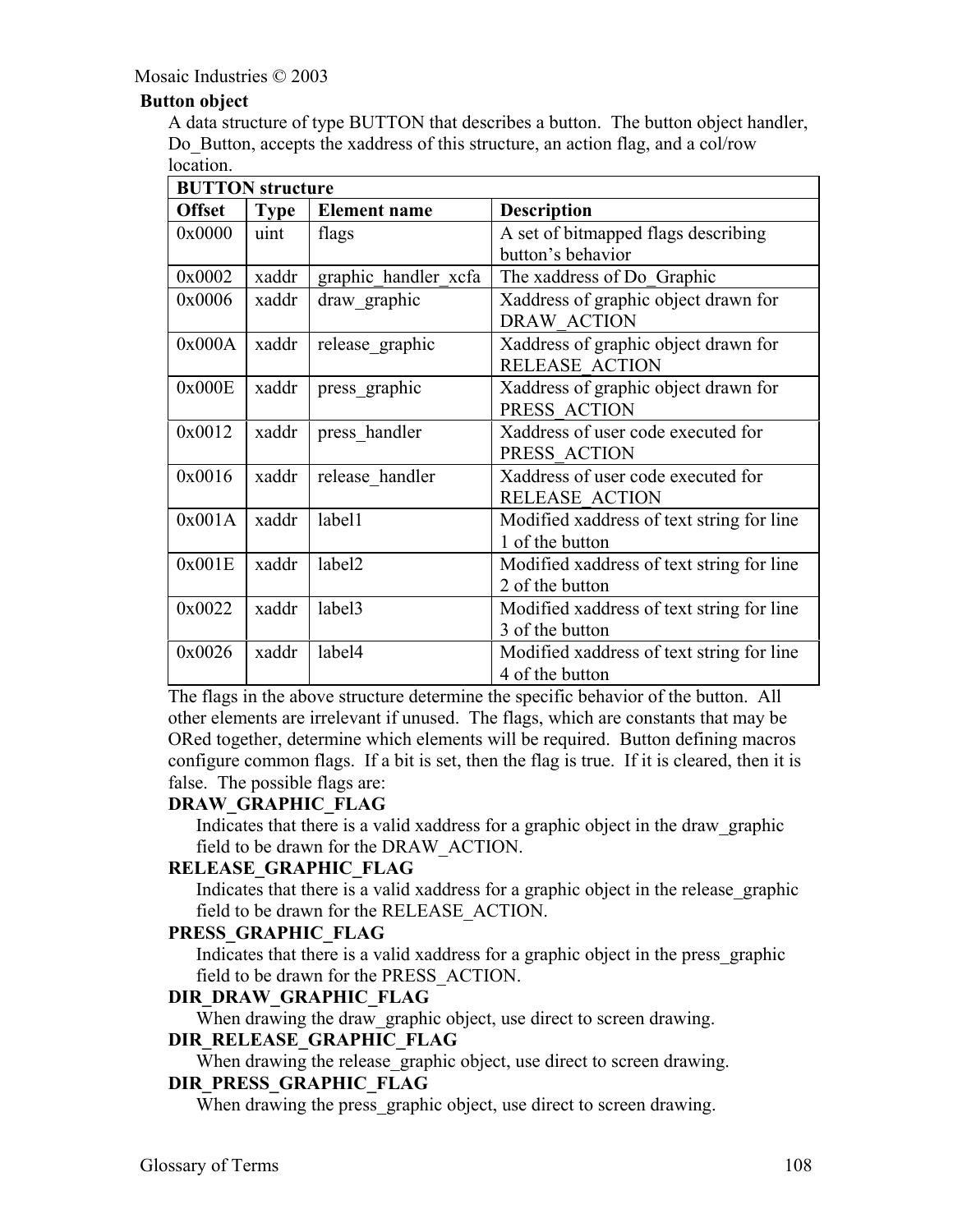### Button object

A data structure of type BUTTON that describes a button. The button object handler, Do_Button, accepts the xaddress of this structure, an action flag, and a col/row location.

| BUTTON structure | | | |
|---|---|---|---|
| **Offset** | **Type** | **Element name** | **Description** |
| 0x0000 | uint | flags | A set of bitmapped flags describing button's behavior |
| 0x0002 | xaddr | graphic_handler_xcfa | The xaddress of Do_Graphic |
| 0x0006 | xaddr | draw_graphic | Xaddress of graphic object drawn for DRAW_ACTION |
| 0x000A | xaddr | release_graphic | Xaddress of graphic object drawn for RELEASE_ACTION |
| 0x000E | xaddr | press_graphic | Xaddress of graphic object drawn for PRESS_ACTION |
| 0x0012 | xaddr | press_handler | Xaddress of user code executed for PRESS_ACTION |
| 0x0016 | xaddr | release_handler | Xaddress of user code executed for RELEASE_ACTION |
| 0x001A | xaddr | label1 | Modified xaddress of text string for line 1 of the button |
| 0x001E | xaddr | label2 | Modified xaddress of text string for line 2 of the button |
| 0x0022 | xaddr | label3 | Modified xaddress of text string for line 3 of the button |
| 0x0026 | xaddr | label4 | Modified xaddress of text string for line 4 of the button |

The flags in the above structure determine the specific behavior of the button. All other elements are irrelevant if unused. The flags, which are constants that may be ORed together, determine which elements will be required. Button defining macros configure common flags. If a bit is set, then the flag is true. If it is cleared, then it is false. The possible flags are:

**DRAW_GRAPHIC_FLAG**

Indicates that there is a valid xaddress for a graphic object in the draw_graphic field to be drawn for the DRAW_ACTION.

**RELEASE_GRAPHIC_FLAG**

Indicates that there is a valid xaddress for a graphic object in the release_graphic field to be drawn for the RELEASE_ACTION.

**PRESS_GRAPHIC_FLAG**

Indicates that there is a valid xaddress for a graphic object in the press_graphic field to be drawn for the PRESS_ACTION.

**DIR_DRAW_GRAPHIC_FLAG**

When drawing the draw_graphic object, use direct to screen drawing.

**DIR_RELEASE_GRAPHIC_FLAG**

When drawing the release_graphic object, use direct to screen drawing.

**DIR_PRESS_GRAPHIC_FLAG**

When drawing the press_graphic object, use direct to screen drawing.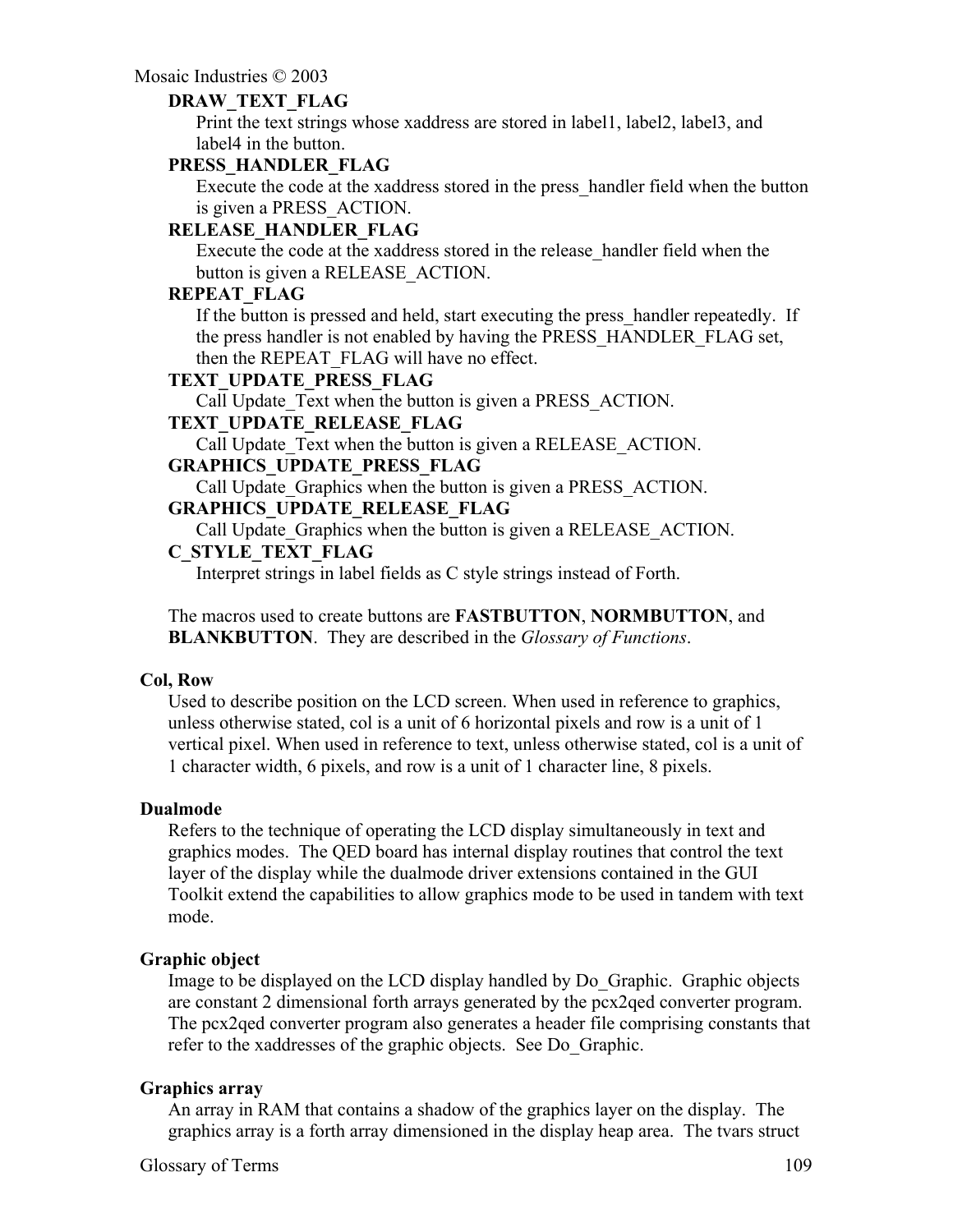**DRAW_TEXT_FLAG**

Print the text strings whose xaddress are stored in label1, label2, label3, and label4 in the button.

**PRESS_HANDLER_FLAG**

Execute the code at the xaddress stored in the press_handler field when the button is given a PRESS_ACTION.

**RELEASE_HANDLER_FLAG**

Execute the code at the xaddress stored in the release_handler field when the button is given a RELEASE_ACTION.

**REPEAT_FLAG**

If the button is pressed and held, start executing the press_handler repeatedly. If the press handler is not enabled by having the PRESS_HANDLER_FLAG set, then the REPEAT_FLAG will have no effect.

**TEXT_UPDATE_PRESS_FLAG**

Call Update_Text when the button is given a PRESS_ACTION.

**TEXT_UPDATE_RELEASE_FLAG**

Call Update_Text when the button is given a RELEASE_ACTION.

**GRAPHICS_UPDATE_PRESS_FLAG**

Call Update_Graphics when the button is given a PRESS_ACTION.

**GRAPHICS_UPDATE_RELEASE_FLAG**

Call Update_Graphics when the button is given a RELEASE_ACTION.

**C_STYLE_TEXT_FLAG**

Interpret strings in label fields as C style strings instead of Forth.

The macros used to create buttons are **FASTBUTTON**, **NORMBUTTON**, and **BLANKBUTTON**. They are described in the *Glossary of Functions*.

**Col, Row**

Used to describe position on the LCD screen. When used in reference to graphics, unless otherwise stated, col is a unit of 6 horizontal pixels and row is a unit of 1 vertical pixel. When used in reference to text, unless otherwise stated, col is a unit of 1 character width, 6 pixels, and row is a unit of 1 character line, 8 pixels.

**Dualmode**

Refers to the technique of operating the LCD display simultaneously in text and graphics modes. The QED board has internal display routines that control the text layer of the display while the dualmode driver extensions contained in the GUI Toolkit extend the capabilities to allow graphics mode to be used in tandem with text mode.

**Graphic object**

Image to be displayed on the LCD display handled by Do_Graphic. Graphic objects are constant 2 dimensional forth arrays generated by the pcx2qed converter program. The pcx2qed converter program also generates a header file comprising constants that refer to the xaddresses of the graphic objects. See Do_Graphic.

**Graphics array**

An array in RAM that contains a shadow of the graphics layer on the display. The graphics array is a forth array dimensioned in the display heap area. The tvars struct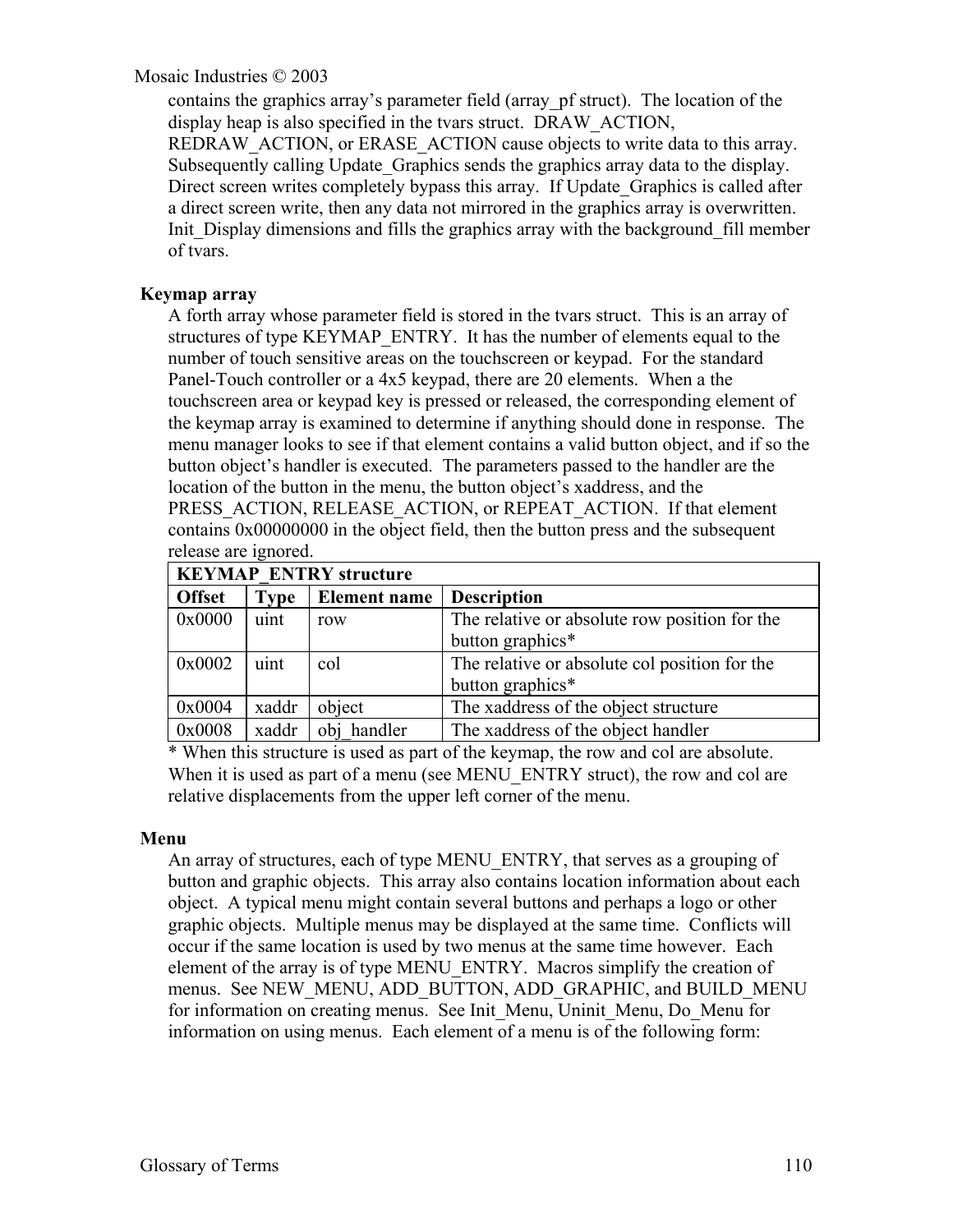contains the graphics array's parameter field (array_pf struct). The location of the display heap is also specified in the tvars struct. DRAW_ACTION, REDRAW_ACTION, or ERASE_ACTION cause objects to write data to this array. Subsequently calling Update_Graphics sends the graphics array data to the display. Direct screen writes completely bypass this array. If Update_Graphics is called after a direct screen write, then any data not mirrored in the graphics array is overwritten. Init_Display dimensions and fills the graphics array with the background_fill member of tvars.

**Keymap array**

A forth array whose parameter field is stored in the tvars struct. This is an array of structures of type KEYMAP_ENTRY. It has the number of elements equal to the number of touch sensitive areas on the touchscreen or keypad. For the standard Panel-Touch controller or a 4x5 keypad, there are 20 elements. When a the touchscreen area or keypad key is pressed or released, the corresponding element of the keymap array is examined to determine if anything should done in response. The menu manager looks to see if that element contains a valid button object, and if so the button object's handler is executed. The parameters passed to the handler are the location of the button in the menu, the button object's xaddress, and the PRESS_ACTION, RELEASE_ACTION, or REPEAT_ACTION. If that element contains 0x00000000 in the object field, then the button press and the subsequent release are ignored.

| **KEYMAP_ENTRY structure** | | | |
|---|---|---|---|
| **Offset** | **Type** | **Element name** | **Description** |
| 0x0000 | uint | row | The relative or absolute row position for the button graphics* |
| 0x0002 | uint | col | The relative or absolute col position for the button graphics* |
| 0x0004 | xaddr | object | The xaddress of the object structure |
| 0x0008 | xaddr | obj_handler | The xaddress of the object handler |

* When this structure is used as part of the keymap, the row and col are absolute. When it is used as part of a menu (see MENU_ENTRY struct), the row and col are relative displacements from the upper left corner of the menu.

**Menu**

An array of structures, each of type MENU_ENTRY, that serves as a grouping of button and graphic objects. This array also contains location information about each object. A typical menu might contain several buttons and perhaps a logo or other graphic objects. Multiple menus may be displayed at the same time. Conflicts will occur if the same location is used by two menus at the same time however. Each element of the array is of type MENU_ENTRY. Macros simplify the creation of menus. See NEW_MENU, ADD_BUTTON, ADD_GRAPHIC, and BUILD_MENU for information on creating menus. See Init_Menu, Uninit_Menu, Do_Menu for information on using menus. Each element of a menu is of the following form: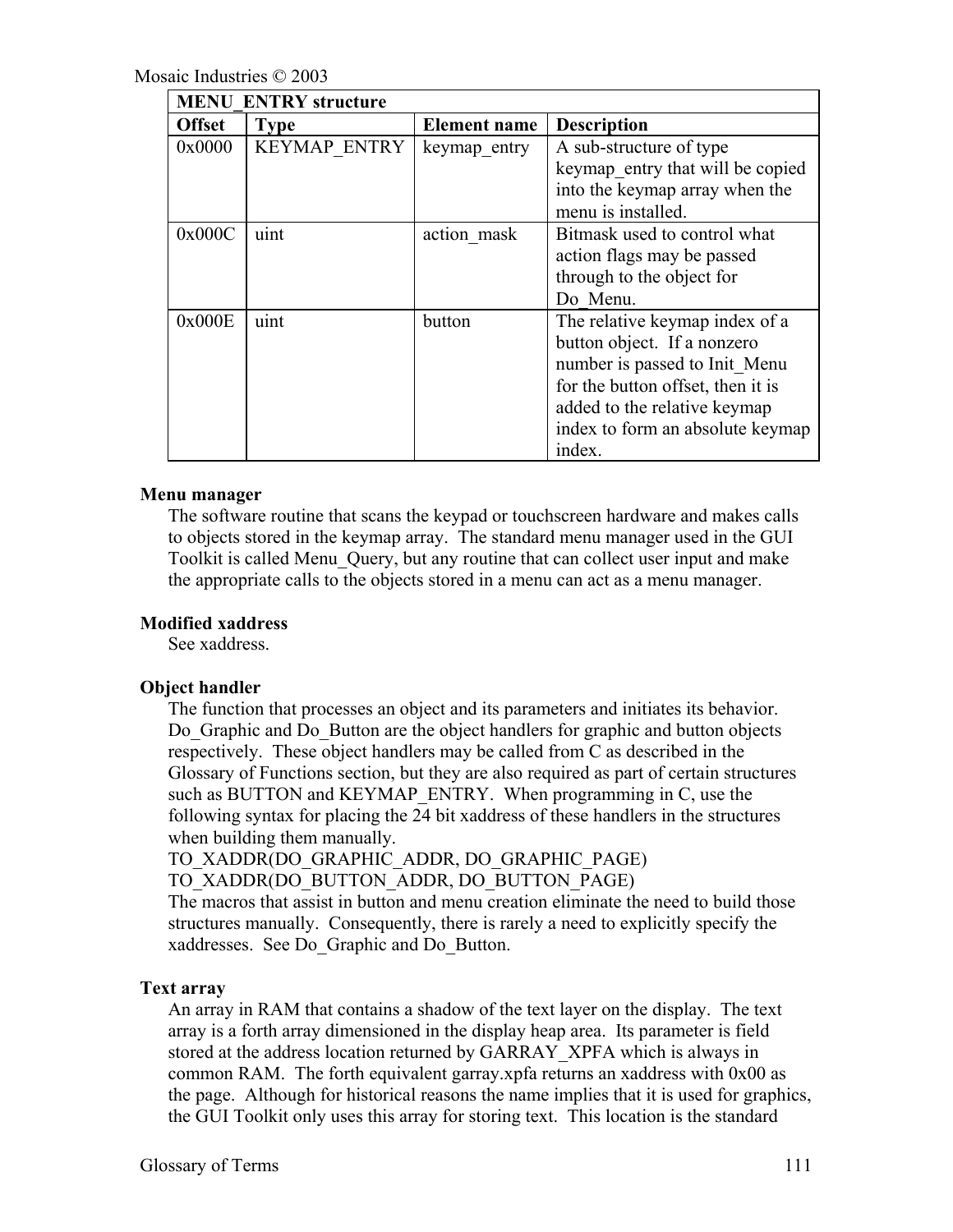| **MENU_ENTRY structure** | | | |
|---|---|---|---|
| **Offset** | **Type** | **Element name** | **Description** |
| 0x0000 | KEYMAP_ENTRY | keymap_entry | A sub-structure of type keymap_entry that will be copied into the keymap array when the menu is installed. |
| 0x000C | uint | action_mask | Bitmask used to control what action flags may be passed through to the object for Do_Menu. |
| 0x000E | uint | button | The relative keymap index of a button object. If a nonzero number is passed to Init_Menu for the button offset, then it is added to the relative keymap index to form an absolute keymap index. |

**Menu manager**

The software routine that scans the keypad or touchscreen hardware and makes calls to objects stored in the keymap array. The standard menu manager used in the GUI Toolkit is called Menu_Query, but any routine that can collect user input and make the appropriate calls to the objects stored in a menu can act as a menu manager.

**Modified xaddress**

See xaddress.

**Object handler**

The function that processes an object and its parameters and initiates its behavior. Do_Graphic and Do_Button are the object handlers for graphic and button objects respectively. These object handlers may be called from C as described in the Glossary of Functions section, but they are also required as part of certain structures such as BUTTON and KEYMAP_ENTRY. When programming in C, use the following syntax for placing the 24 bit xaddress of these handlers in the structures when building them manually.
TO_XADDR(DO_GRAPHIC_ADDR, DO_GRAPHIC_PAGE)
TO_XADDR(DO_BUTTON_ADDR, DO_BUTTON_PAGE)
The macros that assist in button and menu creation eliminate the need to build those structures manually. Consequently, there is rarely a need to explicitly specify the xaddresses. See Do_Graphic and Do_Button.

**Text array**

An array in RAM that contains a shadow of the text layer on the display. The text array is a forth array dimensioned in the display heap area. Its parameter is field stored at the address location returned by GARRAY_XPFA which is always in common RAM. The forth equivalent garray.xpfa returns an xaddress with 0x00 as the page. Although for historical reasons the name implies that it is used for graphics, the GUI Toolkit only uses this array for storing text. This location is the standard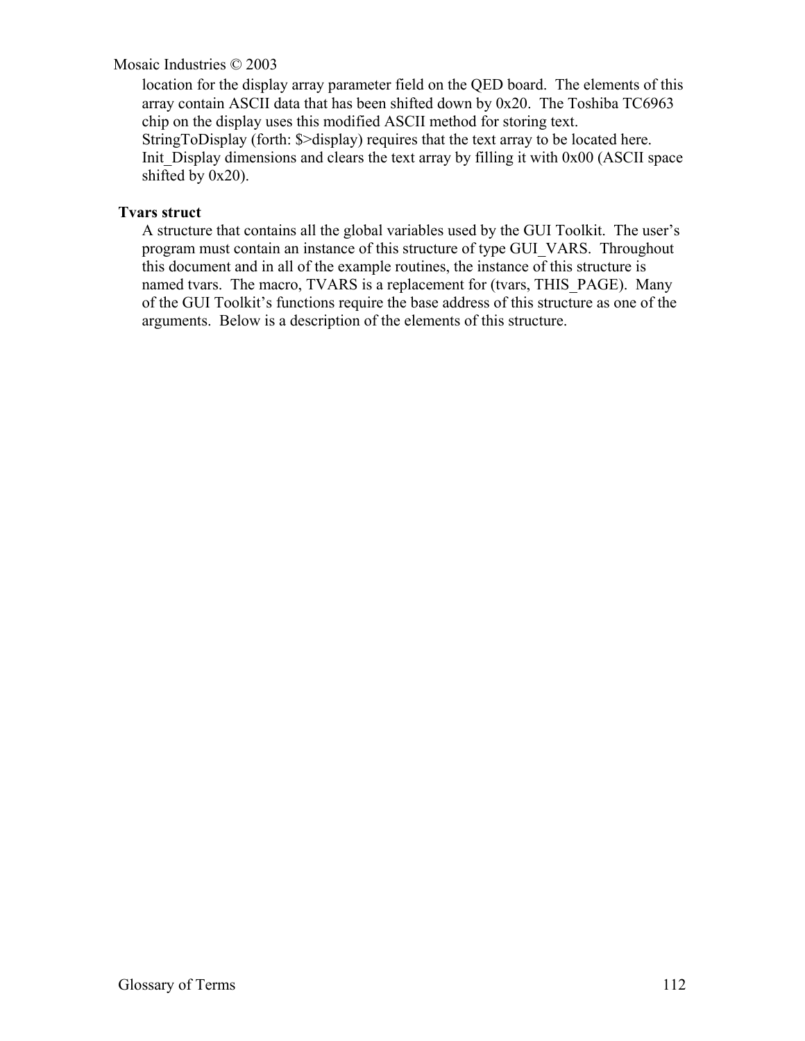location for the display array parameter field on the QED board. The elements of this array contain ASCII data that has been shifted down by 0x20. The Toshiba TC6963 chip on the display uses this modified ASCII method for storing text. StringToDisplay (forth: $>display) requires that the text array to be located here. Init_Display dimensions and clears the text array by filling it with 0x00 (ASCII space shifted by 0x20).

**Tvars struct**

A structure that contains all the global variables used by the GUI Toolkit. The user's program must contain an instance of this structure of type GUI_VARS. Throughout this document and in all of the example routines, the instance of this structure is named tvars. The macro, TVARS is a replacement for (tvars, THIS_PAGE). Many of the GUI Toolkit's functions require the base address of this structure as one of the arguments. Below is a description of the elements of this structure.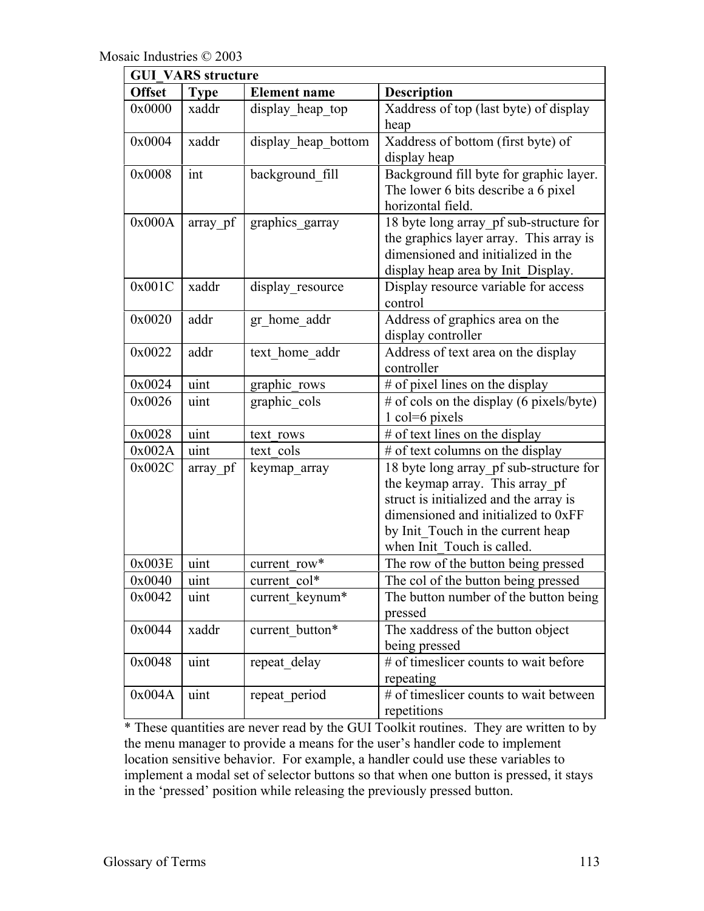| **GUI_VARS structure** | | | |
|---|---|---|---|
| **Offset** | **Type** | **Element name** | **Description** |
| 0x0000 | xaddr | display_heap_top | Xaddress of top (last byte) of display heap |
| 0x0004 | xaddr | display_heap_bottom | Xaddress of bottom (first byte) of display heap |
| 0x0008 | int | background_fill | Background fill byte for graphic layer. The lower 6 bits describe a 6 pixel horizontal field. |
| 0x000A | array_pf | graphics_garray | 18 byte long array_pf sub-structure for the graphics layer array. This array is dimensioned and initialized in the display heap area by Init_Display. |
| 0x001C | xaddr | display_resource | Display resource variable for access control |
| 0x0020 | addr | gr_home_addr | Address of graphics area on the display controller |
| 0x0022 | addr | text_home_addr | Address of text area on the display controller |
| 0x0024 | uint | graphic_rows | # of pixel lines on the display |
| 0x0026 | uint | graphic_cols | # of cols on the display (6 pixels/byte) 1 col=6 pixels |
| 0x0028 | uint | text_rows | # of text lines on the display |
| 0x002A | uint | text_cols | # of text columns on the display |
| 0x002C | array_pf | keymap_array | 18 byte long array_pf sub-structure for the keymap array. This array_pf struct is initialized and the array is dimensioned and initialized to 0xFF by Init_Touch in the current heap when Init_Touch is called. |
| 0x003E | uint | current_row* | The row of the button being pressed |
| 0x0040 | uint | current_col* | The col of the button being pressed |
| 0x0042 | uint | current_keynum* | The button number of the button being pressed |
| 0x0044 | xaddr | current_button* | The xaddress of the button object being pressed |
| 0x0048 | uint | repeat_delay | # of timeslicer counts to wait before repeating |
| 0x004A | uint | repeat_period | # of timeslicer counts to wait between repetitions |

* These quantities are never read by the GUI Toolkit routines. They are written to by the menu manager to provide a means for the user's handler code to implement location sensitive behavior. For example, a handler could use these variables to implement a modal set of selector buttons so that when one button is pressed, it stays in the 'pressed' position while releasing the previously pressed button.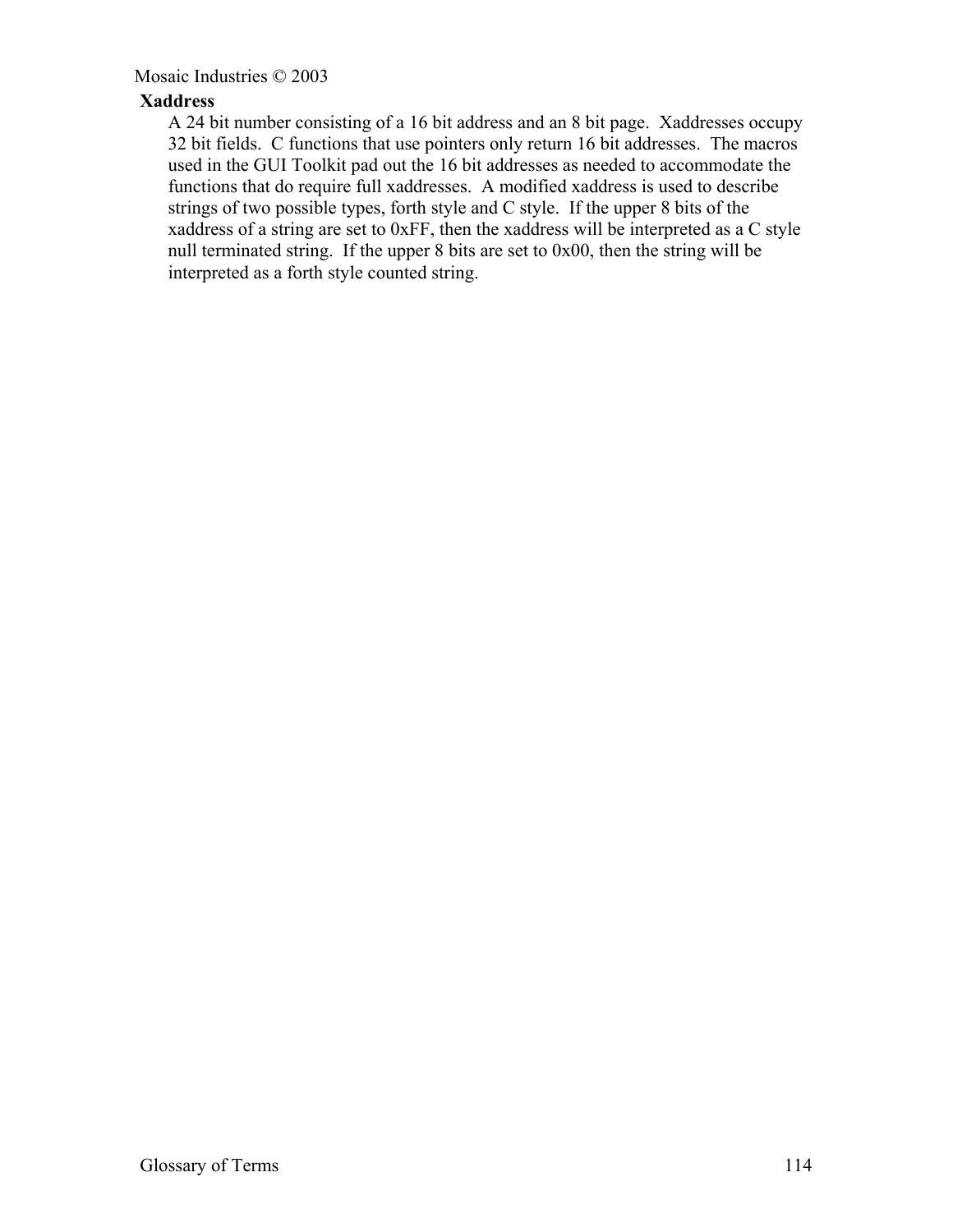**Xaddress**

A 24 bit number consisting of a 16 bit address and an 8 bit page. Xaddresses occupy 32 bit fields. C functions that use pointers only return 16 bit addresses. The macros used in the GUI Toolkit pad out the 16 bit addresses as needed to accommodate the functions that do require full xaddresses. A modified xaddress is used to describe strings of two possible types, forth style and C style. If the upper 8 bits of the xaddress of a string are set to 0xFF, then the xaddress will be interpreted as a C style null terminated string. If the upper 8 bits are set to 0x00, then the string will be interpreted as a forth style counted string.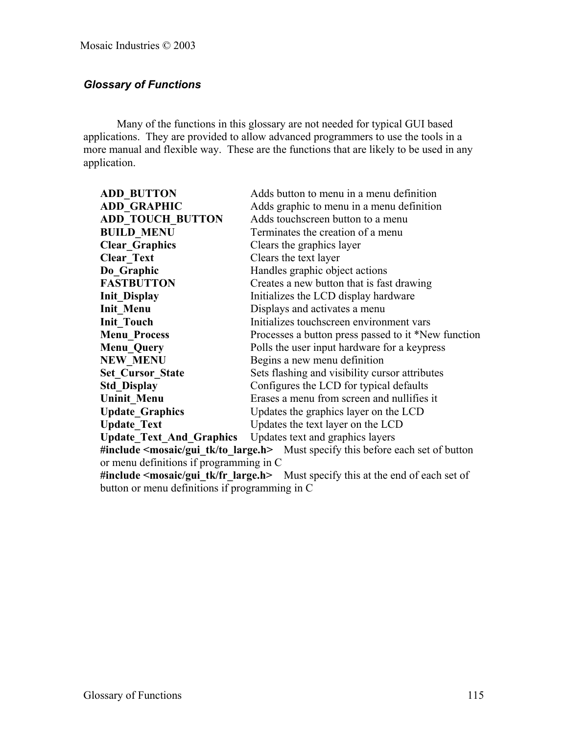### *Glossary of Functions*

Many of the functions in this glossary are not needed for typical GUI based applications. They are provided to allow advanced programmers to use the tools in a more manual and flexible way. These are the functions that are likely to be used in any application.

| | |
|---|---|
| **ADD_BUTTON** | Adds button to menu in a menu definition |
| **ADD_GRAPHIC** | Adds graphic to menu in a menu definition |
| **ADD_TOUCH_BUTTON** | Adds touchscreen button to a menu |
| **BUILD_MENU** | Terminates the creation of a menu |
| **Clear_Graphics** | Clears the graphics layer |
| **Clear_Text** | Clears the text layer |
| **Do_Graphic** | Handles graphic object actions |
| **FASTBUTTON** | Creates a new button that is fast drawing |
| **Init_Display** | Initializes the LCD display hardware |
| **Init_Menu** | Displays and activates a menu |
| **Init_Touch** | Initializes touchscreen environment vars |
| **Menu_Process** | Processes a button press passed to it *New function |
| **Menu_Query** | Polls the user input hardware for a keypress |
| **NEW_MENU** | Begins a new menu definition |
| **Set_Cursor_State** | Sets flashing and visibility cursor attributes |
| **Std_Display** | Configures the LCD for typical defaults |
| **Uninit_Menu** | Erases a menu from screen and nullifies it |
| **Update_Graphics** | Updates the graphics layer on the LCD |
| **Update_Text** | Updates the text layer on the LCD |
| **Update_Text_And_Graphics** | Updates text and graphics layers |

**#include <mosaic/gui_tk/to_large.h>** Must specify this before each set of button or menu definitions if programming in C

**#include <mosaic/gui_tk/fr_large.h>** Must specify this at the end of each set of button or menu definitions if programming in C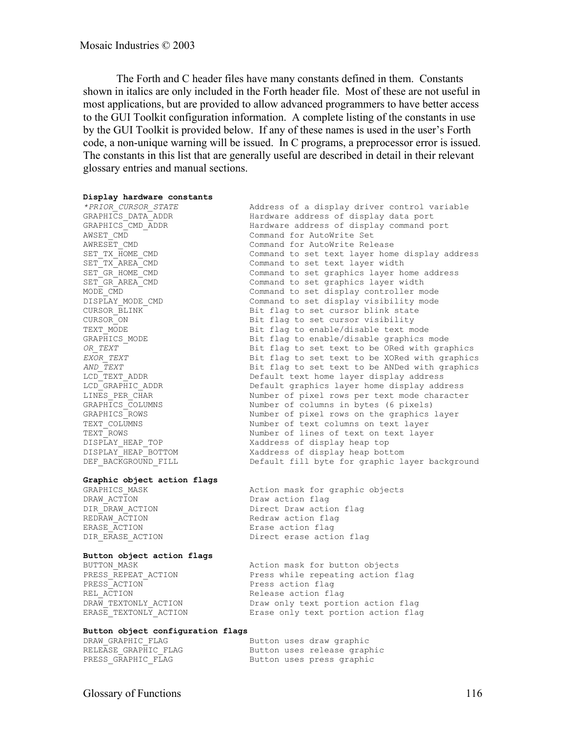The Forth and C header files have many constants defined in them. Constants shown in italics are only included in the Forth header file. Most of these are not useful in most applications, but are provided to allow advanced programmers to have better access to the GUI Toolkit configuration information. A complete listing of the constants in use by the GUI Toolkit is provided below. If any of these names is used in the user's Forth code, a non-unique warning will be issued. In C programs, a preprocessor error is issued. The constants in this list that are generally useful are described in detail in their relevant glossary entries and manual sections.

**Display hardware constants**

| Constant | Description |
|---|---|
| *PRIOR_CURSOR_STATE* | Address of a display driver control variable |
| GRAPHICS_DATA_ADDR | Hardware address of display data port |
| GRAPHICS_CMD_ADDR | Hardware address of display command port |
| AWSET_CMD | Command for AutoWrite Set |
| AWRESET_CMD | Command for AutoWrite Release |
| SET_TX_HOME_CMD | Command to set text layer home display address |
| SET_TX_AREA_CMD | Command to set text layer width |
| SET_GR_HOME_CMD | Command to set graphics layer home address |
| SET_GR_AREA_CMD | Command to set graphics layer width |
| MODE_CMD | Command to set display controller mode |
| DISPLAY_MODE_CMD | Command to set display visibility mode |
| CURSOR_BLINK | Bit flag to set cursor blink state |
| CURSOR_ON | Bit flag to set cursor visibility |
| TEXT_MODE | Bit flag to enable/disable text mode |
| GRAPHICS_MODE | Bit flag to enable/disable graphics mode |
| *OR_TEXT* | Bit flag to set text to be ORed with graphics |
| *EXOR_TEXT* | Bit flag to set text to be XORed with graphics |
| *AND_TEXT* | Bit flag to set text to be ANDed with graphics |
| LCD_TEXT_ADDR | Default text home layer display address |
| LCD_GRAPHIC_ADDR | Default graphics layer home display address |
| LINES_PER_CHAR | Number of pixel rows per text mode character |
| GRAPHICS_COLUMNS | Number of columns in bytes (6 pixels) |
| GRAPHICS_ROWS | Number of pixel rows on the graphics layer |
| TEXT_COLUMNS | Number of text columns on text layer |
| TEXT_ROWS | Number of lines of text on text layer |
| DISPLAY_HEAP_TOP | Xaddress of display heap top |
| DISPLAY_HEAP_BOTTOM | Xaddress of display heap bottom |
| DEF_BACKGROUND_FILL | Default fill byte for graphic layer background |

**Graphic object action flags**

| Constant | Description |
|---|---|
| GRAPHICS_MASK | Action mask for graphic objects |
| DRAW_ACTION | Draw action flag |
| DIR_DRAW_ACTION | Direct Draw action flag |
| REDRAW_ACTION | Redraw action flag |
| ERASE_ACTION | Erase action flag |
| DIR_ERASE_ACTION | Direct erase action flag |

**Button object action flags**

| Constant | Description |
|---|---|
| BUTTON_MASK | Action mask for button objects |
| PRESS_REPEAT_ACTION | Press while repeating action flag |
| PRESS_ACTION | Press action flag |
| REL_ACTION | Release action flag |
| DRAW_TEXTONLY_ACTION | Draw only text portion action flag |
| ERASE_TEXTONLY_ACTION | Erase only text portion action flag |

**Button object configuration flags**

| Constant | Description |
|---|---|
| DRAW_GRAPHIC_FLAG | Button uses draw graphic |
| RELEASE_GRAPHIC_FLAG | Button uses release graphic |
| PRESS_GRAPHIC_FLAG | Button uses press graphic |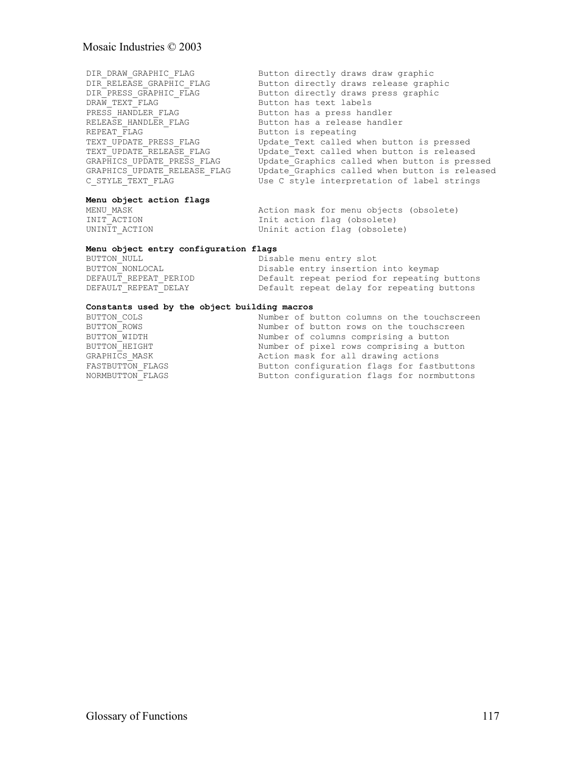```
DIR_DRAW_GRAPHIC_FLAG          Button directly draws draw graphic
DIR_RELEASE_GRAPHIC_FLAG       Button directly draws release graphic
DIR_PRESS_GRAPHIC_FLAG         Button directly draws press graphic
DRAW_TEXT_FLAG                 Button has text labels
PRESS_HANDLER_FLAG             Button has a press handler
RELEASE_HANDLER_FLAG           Button has a release handler
REPEAT_FLAG                    Button is repeating
TEXT_UPDATE_PRESS_FLAG         Update_Text called when button is pressed
TEXT_UPDATE_RELEASE_FLAG       Update_Text called when button is released
GRAPHICS_UPDATE_PRESS_FLAG     Update_Graphics called when button is pressed
GRAPHICS_UPDATE_RELEASE_FLAG   Update_Graphics called when button is released
C_STYLE_TEXT_FLAG              Use C style interpretation of label strings
```

**Menu object action flags**

```
MENU_MASK                      Action mask for menu objects (obsolete)
INIT_ACTION                    Init action flag (obsolete)
UNINIT_ACTION                  Uninit action flag (obsolete)
```

**Menu object entry configuration flags**

```
BUTTON_NULL                    Disable menu entry slot
BUTTON_NONLOCAL                Disable entry insertion into keymap
DEFAULT_REPEAT_PERIOD          Default repeat period for repeating buttons
DEFAULT_REPEAT_DELAY           Default repeat delay for repeating buttons
```

**Constants used by the object building macros**

```
BUTTON_COLS                    Number of button columns on the touchscreen
BUTTON_ROWS                    Number of button rows on the touchscreen
BUTTON_WIDTH                   Number of columns comprising a button
BUTTON_HEIGHT                  Number of pixel rows comprising a button
GRAPHICS_MASK                  Action mask for all drawing actions
FASTBUTTON_FLAGS               Button configuration flags for fastbuttons
NORMBUTTON_FLAGS               Button configuration flags for normbuttons
```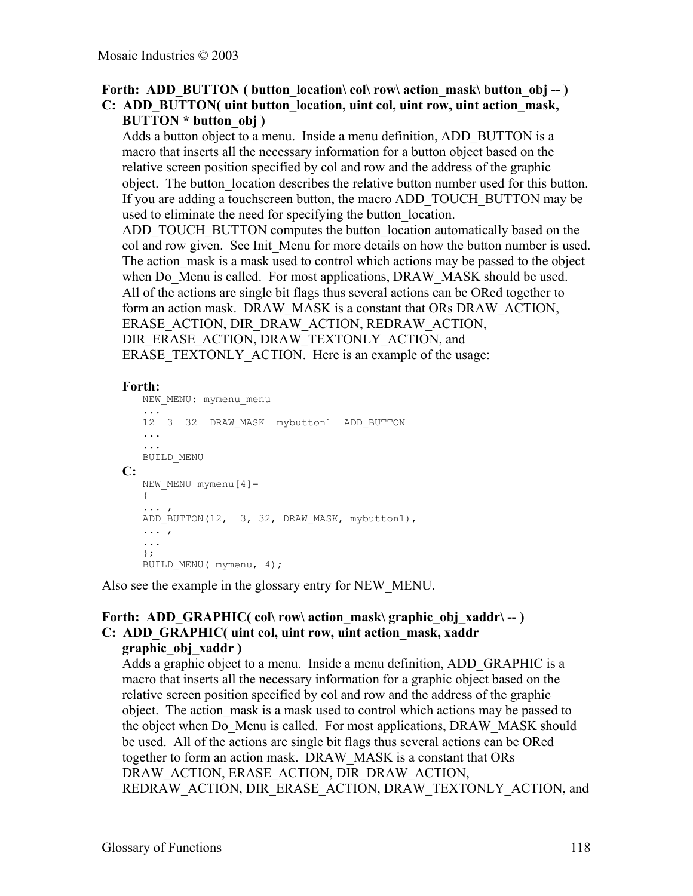**Forth: ADD_BUTTON ( button_location\ col\ row\ action_mask\ button_obj -- )**
**C: ADD_BUTTON( uint button_location, uint col, uint row, uint action_mask, BUTTON * button_obj )**

Adds a button object to a menu. Inside a menu definition, ADD_BUTTON is a macro that inserts all the necessary information for a button object based on the relative screen position specified by col and row and the address of the graphic object. The button_location describes the relative button number used for this button. If you are adding a touchscreen button, the macro ADD_TOUCH_BUTTON may be used to eliminate the need for specifying the button_location. ADD_TOUCH_BUTTON computes the button_location automatically based on the col and row given. See Init_Menu for more details on how the button number is used. The action_mask is a mask used to control which actions may be passed to the object when Do_Menu is called. For most applications, DRAW_MASK should be used. All of the actions are single bit flags thus several actions can be ORed together to form an action mask. DRAW_MASK is a constant that ORs DRAW_ACTION, ERASE_ACTION, DIR_DRAW_ACTION, REDRAW_ACTION, DIR_ERASE_ACTION, DRAW_TEXTONLY_ACTION, and ERASE_TEXTONLY_ACTION. Here is an example of the usage:

**Forth:**

```
NEW_MENU: mymenu_menu
...
12  3  32  DRAW_MASK  mybutton1  ADD_BUTTON
...
...
BUILD_MENU
```

**C:**

```
NEW_MENU mymenu[4]=
{
... ,
ADD_BUTTON(12,  3, 32, DRAW_MASK, mybutton1),
... ,
...
};
BUILD_MENU( mymenu, 4);
```

Also see the example in the glossary entry for NEW_MENU.

**Forth: ADD_GRAPHIC( col\ row\ action_mask\ graphic_obj_xaddr\ -- )**
**C: ADD_GRAPHIC( uint col, uint row, uint action_mask, xaddr graphic_obj_xaddr )**

Adds a graphic object to a menu. Inside a menu definition, ADD_GRAPHIC is a macro that inserts all the necessary information for a graphic object based on the relative screen position specified by col and row and the address of the graphic object. The action_mask is a mask used to control which actions may be passed to the object when Do_Menu is called. For most applications, DRAW_MASK should be used. All of the actions are single bit flags thus several actions can be ORed together to form an action mask. DRAW_MASK is a constant that ORs DRAW_ACTION, ERASE_ACTION, DIR_DRAW_ACTION, REDRAW_ACTION, DIR_ERASE_ACTION, DRAW_TEXTONLY_ACTION, and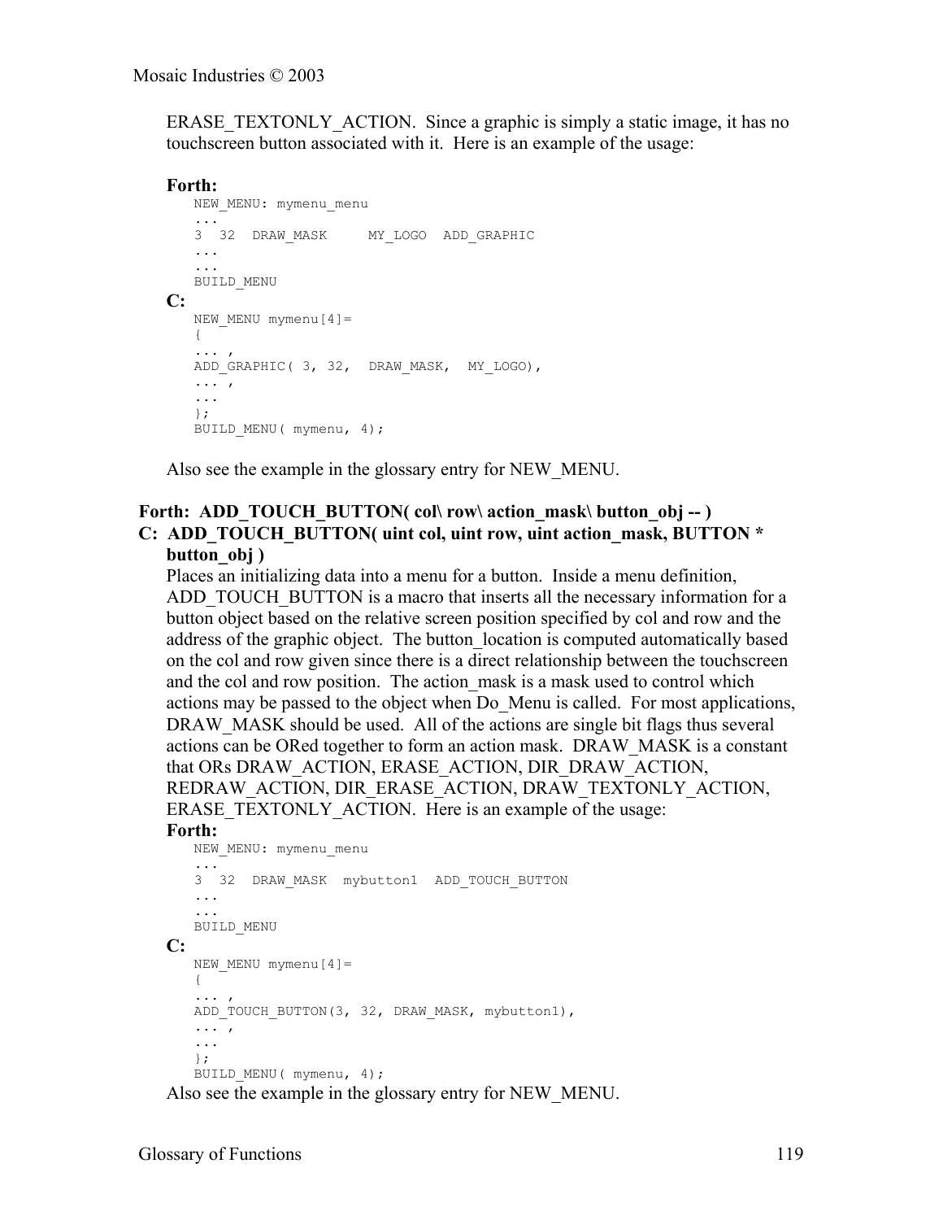ERASE_TEXTONLY_ACTION. Since a graphic is simply a static image, it has no touchscreen button associated with it. Here is an example of the usage:

**Forth:**

```
NEW_MENU: mymenu_menu
...
3  32  DRAW_MASK     MY_LOGO  ADD_GRAPHIC
...
...
BUILD_MENU
```

**C:**

```
NEW_MENU mymenu[4]=
{
... ,
ADD_GRAPHIC( 3, 32,  DRAW_MASK,  MY_LOGO),
... ,
...
};
BUILD_MENU( mymenu, 4);
```

Also see the example in the glossary entry for NEW_MENU.

**Forth: ADD_TOUCH_BUTTON( col\ row\ action_mask\ button_obj -- )**
**C: ADD_TOUCH_BUTTON( uint col, uint row, uint action_mask, BUTTON * button_obj )**

Places an initializing data into a menu for a button. Inside a menu definition, ADD_TOUCH_BUTTON is a macro that inserts all the necessary information for a button object based on the relative screen position specified by col and row and the address of the graphic object. The button_location is computed automatically based on the col and row given since there is a direct relationship between the touchscreen and the col and row position. The action_mask is a mask used to control which actions may be passed to the object when Do_Menu is called. For most applications, DRAW_MASK should be used. All of the actions are single bit flags thus several actions can be ORed together to form an action mask. DRAW_MASK is a constant that ORs DRAW_ACTION, ERASE_ACTION, DIR_DRAW_ACTION, REDRAW_ACTION, DIR_ERASE_ACTION, DRAW_TEXTONLY_ACTION, ERASE_TEXTONLY_ACTION. Here is an example of the usage:

**Forth:**

```
NEW_MENU: mymenu_menu
...
3  32  DRAW_MASK  mybutton1  ADD_TOUCH_BUTTON
...
...
BUILD_MENU
```

**C:**

```
NEW_MENU mymenu[4]=
{
... ,
ADD_TOUCH_BUTTON(3, 32, DRAW_MASK, mybutton1),
... ,
...
};
BUILD_MENU( mymenu, 4);
```

Also see the example in the glossary entry for NEW_MENU.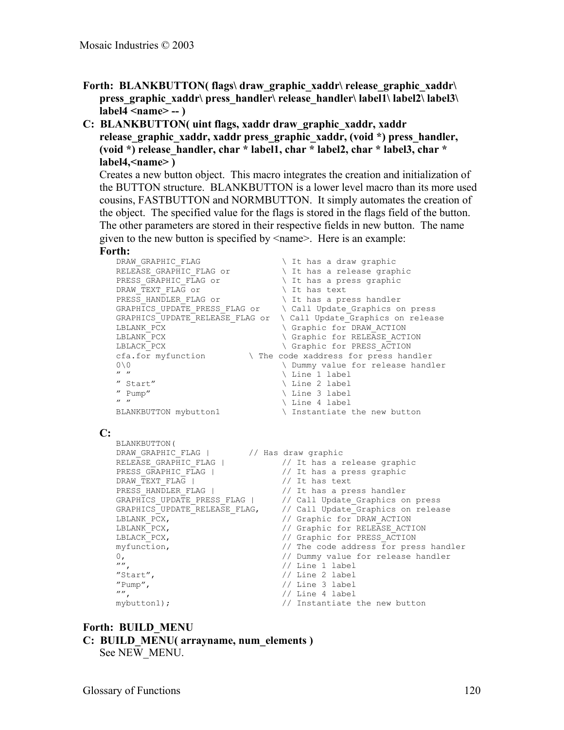**Forth: BLANKBUTTON( flags\ draw_graphic_xaddr\ release_graphic_xaddr\ press_graphic_xaddr\ press_handler\ release_handler\ label1\ label2\ label3\ label4 <name> -- )**

**C: BLANKBUTTON( uint flags, xaddr draw_graphic_xaddr, xaddr release_graphic_xaddr, xaddr press_graphic_xaddr, (void *) press_handler, (void *) release_handler, char * label1, char * label2, char * label3, char * label4,<name> )**

Creates a new button object. This macro integrates the creation and initialization of the BUTTON structure. BLANKBUTTON is a lower level macro than its more used cousins, FASTBUTTON and NORMBUTTON. It simply automates the creation of the object. The specified value for the flags is stored in the flags field of the button. The other parameters are stored in their respective fields in new button. The name given to the new button is specified by <name>. Here is an example:

**Forth:**

```
DRAW_GRAPHIC_FLAG                  \ It has a draw graphic
RELEASE_GRAPHIC_FLAG or            \ It has a release graphic
PRESS_GRAPHIC_FLAG or              \ It has a press graphic
DRAW_TEXT_FLAG or                  \ It has text
PRESS_HANDLER_FLAG or              \ It has a press handler
GRAPHICS_UPDATE_PRESS_FLAG or      \ Call Update_Graphics on press
GRAPHICS_UPDATE_RELEASE_FLAG or    \ Call Update_Graphics on release
LBLANK_PCX                         \ Graphic for DRAW_ACTION
LBLANK_PCX                         \ Graphic for RELEASE_ACTION
LBLACK_PCX                         \ Graphic for PRESS_ACTION
cfa.for myfunction         \ The code xaddress for press handler
0\0                                \ Dummy value for release handler
" "                                \ Line 1 label
" Start"                           \ Line 2 label
" Pump"                            \ Line 3 label
" "                                \ Line 4 label
BLANKBUTTON mybutton1              \ Instantiate the new button
```

**C:**

```
BLANKBUTTON(
DRAW_GRAPHIC_FLAG |         // Has draw graphic
RELEASE_GRAPHIC_FLAG |             // It has a release graphic
PRESS_GRAPHIC_FLAG |               // It has a press graphic
DRAW_TEXT_FLAG |                   // It has text
PRESS_HANDLER_FLAG |               // It has a press handler
GRAPHICS_UPDATE_PRESS_FLAG |       // Call Update_Graphics on press
GRAPHICS_UPDATE_RELEASE_FLAG,      // Call Update_Graphics on release
LBLANK_PCX,                        // Graphic for DRAW_ACTION
LBLANK_PCX,                        // Graphic for RELEASE_ACTION
LBLACK_PCX,                        // Graphic for PRESS_ACTION
myfunction,                        // The code address for press handler
0,                                 // Dummy value for release handler
"",                                // Line 1 label
"Start",                           // Line 2 label
"Pump",                            // Line 3 label
"",                                // Line 4 label
mybutton1);                        // Instantiate the new button
```

**Forth: BUILD_MENU**

**C: BUILD_MENU( arrayname, num_elements )**

See NEW_MENU.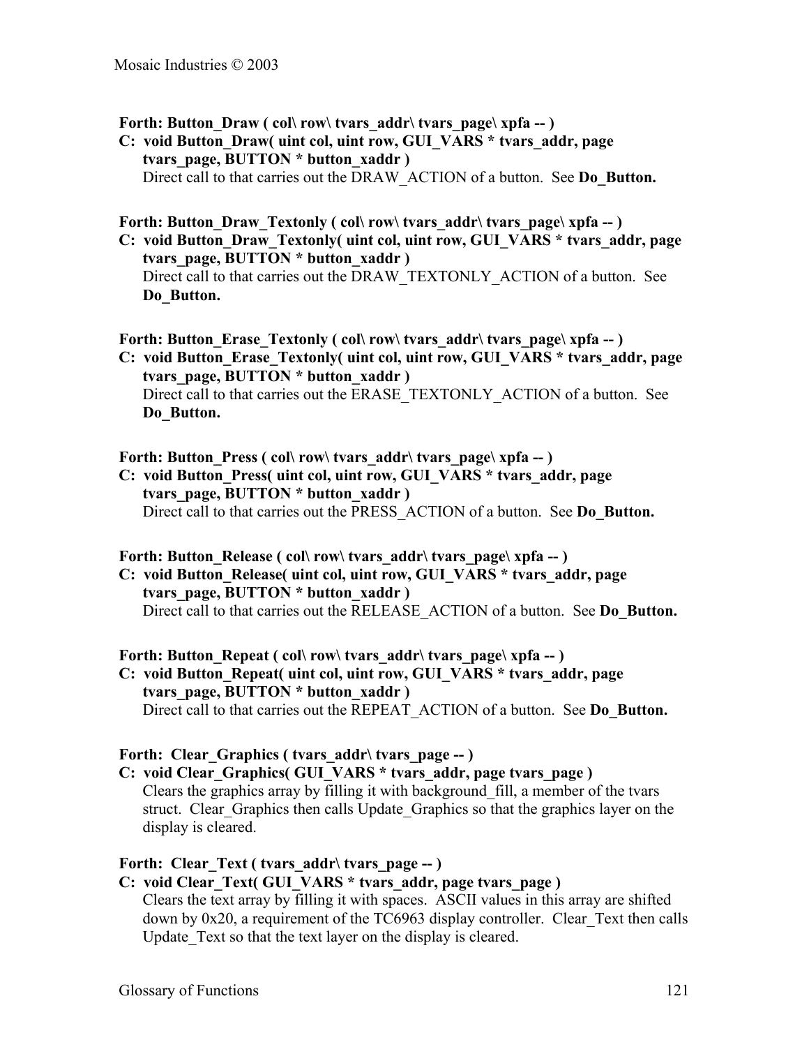**Forth: Button_Draw ( col\ row\ tvars_addr\ tvars_page\ xpfa -- )**

**C: void Button_Draw( uint col, uint row, GUI_VARS * tvars_addr, page tvars_page, BUTTON * button_xaddr )**

Direct call to that carries out the DRAW_ACTION of a button. See **Do_Button.**

**Forth: Button_Draw_Textonly ( col\ row\ tvars_addr\ tvars_page\ xpfa -- )**

**C: void Button_Draw_Textonly( uint col, uint row, GUI_VARS * tvars_addr, page tvars_page, BUTTON * button_xaddr )**

Direct call to that carries out the DRAW_TEXTONLY_ACTION of a button. See **Do_Button.**

**Forth: Button_Erase_Textonly ( col\ row\ tvars_addr\ tvars_page\ xpfa -- )**

**C: void Button_Erase_Textonly( uint col, uint row, GUI_VARS * tvars_addr, page tvars_page, BUTTON * button_xaddr )**

Direct call to that carries out the ERASE_TEXTONLY_ACTION of a button. See **Do_Button.**

**Forth: Button_Press ( col\ row\ tvars_addr\ tvars_page\ xpfa -- )**

**C: void Button_Press( uint col, uint row, GUI_VARS * tvars_addr, page tvars_page, BUTTON * button_xaddr )**

Direct call to that carries out the PRESS_ACTION of a button. See **Do_Button.**

**Forth: Button_Release ( col\ row\ tvars_addr\ tvars_page\ xpfa -- )**

**C: void Button_Release( uint col, uint row, GUI_VARS * tvars_addr, page tvars_page, BUTTON * button_xaddr )**

Direct call to that carries out the RELEASE_ACTION of a button. See **Do_Button.**

**Forth: Button_Repeat ( col\ row\ tvars_addr\ tvars_page\ xpfa -- )**

**C: void Button_Repeat( uint col, uint row, GUI_VARS * tvars_addr, page tvars_page, BUTTON * button_xaddr )**

Direct call to that carries out the REPEAT_ACTION of a button. See **Do_Button.**

**Forth: Clear_Graphics ( tvars_addr\ tvars_page -- )**

**C: void Clear_Graphics( GUI_VARS * tvars_addr, page tvars_page )**

Clears the graphics array by filling it with background_fill, a member of the tvars struct. Clear_Graphics then calls Update_Graphics so that the graphics layer on the display is cleared.

**Forth: Clear_Text ( tvars_addr\ tvars_page -- )**

**C: void Clear_Text( GUI_VARS * tvars_addr, page tvars_page )**

Clears the text array by filling it with spaces. ASCII values in this array are shifted down by 0x20, a requirement of the TC6963 display controller. Clear_Text then calls Update_Text so that the text layer on the display is cleared.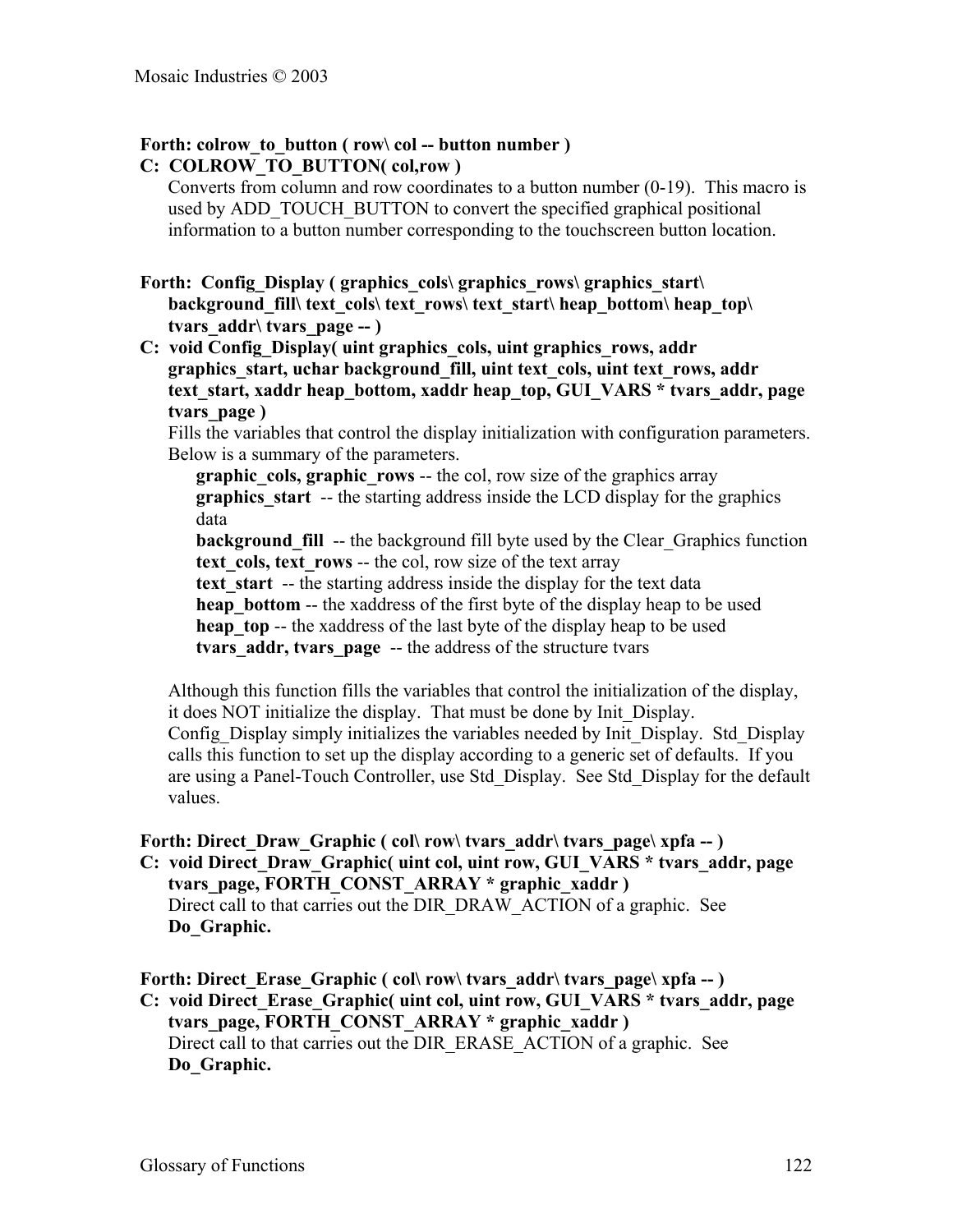**Forth: colrow_to_button ( row\ col -- button number )**
**C: COLROW_TO_BUTTON( col,row )**

Converts from column and row coordinates to a button number (0-19). This macro is used by ADD_TOUCH_BUTTON to convert the specified graphical positional information to a button number corresponding to the touchscreen button location.

**Forth: Config_Display ( graphics_cols\ graphics_rows\ graphics_start\ background_fill\ text_cols\ text_rows\ text_start\ heap_bottom\ heap_top\ tvars_addr\ tvars_page -- )**
**C: void Config_Display( uint graphics_cols, uint graphics_rows, addr graphics_start, uchar background_fill, uint text_cols, uint text_rows, addr text_start, xaddr heap_bottom, xaddr heap_top, GUI_VARS * tvars_addr, page tvars_page )**

Fills the variables that control the display initialization with configuration parameters. Below is a summary of the parameters.

- **graphic_cols, graphic_rows** -- the col, row size of the graphics array
- **graphics_start** -- the starting address inside the LCD display for the graphics data
- **background_fill** -- the background fill byte used by the Clear_Graphics function
- **text_cols, text_rows** -- the col, row size of the text array
- **text_start** -- the starting address inside the display for the text data
- **heap_bottom** -- the xaddress of the first byte of the display heap to be used
- **heap_top** -- the xaddress of the last byte of the display heap to be used
- **tvars_addr, tvars_page** -- the address of the structure tvars

Although this function fills the variables that control the initialization of the display, it does NOT initialize the display. That must be done by Init_Display. Config_Display simply initializes the variables needed by Init_Display. Std_Display calls this function to set up the display according to a generic set of defaults. If you are using a Panel-Touch Controller, use Std_Display. See Std_Display for the default values.

**Forth: Direct_Draw_Graphic ( col\ row\ tvars_addr\ tvars_page\ xpfa -- )**
**C: void Direct_Draw_Graphic( uint col, uint row, GUI_VARS * tvars_addr, page tvars_page, FORTH_CONST_ARRAY * graphic_xaddr )**

Direct call to that carries out the DIR_DRAW_ACTION of a graphic. See **Do_Graphic.**

**Forth: Direct_Erase_Graphic ( col\ row\ tvars_addr\ tvars_page\ xpfa -- )**
**C: void Direct_Erase_Graphic( uint col, uint row, GUI_VARS * tvars_addr, page tvars_page, FORTH_CONST_ARRAY * graphic_xaddr )**

Direct call to that carries out the DIR_ERASE_ACTION of a graphic. See **Do_Graphic.**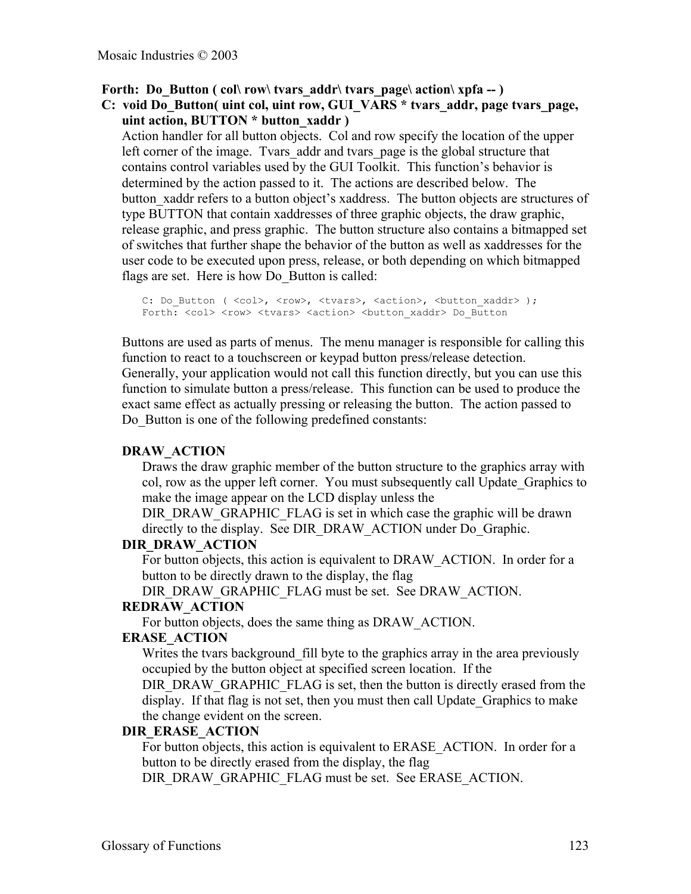**Forth: Do_Button ( col\ row\ tvars_addr\ tvars_page\ action\ xpfa -- )**

**C: void Do_Button( uint col, uint row, GUI_VARS * tvars_addr, page tvars_page, uint action, BUTTON * button_xaddr )**

Action handler for all button objects. Col and row specify the location of the upper left corner of the image. Tvars_addr and tvars_page is the global structure that contains control variables used by the GUI Toolkit. This function's behavior is determined by the action passed to it. The actions are described below. The button_xaddr refers to a button object's xaddress. The button objects are structures of type BUTTON that contain xaddresses of three graphic objects, the draw graphic, release graphic, and press graphic. The button structure also contains a bitmapped set of switches that further shape the behavior of the button as well as xaddresses for the user code to be executed upon press, release, or both depending on which bitmapped flags are set. Here is how Do_Button is called:

```
C: Do_Button ( <col>, <row>, <tvars>, <action>, <button_xaddr> );
Forth: <col> <row> <tvars> <action> <button_xaddr> Do_Button
```

Buttons are used as parts of menus. The menu manager is responsible for calling this function to react to a touchscreen or keypad button press/release detection. Generally, your application would not call this function directly, but you can use this function to simulate button a press/release. This function can be used to produce the exact same effect as actually pressing or releasing the button. The action passed to Do_Button is one of the following predefined constants:

**DRAW_ACTION**

Draws the draw graphic member of the button structure to the graphics array with col, row as the upper left corner. You must subsequently call Update_Graphics to make the image appear on the LCD display unless the DIR_DRAW_GRAPHIC_FLAG is set in which case the graphic will be drawn directly to the display. See DIR_DRAW_ACTION under Do_Graphic.

**DIR_DRAW_ACTION**

For button objects, this action is equivalent to DRAW_ACTION. In order for a button to be directly drawn to the display, the flag DIR_DRAW_GRAPHIC_FLAG must be set. See DRAW_ACTION.

**REDRAW_ACTION**

For button objects, does the same thing as DRAW_ACTION.

**ERASE_ACTION**

Writes the tvars background_fill byte to the graphics array in the area previously occupied by the button object at specified screen location. If the DIR_DRAW_GRAPHIC_FLAG is set, then the button is directly erased from the display. If that flag is not set, then you must then call Update_Graphics to make the change evident on the screen.

**DIR_ERASE_ACTION**

For button objects, this action is equivalent to ERASE_ACTION. In order for a button to be directly erased from the display, the flag DIR_DRAW_GRAPHIC_FLAG must be set. See ERASE_ACTION.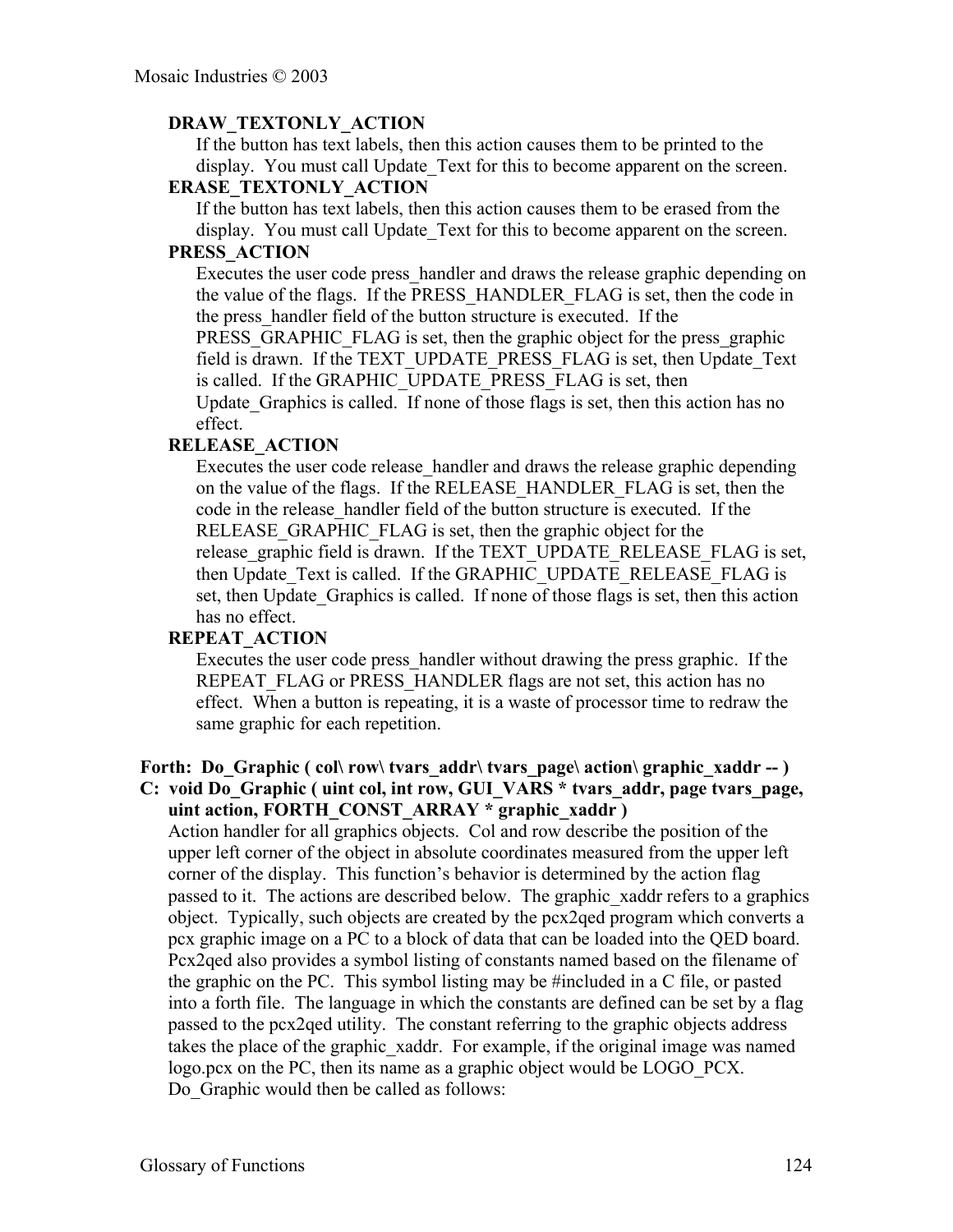**DRAW_TEXTONLY_ACTION**

If the button has text labels, then this action causes them to be printed to the display. You must call Update_Text for this to become apparent on the screen.

**ERASE_TEXTONLY_ACTION**

If the button has text labels, then this action causes them to be erased from the display. You must call Update_Text for this to become apparent on the screen.

**PRESS_ACTION**

Executes the user code press_handler and draws the release graphic depending on the value of the flags. If the PRESS_HANDLER_FLAG is set, then the code in the press_handler field of the button structure is executed. If the PRESS_GRAPHIC_FLAG is set, then the graphic object for the press_graphic field is drawn. If the TEXT_UPDATE_PRESS_FLAG is set, then Update_Text is called. If the GRAPHIC_UPDATE_PRESS_FLAG is set, then Update_Graphics is called. If none of those flags is set, then this action has no effect.

**RELEASE_ACTION**

Executes the user code release_handler and draws the release graphic depending on the value of the flags. If the RELEASE_HANDLER_FLAG is set, then the code in the release_handler field of the button structure is executed. If the RELEASE_GRAPHIC_FLAG is set, then the graphic object for the release_graphic field is drawn. If the TEXT_UPDATE_RELEASE_FLAG is set, then Update_Text is called. If the GRAPHIC_UPDATE_RELEASE_FLAG is set, then Update_Graphics is called. If none of those flags is set, then this action has no effect.

**REPEAT_ACTION**

Executes the user code press_handler without drawing the press graphic. If the REPEAT_FLAG or PRESS_HANDLER flags are not set, this action has no effect. When a button is repeating, it is a waste of processor time to redraw the same graphic for each repetition.

**Forth: Do_Graphic ( col\ row\ tvars_addr\ tvars_page\ action\ graphic_xaddr -- )**
**C: void Do_Graphic ( uint col, int row, GUI_VARS * tvars_addr, page tvars_page, uint action, FORTH_CONST_ARRAY * graphic_xaddr )**

Action handler for all graphics objects. Col and row describe the position of the upper left corner of the object in absolute coordinates measured from the upper left corner of the display. This function's behavior is determined by the action flag passed to it. The actions are described below. The graphic_xaddr refers to a graphics object. Typically, such objects are created by the pcx2qed program which converts a pcx graphic image on a PC to a block of data that can be loaded into the QED board. Pcx2qed also provides a symbol listing of constants named based on the filename of the graphic on the PC. This symbol listing may be #included in a C file, or pasted into a forth file. The language in which the constants are defined can be set by a flag passed to the pcx2qed utility. The constant referring to the graphic objects address takes the place of the graphic_xaddr. For example, if the original image was named logo.pcx on the PC, then its name as a graphic object would be LOGO_PCX. Do_Graphic would then be called as follows: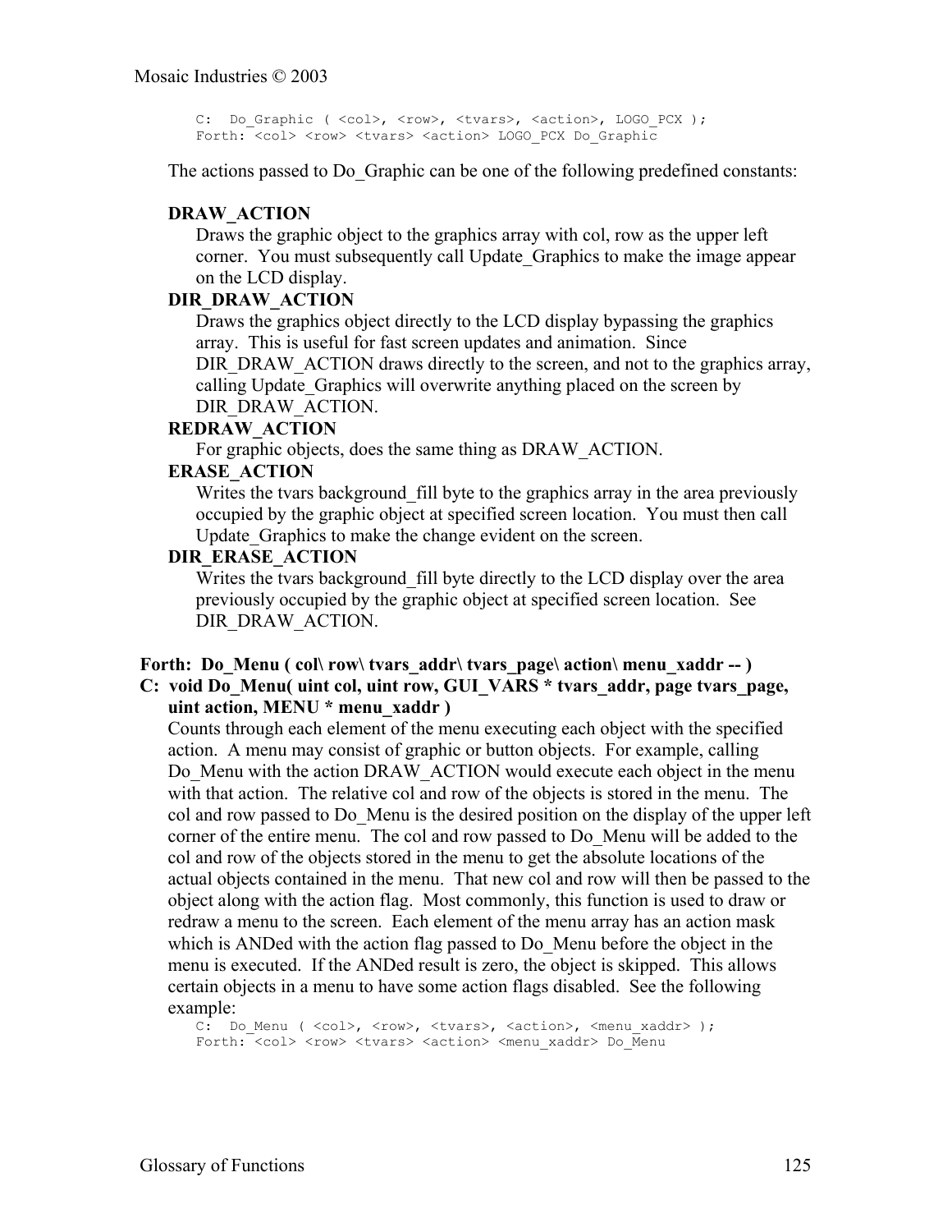```
C:  Do_Graphic ( <col>, <row>, <tvars>, <action>, LOGO_PCX );
Forth: <col> <row> <tvars> <action> LOGO_PCX Do_Graphic
```

The actions passed to Do_Graphic can be one of the following predefined constants:

**DRAW_ACTION**
Draws the graphic object to the graphics array with col, row as the upper left corner. You must subsequently call Update_Graphics to make the image appear on the LCD display.

**DIR_DRAW_ACTION**
Draws the graphics object directly to the LCD display bypassing the graphics array. This is useful for fast screen updates and animation. Since DIR_DRAW_ACTION draws directly to the screen, and not to the graphics array, calling Update_Graphics will overwrite anything placed on the screen by DIR_DRAW_ACTION.

**REDRAW_ACTION**
For graphic objects, does the same thing as DRAW_ACTION.

**ERASE_ACTION**
Writes the tvars background_fill byte to the graphics array in the area previously occupied by the graphic object at specified screen location. You must then call Update_Graphics to make the change evident on the screen.

**DIR_ERASE_ACTION**
Writes the tvars background_fill byte directly to the LCD display over the area previously occupied by the graphic object at specified screen location. See DIR_DRAW_ACTION.

**Forth: Do_Menu ( col\ row\ tvars_addr\ tvars_page\ action\ menu_xaddr -- )**
**C: void Do_Menu( uint col, uint row, GUI_VARS * tvars_addr, page tvars_page, uint action, MENU * menu_xaddr )**

Counts through each element of the menu executing each object with the specified action. A menu may consist of graphic or button objects. For example, calling Do_Menu with the action DRAW_ACTION would execute each object in the menu with that action. The relative col and row of the objects is stored in the menu. The col and row passed to Do_Menu is the desired position on the display of the upper left corner of the entire menu. The col and row passed to Do_Menu will be added to the col and row of the objects stored in the menu to get the absolute locations of the actual objects contained in the menu. That new col and row will then be passed to the object along with the action flag. Most commonly, this function is used to draw or redraw a menu to the screen. Each element of the menu array has an action mask which is ANDed with the action flag passed to Do_Menu before the object in the menu is executed. If the ANDed result is zero, the object is skipped. This allows certain objects in a menu to have some action flags disabled. See the following example:

```
C:  Do_Menu ( <col>, <row>, <tvars>, <action>, <menu_xaddr> );
Forth: <col> <row> <tvars> <action> <menu_xaddr> Do_Menu
```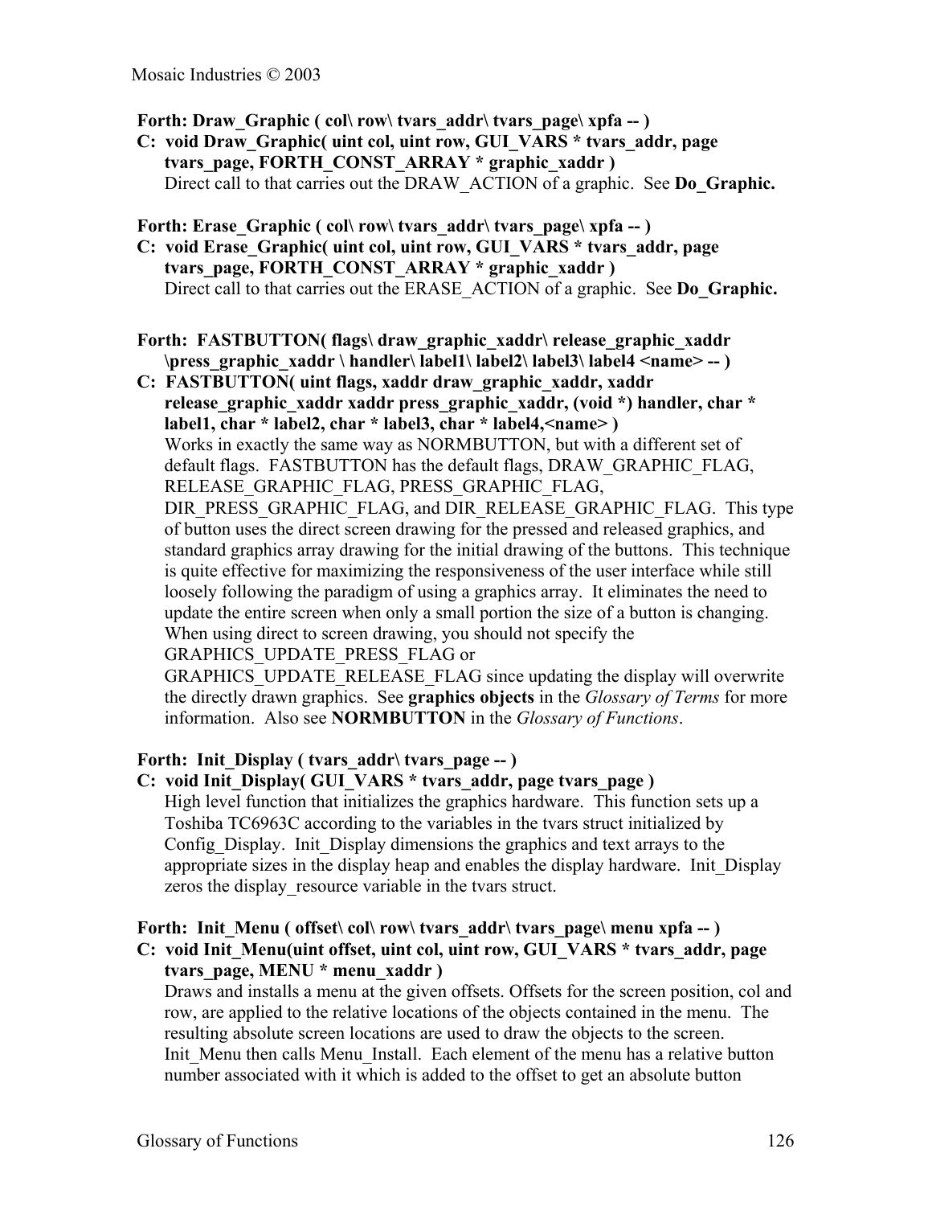**Forth: Draw_Graphic ( col\ row\ tvars_addr\ tvars_page\ xpfa -- )**
**C: void Draw_Graphic( uint col, uint row, GUI_VARS * tvars_addr, page tvars_page, FORTH_CONST_ARRAY * graphic_xaddr )**

Direct call to that carries out the DRAW_ACTION of a graphic. See **Do_Graphic.**

**Forth: Erase_Graphic ( col\ row\ tvars_addr\ tvars_page\ xpfa -- )**
**C: void Erase_Graphic( uint col, uint row, GUI_VARS * tvars_addr, page tvars_page, FORTH_CONST_ARRAY * graphic_xaddr )**

Direct call to that carries out the ERASE_ACTION of a graphic. See **Do_Graphic.**

**Forth: FASTBUTTON( flags\ draw_graphic_xaddr\ release_graphic_xaddr \press_graphic_xaddr \ handler\ label1\ label2\ label3\ label4 <name> -- )**
**C: FASTBUTTON( uint flags, xaddr draw_graphic_xaddr, xaddr release_graphic_xaddr xaddr press_graphic_xaddr, (void *) handler, char * label1, char * label2, char * label3, char * label4,<name> )**

Works in exactly the same way as NORMBUTTON, but with a different set of default flags. FASTBUTTON has the default flags, DRAW_GRAPHIC_FLAG, RELEASE_GRAPHIC_FLAG, PRESS_GRAPHIC_FLAG, DIR_PRESS_GRAPHIC_FLAG, and DIR_RELEASE_GRAPHIC_FLAG. This type of button uses the direct screen drawing for the pressed and released graphics, and standard graphics array drawing for the initial drawing of the buttons. This technique is quite effective for maximizing the responsiveness of the user interface while still loosely following the paradigm of using a graphics array. It eliminates the need to update the entire screen when only a small portion the size of a button is changing. When using direct to screen drawing, you should not specify the GRAPHICS_UPDATE_PRESS_FLAG or GRAPHICS_UPDATE_RELEASE_FLAG since updating the display will overwrite the directly drawn graphics. See **graphics objects** in the *Glossary of Terms* for more information. Also see **NORMBUTTON** in the *Glossary of Functions*.

**Forth: Init_Display ( tvars_addr\ tvars_page -- )**
**C: void Init_Display( GUI_VARS * tvars_addr, page tvars_page )**

High level function that initializes the graphics hardware. This function sets up a Toshiba TC6963C according to the variables in the tvars struct initialized by Config_Display. Init_Display dimensions the graphics and text arrays to the appropriate sizes in the display heap and enables the display hardware. Init_Display zeros the display_resource variable in the tvars struct.

**Forth: Init_Menu ( offset\ col\ row\ tvars_addr\ tvars_page\ menu xpfa -- )**
**C: void Init_Menu(uint offset, uint col, uint row, GUI_VARS * tvars_addr, page tvars_page, MENU * menu_xaddr )**

Draws and installs a menu at the given offsets. Offsets for the screen position, col and row, are applied to the relative locations of the objects contained in the menu. The resulting absolute screen locations are used to draw the objects to the screen. Init_Menu then calls Menu_Install. Each element of the menu has a relative button number associated with it which is added to the offset to get an absolute button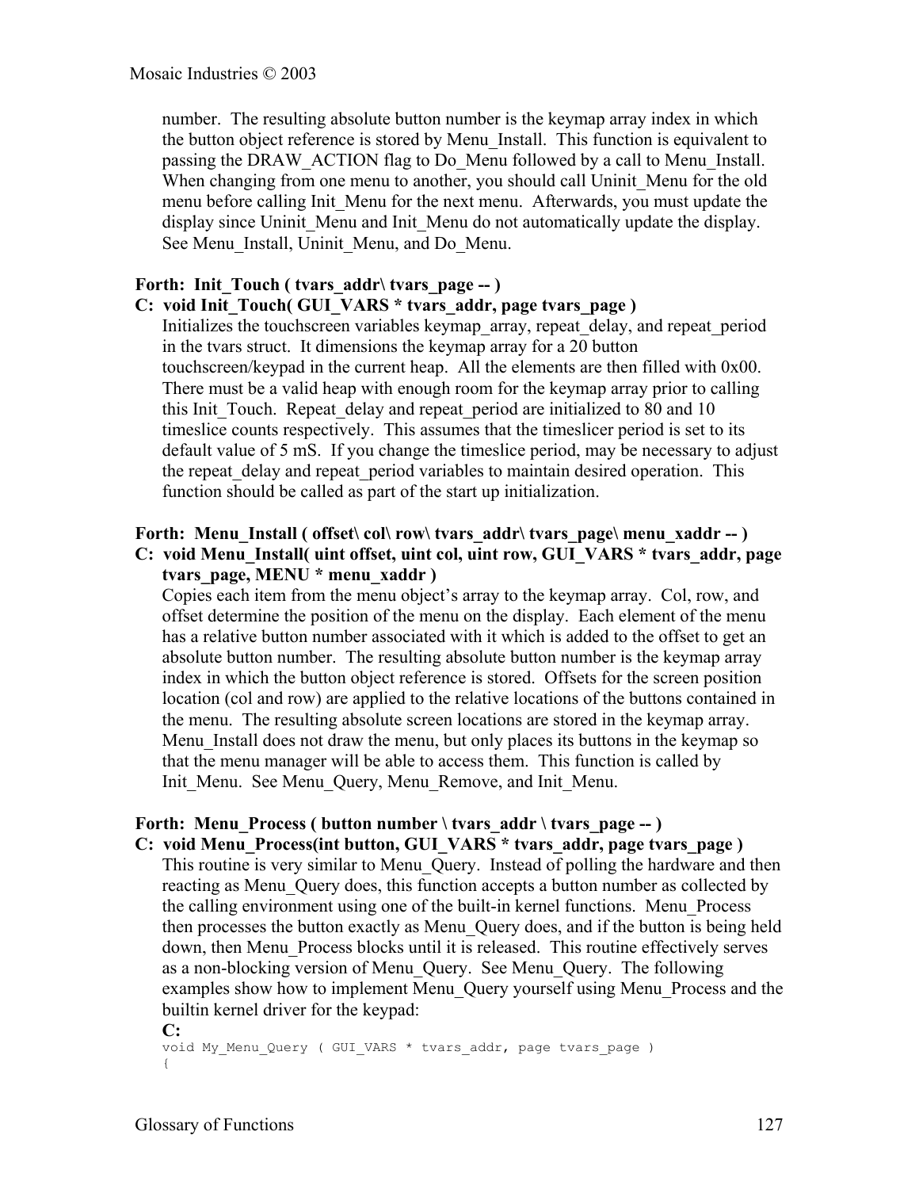number. The resulting absolute button number is the keymap array index in which the button object reference is stored by Menu_Install. This function is equivalent to passing the DRAW_ACTION flag to Do_Menu followed by a call to Menu_Install. When changing from one menu to another, you should call Uninit_Menu for the old menu before calling Init_Menu for the next menu. Afterwards, you must update the display since Uninit_Menu and Init_Menu do not automatically update the display. See Menu_Install, Uninit_Menu, and Do_Menu.

**Forth: Init_Touch ( tvars_addr\ tvars_page -- )**
**C: void Init_Touch( GUI_VARS * tvars_addr, page tvars_page )**

Initializes the touchscreen variables keymap_array, repeat_delay, and repeat_period in the tvars struct. It dimensions the keymap array for a 20 button touchscreen/keypad in the current heap. All the elements are then filled with 0x00. There must be a valid heap with enough room for the keymap array prior to calling this Init_Touch. Repeat_delay and repeat_period are initialized to 80 and 10 timeslice counts respectively. This assumes that the timeslicer period is set to its default value of 5 mS. If you change the timeslice period, may be necessary to adjust the repeat_delay and repeat_period variables to maintain desired operation. This function should be called as part of the start up initialization.

**Forth: Menu_Install ( offset\ col\ row\ tvars_addr\ tvars_page\ menu_xaddr -- )**
**C: void Menu_Install( uint offset, uint col, uint row, GUI_VARS * tvars_addr, page tvars_page, MENU * menu_xaddr )**

Copies each item from the menu object's array to the keymap array. Col, row, and offset determine the position of the menu on the display. Each element of the menu has a relative button number associated with it which is added to the offset to get an absolute button number. The resulting absolute button number is the keymap array index in which the button object reference is stored. Offsets for the screen position location (col and row) are applied to the relative locations of the buttons contained in the menu. The resulting absolute screen locations are stored in the keymap array. Menu_Install does not draw the menu, but only places its buttons in the keymap so that the menu manager will be able to access them. This function is called by Init_Menu. See Menu_Query, Menu_Remove, and Init_Menu.

**Forth: Menu_Process ( button number \ tvars_addr \ tvars_page -- )**
**C: void Menu_Process(int button, GUI_VARS * tvars_addr, page tvars_page )**

This routine is very similar to Menu_Query. Instead of polling the hardware and then reacting as Menu_Query does, this function accepts a button number as collected by the calling environment using one of the built-in kernel functions. Menu_Process then processes the button exactly as Menu_Query does, and if the button is being held down, then Menu_Process blocks until it is released. This routine effectively serves as a non-blocking version of Menu_Query. See Menu_Query. The following examples show how to implement Menu_Query yourself using Menu_Process and the builtin kernel driver for the keypad:

**C:**

```
void My_Menu_Query ( GUI_VARS * tvars_addr, page tvars_page )
{
```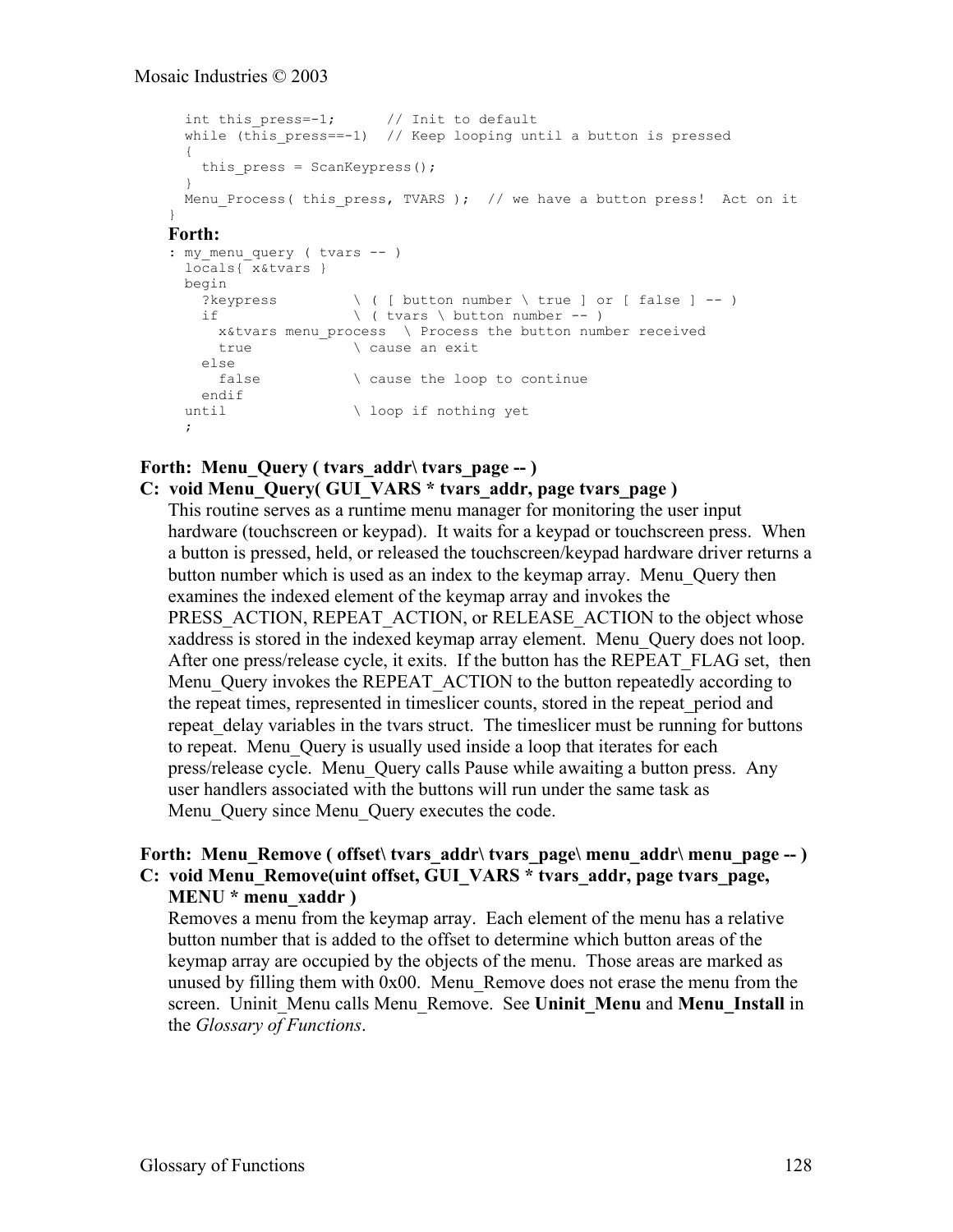```
  int this_press=-1;      // Init to default
  while (this_press==-1)  // Keep looping until a button is pressed
  {
    this_press = ScanKeypress();
  }
  Menu_Process( this_press, TVARS );  // we have a button press!  Act on it
}
```

**Forth:**

```
: my_menu_query ( tvars -- )
  locals{ x&tvars }
  begin
    ?keypress         \ ( [ button number \ true ] or [ false ] -- )
    if                \ ( tvars \ button number -- )
      x&tvars menu_process  \ Process the button number received
      true            \ cause an exit
    else
      false           \ cause the loop to continue
    endif
  until               \ loop if nothing yet
  ;
```

**Forth: Menu_Query ( tvars_addr\ tvars_page -- )**

**C: void Menu_Query( GUI_VARS * tvars_addr, page tvars_page )**

This routine serves as a runtime menu manager for monitoring the user input hardware (touchscreen or keypad). It waits for a keypad or touchscreen press. When a button is pressed, held, or released the touchscreen/keypad hardware driver returns a button number which is used as an index to the keymap array. Menu_Query then examines the indexed element of the keymap array and invokes the PRESS_ACTION, REPEAT_ACTION, or RELEASE_ACTION to the object whose xaddress is stored in the indexed keymap array element. Menu_Query does not loop. After one press/release cycle, it exits. If the button has the REPEAT_FLAG set, then Menu_Query invokes the REPEAT_ACTION to the button repeatedly according to the repeat times, represented in timeslicer counts, stored in the repeat_period and repeat_delay variables in the tvars struct. The timeslicer must be running for buttons to repeat. Menu_Query is usually used inside a loop that iterates for each press/release cycle. Menu_Query calls Pause while awaiting a button press. Any user handlers associated with the buttons will run under the same task as Menu_Query since Menu_Query executes the code.

**Forth: Menu_Remove ( offset\ tvars_addr\ tvars_page\ menu_addr\ menu_page -- )**

**C: void Menu_Remove(uint offset, GUI_VARS * tvars_addr, page tvars_page, MENU * menu_xaddr )**

Removes a menu from the keymap array. Each element of the menu has a relative button number that is added to the offset to determine which button areas of the keymap array are occupied by the objects of the menu. Those areas are marked as unused by filling them with 0x00. Menu_Remove does not erase the menu from the screen. Uninit_Menu calls Menu_Remove. See **Uninit_Menu** and **Menu_Install** in the *Glossary of Functions*.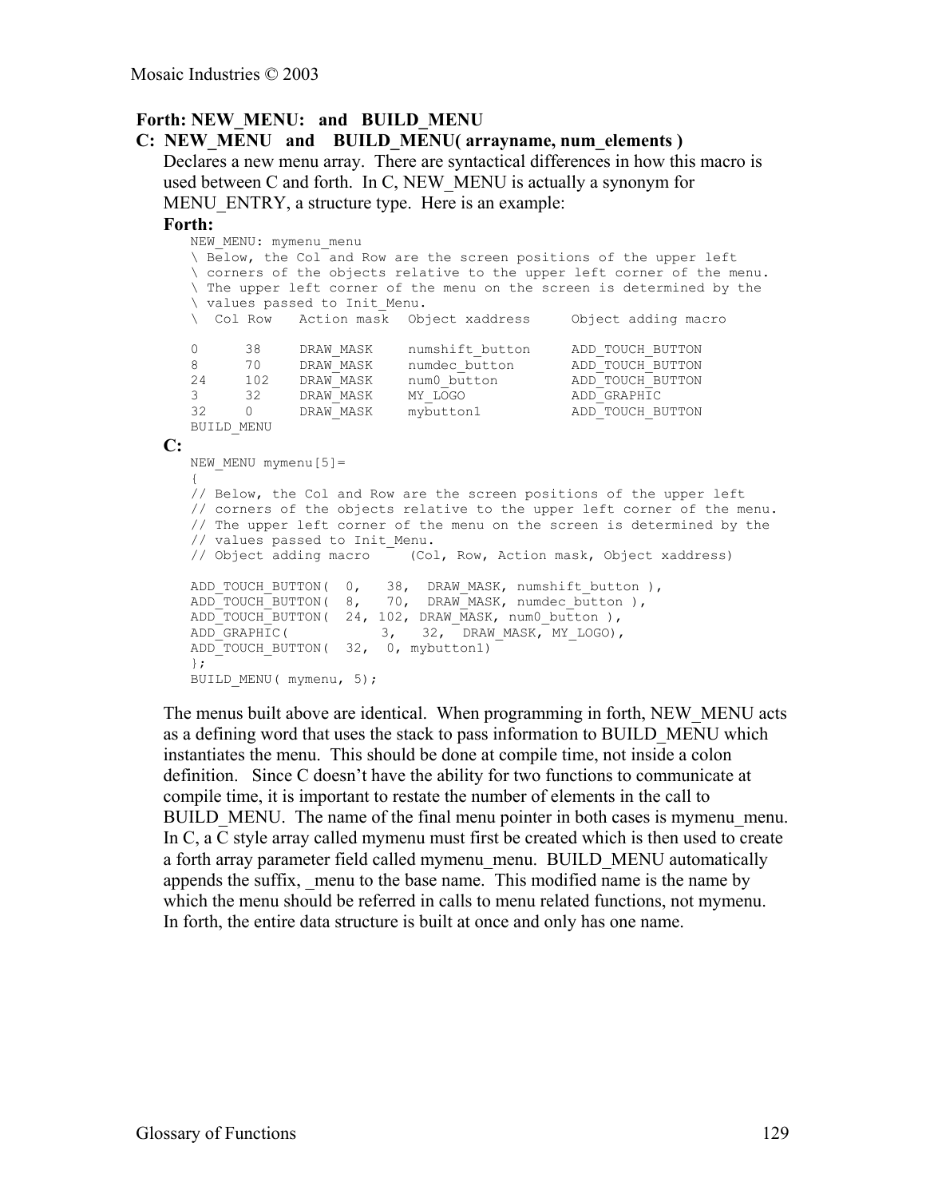**Forth: NEW_MENU: and BUILD_MENU**

**C: NEW_MENU and BUILD_MENU( arrayname, num_elements )**

Declares a new menu array. There are syntactical differences in how this macro is used between C and forth. In C, NEW_MENU is actually a synonym for MENU_ENTRY, a structure type. Here is an example:

**Forth:**

```
NEW_MENU: mymenu_menu
\ Below, the Col and Row are the screen positions of the upper left
\ corners of the objects relative to the upper left corner of the menu.
\ The upper left corner of the menu on the screen is determined by the
\ values passed to Init_Menu.
\  Col Row   Action mask  Object xaddress     Object adding macro

0      38     DRAW_MASK    numshift_button     ADD_TOUCH_BUTTON
8      70     DRAW_MASK    numdec_button       ADD_TOUCH_BUTTON
24     102    DRAW_MASK    num0_button         ADD_TOUCH_BUTTON
3      32     DRAW_MASK    MY_LOGO             ADD_GRAPHIC
32     0      DRAW_MASK    mybutton1           ADD_TOUCH_BUTTON
BUILD_MENU
```

**C:**

```
NEW_MENU mymenu[5]=
{
// Below, the Col and Row are the screen positions of the upper left
// corners of the objects relative to the upper left corner of the menu.
// The upper left corner of the menu on the screen is determined by the
// values passed to Init_Menu.
// Object adding macro     (Col, Row, Action mask, Object xaddress)

ADD_TOUCH_BUTTON(  0,   38,  DRAW_MASK, numshift_button ),
ADD_TOUCH_BUTTON(  8,   70,  DRAW_MASK, numdec_button ),
ADD_TOUCH_BUTTON(  24, 102, DRAW_MASK, num0_button ),
ADD_GRAPHIC(           3,   32,  DRAW_MASK, MY_LOGO),
ADD_TOUCH_BUTTON(  32,  0, mybutton1)
};
BUILD_MENU( mymenu, 5);
```

The menus built above are identical. When programming in forth, NEW_MENU acts as a defining word that uses the stack to pass information to BUILD_MENU which instantiates the menu. This should be done at compile time, not inside a colon definition. Since C doesn't have the ability for two functions to communicate at compile time, it is important to restate the number of elements in the call to BUILD_MENU. The name of the final menu pointer in both cases is mymenu_menu. In C, a C style array called mymenu must first be created which is then used to create a forth array parameter field called mymenu_menu. BUILD_MENU automatically appends the suffix, _menu to the base name. This modified name is the name by which the menu should be referred in calls to menu related functions, not mymenu. In forth, the entire data structure is built at once and only has one name.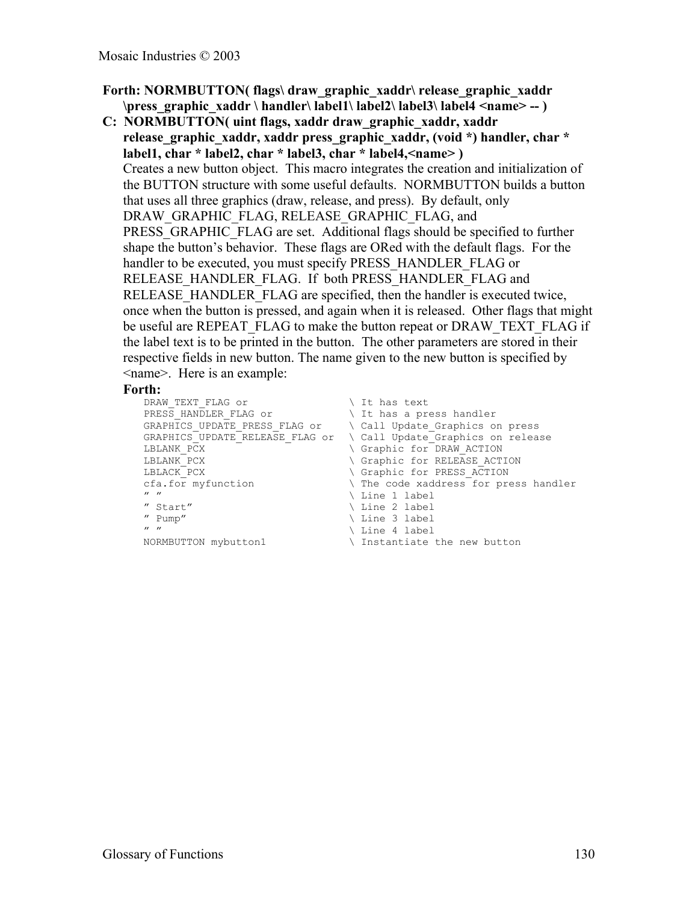**Forth: NORMBUTTON( flags\ draw_graphic_xaddr\ release_graphic_xaddr \press_graphic_xaddr \ handler\ label1\ label2\ label3\ label4 <name> -- )**

**C: NORMBUTTON( uint flags, xaddr draw_graphic_xaddr, xaddr release_graphic_xaddr, xaddr press_graphic_xaddr, (void *) handler, char * label1, char * label2, char * label3, char * label4,<name> )**

Creates a new button object. This macro integrates the creation and initialization of the BUTTON structure with some useful defaults. NORMBUTTON builds a button that uses all three graphics (draw, release, and press). By default, only DRAW_GRAPHIC_FLAG, RELEASE_GRAPHIC_FLAG, and PRESS_GRAPHIC_FLAG are set. Additional flags should be specified to further shape the button's behavior. These flags are ORed with the default flags. For the handler to be executed, you must specify PRESS_HANDLER_FLAG or RELEASE_HANDLER_FLAG. If both PRESS_HANDLER_FLAG and RELEASE_HANDLER_FLAG are specified, then the handler is executed twice, once when the button is pressed, and again when it is released. Other flags that might be useful are REPEAT_FLAG to make the button repeat or DRAW_TEXT_FLAG if the label text is to be printed in the button. The other parameters are stored in their respective fields in new button. The name given to the new button is specified by <name>. Here is an example:

**Forth:**

```
DRAW_TEXT_FLAG or                \ It has text
PRESS_HANDLER_FLAG or            \ It has a press handler
GRAPHICS_UPDATE_PRESS_FLAG or    \ Call Update_Graphics on press
GRAPHICS_UPDATE_RELEASE_FLAG or  \ Call Update_Graphics on release
LBLANK_PCX                       \ Graphic for DRAW_ACTION
LBLANK_PCX                       \ Graphic for RELEASE_ACTION
LBLACK_PCX                       \ Graphic for PRESS_ACTION
cfa.for myfunction               \ The code xaddress for press handler
" "                              \ Line 1 label
" Start"                         \ Line 2 label
" Pump"                          \ Line 3 label
" "                              \ Line 4 label
NORMBUTTON mybutton1             \ Instantiate the new button
```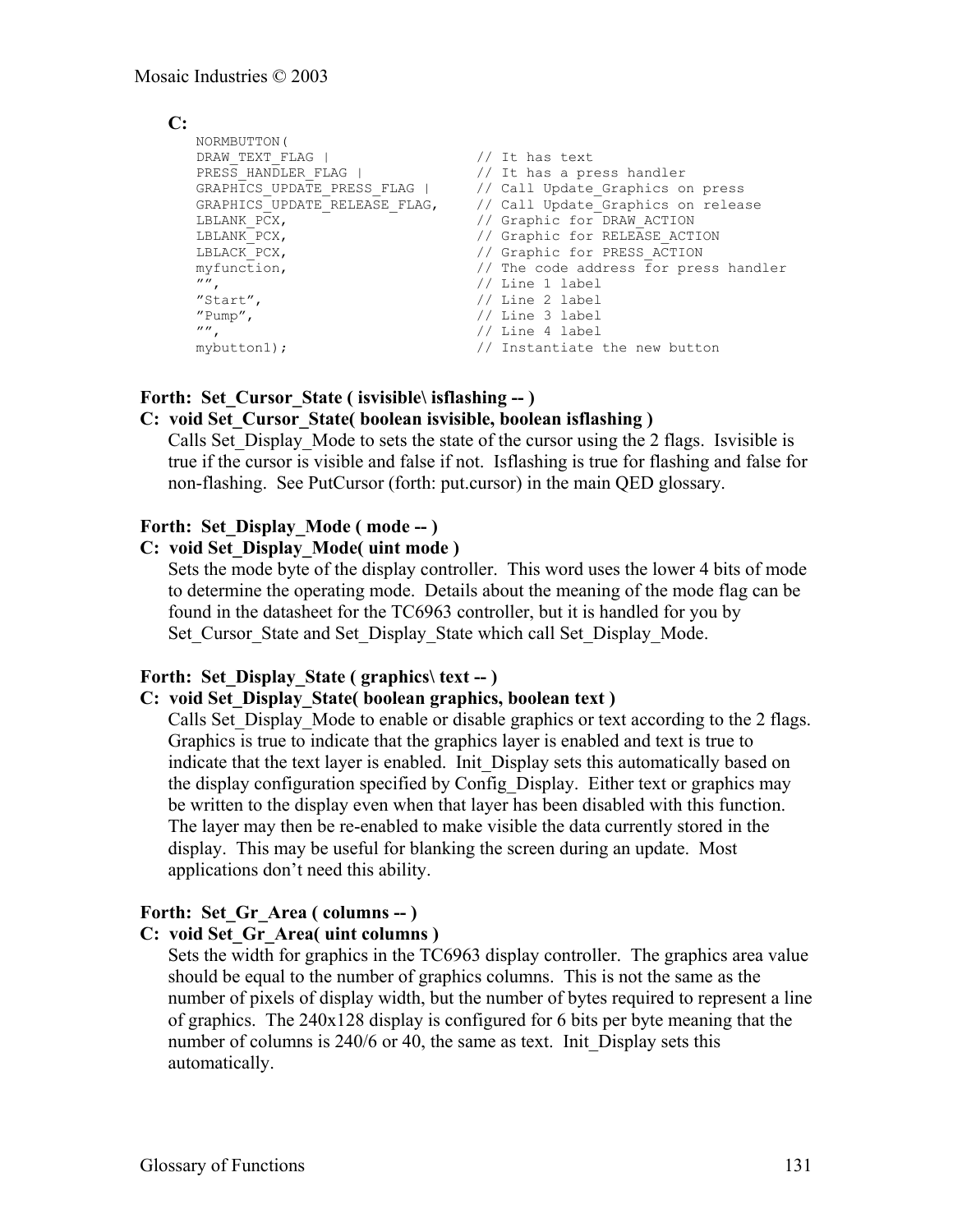**C:**

```
NORMBUTTON(
DRAW_TEXT_FLAG |                  // It has text
PRESS_HANDLER_FLAG |              // It has a press handler
GRAPHICS_UPDATE_PRESS_FLAG |      // Call Update_Graphics on press
GRAPHICS_UPDATE_RELEASE_FLAG,     // Call Update_Graphics on release
LBLANK_PCX,                       // Graphic for DRAW_ACTION
LBLANK_PCX,                       // Graphic for RELEASE_ACTION
LBLACK_PCX,                       // Graphic for PRESS_ACTION
myfunction,                       // The code address for press handler
"",                               // Line 1 label
"Start",                          // Line 2 label
"Pump",                           // Line 3 label
"",                               // Line 4 label
mybutton1);                       // Instantiate the new button
```

**Forth: Set_Cursor_State ( isvisible\ isflashing -- )**

**C: void Set_Cursor_State( boolean isvisible, boolean isflashing )**

Calls Set_Display_Mode to sets the state of the cursor using the 2 flags. Isvisible is true if the cursor is visible and false if not. Isflashing is true for flashing and false for non-flashing. See PutCursor (forth: put.cursor) in the main QED glossary.

**Forth: Set_Display_Mode ( mode -- )**

**C: void Set_Display_Mode( uint mode )**

Sets the mode byte of the display controller. This word uses the lower 4 bits of mode to determine the operating mode. Details about the meaning of the mode flag can be found in the datasheet for the TC6963 controller, but it is handled for you by Set_Cursor_State and Set_Display_State which call Set_Display_Mode.

**Forth: Set_Display_State ( graphics\ text -- )**

**C: void Set_Display_State( boolean graphics, boolean text )**

Calls Set_Display_Mode to enable or disable graphics or text according to the 2 flags. Graphics is true to indicate that the graphics layer is enabled and text is true to indicate that the text layer is enabled. Init_Display sets this automatically based on the display configuration specified by Config_Display. Either text or graphics may be written to the display even when that layer has been disabled with this function. The layer may then be re-enabled to make visible the data currently stored in the display. This may be useful for blanking the screen during an update. Most applications don't need this ability.

**Forth: Set_Gr_Area ( columns -- )**

**C: void Set_Gr_Area( uint columns )**

Sets the width for graphics in the TC6963 display controller. The graphics area value should be equal to the number of graphics columns. This is not the same as the number of pixels of display width, but the number of bytes required to represent a line of graphics. The 240x128 display is configured for 6 bits per byte meaning that the number of columns is 240/6 or 40, the same as text. Init_Display sets this automatically.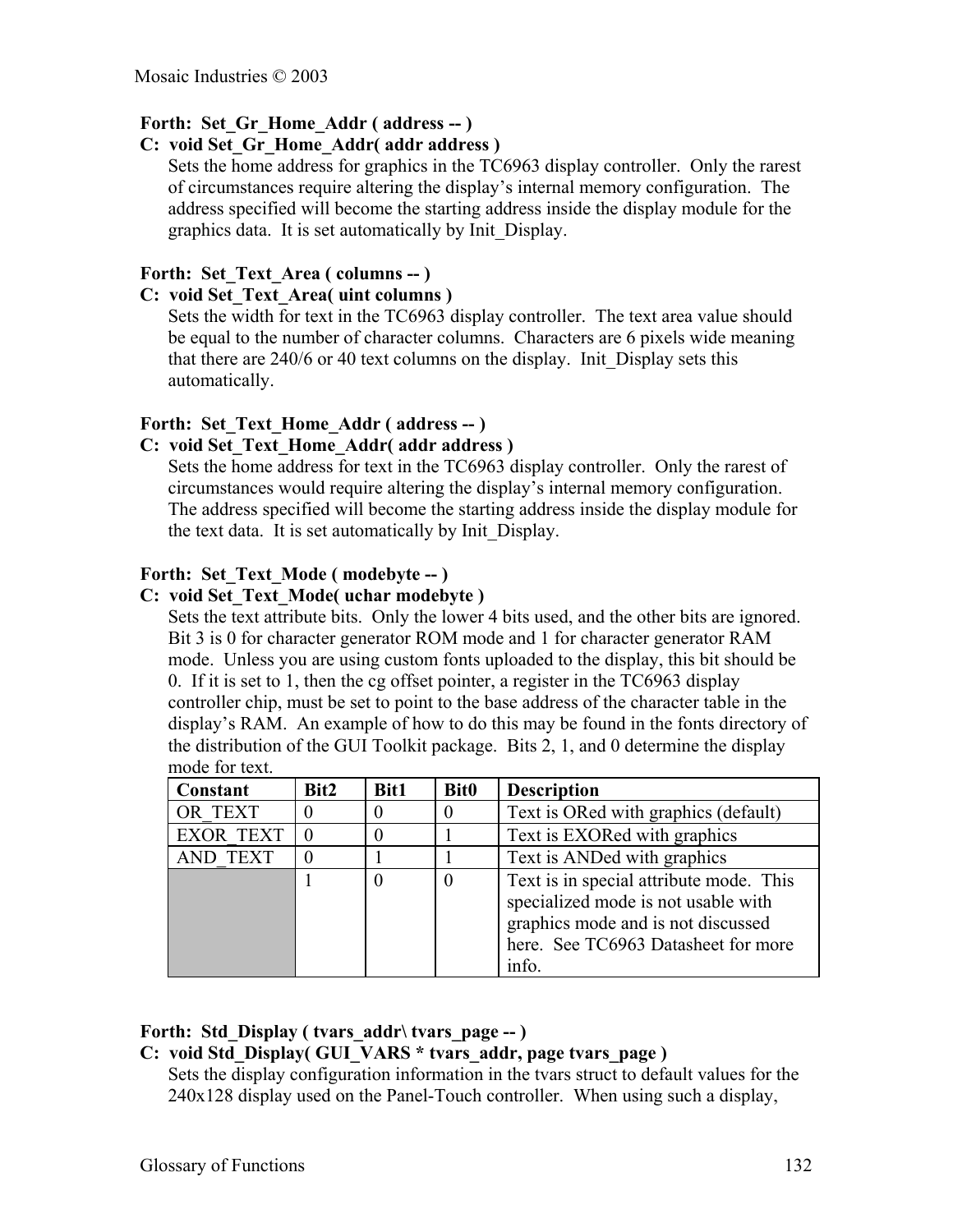**Forth: Set_Gr_Home_Addr ( address -- )**

**C: void Set_Gr_Home_Addr( addr address )**

Sets the home address for graphics in the TC6963 display controller. Only the rarest of circumstances require altering the display's internal memory configuration. The address specified will become the starting address inside the display module for the graphics data. It is set automatically by Init_Display.

**Forth: Set_Text_Area ( columns -- )**

**C: void Set_Text_Area( uint columns )**

Sets the width for text in the TC6963 display controller. The text area value should be equal to the number of character columns. Characters are 6 pixels wide meaning that there are 240/6 or 40 text columns on the display. Init_Display sets this automatically.

**Forth: Set_Text_Home_Addr ( address -- )**

**C: void Set_Text_Home_Addr( addr address )**

Sets the home address for text in the TC6963 display controller. Only the rarest of circumstances would require altering the display's internal memory configuration. The address specified will become the starting address inside the display module for the text data. It is set automatically by Init_Display.

**Forth: Set_Text_Mode ( modebyte -- )**

**C: void Set_Text_Mode( uchar modebyte )**

Sets the text attribute bits. Only the lower 4 bits used, and the other bits are ignored. Bit 3 is 0 for character generator ROM mode and 1 for character generator RAM mode. Unless you are using custom fonts uploaded to the display, this bit should be 0. If it is set to 1, then the cg offset pointer, a register in the TC6963 display controller chip, must be set to point to the base address of the character table in the display's RAM. An example of how to do this may be found in the fonts directory of the distribution of the GUI Toolkit package. Bits 2, 1, and 0 determine the display mode for text.

| Constant | Bit2 | Bit1 | Bit0 | Description |
|---|---|---|---|---|
| OR_TEXT | 0 | 0 | 0 | Text is ORed with graphics (default) |
| EXOR_TEXT | 0 | 0 | 1 | Text is EXORed with graphics |
| AND_TEXT | 0 | 1 | 1 | Text is ANDed with graphics |
| | 1 | 0 | 0 | Text is in special attribute mode. This specialized mode is not usable with graphics mode and is not discussed here. See TC6963 Datasheet for more info. |

**Forth: Std_Display ( tvars_addr\ tvars_page -- )**

**C: void Std_Display( GUI_VARS * tvars_addr, page tvars_page )**

Sets the display configuration information in the tvars struct to default values for the 240x128 display used on the Panel-Touch controller. When using such a display,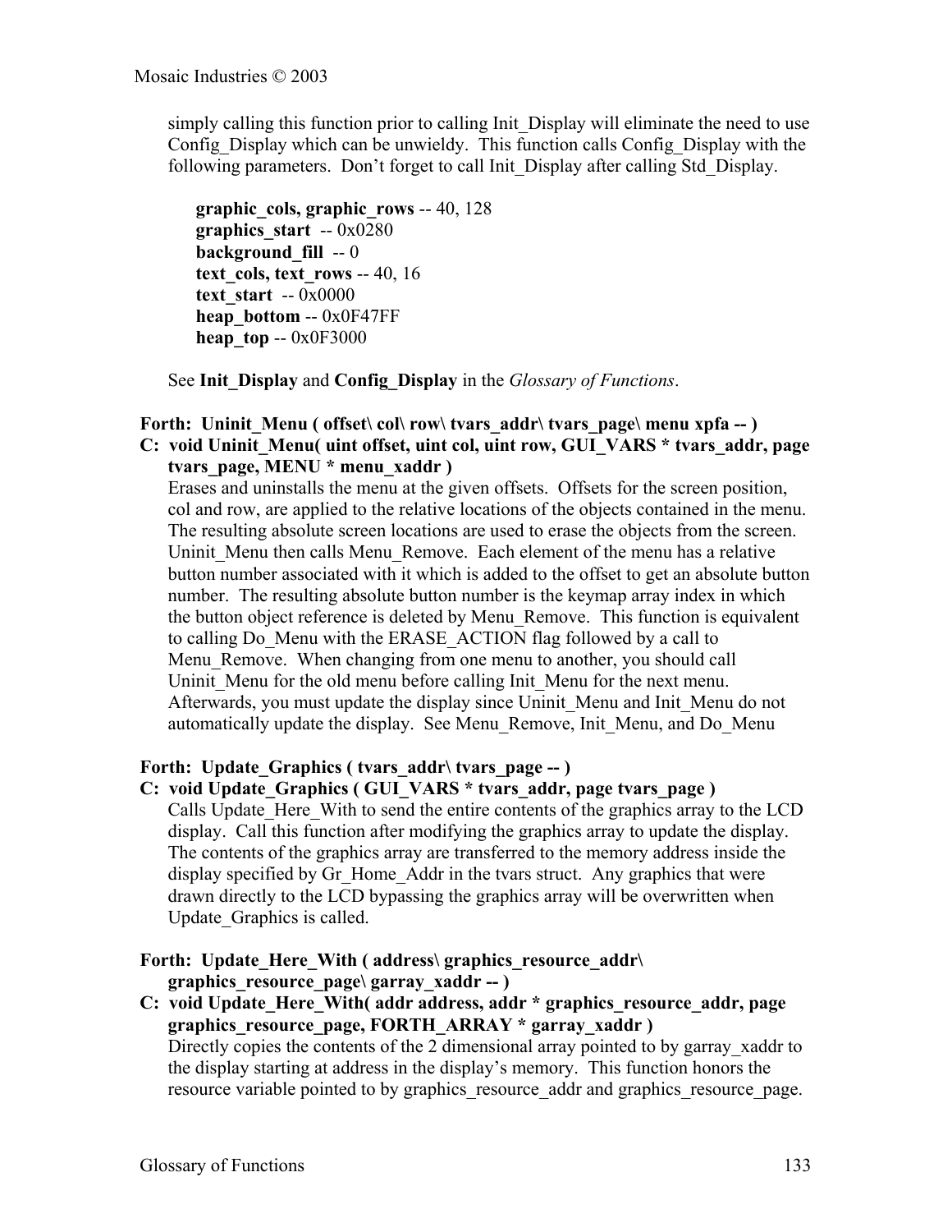simply calling this function prior to calling Init_Display will eliminate the need to use Config_Display which can be unwieldy. This function calls Config_Display with the following parameters. Don't forget to call Init_Display after calling Std_Display.

**graphic_cols, graphic_rows** -- 40, 128
**graphics_start** -- 0x0280
**background_fill** -- 0
**text_cols, text_rows** -- 40, 16
**text_start** -- 0x0000
**heap_bottom** -- 0x0F47FF
**heap_top** -- 0x0F3000

See **Init_Display** and **Config_Display** in the *Glossary of Functions*.

**Forth: Uninit_Menu ( offset\ col\ row\ tvars_addr\ tvars_page\ menu xpfa -- )**
**C: void Uninit_Menu( uint offset, uint col, uint row, GUI_VARS * tvars_addr, page tvars_page, MENU * menu_xaddr )**

Erases and uninstalls the menu at the given offsets. Offsets for the screen position, col and row, are applied to the relative locations of the objects contained in the menu. The resulting absolute screen locations are used to erase the objects from the screen. Uninit_Menu then calls Menu_Remove. Each element of the menu has a relative button number associated with it which is added to the offset to get an absolute button number. The resulting absolute button number is the keymap array index in which the button object reference is deleted by Menu_Remove. This function is equivalent to calling Do_Menu with the ERASE_ACTION flag followed by a call to Menu_Remove. When changing from one menu to another, you should call Uninit_Menu for the old menu before calling Init_Menu for the next menu. Afterwards, you must update the display since Uninit_Menu and Init_Menu do not automatically update the display. See Menu_Remove, Init_Menu, and Do_Menu

**Forth: Update_Graphics ( tvars_addr\ tvars_page -- )**
**C: void Update_Graphics ( GUI_VARS * tvars_addr, page tvars_page )**

Calls Update_Here_With to send the entire contents of the graphics array to the LCD display. Call this function after modifying the graphics array to update the display. The contents of the graphics array are transferred to the memory address inside the display specified by Gr_Home_Addr in the tvars struct. Any graphics that were drawn directly to the LCD bypassing the graphics array will be overwritten when Update_Graphics is called.

**Forth: Update_Here_With ( address\ graphics_resource_addr\ graphics_resource_page\ garray_xaddr -- )**
**C: void Update_Here_With( addr address, addr * graphics_resource_addr, page graphics_resource_page, FORTH_ARRAY * garray_xaddr )**

Directly copies the contents of the 2 dimensional array pointed to by garray_xaddr to the display starting at address in the display's memory. This function honors the resource variable pointed to by graphics_resource_addr and graphics_resource_page.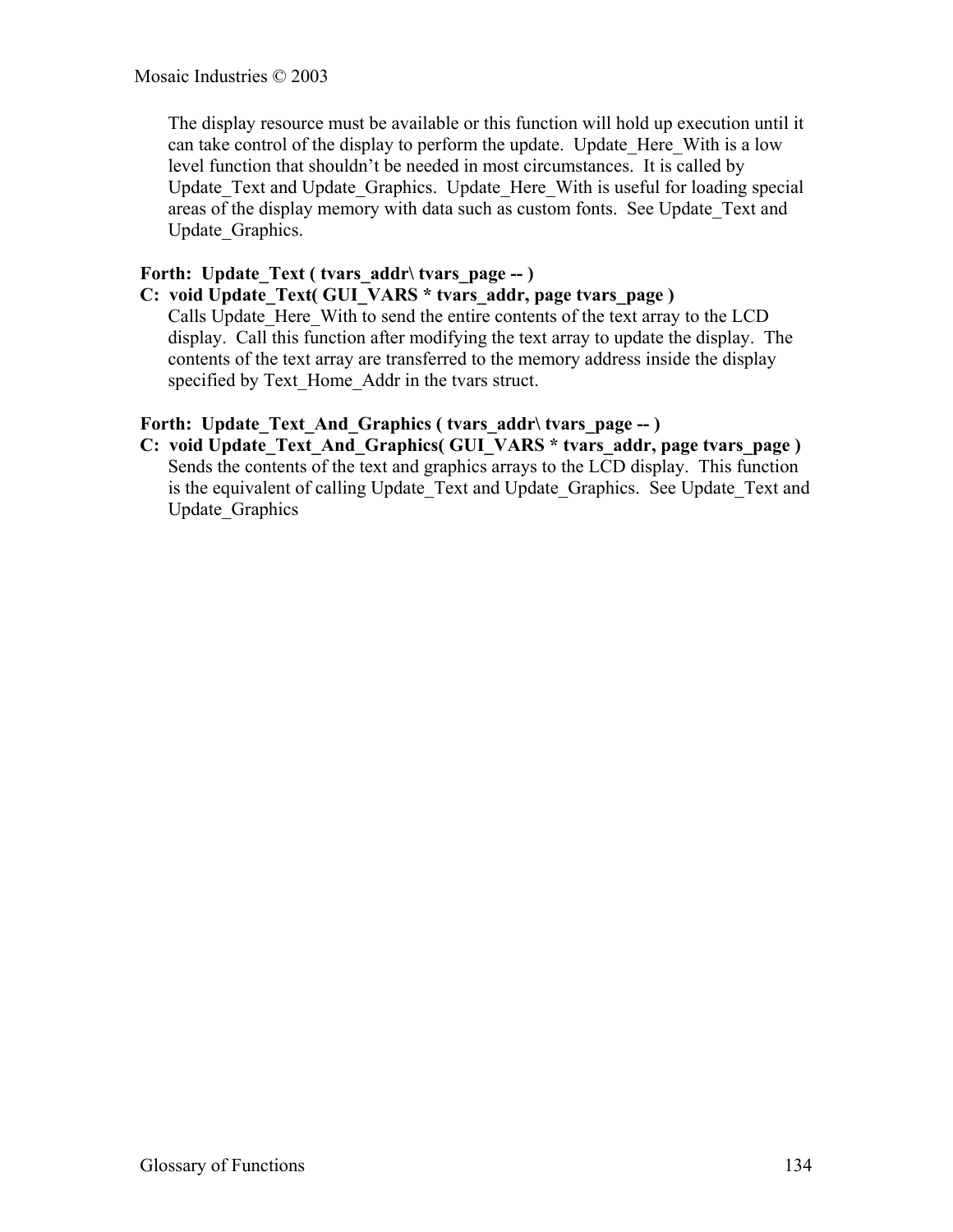The display resource must be available or this function will hold up execution until it can take control of the display to perform the update. Update_Here_With is a low level function that shouldn't be needed in most circumstances. It is called by Update_Text and Update_Graphics. Update_Here_With is useful for loading special areas of the display memory with data such as custom fonts. See Update_Text and Update_Graphics.

**Forth: Update_Text ( tvars_addr\ tvars_page -- )**
**C: void Update_Text( GUI_VARS * tvars_addr, page tvars_page )**

Calls Update_Here_With to send the entire contents of the text array to the LCD display. Call this function after modifying the text array to update the display. The contents of the text array are transferred to the memory address inside the display specified by Text_Home_Addr in the tvars struct.

**Forth: Update_Text_And_Graphics ( tvars_addr\ tvars_page -- )**
**C: void Update_Text_And_Graphics( GUI_VARS * tvars_addr, page tvars_page )**

Sends the contents of the text and graphics arrays to the LCD display. This function is the equivalent of calling Update_Text and Update_Graphics. See Update_Text and Update_Graphics